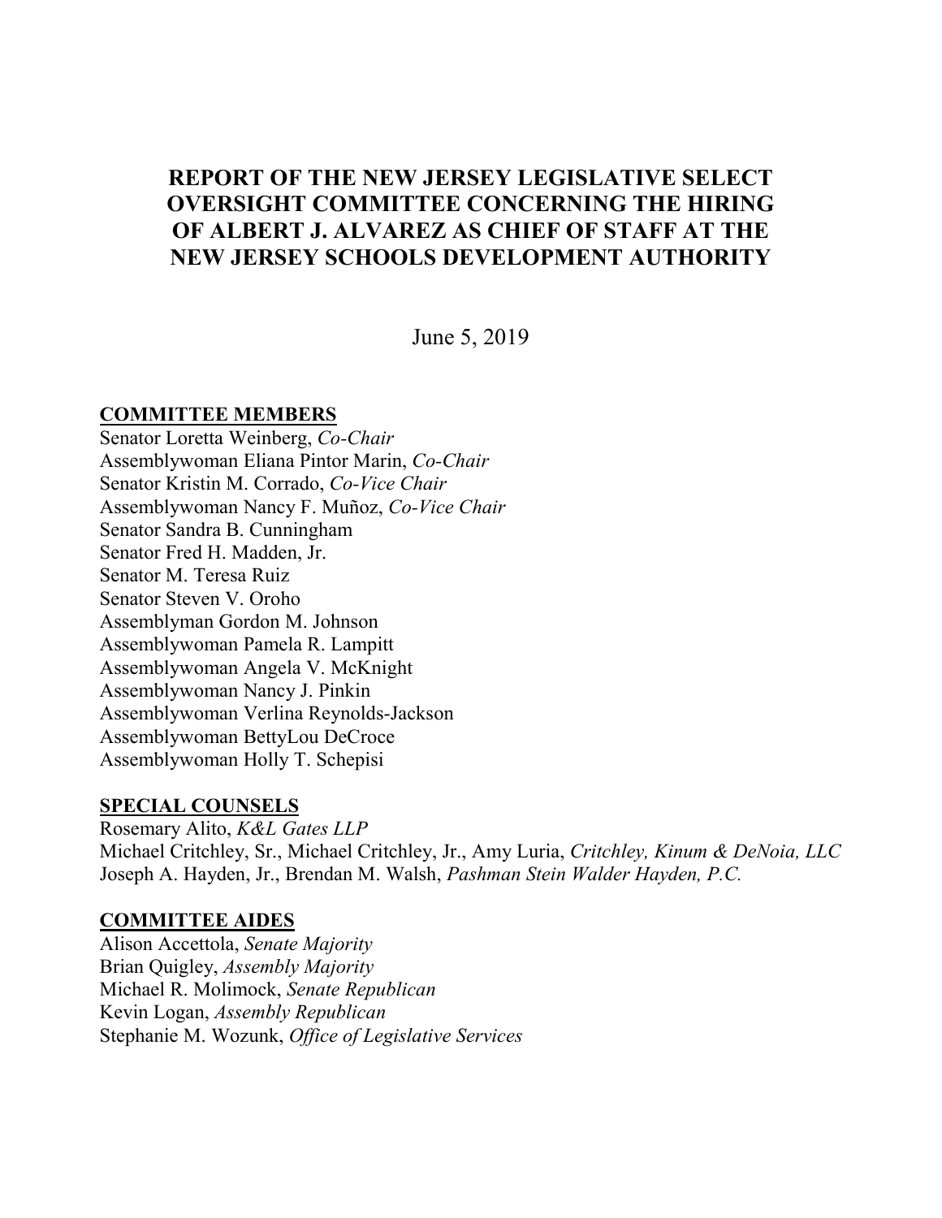# REPORT OF THE NEW JERSEY LEGISLATIVE SELECT OVERSIGHT COMMITTEE CONCERNING THE HIRING OF ALBERT J. ALVAREZ AS CHIEF OF STAFF AT THE NEW JERSEY SCHOOLS DEVELOPMENT AUTHORITY

June 5, 2019

**COMMITTEE MEMBERS**

Senator Loretta Weinberg, *Co-Chair*
Assemblywoman Eliana Pintor Marin, *Co-Chair*
Senator Kristin M. Corrado, *Co-Vice Chair*
Assemblywoman Nancy F. Muñoz, *Co-Vice Chair*
Senator Sandra B. Cunningham
Senator Fred H. Madden, Jr.
Senator M. Teresa Ruiz
Senator Steven V. Oroho
Assemblyman Gordon M. Johnson
Assemblywoman Pamela R. Lampitt
Assemblywoman Angela V. McKnight
Assemblywoman Nancy J. Pinkin
Assemblywoman Verlina Reynolds-Jackson
Assemblywoman BettyLou DeCroce
Assemblywoman Holly T. Schepisi

**SPECIAL COUNSELS**

Rosemary Alito, *K&L Gates LLP*
Michael Critchley, Sr., Michael Critchley, Jr., Amy Luria, *Critchley, Kinum & DeNoia, LLC*
Joseph A. Hayden, Jr., Brendan M. Walsh, *Pashman Stein Walder Hayden, P.C.*

**COMMITTEE AIDES**

Alison Accettola, *Senate Majority*
Brian Quigley, *Assembly Majority*
Michael R. Molimock, *Senate Republican*
Kevin Logan, *Assembly Republican*
Stephanie M. Wozunk, *Office of Legislative Services*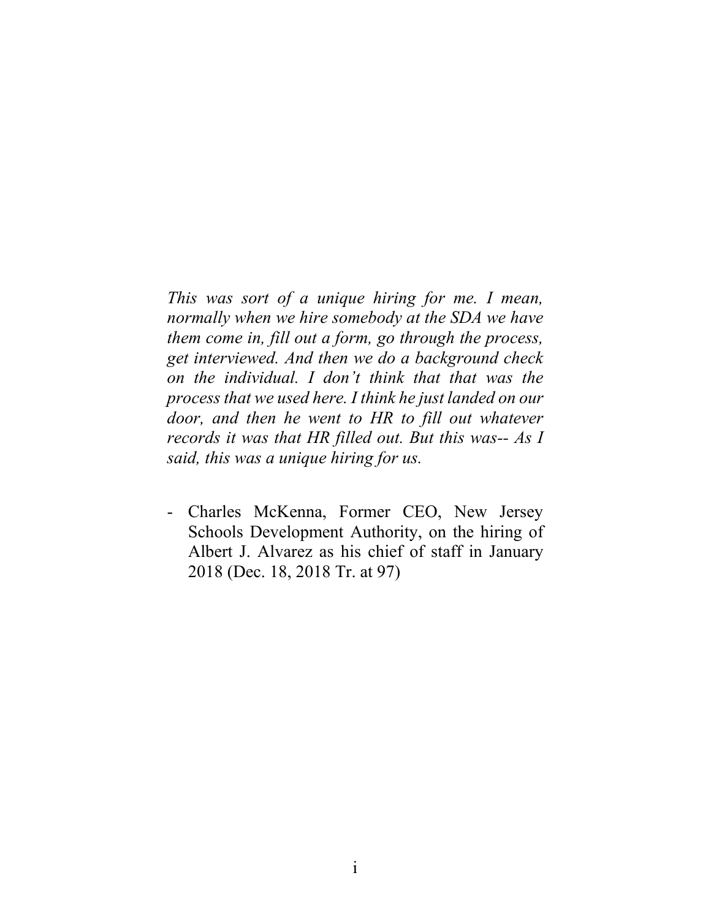*This was sort of a unique hiring for me. I mean, normally when we hire somebody at the SDA we have them come in, fill out a form, go through the process, get interviewed. And then we do a background check on the individual. I don't think that that was the process that we used here. I think he just landed on our door, and then he went to HR to fill out whatever records it was that HR filled out. But this was-- As I said, this was a unique hiring for us.*

- Charles McKenna, Former CEO, New Jersey Schools Development Authority, on the hiring of Albert J. Alvarez as his chief of staff in January 2018 (Dec. 18, 2018 Tr. at 97)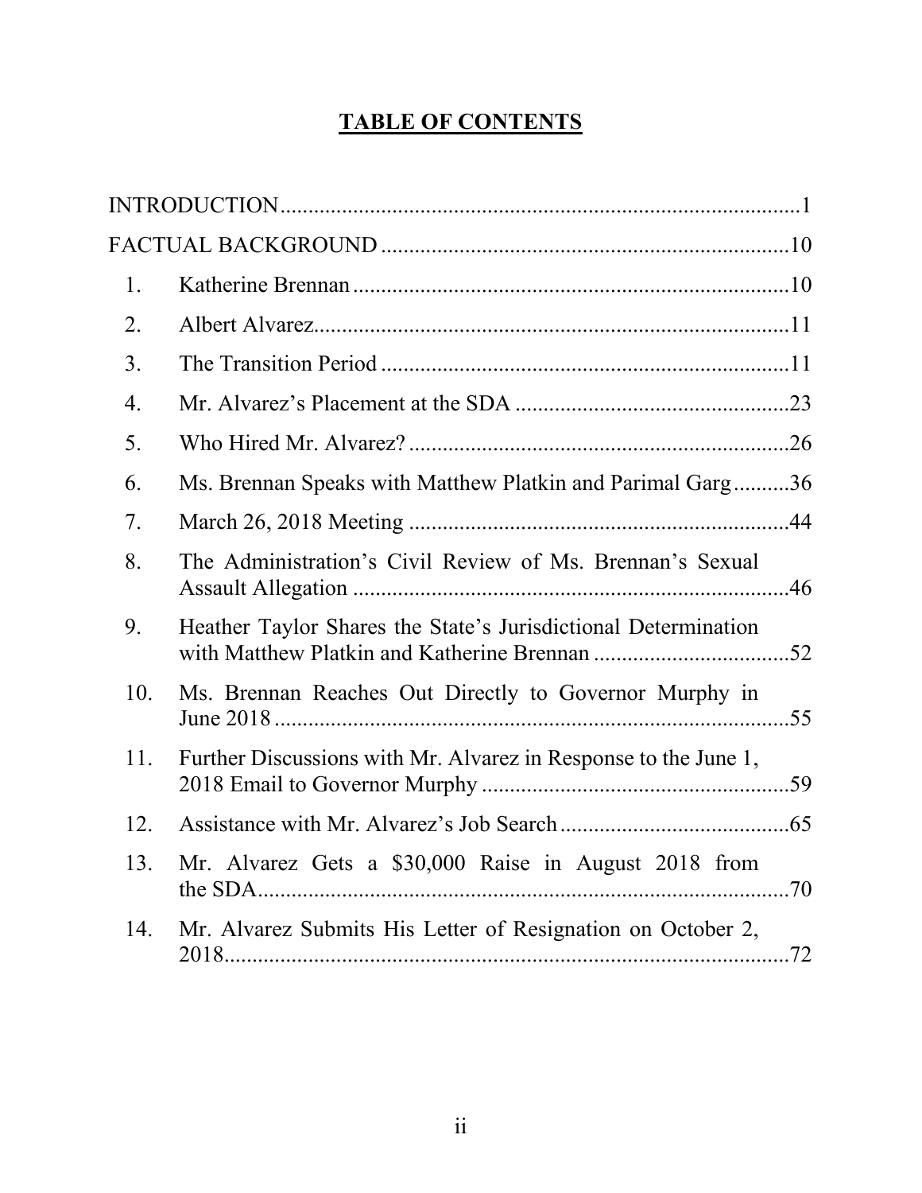# TABLE OF CONTENTS

INTRODUCTION ........................................................................................ 1

FACTUAL BACKGROUND ....................................................................... 10

1. Katherine Brennan ............................................................................ 10
2. Albert Alvarez .................................................................................. 11
3. The Transition Period ....................................................................... 11
4. Mr. Alvarez's Placement at the SDA ................................................. 23
5. Who Hired Mr. Alvarez? ................................................................... 26
6. Ms. Brennan Speaks with Matthew Platkin and Parimal Garg .......... 36
7. March 26, 2018 Meeting ................................................................... 44
8. The Administration's Civil Review of Ms. Brennan's Sexual Assault Allegation ........................................................................... 46
9. Heather Taylor Shares the State's Jurisdictional Determination with Matthew Platkin and Katherine Brennan .................................. 52
10. Ms. Brennan Reaches Out Directly to Governor Murphy in June 2018 ........................................................................................ 55
11. Further Discussions with Mr. Alvarez in Response to the June 1, 2018 Email to Governor Murphy ...................................................... 59
12. Assistance with Mr. Alvarez's Job Search ......................................... 65
13. Mr. Alvarez Gets a $30,000 Raise in August 2018 from the SDA ............................................................................................... 70
14. Mr. Alvarez Submits His Letter of Resignation on October 2, 2018 ............................................................................................... 72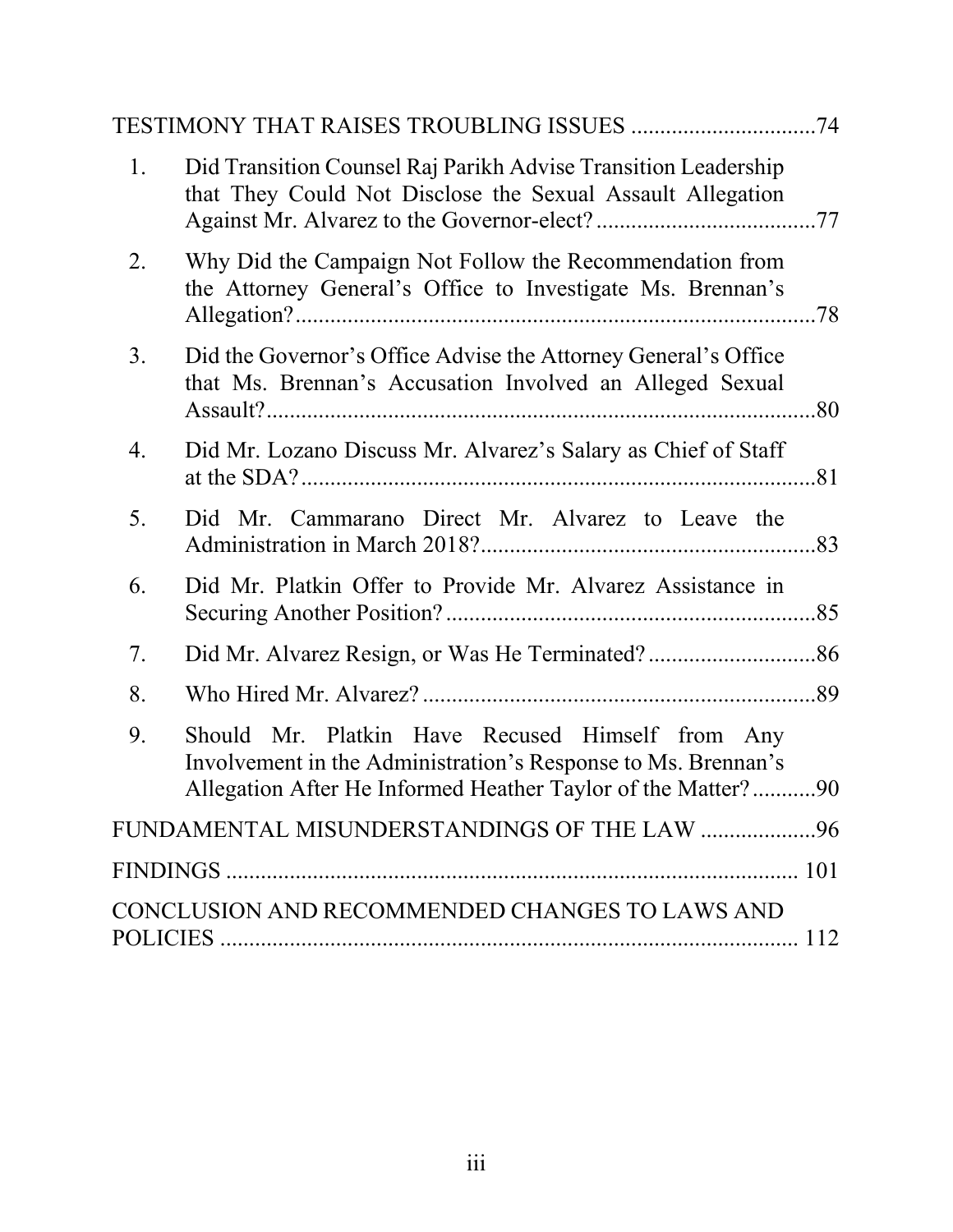TESTIMONY THAT RAISES TROUBLING ISSUES ................................74

1. Did Transition Counsel Raj Parikh Advise Transition Leadership that They Could Not Disclose the Sexual Assault Allegation Against Mr. Alvarez to the Governor-elect? ......................................77
2. Why Did the Campaign Not Follow the Recommendation from the Attorney General's Office to Investigate Ms. Brennan's Allegation? ..........................................................................................78
3. Did the Governor's Office Advise the Attorney General's Office that Ms. Brennan's Accusation Involved an Alleged Sexual Assault? ................................................................................................80
4. Did Mr. Lozano Discuss Mr. Alvarez's Salary as Chief of Staff at the SDA? ..........................................................................................81
5. Did Mr. Cammarano Direct Mr. Alvarez to Leave the Administration in March 2018? ..........................................................83
6. Did Mr. Platkin Offer to Provide Mr. Alvarez Assistance in Securing Another Position? ................................................................85
7. Did Mr. Alvarez Resign, or Was He Terminated? .............................86
8. Who Hired Mr. Alvarez? ....................................................................89
9. Should Mr. Platkin Have Recused Himself from Any Involvement in the Administration's Response to Ms. Brennan's Allegation After He Informed Heather Taylor of the Matter? ...........90

FUNDAMENTAL MISUNDERSTANDINGS OF THE LAW ....................96

FINDINGS ..................................................................................... 101

CONCLUSION AND RECOMMENDED CHANGES TO LAWS AND POLICIES ...................................................................................... 112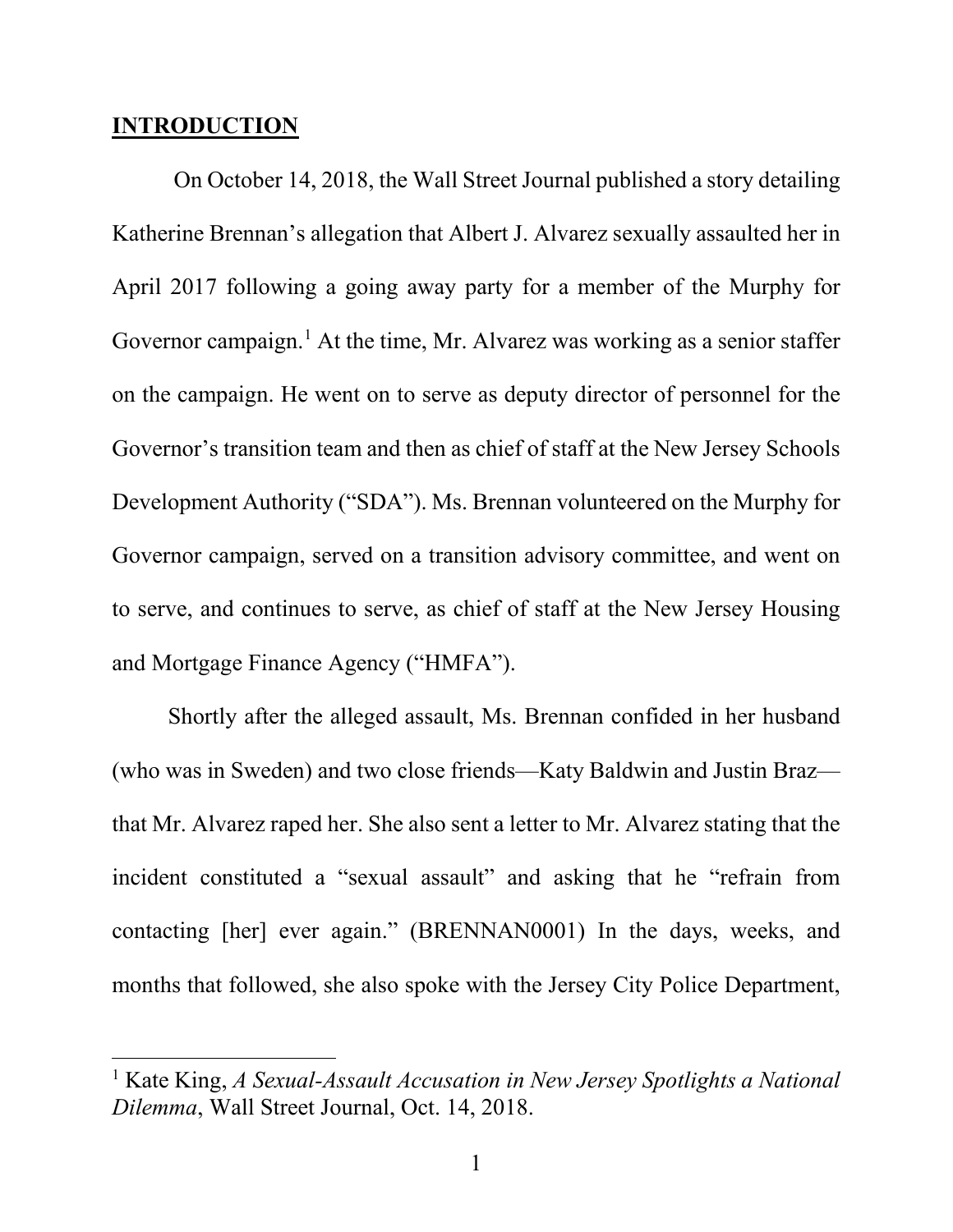**INTRODUCTION**

On October 14, 2018, the Wall Street Journal published a story detailing Katherine Brennan's allegation that Albert J. Alvarez sexually assaulted her in April 2017 following a going away party for a member of the Murphy for Governor campaign.[1] At the time, Mr. Alvarez was working as a senior staffer on the campaign. He went on to serve as deputy director of personnel for the Governor's transition team and then as chief of staff at the New Jersey Schools Development Authority ("SDA"). Ms. Brennan volunteered on the Murphy for Governor campaign, served on a transition advisory committee, and went on to serve, and continues to serve, as chief of staff at the New Jersey Housing and Mortgage Finance Agency ("HMFA").

Shortly after the alleged assault, Ms. Brennan confided in her husband (who was in Sweden) and two close friends—Katy Baldwin and Justin Braz—that Mr. Alvarez raped her. She also sent a letter to Mr. Alvarez stating that the incident constituted a "sexual assault" and asking that he "refrain from contacting [her] ever again." (BRENNAN0001) In the days, weeks, and months that followed, she also spoke with the Jersey City Police Department,

---

[1] Kate King, *A Sexual-Assault Accusation in New Jersey Spotlights a National Dilemma*, Wall Street Journal, Oct. 14, 2018.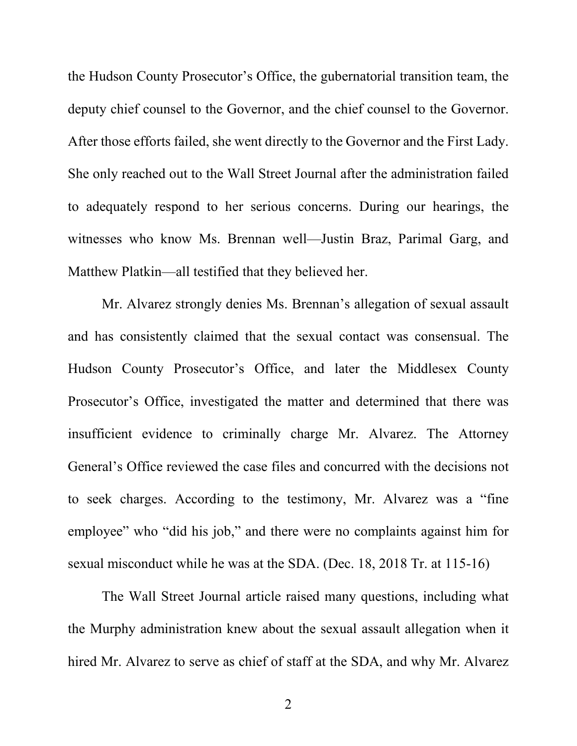the Hudson County Prosecutor's Office, the gubernatorial transition team, the deputy chief counsel to the Governor, and the chief counsel to the Governor. After those efforts failed, she went directly to the Governor and the First Lady. She only reached out to the Wall Street Journal after the administration failed to adequately respond to her serious concerns. During our hearings, the witnesses who know Ms. Brennan well—Justin Braz, Parimal Garg, and Matthew Platkin—all testified that they believed her.

Mr. Alvarez strongly denies Ms. Brennan's allegation of sexual assault and has consistently claimed that the sexual contact was consensual. The Hudson County Prosecutor's Office, and later the Middlesex County Prosecutor's Office, investigated the matter and determined that there was insufficient evidence to criminally charge Mr. Alvarez. The Attorney General's Office reviewed the case files and concurred with the decisions not to seek charges. According to the testimony, Mr. Alvarez was a "fine employee" who "did his job," and there were no complaints against him for sexual misconduct while he was at the SDA. (Dec. 18, 2018 Tr. at 115-16)

The Wall Street Journal article raised many questions, including what the Murphy administration knew about the sexual assault allegation when it hired Mr. Alvarez to serve as chief of staff at the SDA, and why Mr. Alvarez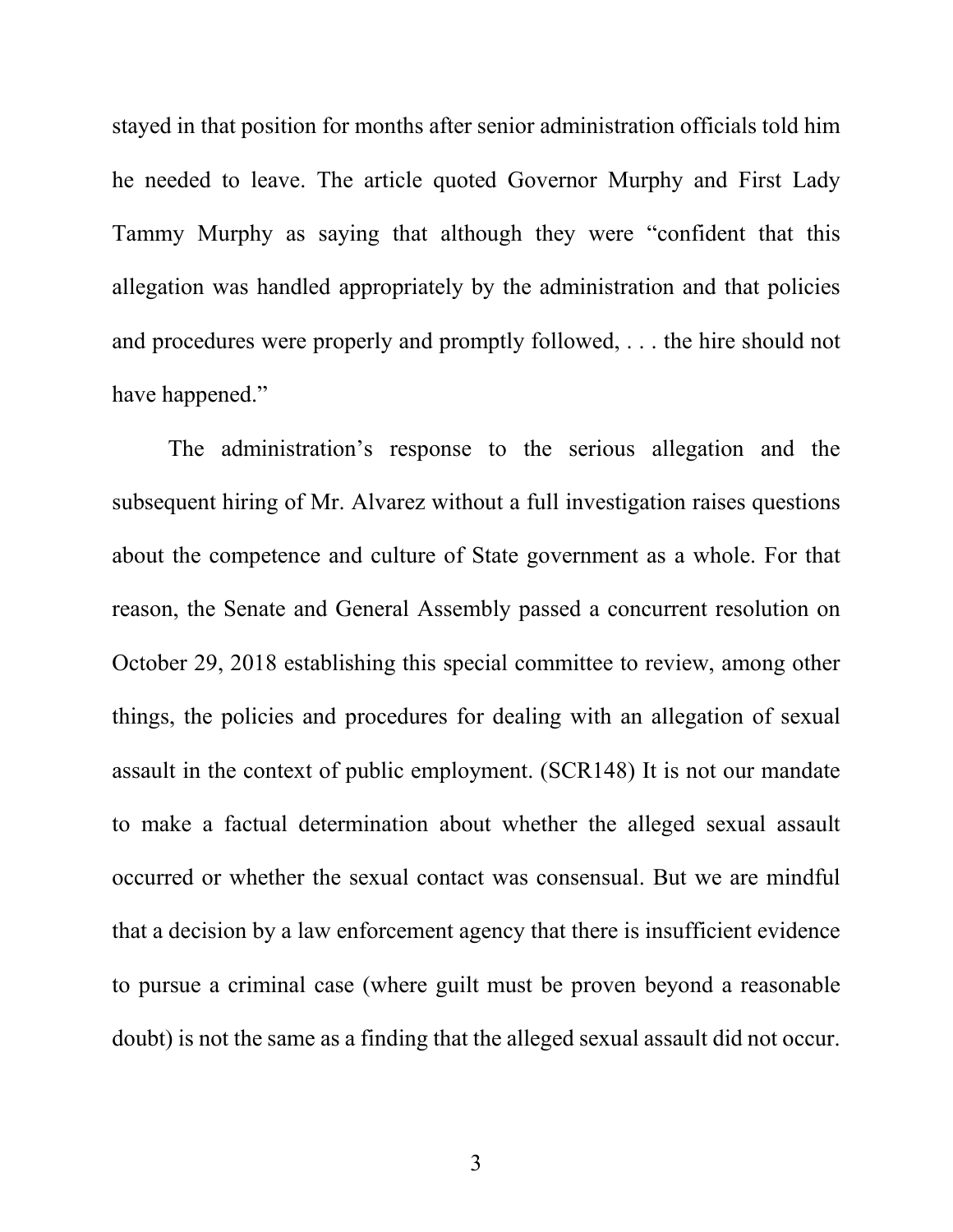stayed in that position for months after senior administration officials told him he needed to leave. The article quoted Governor Murphy and First Lady Tammy Murphy as saying that although they were "confident that this allegation was handled appropriately by the administration and that policies and procedures were properly and promptly followed, . . . the hire should not have happened."

The administration's response to the serious allegation and the subsequent hiring of Mr. Alvarez without a full investigation raises questions about the competence and culture of State government as a whole. For that reason, the Senate and General Assembly passed a concurrent resolution on October 29, 2018 establishing this special committee to review, among other things, the policies and procedures for dealing with an allegation of sexual assault in the context of public employment. (SCR148) It is not our mandate to make a factual determination about whether the alleged sexual assault occurred or whether the sexual contact was consensual. But we are mindful that a decision by a law enforcement agency that there is insufficient evidence to pursue a criminal case (where guilt must be proven beyond a reasonable doubt) is not the same as a finding that the alleged sexual assault did not occur.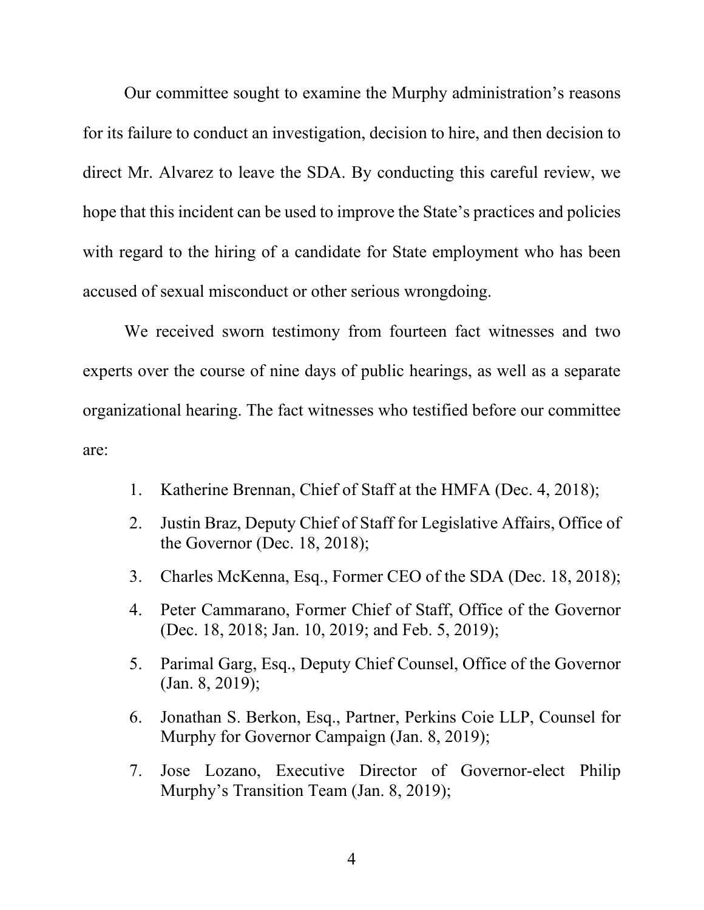Our committee sought to examine the Murphy administration's reasons for its failure to conduct an investigation, decision to hire, and then decision to direct Mr. Alvarez to leave the SDA. By conducting this careful review, we hope that this incident can be used to improve the State's practices and policies with regard to the hiring of a candidate for State employment who has been accused of sexual misconduct or other serious wrongdoing.

We received sworn testimony from fourteen fact witnesses and two experts over the course of nine days of public hearings, as well as a separate organizational hearing. The fact witnesses who testified before our committee are:

1. Katherine Brennan, Chief of Staff at the HMFA (Dec. 4, 2018);
2. Justin Braz, Deputy Chief of Staff for Legislative Affairs, Office of the Governor (Dec. 18, 2018);
3. Charles McKenna, Esq., Former CEO of the SDA (Dec. 18, 2018);
4. Peter Cammarano, Former Chief of Staff, Office of the Governor (Dec. 18, 2018; Jan. 10, 2019; and Feb. 5, 2019);
5. Parimal Garg, Esq., Deputy Chief Counsel, Office of the Governor (Jan. 8, 2019);
6. Jonathan S. Berkon, Esq., Partner, Perkins Coie LLP, Counsel for Murphy for Governor Campaign (Jan. 8, 2019);
7. Jose Lozano, Executive Director of Governor-elect Philip Murphy's Transition Team (Jan. 8, 2019);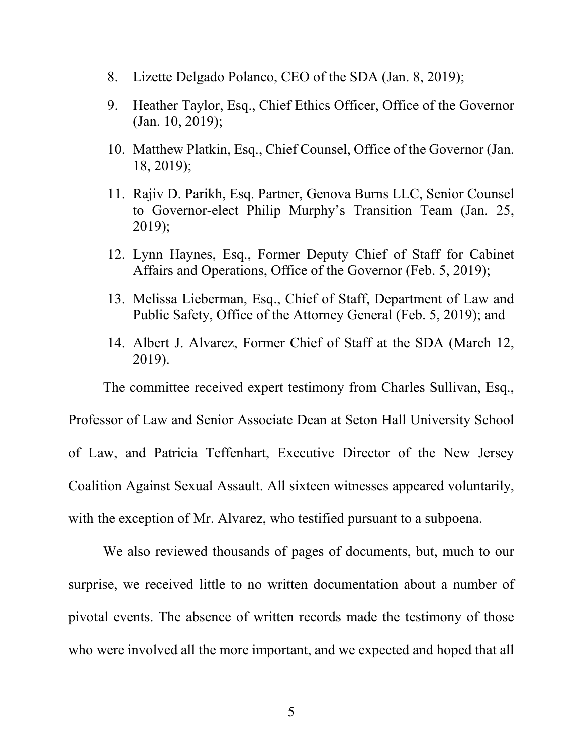8. Lizette Delgado Polanco, CEO of the SDA (Jan. 8, 2019);
9. Heather Taylor, Esq., Chief Ethics Officer, Office of the Governor (Jan. 10, 2019);
10. Matthew Platkin, Esq., Chief Counsel, Office of the Governor (Jan. 18, 2019);
11. Rajiv D. Parikh, Esq. Partner, Genova Burns LLC, Senior Counsel to Governor-elect Philip Murphy's Transition Team (Jan. 25, 2019);
12. Lynn Haynes, Esq., Former Deputy Chief of Staff for Cabinet Affairs and Operations, Office of the Governor (Feb. 5, 2019);
13. Melissa Lieberman, Esq., Chief of Staff, Department of Law and Public Safety, Office of the Attorney General (Feb. 5, 2019); and
14. Albert J. Alvarez, Former Chief of Staff at the SDA (March 12, 2019).

The committee received expert testimony from Charles Sullivan, Esq., Professor of Law and Senior Associate Dean at Seton Hall University School of Law, and Patricia Teffenhart, Executive Director of the New Jersey Coalition Against Sexual Assault. All sixteen witnesses appeared voluntarily, with the exception of Mr. Alvarez, who testified pursuant to a subpoena.

We also reviewed thousands of pages of documents, but, much to our surprise, we received little to no written documentation about a number of pivotal events. The absence of written records made the testimony of those who were involved all the more important, and we expected and hoped that all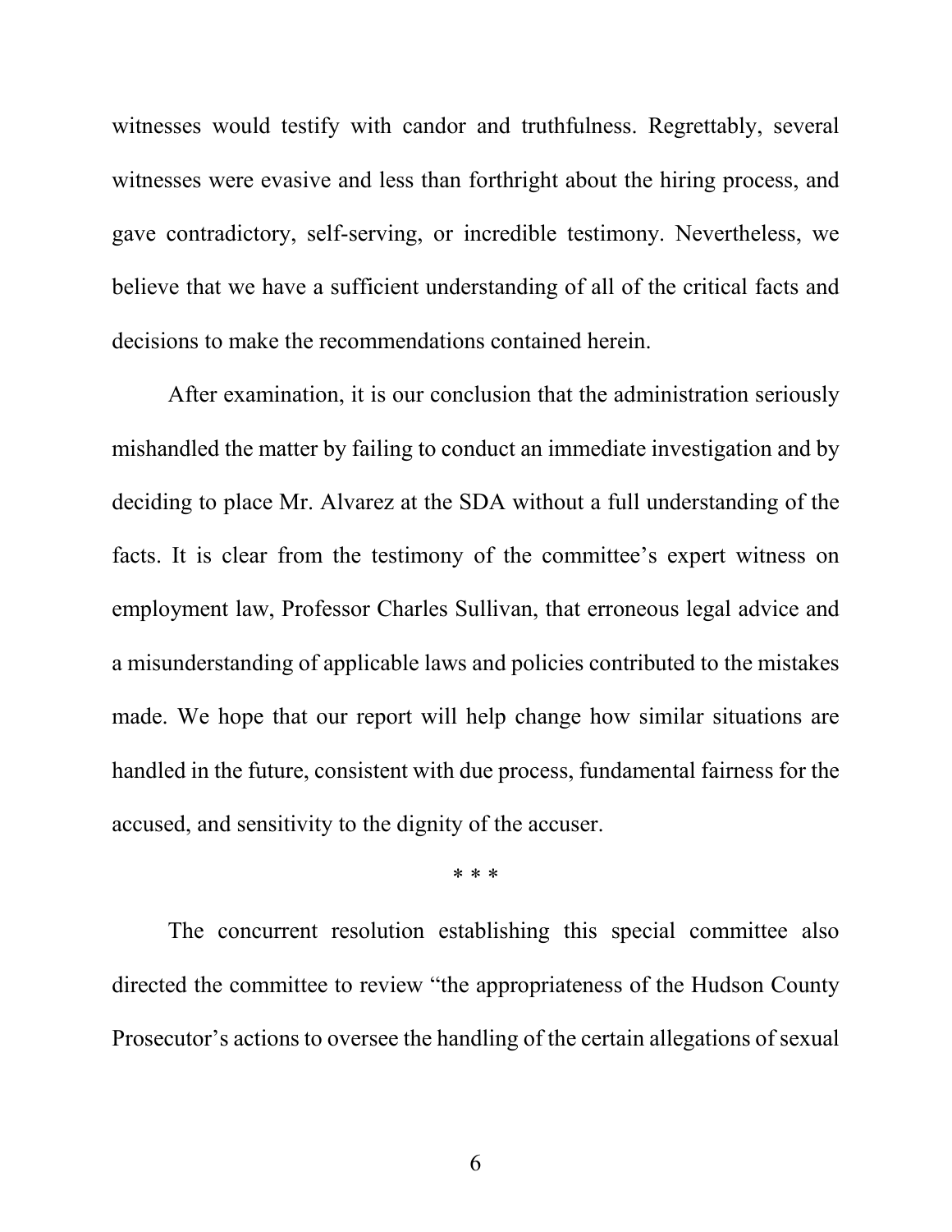witnesses would testify with candor and truthfulness. Regrettably, several witnesses were evasive and less than forthright about the hiring process, and gave contradictory, self-serving, or incredible testimony. Nevertheless, we believe that we have a sufficient understanding of all of the critical facts and decisions to make the recommendations contained herein.

After examination, it is our conclusion that the administration seriously mishandled the matter by failing to conduct an immediate investigation and by deciding to place Mr. Alvarez at the SDA without a full understanding of the facts. It is clear from the testimony of the committee's expert witness on employment law, Professor Charles Sullivan, that erroneous legal advice and a misunderstanding of applicable laws and policies contributed to the mistakes made. We hope that our report will help change how similar situations are handled in the future, consistent with due process, fundamental fairness for the accused, and sensitivity to the dignity of the accuser.

\* \* \*

The concurrent resolution establishing this special committee also directed the committee to review "the appropriateness of the Hudson County Prosecutor's actions to oversee the handling of the certain allegations of sexual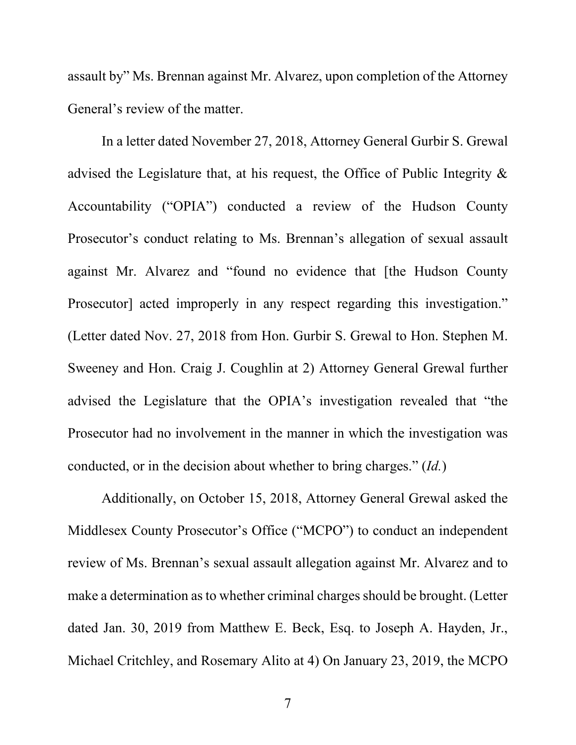assault by" Ms. Brennan against Mr. Alvarez, upon completion of the Attorney General's review of the matter.

In a letter dated November 27, 2018, Attorney General Gurbir S. Grewal advised the Legislature that, at his request, the Office of Public Integrity & Accountability ("OPIA") conducted a review of the Hudson County Prosecutor's conduct relating to Ms. Brennan's allegation of sexual assault against Mr. Alvarez and "found no evidence that [the Hudson County Prosecutor] acted improperly in any respect regarding this investigation." (Letter dated Nov. 27, 2018 from Hon. Gurbir S. Grewal to Hon. Stephen M. Sweeney and Hon. Craig J. Coughlin at 2) Attorney General Grewal further advised the Legislature that the OPIA's investigation revealed that "the Prosecutor had no involvement in the manner in which the investigation was conducted, or in the decision about whether to bring charges." (*Id.*)

Additionally, on October 15, 2018, Attorney General Grewal asked the Middlesex County Prosecutor's Office ("MCPO") to conduct an independent review of Ms. Brennan's sexual assault allegation against Mr. Alvarez and to make a determination as to whether criminal charges should be brought. (Letter dated Jan. 30, 2019 from Matthew E. Beck, Esq. to Joseph A. Hayden, Jr., Michael Critchley, and Rosemary Alito at 4) On January 23, 2019, the MCPO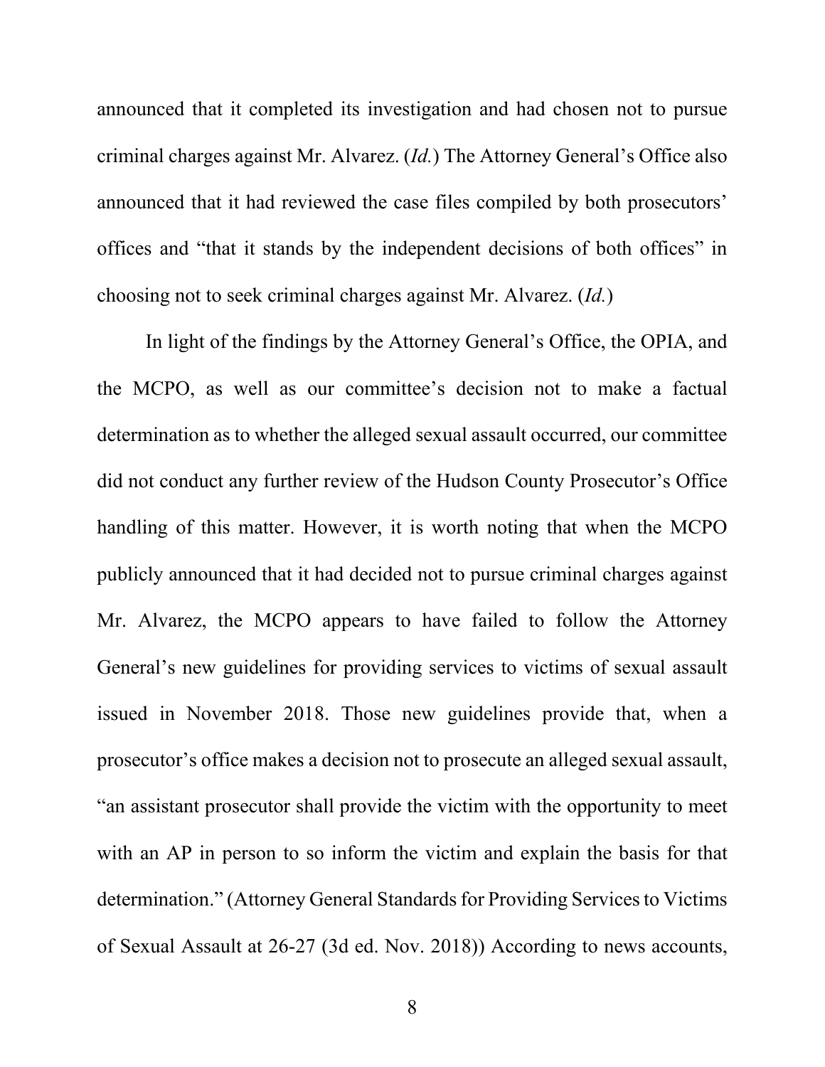announced that it completed its investigation and had chosen not to pursue criminal charges against Mr. Alvarez. (*Id.*) The Attorney General's Office also announced that it had reviewed the case files compiled by both prosecutors' offices and "that it stands by the independent decisions of both offices" in choosing not to seek criminal charges against Mr. Alvarez. (*Id.*)

In light of the findings by the Attorney General's Office, the OPIA, and the MCPO, as well as our committee's decision not to make a factual determination as to whether the alleged sexual assault occurred, our committee did not conduct any further review of the Hudson County Prosecutor's Office handling of this matter. However, it is worth noting that when the MCPO publicly announced that it had decided not to pursue criminal charges against Mr. Alvarez, the MCPO appears to have failed to follow the Attorney General's new guidelines for providing services to victims of sexual assault issued in November 2018. Those new guidelines provide that, when a prosecutor's office makes a decision not to prosecute an alleged sexual assault, "an assistant prosecutor shall provide the victim with the opportunity to meet with an AP in person to so inform the victim and explain the basis for that determination." (Attorney General Standards for Providing Services to Victims of Sexual Assault at 26-27 (3d ed. Nov. 2018)) According to news accounts,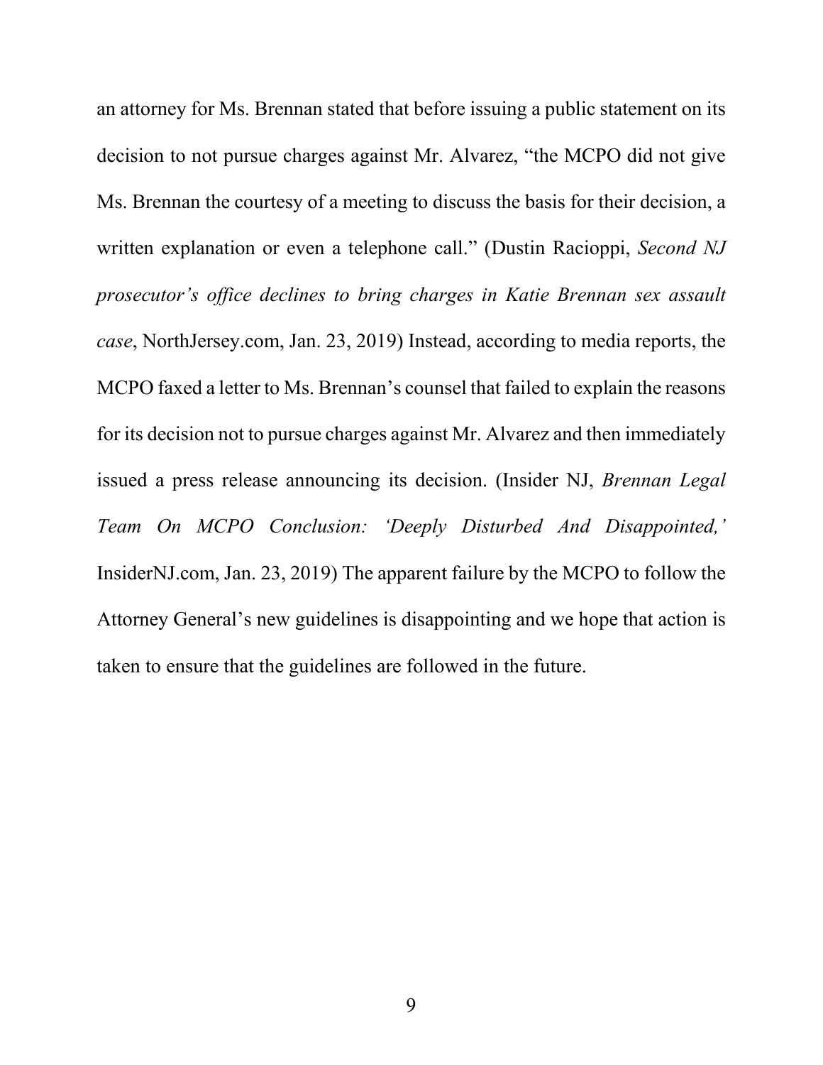an attorney for Ms. Brennan stated that before issuing a public statement on its decision to not pursue charges against Mr. Alvarez, "the MCPO did not give Ms. Brennan the courtesy of a meeting to discuss the basis for their decision, a written explanation or even a telephone call." (Dustin Racioppi, *Second NJ prosecutor's office declines to bring charges in Katie Brennan sex assault case*, NorthJersey.com, Jan. 23, 2019) Instead, according to media reports, the MCPO faxed a letter to Ms. Brennan's counsel that failed to explain the reasons for its decision not to pursue charges against Mr. Alvarez and then immediately issued a press release announcing its decision. (Insider NJ, *Brennan Legal Team On MCPO Conclusion: 'Deeply Disturbed And Disappointed,'* InsiderNJ.com, Jan. 23, 2019) The apparent failure by the MCPO to follow the Attorney General's new guidelines is disappointing and we hope that action is taken to ensure that the guidelines are followed in the future.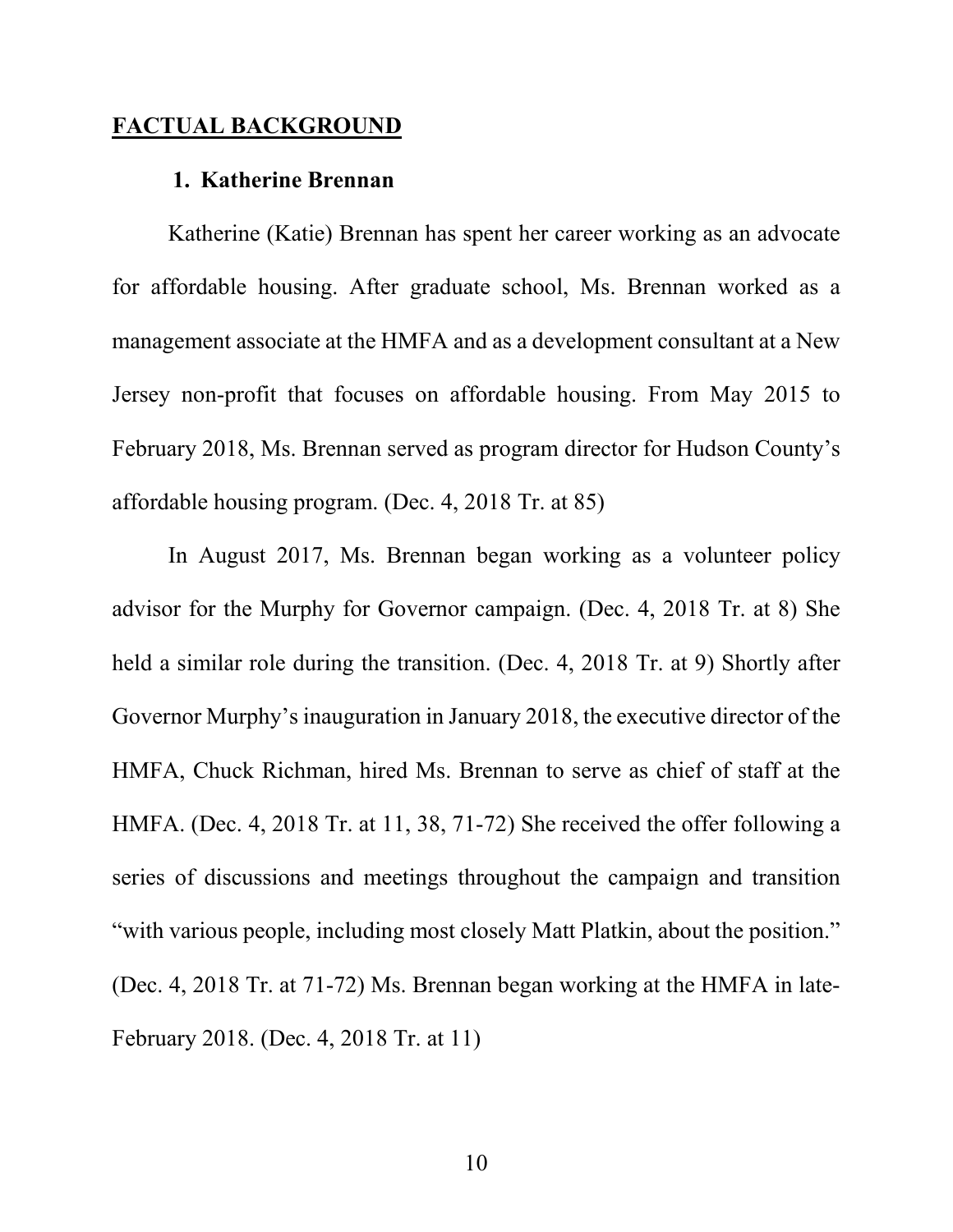## **FACTUAL BACKGROUND**

### 1. Katherine Brennan

Katherine (Katie) Brennan has spent her career working as an advocate for affordable housing. After graduate school, Ms. Brennan worked as a management associate at the HMFA and as a development consultant at a New Jersey non-profit that focuses on affordable housing. From May 2015 to February 2018, Ms. Brennan served as program director for Hudson County's affordable housing program. (Dec. 4, 2018 Tr. at 85)

In August 2017, Ms. Brennan began working as a volunteer policy advisor for the Murphy for Governor campaign. (Dec. 4, 2018 Tr. at 8) She held a similar role during the transition. (Dec. 4, 2018 Tr. at 9) Shortly after Governor Murphy's inauguration in January 2018, the executive director of the HMFA, Chuck Richman, hired Ms. Brennan to serve as chief of staff at the HMFA. (Dec. 4, 2018 Tr. at 11, 38, 71-72) She received the offer following a series of discussions and meetings throughout the campaign and transition "with various people, including most closely Matt Platkin, about the position." (Dec. 4, 2018 Tr. at 71-72) Ms. Brennan began working at the HMFA in late-February 2018. (Dec. 4, 2018 Tr. at 11)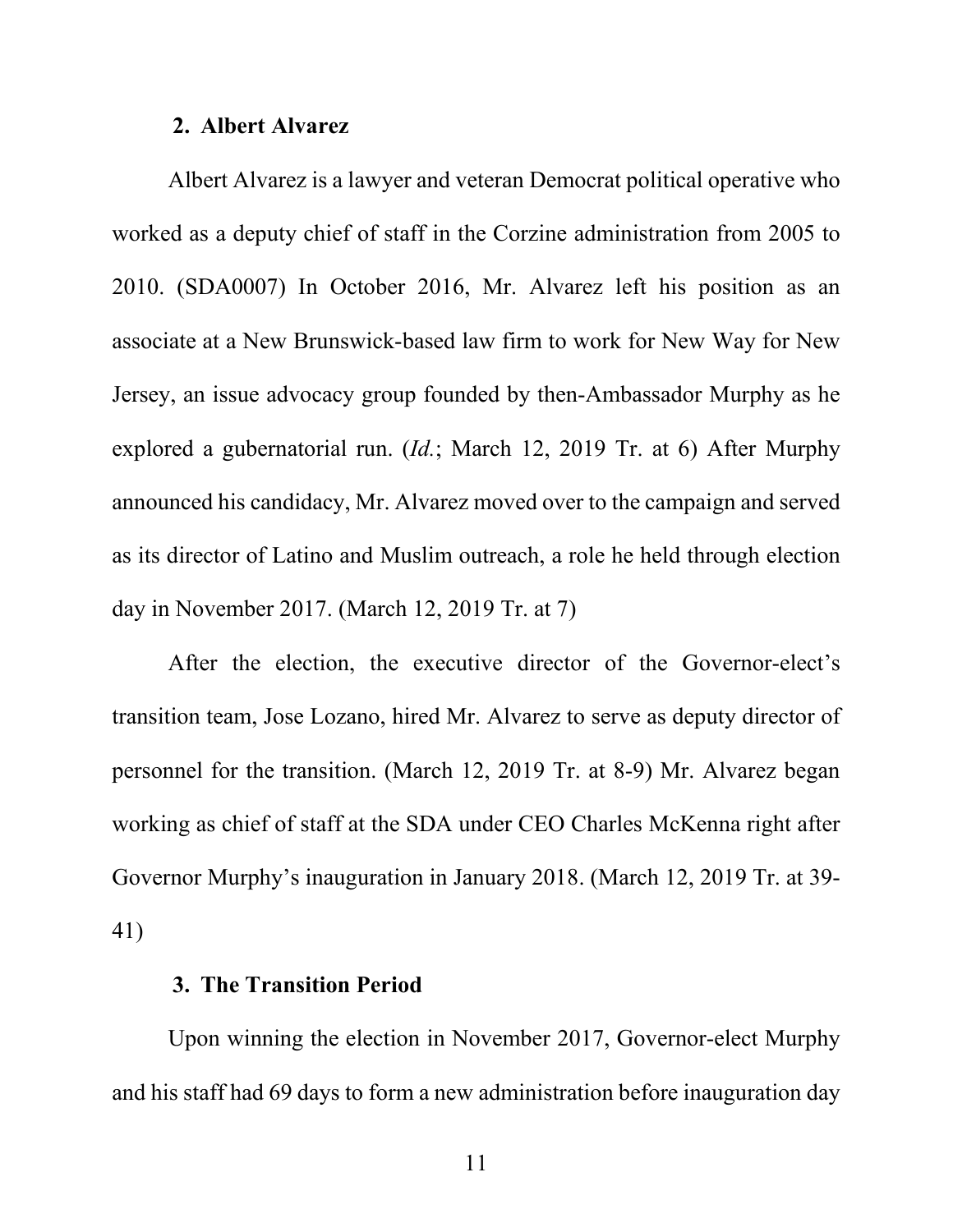### 2. Albert Alvarez

Albert Alvarez is a lawyer and veteran Democrat political operative who worked as a deputy chief of staff in the Corzine administration from 2005 to 2010. (SDA0007) In October 2016, Mr. Alvarez left his position as an associate at a New Brunswick-based law firm to work for New Way for New Jersey, an issue advocacy group founded by then-Ambassador Murphy as he explored a gubernatorial run. (*Id.*; March 12, 2019 Tr. at 6) After Murphy announced his candidacy, Mr. Alvarez moved over to the campaign and served as its director of Latino and Muslim outreach, a role he held through election day in November 2017. (March 12, 2019 Tr. at 7)

After the election, the executive director of the Governor-elect's transition team, Jose Lozano, hired Mr. Alvarez to serve as deputy director of personnel for the transition. (March 12, 2019 Tr. at 8-9) Mr. Alvarez began working as chief of staff at the SDA under CEO Charles McKenna right after Governor Murphy's inauguration in January 2018. (March 12, 2019 Tr. at 39-41)

### 3. The Transition Period

Upon winning the election in November 2017, Governor-elect Murphy and his staff had 69 days to form a new administration before inauguration day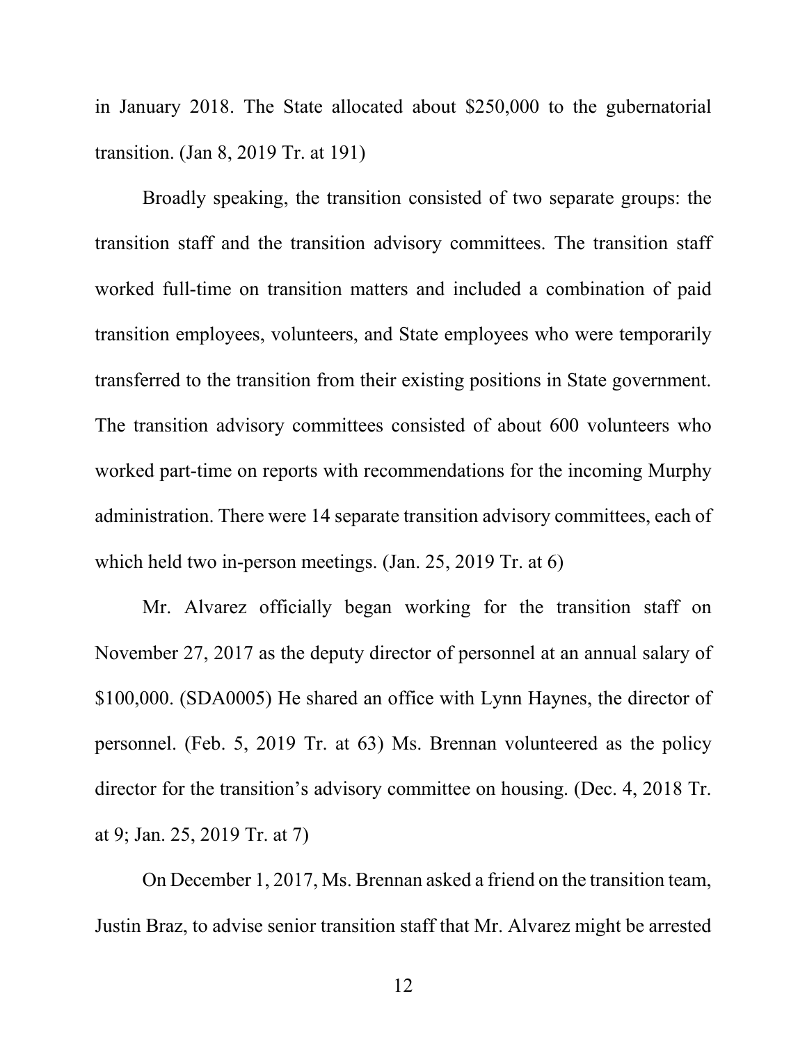in January 2018. The State allocated about $250,000 to the gubernatorial transition. (Jan 8, 2019 Tr. at 191)

Broadly speaking, the transition consisted of two separate groups: the transition staff and the transition advisory committees. The transition staff worked full-time on transition matters and included a combination of paid transition employees, volunteers, and State employees who were temporarily transferred to the transition from their existing positions in State government. The transition advisory committees consisted of about 600 volunteers who worked part-time on reports with recommendations for the incoming Murphy administration. There were 14 separate transition advisory committees, each of which held two in-person meetings. (Jan. 25, 2019 Tr. at 6)

Mr. Alvarez officially began working for the transition staff on November 27, 2017 as the deputy director of personnel at an annual salary of $100,000. (SDA0005) He shared an office with Lynn Haynes, the director of personnel. (Feb. 5, 2019 Tr. at 63) Ms. Brennan volunteered as the policy director for the transition's advisory committee on housing. (Dec. 4, 2018 Tr. at 9; Jan. 25, 2019 Tr. at 7)

On December 1, 2017, Ms. Brennan asked a friend on the transition team, Justin Braz, to advise senior transition staff that Mr. Alvarez might be arrested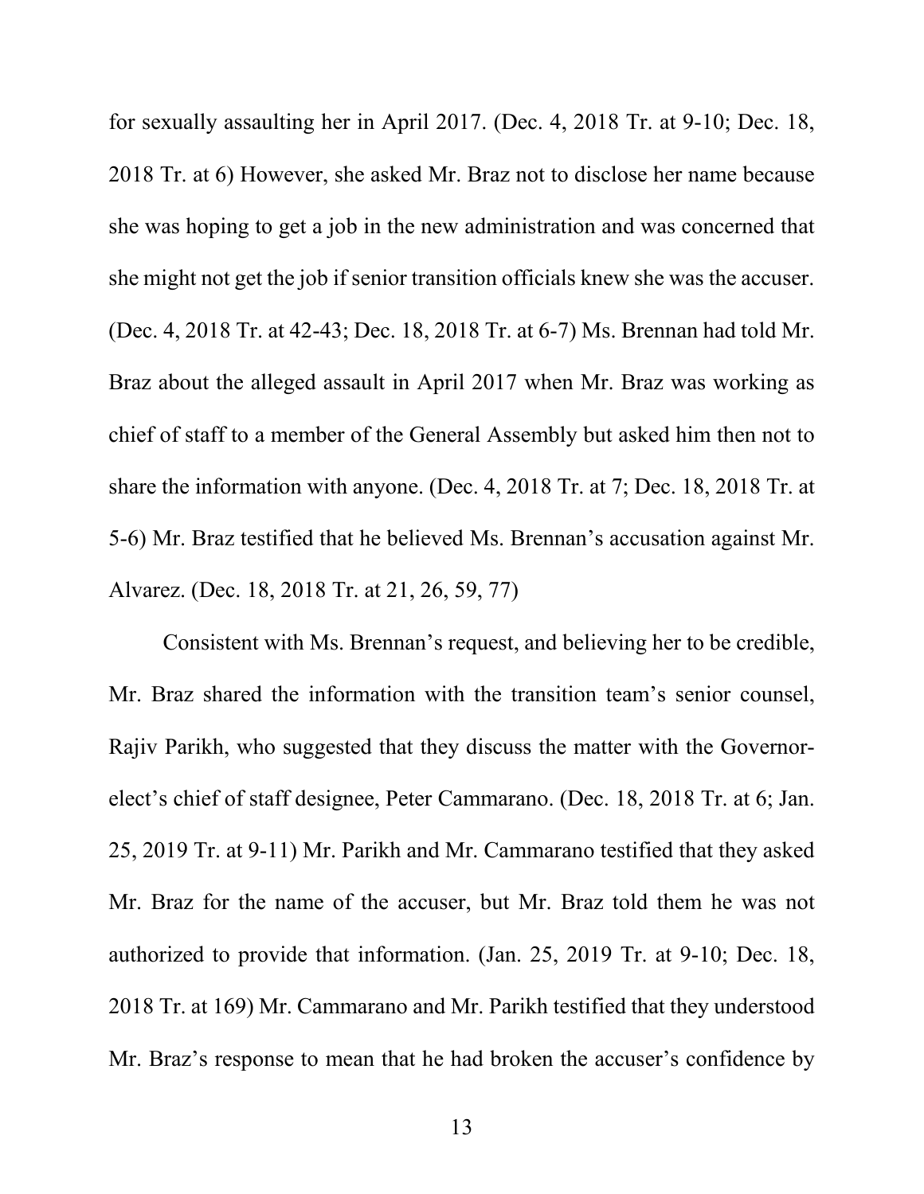for sexually assaulting her in April 2017. (Dec. 4, 2018 Tr. at 9-10; Dec. 18, 2018 Tr. at 6) However, she asked Mr. Braz not to disclose her name because she was hoping to get a job in the new administration and was concerned that she might not get the job if senior transition officials knew she was the accuser. (Dec. 4, 2018 Tr. at 42-43; Dec. 18, 2018 Tr. at 6-7) Ms. Brennan had told Mr. Braz about the alleged assault in April 2017 when Mr. Braz was working as chief of staff to a member of the General Assembly but asked him then not to share the information with anyone. (Dec. 4, 2018 Tr. at 7; Dec. 18, 2018 Tr. at 5-6) Mr. Braz testified that he believed Ms. Brennan's accusation against Mr. Alvarez. (Dec. 18, 2018 Tr. at 21, 26, 59, 77)

Consistent with Ms. Brennan's request, and believing her to be credible, Mr. Braz shared the information with the transition team's senior counsel, Rajiv Parikh, who suggested that they discuss the matter with the Governor-elect's chief of staff designee, Peter Cammarano. (Dec. 18, 2018 Tr. at 6; Jan. 25, 2019 Tr. at 9-11) Mr. Parikh and Mr. Cammarano testified that they asked Mr. Braz for the name of the accuser, but Mr. Braz told them he was not authorized to provide that information. (Jan. 25, 2019 Tr. at 9-10; Dec. 18, 2018 Tr. at 169) Mr. Cammarano and Mr. Parikh testified that they understood Mr. Braz's response to mean that he had broken the accuser's confidence by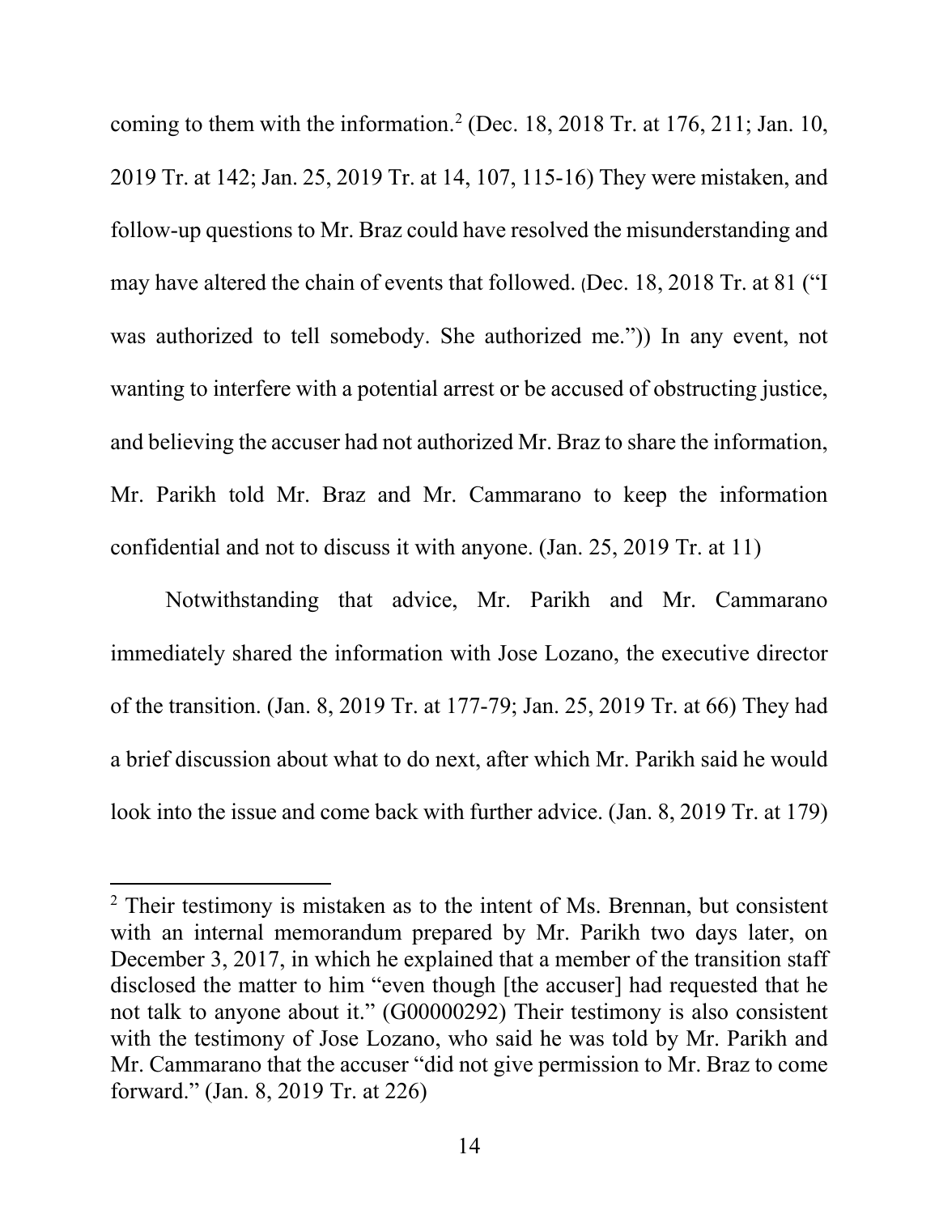coming to them with the information.[2] (Dec. 18, 2018 Tr. at 176, 211; Jan. 10, 2019 Tr. at 142; Jan. 25, 2019 Tr. at 14, 107, 115-16) They were mistaken, and follow-up questions to Mr. Braz could have resolved the misunderstanding and may have altered the chain of events that followed. (Dec. 18, 2018 Tr. at 81 ("I was authorized to tell somebody. She authorized me.")) In any event, not wanting to interfere with a potential arrest or be accused of obstructing justice, and believing the accuser had not authorized Mr. Braz to share the information, Mr. Parikh told Mr. Braz and Mr. Cammarano to keep the information confidential and not to discuss it with anyone. (Jan. 25, 2019 Tr. at 11)

Notwithstanding that advice, Mr. Parikh and Mr. Cammarano immediately shared the information with Jose Lozano, the executive director of the transition. (Jan. 8, 2019 Tr. at 177-79; Jan. 25, 2019 Tr. at 66) They had a brief discussion about what to do next, after which Mr. Parikh said he would look into the issue and come back with further advice. (Jan. 8, 2019 Tr. at 179)

---

[2] Their testimony is mistaken as to the intent of Ms. Brennan, but consistent with an internal memorandum prepared by Mr. Parikh two days later, on December 3, 2017, in which he explained that a member of the transition staff disclosed the matter to him "even though [the accuser] had requested that he not talk to anyone about it." (G00000292) Their testimony is also consistent with the testimony of Jose Lozano, who said he was told by Mr. Parikh and Mr. Cammarano that the accuser "did not give permission to Mr. Braz to come forward." (Jan. 8, 2019 Tr. at 226)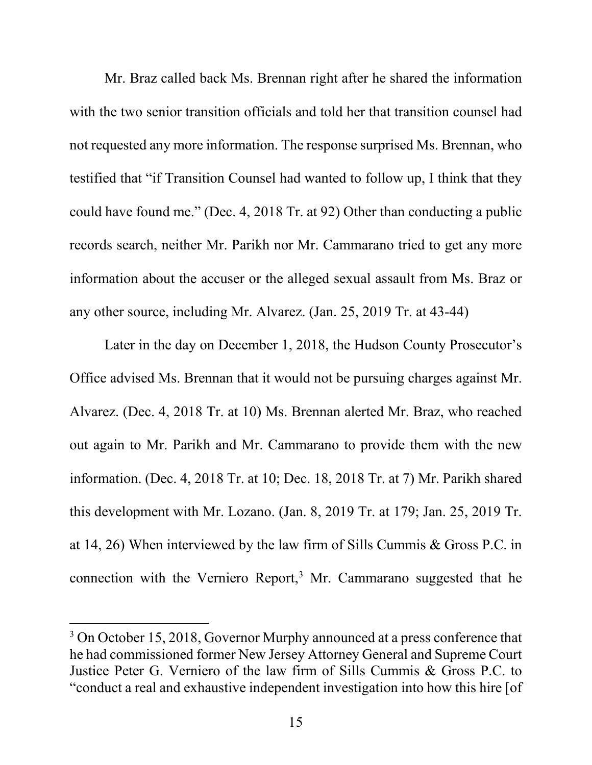Mr. Braz called back Ms. Brennan right after he shared the information with the two senior transition officials and told her that transition counsel had not requested any more information. The response surprised Ms. Brennan, who testified that "if Transition Counsel had wanted to follow up, I think that they could have found me." (Dec. 4, 2018 Tr. at 92) Other than conducting a public records search, neither Mr. Parikh nor Mr. Cammarano tried to get any more information about the accuser or the alleged sexual assault from Ms. Braz or any other source, including Mr. Alvarez. (Jan. 25, 2019 Tr. at 43-44)

Later in the day on December 1, 2018, the Hudson County Prosecutor's Office advised Ms. Brennan that it would not be pursuing charges against Mr. Alvarez. (Dec. 4, 2018 Tr. at 10) Ms. Brennan alerted Mr. Braz, who reached out again to Mr. Parikh and Mr. Cammarano to provide them with the new information. (Dec. 4, 2018 Tr. at 10; Dec. 18, 2018 Tr. at 7) Mr. Parikh shared this development with Mr. Lozano. (Jan. 8, 2019 Tr. at 179; Jan. 25, 2019 Tr. at 14, 26) When interviewed by the law firm of Sills Cummis & Gross P.C. in connection with the Verniero Report,[3] Mr. Cammarano suggested that he

[3] On October 15, 2018, Governor Murphy announced at a press conference that he had commissioned former New Jersey Attorney General and Supreme Court Justice Peter G. Verniero of the law firm of Sills Cummis & Gross P.C. to "conduct a real and exhaustive independent investigation into how this hire [of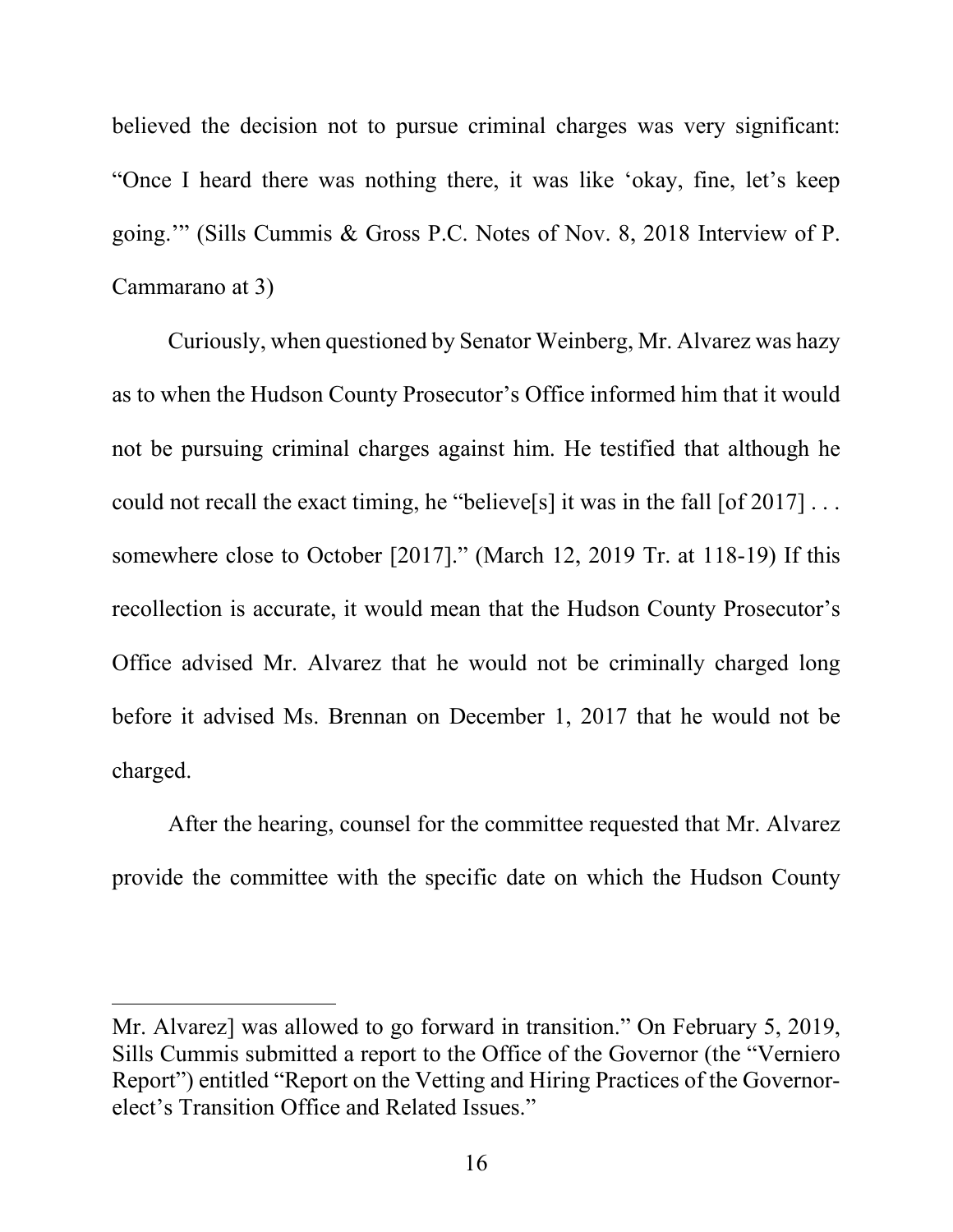believed the decision not to pursue criminal charges was very significant: "Once I heard there was nothing there, it was like 'okay, fine, let's keep going.'" (Sills Cummis & Gross P.C. Notes of Nov. 8, 2018 Interview of P. Cammarano at 3)

Curiously, when questioned by Senator Weinberg, Mr. Alvarez was hazy as to when the Hudson County Prosecutor's Office informed him that it would not be pursuing criminal charges against him. He testified that although he could not recall the exact timing, he "believe[s] it was in the fall [of 2017] . . . somewhere close to October [2017]." (March 12, 2019 Tr. at 118-19) If this recollection is accurate, it would mean that the Hudson County Prosecutor's Office advised Mr. Alvarez that he would not be criminally charged long before it advised Ms. Brennan on December 1, 2017 that he would not be charged.

After the hearing, counsel for the committee requested that Mr. Alvarez provide the committee with the specific date on which the Hudson County

---

Mr. Alvarez] was allowed to go forward in transition." On February 5, 2019, Sills Cummis submitted a report to the Office of the Governor (the "Verniero Report") entitled "Report on the Vetting and Hiring Practices of the Governor-elect's Transition Office and Related Issues."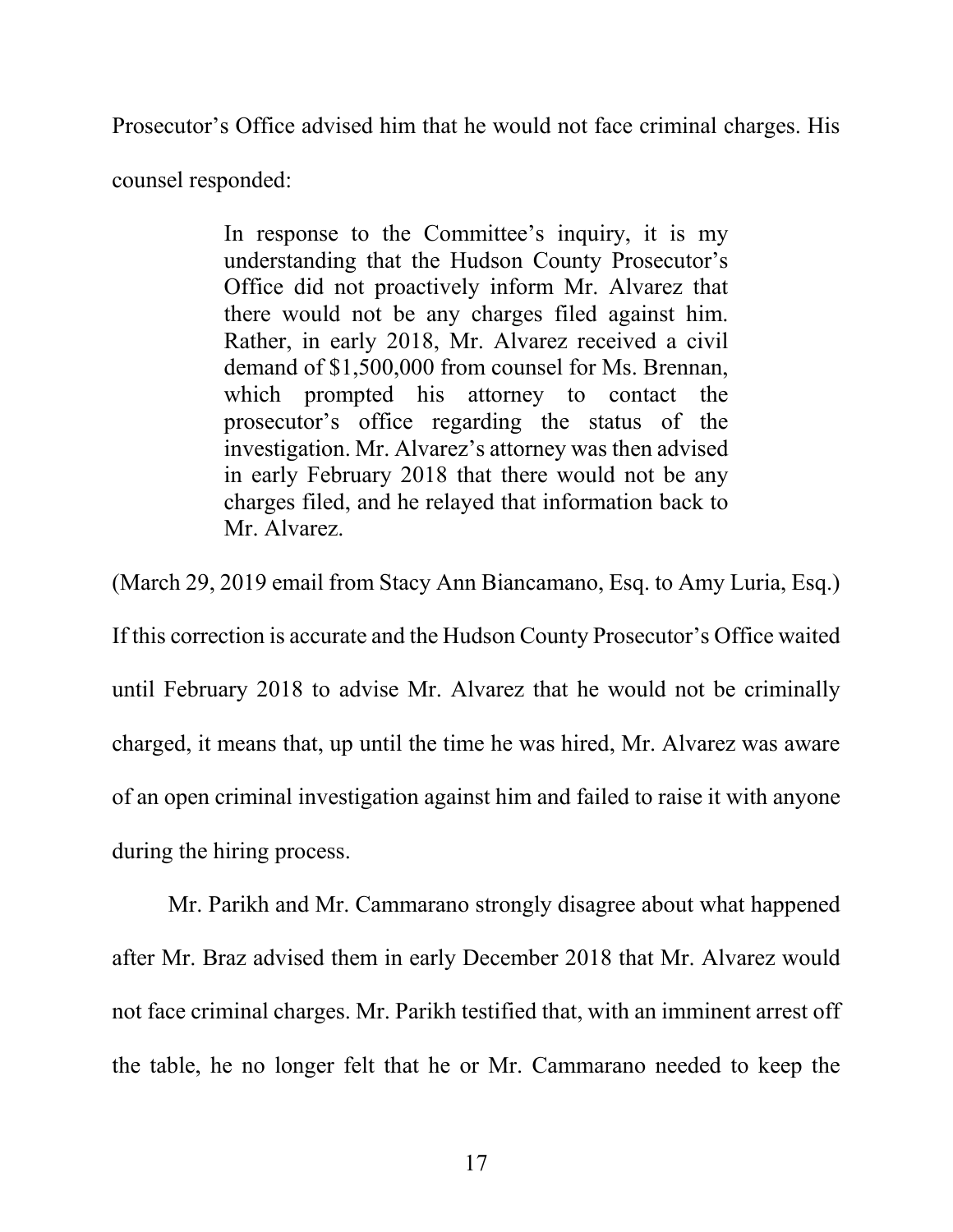Prosecutor's Office advised him that he would not face criminal charges. His counsel responded:

> In response to the Committee's inquiry, it is my understanding that the Hudson County Prosecutor's Office did not proactively inform Mr. Alvarez that there would not be any charges filed against him. Rather, in early 2018, Mr. Alvarez received a civil demand of $1,500,000 from counsel for Ms. Brennan, which prompted his attorney to contact the prosecutor's office regarding the status of the investigation. Mr. Alvarez's attorney was then advised in early February 2018 that there would not be any charges filed, and he relayed that information back to Mr. Alvarez.

(March 29, 2019 email from Stacy Ann Biancamano, Esq. to Amy Luria, Esq.) If this correction is accurate and the Hudson County Prosecutor's Office waited until February 2018 to advise Mr. Alvarez that he would not be criminally charged, it means that, up until the time he was hired, Mr. Alvarez was aware of an open criminal investigation against him and failed to raise it with anyone during the hiring process.

Mr. Parikh and Mr. Cammarano strongly disagree about what happened after Mr. Braz advised them in early December 2018 that Mr. Alvarez would not face criminal charges. Mr. Parikh testified that, with an imminent arrest off the table, he no longer felt that he or Mr. Cammarano needed to keep the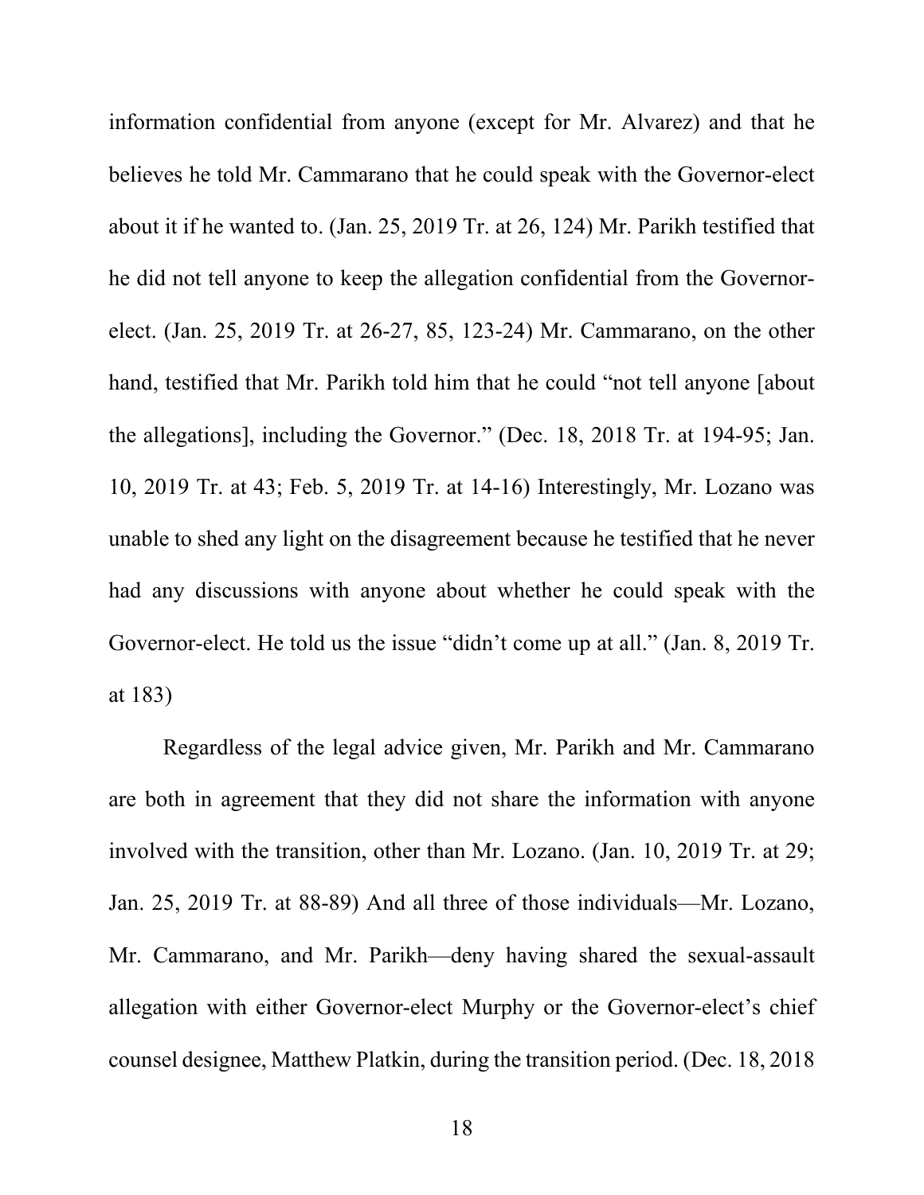information confidential from anyone (except for Mr. Alvarez) and that he believes he told Mr. Cammarano that he could speak with the Governor-elect about it if he wanted to. (Jan. 25, 2019 Tr. at 26, 124) Mr. Parikh testified that he did not tell anyone to keep the allegation confidential from the Governor-elect. (Jan. 25, 2019 Tr. at 26-27, 85, 123-24) Mr. Cammarano, on the other hand, testified that Mr. Parikh told him that he could "not tell anyone [about the allegations], including the Governor." (Dec. 18, 2018 Tr. at 194-95; Jan. 10, 2019 Tr. at 43; Feb. 5, 2019 Tr. at 14-16) Interestingly, Mr. Lozano was unable to shed any light on the disagreement because he testified that he never had any discussions with anyone about whether he could speak with the Governor-elect. He told us the issue "didn't come up at all." (Jan. 8, 2019 Tr. at 183)

Regardless of the legal advice given, Mr. Parikh and Mr. Cammarano are both in agreement that they did not share the information with anyone involved with the transition, other than Mr. Lozano. (Jan. 10, 2019 Tr. at 29; Jan. 25, 2019 Tr. at 88-89) And all three of those individuals—Mr. Lozano, Mr. Cammarano, and Mr. Parikh—deny having shared the sexual-assault allegation with either Governor-elect Murphy or the Governor-elect's chief counsel designee, Matthew Platkin, during the transition period. (Dec. 18, 2018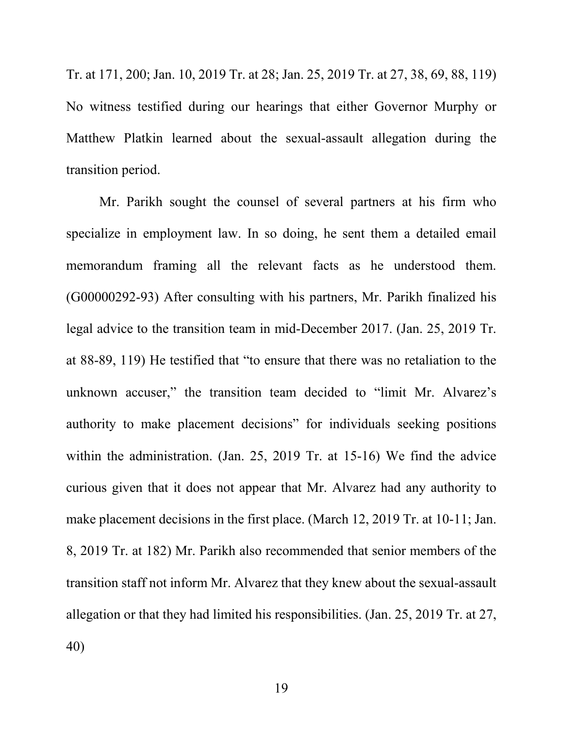Tr. at 171, 200; Jan. 10, 2019 Tr. at 28; Jan. 25, 2019 Tr. at 27, 38, 69, 88, 119) No witness testified during our hearings that either Governor Murphy or Matthew Platkin learned about the sexual-assault allegation during the transition period.

Mr. Parikh sought the counsel of several partners at his firm who specialize in employment law. In so doing, he sent them a detailed email memorandum framing all the relevant facts as he understood them. (G00000292-93) After consulting with his partners, Mr. Parikh finalized his legal advice to the transition team in mid-December 2017. (Jan. 25, 2019 Tr. at 88-89, 119) He testified that "to ensure that there was no retaliation to the unknown accuser," the transition team decided to "limit Mr. Alvarez's authority to make placement decisions" for individuals seeking positions within the administration. (Jan. 25, 2019 Tr. at 15-16) We find the advice curious given that it does not appear that Mr. Alvarez had any authority to make placement decisions in the first place. (March 12, 2019 Tr. at 10-11; Jan. 8, 2019 Tr. at 182) Mr. Parikh also recommended that senior members of the transition staff not inform Mr. Alvarez that they knew about the sexual-assault allegation or that they had limited his responsibilities. (Jan. 25, 2019 Tr. at 27, 40)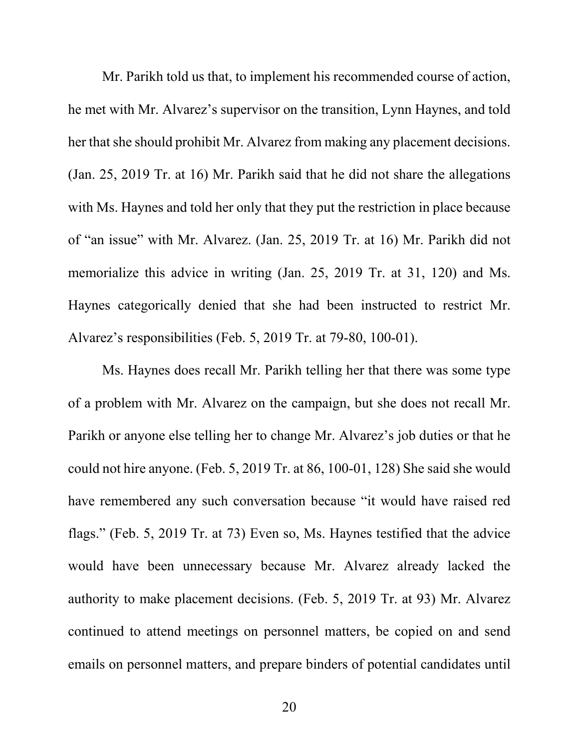Mr. Parikh told us that, to implement his recommended course of action, he met with Mr. Alvarez's supervisor on the transition, Lynn Haynes, and told her that she should prohibit Mr. Alvarez from making any placement decisions. (Jan. 25, 2019 Tr. at 16) Mr. Parikh said that he did not share the allegations with Ms. Haynes and told her only that they put the restriction in place because of "an issue" with Mr. Alvarez. (Jan. 25, 2019 Tr. at 16) Mr. Parikh did not memorialize this advice in writing (Jan. 25, 2019 Tr. at 31, 120) and Ms. Haynes categorically denied that she had been instructed to restrict Mr. Alvarez's responsibilities (Feb. 5, 2019 Tr. at 79-80, 100-01).

Ms. Haynes does recall Mr. Parikh telling her that there was some type of a problem with Mr. Alvarez on the campaign, but she does not recall Mr. Parikh or anyone else telling her to change Mr. Alvarez's job duties or that he could not hire anyone. (Feb. 5, 2019 Tr. at 86, 100-01, 128) She said she would have remembered any such conversation because "it would have raised red flags." (Feb. 5, 2019 Tr. at 73) Even so, Ms. Haynes testified that the advice would have been unnecessary because Mr. Alvarez already lacked the authority to make placement decisions. (Feb. 5, 2019 Tr. at 93) Mr. Alvarez continued to attend meetings on personnel matters, be copied on and send emails on personnel matters, and prepare binders of potential candidates until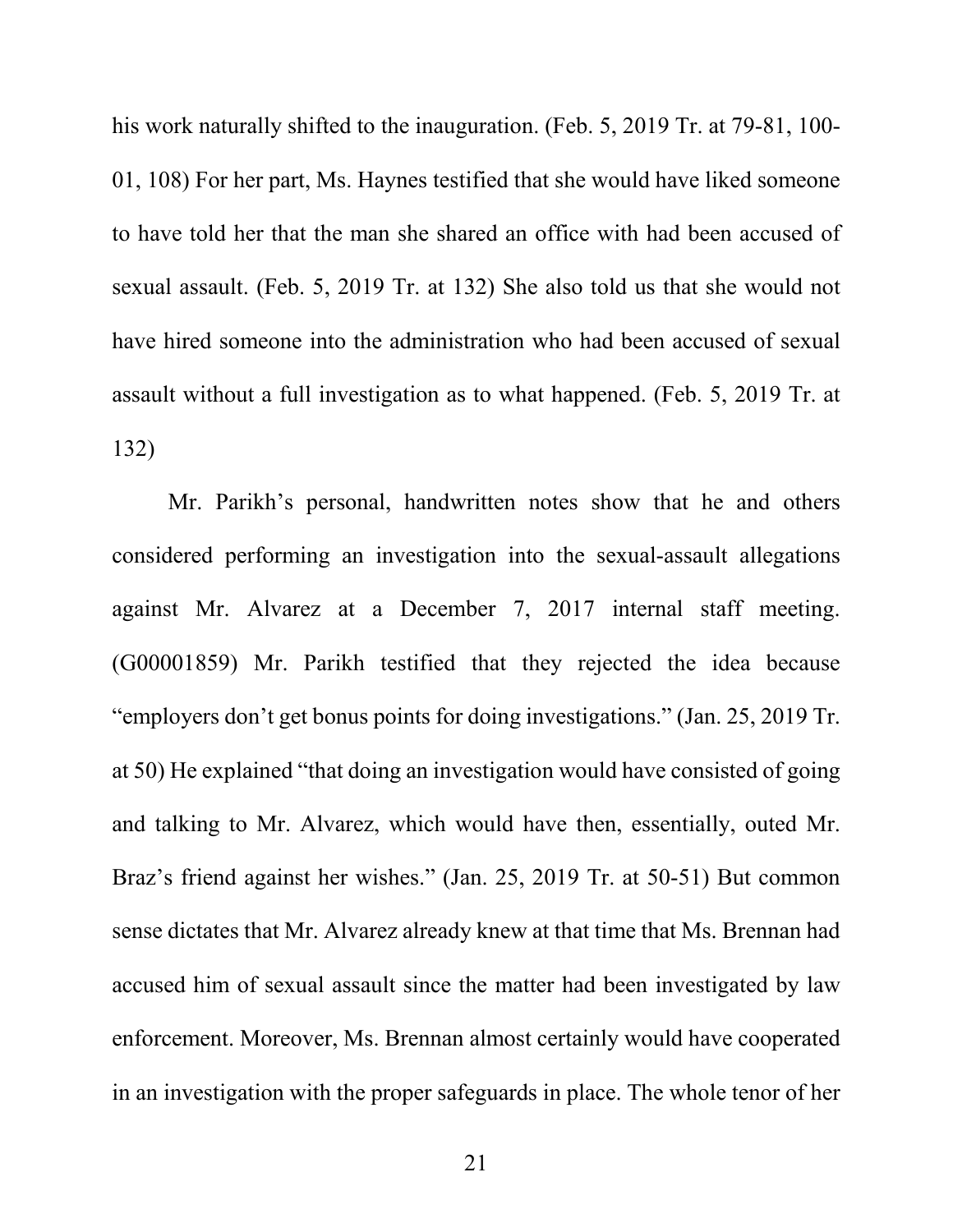his work naturally shifted to the inauguration. (Feb. 5, 2019 Tr. at 79-81, 100-01, 108) For her part, Ms. Haynes testified that she would have liked someone to have told her that the man she shared an office with had been accused of sexual assault. (Feb. 5, 2019 Tr. at 132) She also told us that she would not have hired someone into the administration who had been accused of sexual assault without a full investigation as to what happened. (Feb. 5, 2019 Tr. at 132)

Mr. Parikh's personal, handwritten notes show that he and others considered performing an investigation into the sexual-assault allegations against Mr. Alvarez at a December 7, 2017 internal staff meeting. (G00001859) Mr. Parikh testified that they rejected the idea because "employers don't get bonus points for doing investigations." (Jan. 25, 2019 Tr. at 50) He explained "that doing an investigation would have consisted of going and talking to Mr. Alvarez, which would have then, essentially, outed Mr. Braz's friend against her wishes." (Jan. 25, 2019 Tr. at 50-51) But common sense dictates that Mr. Alvarez already knew at that time that Ms. Brennan had accused him of sexual assault since the matter had been investigated by law enforcement. Moreover, Ms. Brennan almost certainly would have cooperated in an investigation with the proper safeguards in place. The whole tenor of her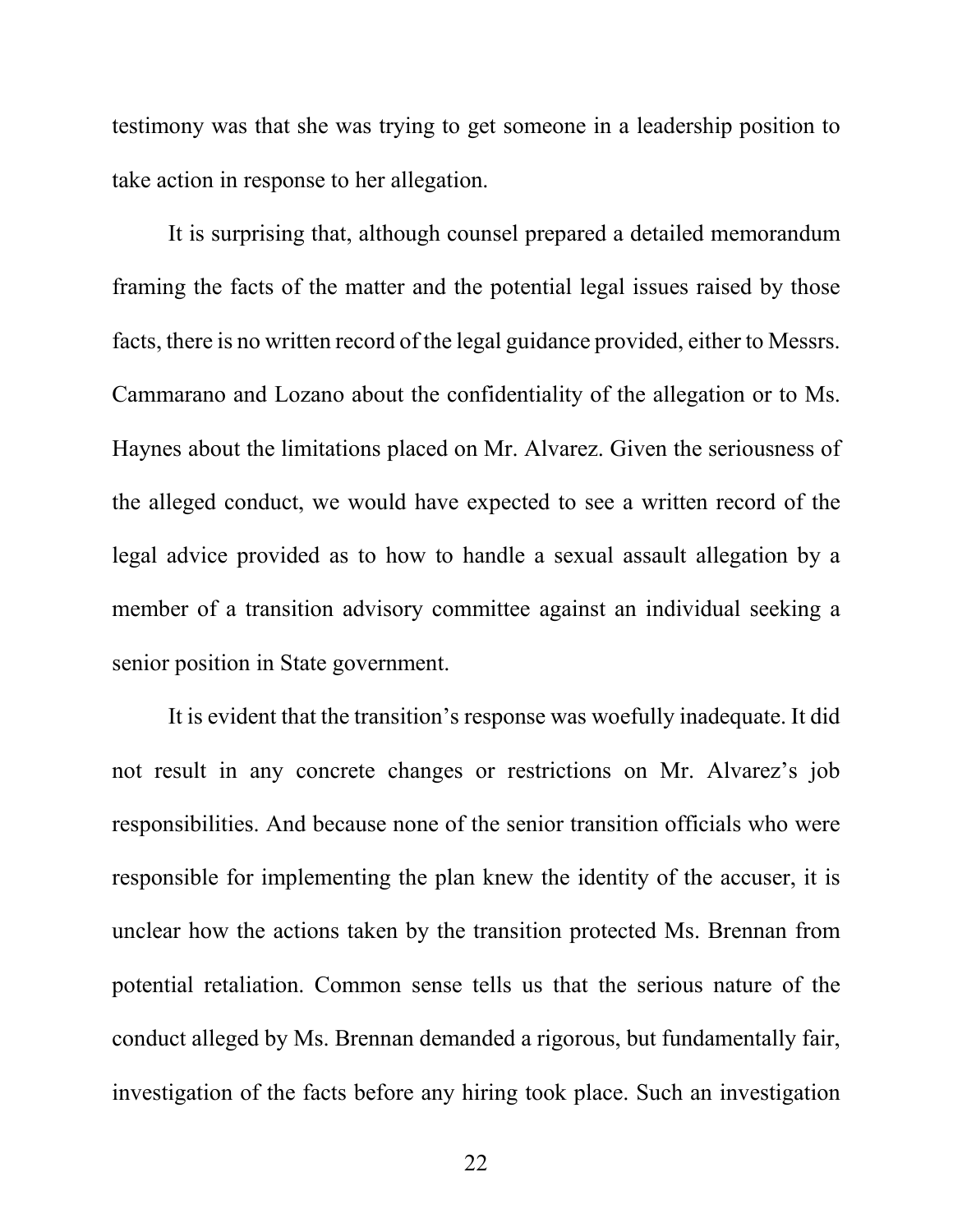testimony was that she was trying to get someone in a leadership position to take action in response to her allegation.

It is surprising that, although counsel prepared a detailed memorandum framing the facts of the matter and the potential legal issues raised by those facts, there is no written record of the legal guidance provided, either to Messrs. Cammarano and Lozano about the confidentiality of the allegation or to Ms. Haynes about the limitations placed on Mr. Alvarez. Given the seriousness of the alleged conduct, we would have expected to see a written record of the legal advice provided as to how to handle a sexual assault allegation by a member of a transition advisory committee against an individual seeking a senior position in State government.

It is evident that the transition's response was woefully inadequate. It did not result in any concrete changes or restrictions on Mr. Alvarez's job responsibilities. And because none of the senior transition officials who were responsible for implementing the plan knew the identity of the accuser, it is unclear how the actions taken by the transition protected Ms. Brennan from potential retaliation. Common sense tells us that the serious nature of the conduct alleged by Ms. Brennan demanded a rigorous, but fundamentally fair, investigation of the facts before any hiring took place. Such an investigation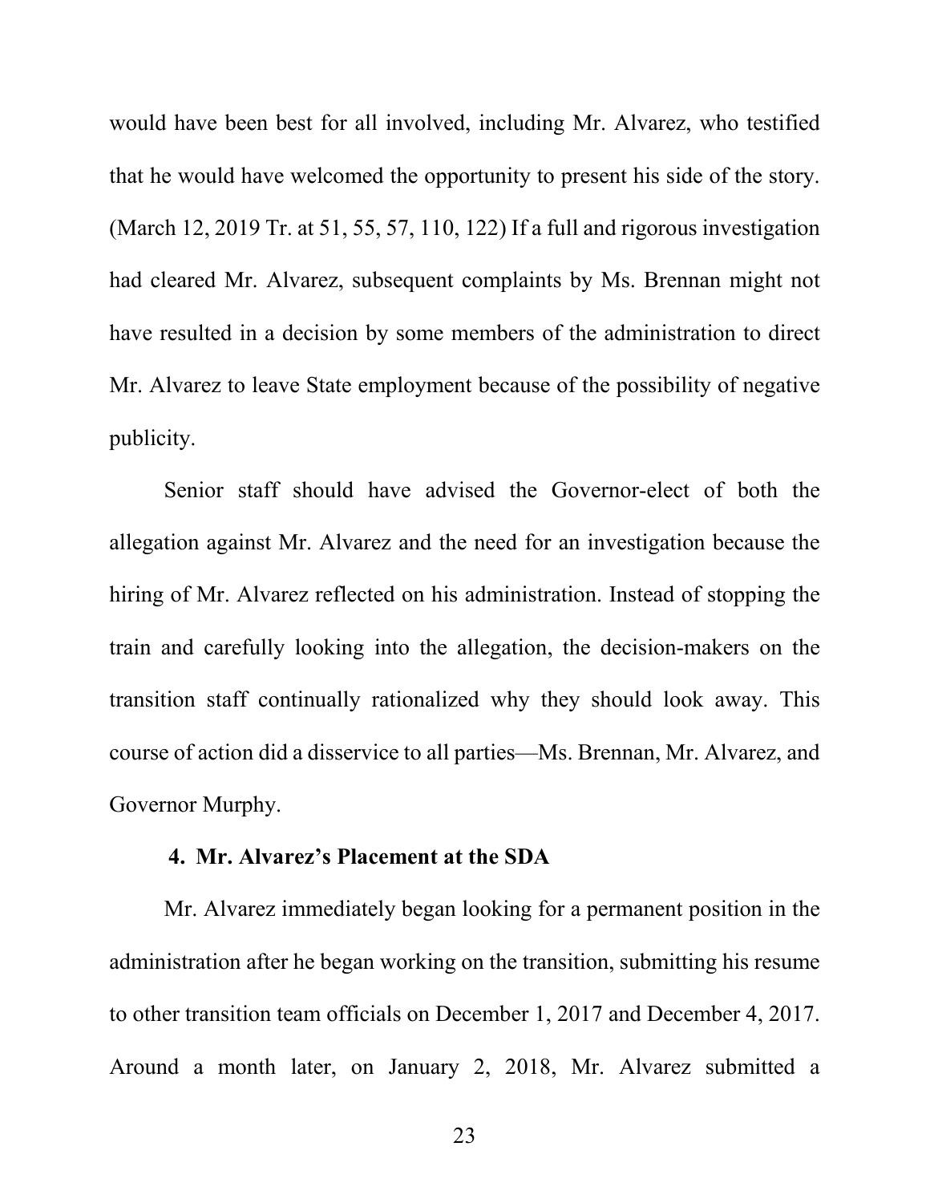would have been best for all involved, including Mr. Alvarez, who testified that he would have welcomed the opportunity to present his side of the story. (March 12, 2019 Tr. at 51, 55, 57, 110, 122) If a full and rigorous investigation had cleared Mr. Alvarez, subsequent complaints by Ms. Brennan might not have resulted in a decision by some members of the administration to direct Mr. Alvarez to leave State employment because of the possibility of negative publicity.

Senior staff should have advised the Governor-elect of both the allegation against Mr. Alvarez and the need for an investigation because the hiring of Mr. Alvarez reflected on his administration. Instead of stopping the train and carefully looking into the allegation, the decision-makers on the transition staff continually rationalized why they should look away. This course of action did a disservice to all parties—Ms. Brennan, Mr. Alvarez, and Governor Murphy.

#### 4. Mr. Alvarez's Placement at the SDA

Mr. Alvarez immediately began looking for a permanent position in the administration after he began working on the transition, submitting his resume to other transition team officials on December 1, 2017 and December 4, 2017. Around a month later, on January 2, 2018, Mr. Alvarez submitted a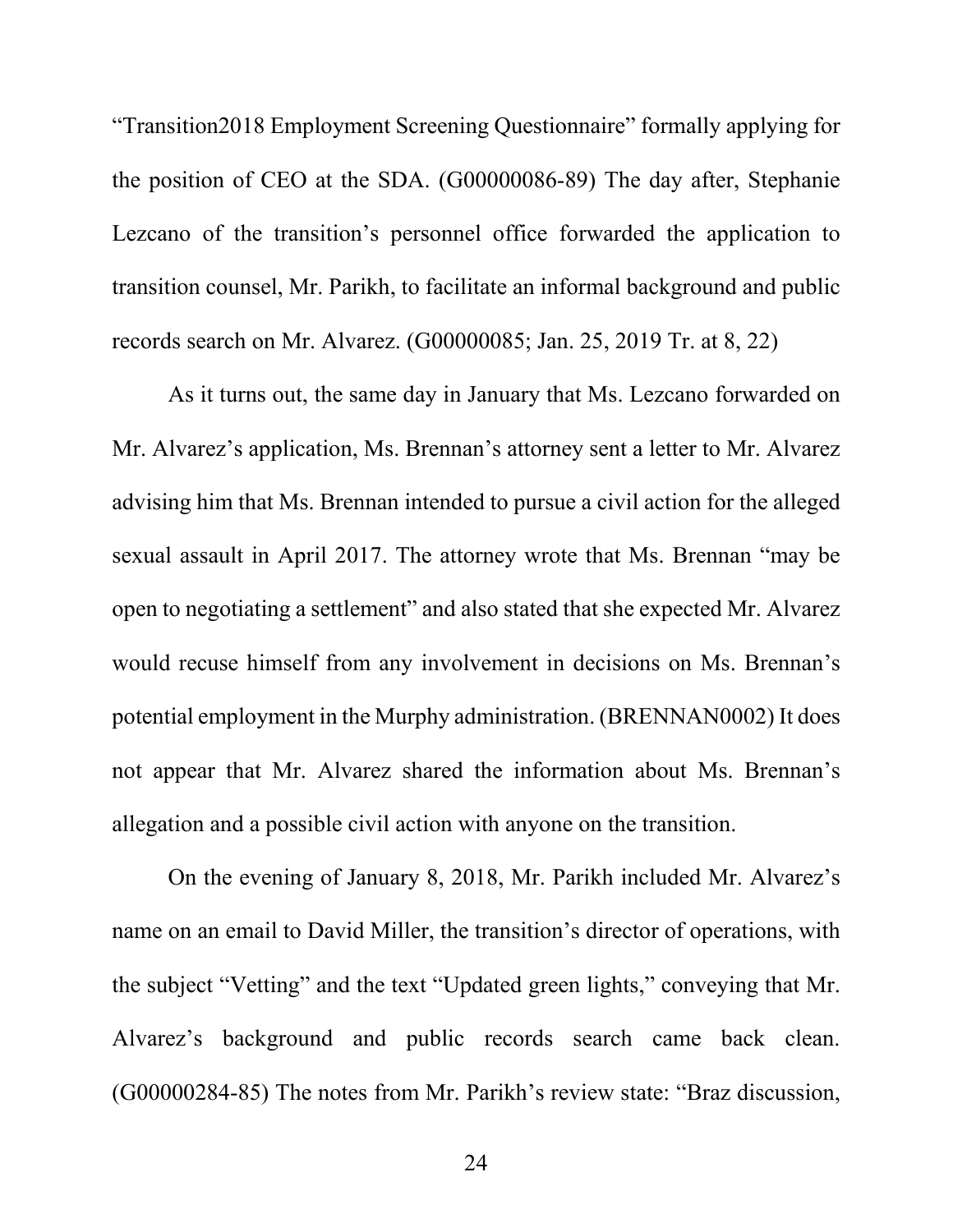"Transition2018 Employment Screening Questionnaire" formally applying for the position of CEO at the SDA. (G00000086-89) The day after, Stephanie Lezcano of the transition's personnel office forwarded the application to transition counsel, Mr. Parikh, to facilitate an informal background and public records search on Mr. Alvarez. (G00000085; Jan. 25, 2019 Tr. at 8, 22)

As it turns out, the same day in January that Ms. Lezcano forwarded on Mr. Alvarez's application, Ms. Brennan's attorney sent a letter to Mr. Alvarez advising him that Ms. Brennan intended to pursue a civil action for the alleged sexual assault in April 2017. The attorney wrote that Ms. Brennan "may be open to negotiating a settlement" and also stated that she expected Mr. Alvarez would recuse himself from any involvement in decisions on Ms. Brennan's potential employment in the Murphy administration. (BRENNAN0002) It does not appear that Mr. Alvarez shared the information about Ms. Brennan's allegation and a possible civil action with anyone on the transition.

On the evening of January 8, 2018, Mr. Parikh included Mr. Alvarez's name on an email to David Miller, the transition's director of operations, with the subject "Vetting" and the text "Updated green lights," conveying that Mr. Alvarez's background and public records search came back clean. (G00000284-85) The notes from Mr. Parikh's review state: "Braz discussion,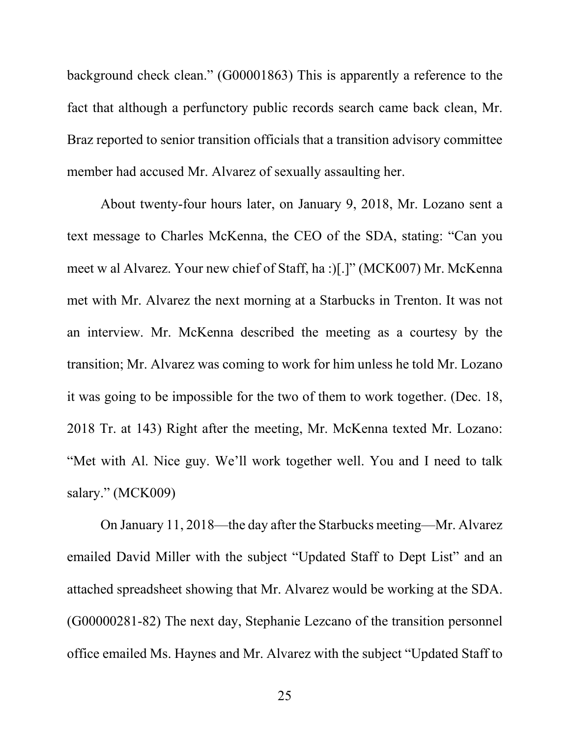background check clean." (G00001863) This is apparently a reference to the fact that although a perfunctory public records search came back clean, Mr. Braz reported to senior transition officials that a transition advisory committee member had accused Mr. Alvarez of sexually assaulting her.

About twenty-four hours later, on January 9, 2018, Mr. Lozano sent a text message to Charles McKenna, the CEO of the SDA, stating: "Can you meet w al Alvarez. Your new chief of Staff, ha :)[.]" (MCK007) Mr. McKenna met with Mr. Alvarez the next morning at a Starbucks in Trenton. It was not an interview. Mr. McKenna described the meeting as a courtesy by the transition; Mr. Alvarez was coming to work for him unless he told Mr. Lozano it was going to be impossible for the two of them to work together. (Dec. 18, 2018 Tr. at 143) Right after the meeting, Mr. McKenna texted Mr. Lozano: "Met with Al. Nice guy. We'll work together well. You and I need to talk salary." (MCK009)

On January 11, 2018—the day after the Starbucks meeting—Mr. Alvarez emailed David Miller with the subject "Updated Staff to Dept List" and an attached spreadsheet showing that Mr. Alvarez would be working at the SDA. (G00000281-82) The next day, Stephanie Lezcano of the transition personnel office emailed Ms. Haynes and Mr. Alvarez with the subject "Updated Staff to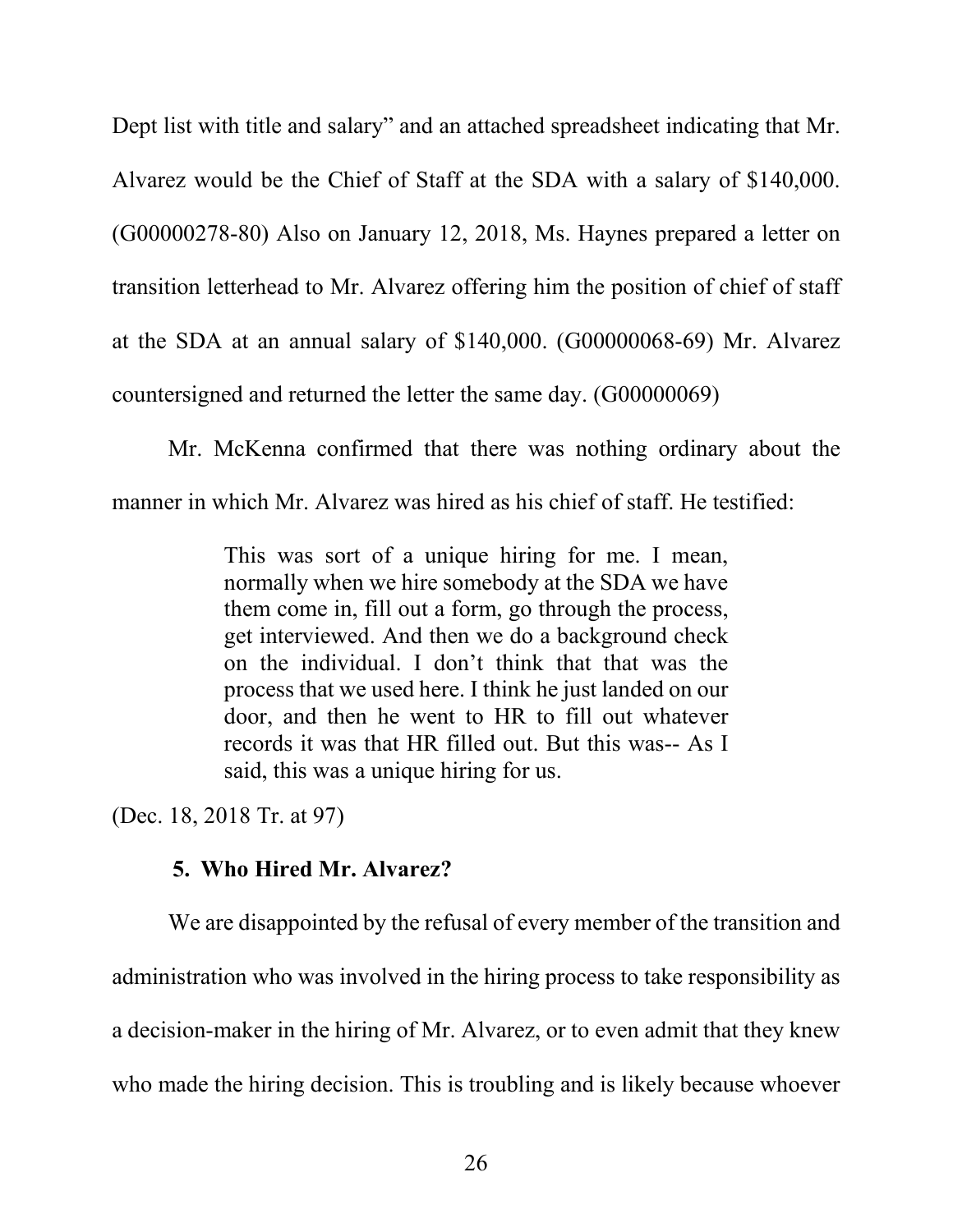Dept list with title and salary" and an attached spreadsheet indicating that Mr. Alvarez would be the Chief of Staff at the SDA with a salary of $140,000. (G00000278-80) Also on January 12, 2018, Ms. Haynes prepared a letter on transition letterhead to Mr. Alvarez offering him the position of chief of staff at the SDA at an annual salary of $140,000. (G00000068-69) Mr. Alvarez countersigned and returned the letter the same day. (G00000069)

Mr. McKenna confirmed that there was nothing ordinary about the manner in which Mr. Alvarez was hired as his chief of staff. He testified:

> This was sort of a unique hiring for me. I mean, normally when we hire somebody at the SDA we have them come in, fill out a form, go through the process, get interviewed. And then we do a background check on the individual. I don't think that that was the process that we used here. I think he just landed on our door, and then he went to HR to fill out whatever records it was that HR filled out. But this was-- As I said, this was a unique hiring for us.

(Dec. 18, 2018 Tr. at 97)

### 5. Who Hired Mr. Alvarez?

We are disappointed by the refusal of every member of the transition and administration who was involved in the hiring process to take responsibility as a decision-maker in the hiring of Mr. Alvarez, or to even admit that they knew who made the hiring decision. This is troubling and is likely because whoever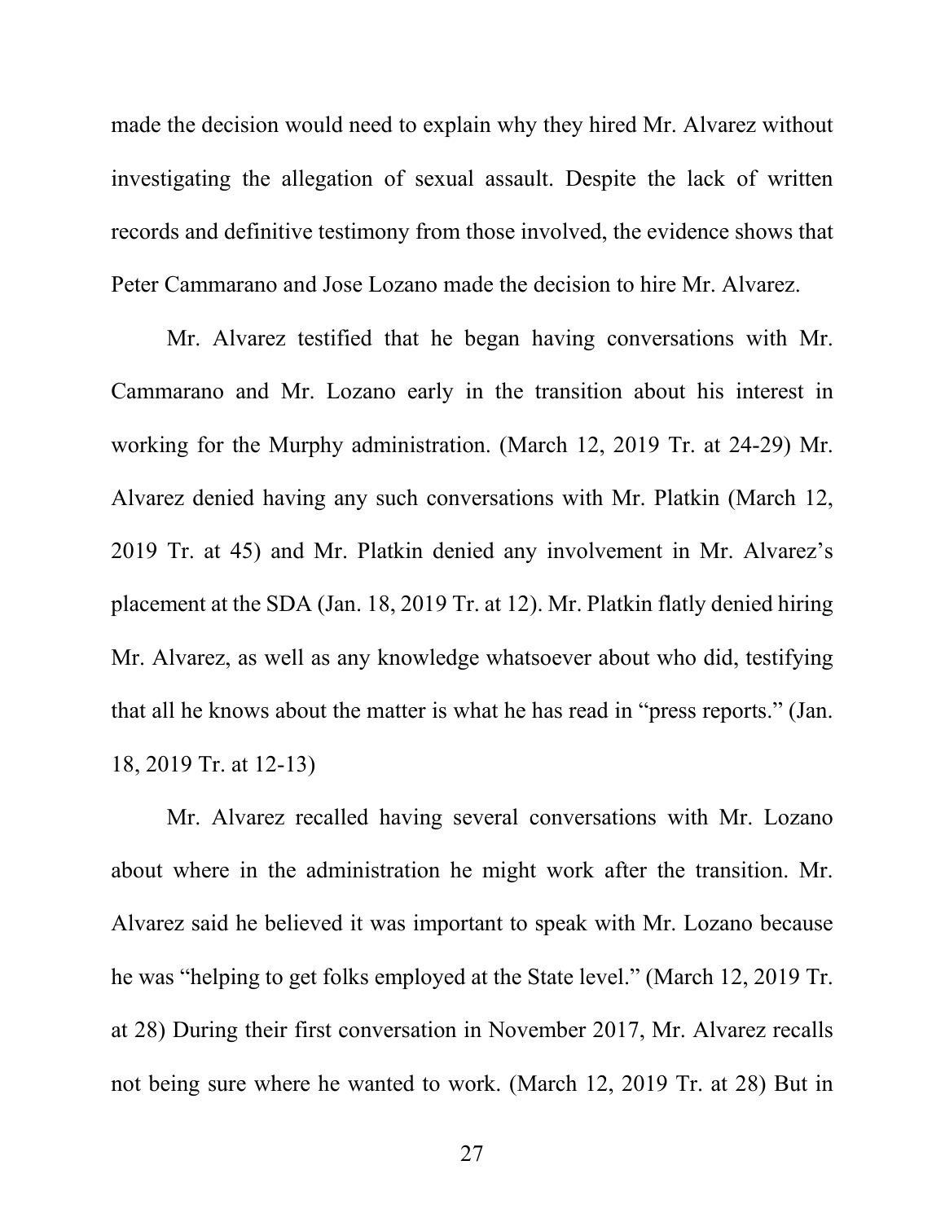made the decision would need to explain why they hired Mr. Alvarez without investigating the allegation of sexual assault. Despite the lack of written records and definitive testimony from those involved, the evidence shows that Peter Cammarano and Jose Lozano made the decision to hire Mr. Alvarez.

Mr. Alvarez testified that he began having conversations with Mr. Cammarano and Mr. Lozano early in the transition about his interest in working for the Murphy administration. (March 12, 2019 Tr. at 24-29) Mr. Alvarez denied having any such conversations with Mr. Platkin (March 12, 2019 Tr. at 45) and Mr. Platkin denied any involvement in Mr. Alvarez's placement at the SDA (Jan. 18, 2019 Tr. at 12). Mr. Platkin flatly denied hiring Mr. Alvarez, as well as any knowledge whatsoever about who did, testifying that all he knows about the matter is what he has read in "press reports." (Jan. 18, 2019 Tr. at 12-13)

Mr. Alvarez recalled having several conversations with Mr. Lozano about where in the administration he might work after the transition. Mr. Alvarez said he believed it was important to speak with Mr. Lozano because he was "helping to get folks employed at the State level." (March 12, 2019 Tr. at 28) During their first conversation in November 2017, Mr. Alvarez recalls not being sure where he wanted to work. (March 12, 2019 Tr. at 28) But in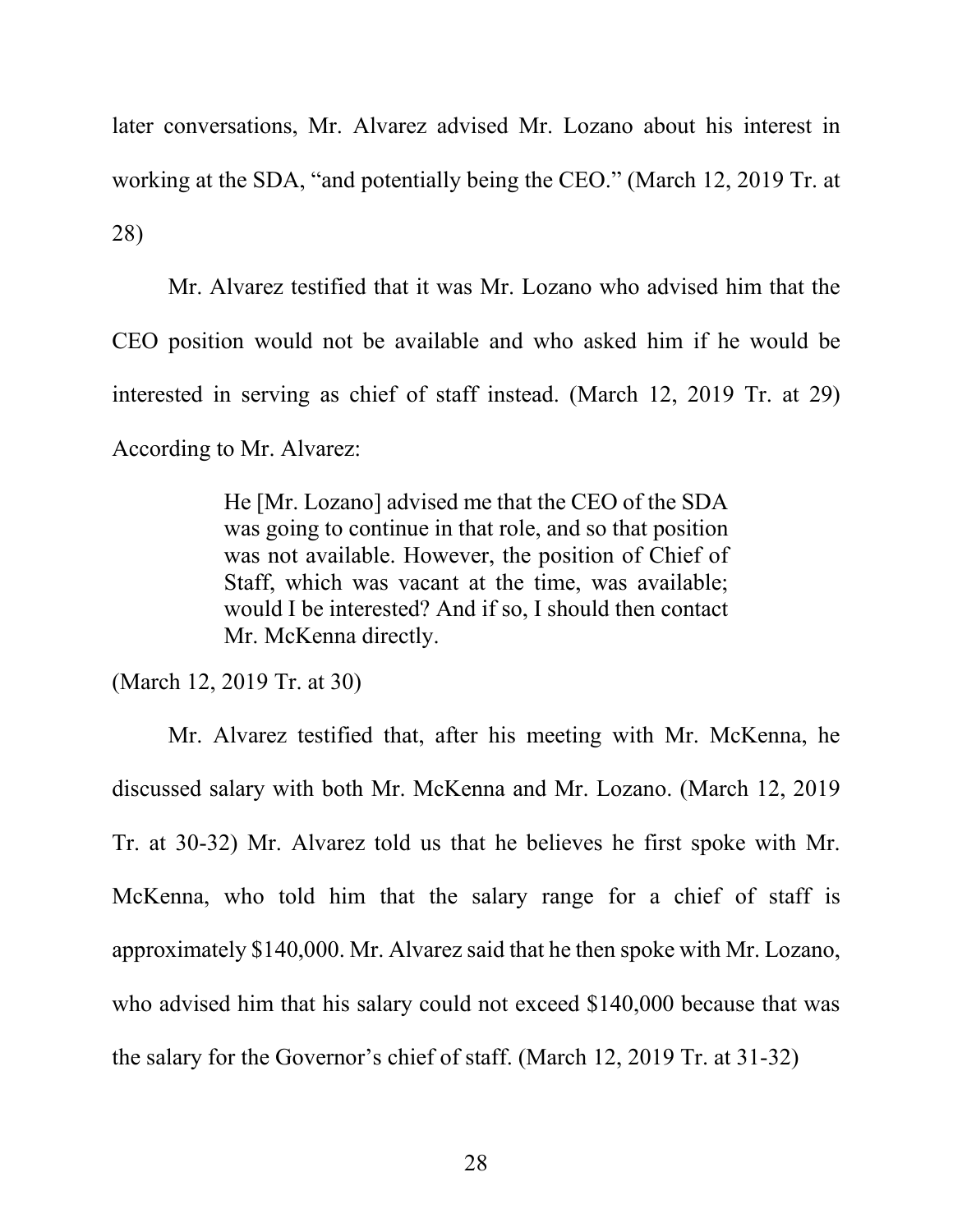later conversations, Mr. Alvarez advised Mr. Lozano about his interest in working at the SDA, "and potentially being the CEO." (March 12, 2019 Tr. at 28)

Mr. Alvarez testified that it was Mr. Lozano who advised him that the CEO position would not be available and who asked him if he would be interested in serving as chief of staff instead. (March 12, 2019 Tr. at 29) According to Mr. Alvarez:

> He [Mr. Lozano] advised me that the CEO of the SDA was going to continue in that role, and so that position was not available. However, the position of Chief of Staff, which was vacant at the time, was available; would I be interested? And if so, I should then contact Mr. McKenna directly.

(March 12, 2019 Tr. at 30)

Mr. Alvarez testified that, after his meeting with Mr. McKenna, he discussed salary with both Mr. McKenna and Mr. Lozano. (March 12, 2019 Tr. at 30-32) Mr. Alvarez told us that he believes he first spoke with Mr. McKenna, who told him that the salary range for a chief of staff is approximately $140,000. Mr. Alvarez said that he then spoke with Mr. Lozano, who advised him that his salary could not exceed $140,000 because that was the salary for the Governor's chief of staff. (March 12, 2019 Tr. at 31-32)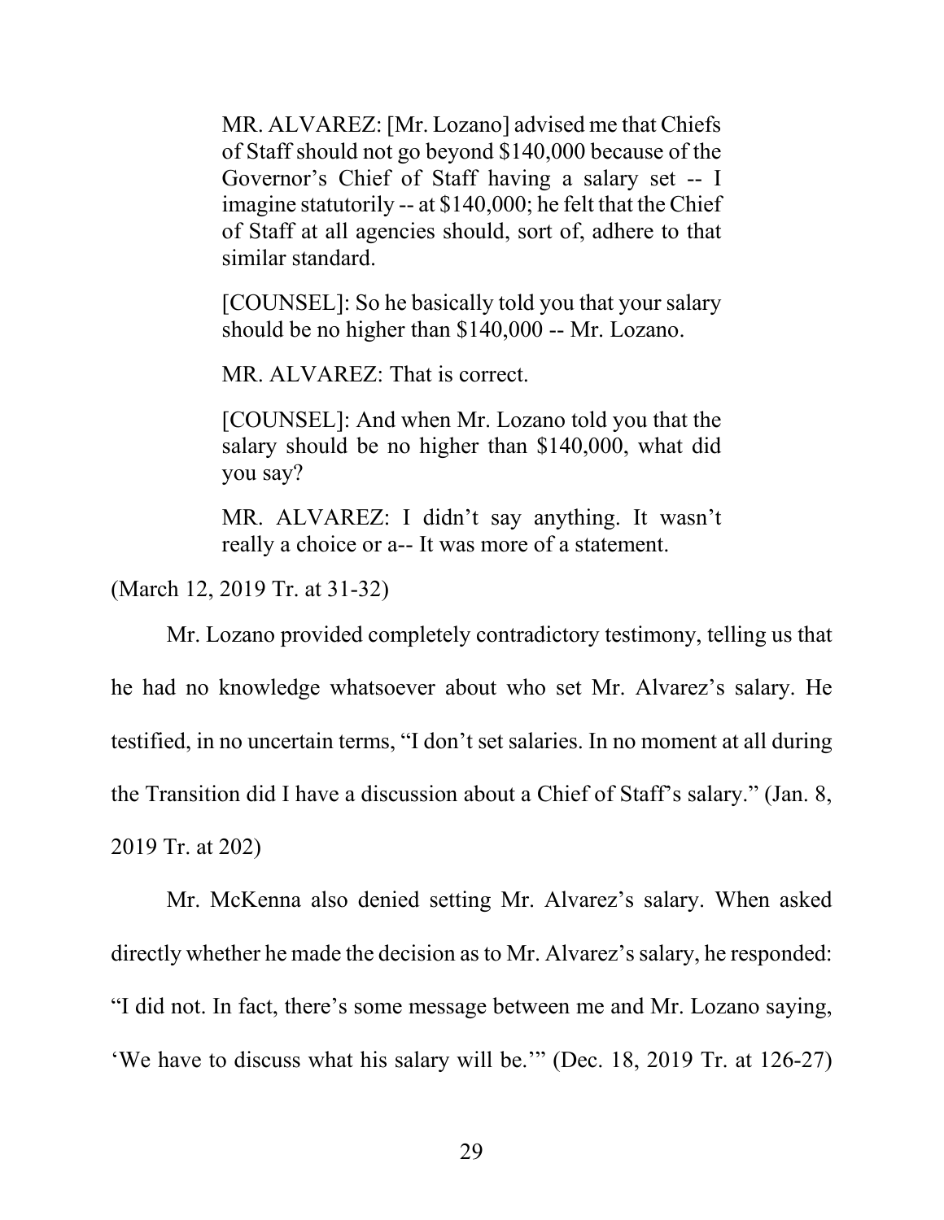> MR. ALVAREZ: [Mr. Lozano] advised me that Chiefs of Staff should not go beyond $140,000 because of the Governor's Chief of Staff having a salary set -- I imagine statutorily -- at $140,000; he felt that the Chief of Staff at all agencies should, sort of, adhere to that similar standard.
>
> [COUNSEL]: So he basically told you that your salary should be no higher than $140,000 -- Mr. Lozano.
>
> MR. ALVAREZ: That is correct.
>
> [COUNSEL]: And when Mr. Lozano told you that the salary should be no higher than $140,000, what did you say?
>
> MR. ALVAREZ: I didn't say anything. It wasn't really a choice or a-- It was more of a statement.

(March 12, 2019 Tr. at 31-32)

Mr. Lozano provided completely contradictory testimony, telling us that he had no knowledge whatsoever about who set Mr. Alvarez's salary. He testified, in no uncertain terms, "I don't set salaries. In no moment at all during the Transition did I have a discussion about a Chief of Staff's salary." (Jan. 8, 2019 Tr. at 202)

Mr. McKenna also denied setting Mr. Alvarez's salary. When asked directly whether he made the decision as to Mr. Alvarez's salary, he responded: "I did not. In fact, there's some message between me and Mr. Lozano saying, 'We have to discuss what his salary will be.'" (Dec. 18, 2019 Tr. at 126-27)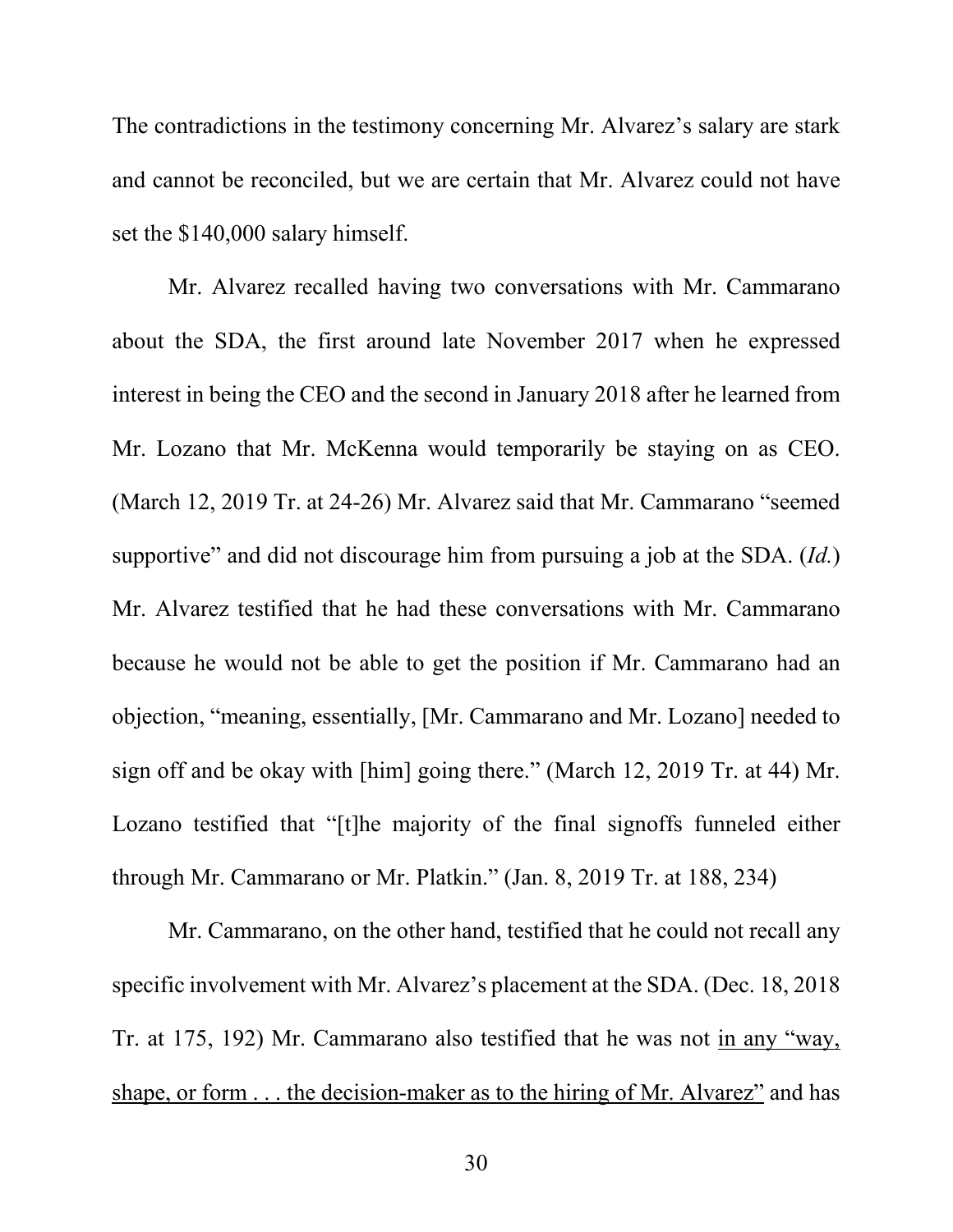The contradictions in the testimony concerning Mr. Alvarez's salary are stark and cannot be reconciled, but we are certain that Mr. Alvarez could not have set the $140,000 salary himself.

Mr. Alvarez recalled having two conversations with Mr. Cammarano about the SDA, the first around late November 2017 when he expressed interest in being the CEO and the second in January 2018 after he learned from Mr. Lozano that Mr. McKenna would temporarily be staying on as CEO. (March 12, 2019 Tr. at 24-26) Mr. Alvarez said that Mr. Cammarano "seemed supportive" and did not discourage him from pursuing a job at the SDA. (*Id.*) Mr. Alvarez testified that he had these conversations with Mr. Cammarano because he would not be able to get the position if Mr. Cammarano had an objection, "meaning, essentially, [Mr. Cammarano and Mr. Lozano] needed to sign off and be okay with [him] going there." (March 12, 2019 Tr. at 44) Mr. Lozano testified that "[t]he majority of the final signoffs funneled either through Mr. Cammarano or Mr. Platkin." (Jan. 8, 2019 Tr. at 188, 234)

Mr. Cammarano, on the other hand, testified that he could not recall any specific involvement with Mr. Alvarez's placement at the SDA. (Dec. 18, 2018 Tr. at 175, 192) Mr. Cammarano also testified that he was not <u>in any "way, shape, or form . . . the decision-maker as to the hiring of Mr. Alvarez"</u> and has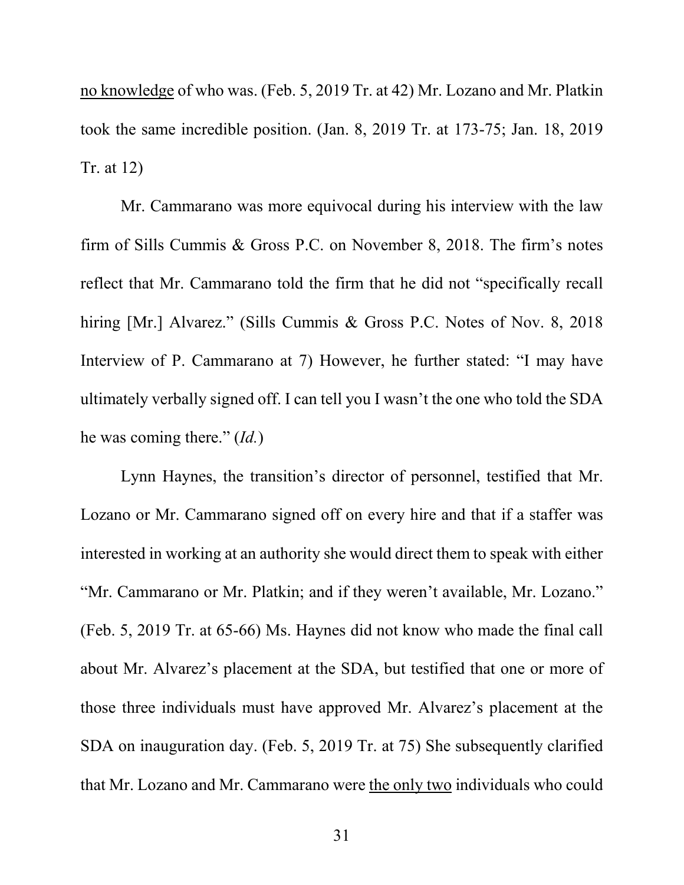no knowledge of who was. (Feb. 5, 2019 Tr. at 42) Mr. Lozano and Mr. Platkin took the same incredible position. (Jan. 8, 2019 Tr. at 173-75; Jan. 18, 2019 Tr. at 12)

Mr. Cammarano was more equivocal during his interview with the law firm of Sills Cummis & Gross P.C. on November 8, 2018. The firm's notes reflect that Mr. Cammarano told the firm that he did not "specifically recall hiring [Mr.] Alvarez." (Sills Cummis & Gross P.C. Notes of Nov. 8, 2018 Interview of P. Cammarano at 7) However, he further stated: "I may have ultimately verbally signed off. I can tell you I wasn't the one who told the SDA he was coming there." (*Id.*)

Lynn Haynes, the transition's director of personnel, testified that Mr. Lozano or Mr. Cammarano signed off on every hire and that if a staffer was interested in working at an authority she would direct them to speak with either "Mr. Cammarano or Mr. Platkin; and if they weren't available, Mr. Lozano." (Feb. 5, 2019 Tr. at 65-66) Ms. Haynes did not know who made the final call about Mr. Alvarez's placement at the SDA, but testified that one or more of those three individuals must have approved Mr. Alvarez's placement at the SDA on inauguration day. (Feb. 5, 2019 Tr. at 75) She subsequently clarified that Mr. Lozano and Mr. Cammarano were the only two individuals who could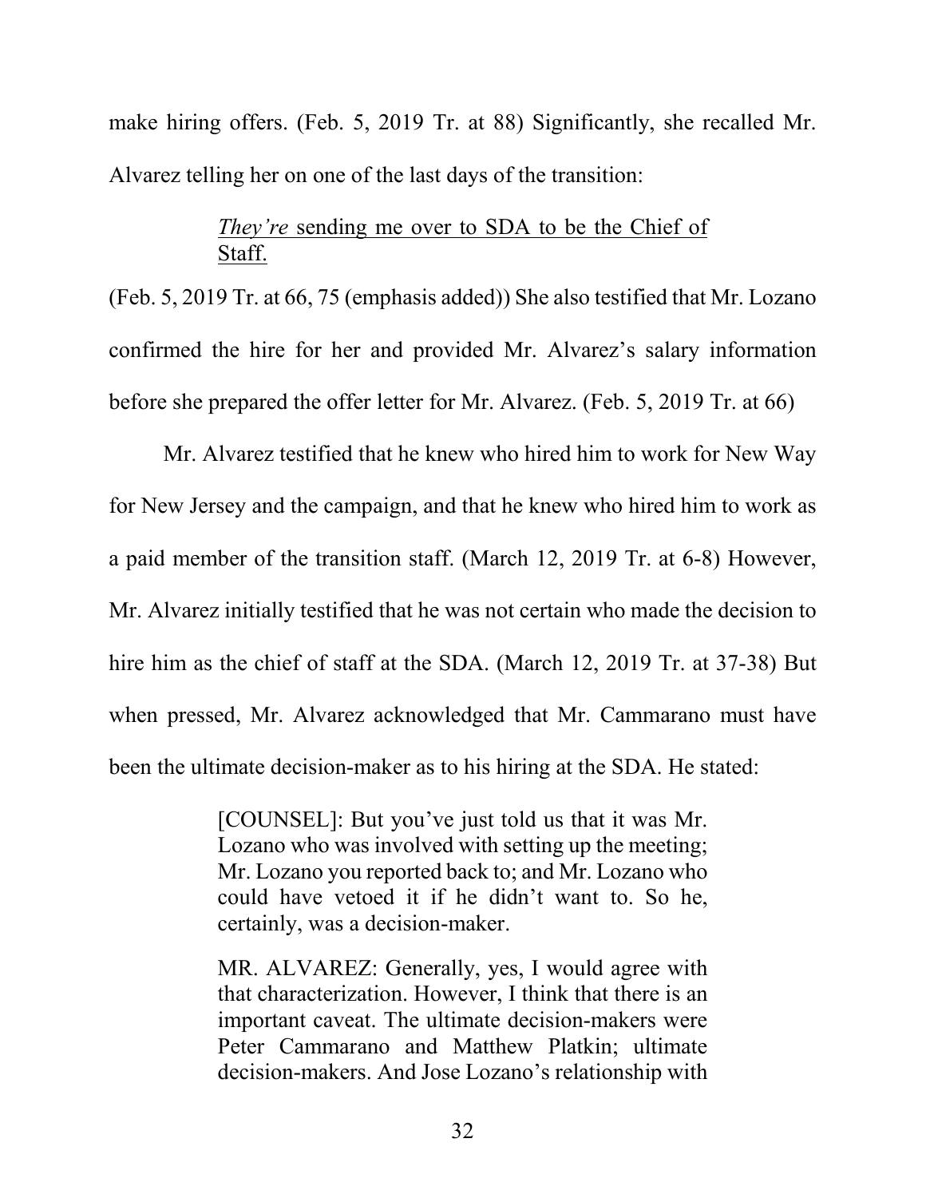make hiring offers. (Feb. 5, 2019 Tr. at 88) Significantly, she recalled Mr. Alvarez telling her on one of the last days of the transition:

> <u>*They're* sending me over to SDA to be the Chief of Staff.</u>

(Feb. 5, 2019 Tr. at 66, 75 (emphasis added)) She also testified that Mr. Lozano confirmed the hire for her and provided Mr. Alvarez's salary information before she prepared the offer letter for Mr. Alvarez. (Feb. 5, 2019 Tr. at 66)

Mr. Alvarez testified that he knew who hired him to work for New Way for New Jersey and the campaign, and that he knew who hired him to work as a paid member of the transition staff. (March 12, 2019 Tr. at 6-8) However, Mr. Alvarez initially testified that he was not certain who made the decision to hire him as the chief of staff at the SDA. (March 12, 2019 Tr. at 37-38) But when pressed, Mr. Alvarez acknowledged that Mr. Cammarano must have been the ultimate decision-maker as to his hiring at the SDA. He stated:

> [COUNSEL]: But you've just told us that it was Mr. Lozano who was involved with setting up the meeting; Mr. Lozano you reported back to; and Mr. Lozano who could have vetoed it if he didn't want to. So he, certainly, was a decision-maker.
>
> MR. ALVAREZ: Generally, yes, I would agree with that characterization. However, I think that there is an important caveat. The ultimate decision-makers were Peter Cammarano and Matthew Platkin; ultimate decision-makers. And Jose Lozano's relationship with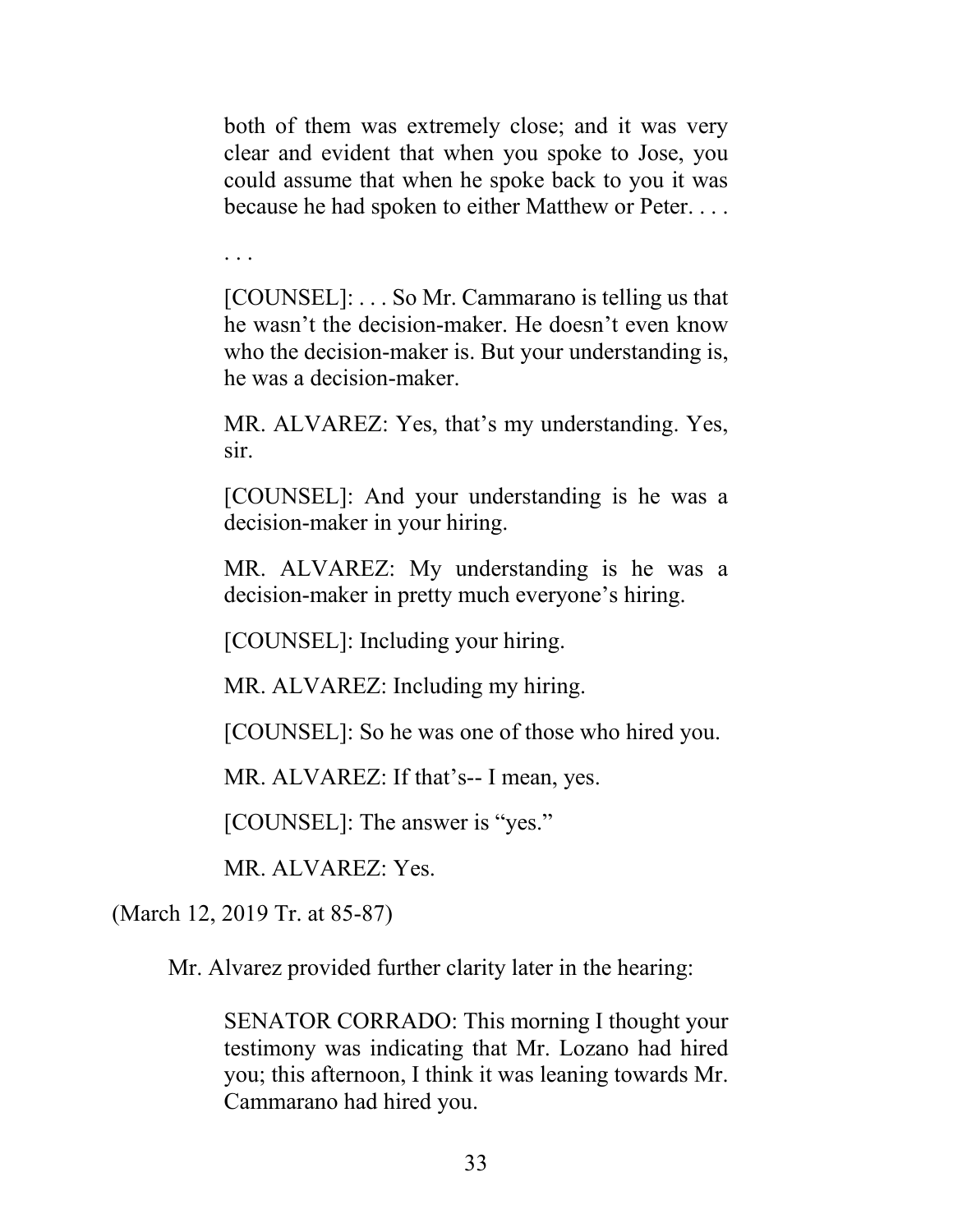> both of them was extremely close; and it was very clear and evident that when you spoke to Jose, you could assume that when he spoke back to you it was because he had spoken to either Matthew or Peter. . . .
>
> . . .
>
> [COUNSEL]: . . . So Mr. Cammarano is telling us that he wasn't the decision-maker. He doesn't even know who the decision-maker is. But your understanding is, he was a decision-maker.
>
> MR. ALVAREZ: Yes, that's my understanding. Yes, sir.
>
> [COUNSEL]: And your understanding is he was a decision-maker in your hiring.
>
> MR. ALVAREZ: My understanding is he was a decision-maker in pretty much everyone's hiring.
>
> [COUNSEL]: Including your hiring.
>
> MR. ALVAREZ: Including my hiring.
>
> [COUNSEL]: So he was one of those who hired you.
>
> MR. ALVAREZ: If that's-- I mean, yes.
>
> [COUNSEL]: The answer is "yes."
>
> MR. ALVAREZ: Yes.

(March 12, 2019 Tr. at 85-87)

Mr. Alvarez provided further clarity later in the hearing:

> SENATOR CORRADO: This morning I thought your testimony was indicating that Mr. Lozano had hired you; this afternoon, I think it was leaning towards Mr. Cammarano had hired you.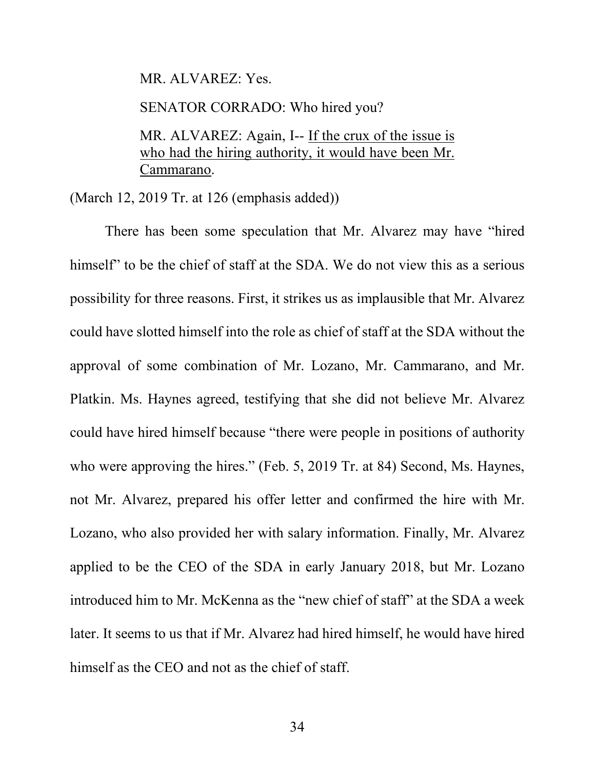> MR. ALVAREZ: Yes.
>
> SENATOR CORRADO: Who hired you?
>
> MR. ALVAREZ: Again, I-- <u>If the crux of the issue is who had the hiring authority, it would have been Mr. Cammarano</u>.

(March 12, 2019 Tr. at 126 (emphasis added))

There has been some speculation that Mr. Alvarez may have "hired himself" to be the chief of staff at the SDA. We do not view this as a serious possibility for three reasons. First, it strikes us as implausible that Mr. Alvarez could have slotted himself into the role as chief of staff at the SDA without the approval of some combination of Mr. Lozano, Mr. Cammarano, and Mr. Platkin. Ms. Haynes agreed, testifying that she did not believe Mr. Alvarez could have hired himself because "there were people in positions of authority who were approving the hires." (Feb. 5, 2019 Tr. at 84) Second, Ms. Haynes, not Mr. Alvarez, prepared his offer letter and confirmed the hire with Mr. Lozano, who also provided her with salary information. Finally, Mr. Alvarez applied to be the CEO of the SDA in early January 2018, but Mr. Lozano introduced him to Mr. McKenna as the "new chief of staff" at the SDA a week later. It seems to us that if Mr. Alvarez had hired himself, he would have hired himself as the CEO and not as the chief of staff.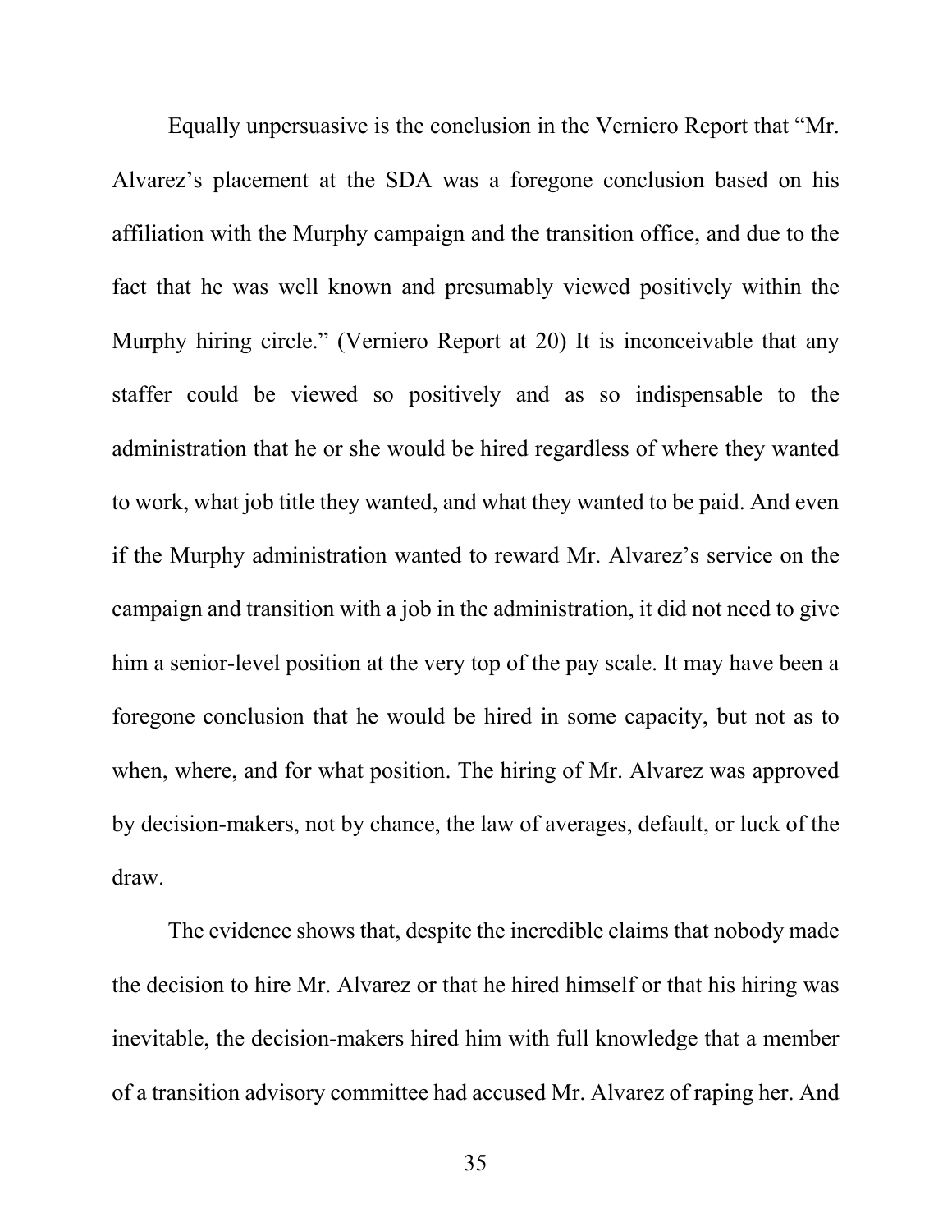Equally unpersuasive is the conclusion in the Verniero Report that "Mr. Alvarez's placement at the SDA was a foregone conclusion based on his affiliation with the Murphy campaign and the transition office, and due to the fact that he was well known and presumably viewed positively within the Murphy hiring circle." (Verniero Report at 20) It is inconceivable that any staffer could be viewed so positively and as so indispensable to the administration that he or she would be hired regardless of where they wanted to work, what job title they wanted, and what they wanted to be paid. And even if the Murphy administration wanted to reward Mr. Alvarez's service on the campaign and transition with a job in the administration, it did not need to give him a senior-level position at the very top of the pay scale. It may have been a foregone conclusion that he would be hired in some capacity, but not as to when, where, and for what position. The hiring of Mr. Alvarez was approved by decision-makers, not by chance, the law of averages, default, or luck of the draw.

The evidence shows that, despite the incredible claims that nobody made the decision to hire Mr. Alvarez or that he hired himself or that his hiring was inevitable, the decision-makers hired him with full knowledge that a member of a transition advisory committee had accused Mr. Alvarez of raping her. And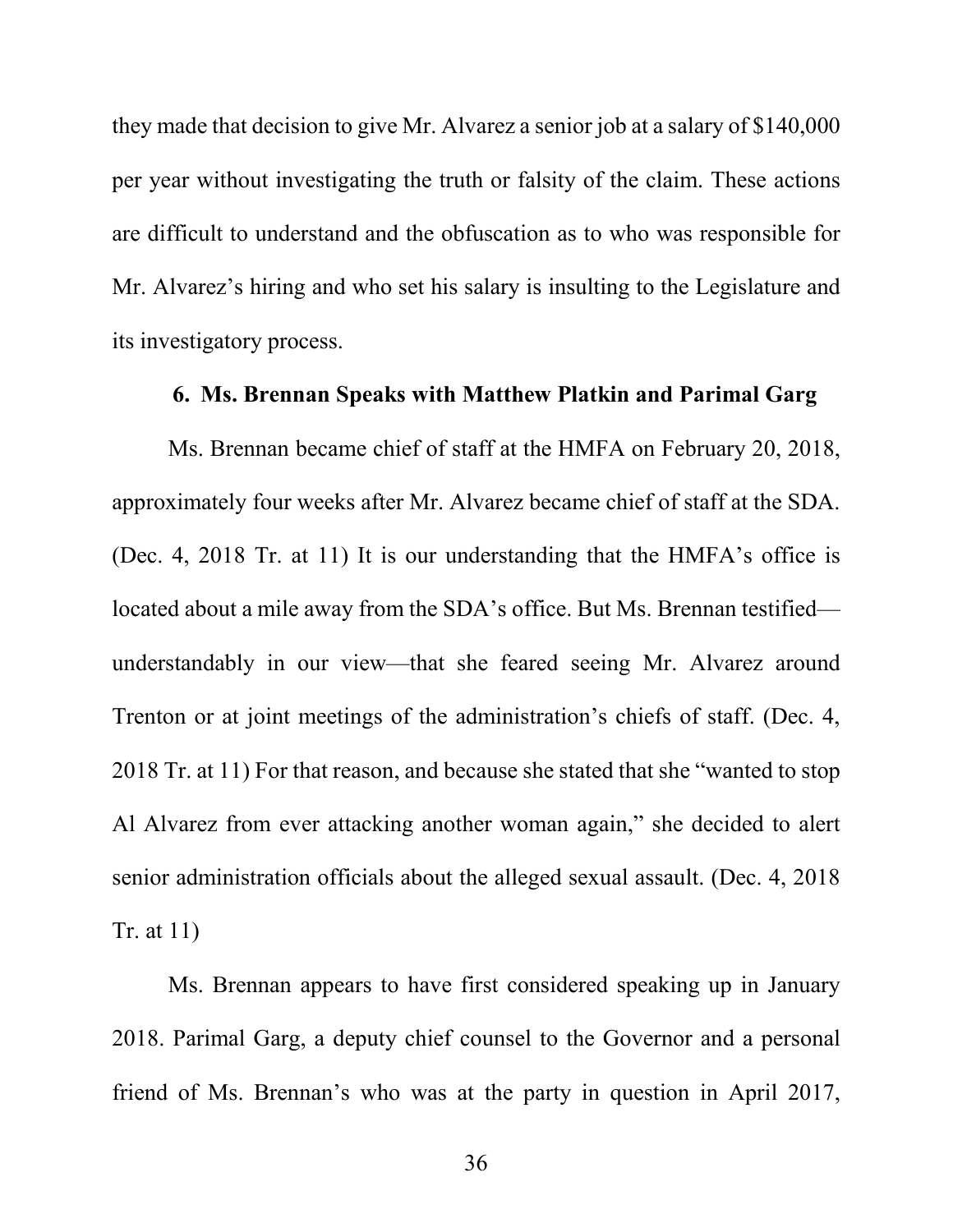they made that decision to give Mr. Alvarez a senior job at a salary of $140,000 per year without investigating the truth or falsity of the claim. These actions are difficult to understand and the obfuscation as to who was responsible for Mr. Alvarez's hiring and who set his salary is insulting to the Legislature and its investigatory process.

### 6. Ms. Brennan Speaks with Matthew Platkin and Parimal Garg

Ms. Brennan became chief of staff at the HMFA on February 20, 2018, approximately four weeks after Mr. Alvarez became chief of staff at the SDA. (Dec. 4, 2018 Tr. at 11) It is our understanding that the HMFA's office is located about a mile away from the SDA's office. But Ms. Brennan testified—understandably in our view—that she feared seeing Mr. Alvarez around Trenton or at joint meetings of the administration's chiefs of staff. (Dec. 4, 2018 Tr. at 11) For that reason, and because she stated that she "wanted to stop Al Alvarez from ever attacking another woman again," she decided to alert senior administration officials about the alleged sexual assault. (Dec. 4, 2018 Tr. at 11)

Ms. Brennan appears to have first considered speaking up in January 2018. Parimal Garg, a deputy chief counsel to the Governor and a personal friend of Ms. Brennan's who was at the party in question in April 2017,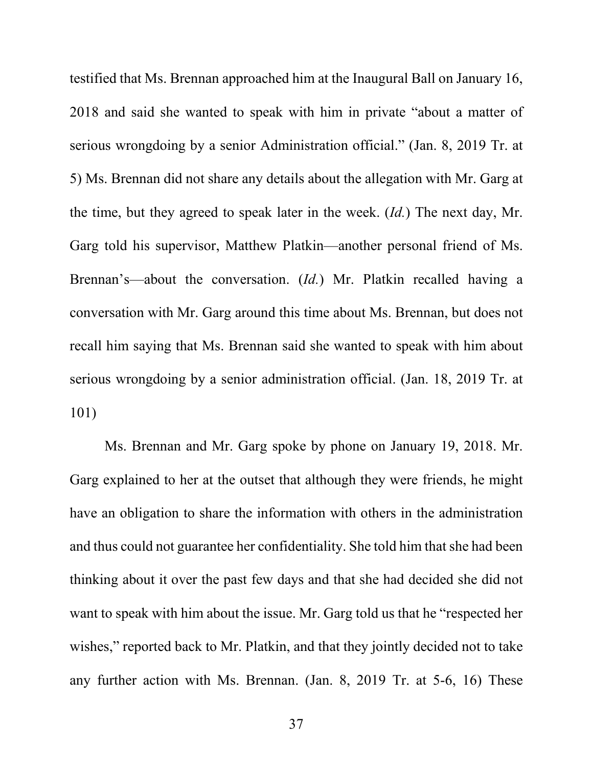testified that Ms. Brennan approached him at the Inaugural Ball on January 16, 2018 and said she wanted to speak with him in private "about a matter of serious wrongdoing by a senior Administration official." (Jan. 8, 2019 Tr. at 5) Ms. Brennan did not share any details about the allegation with Mr. Garg at the time, but they agreed to speak later in the week. (*Id.*) The next day, Mr. Garg told his supervisor, Matthew Platkin—another personal friend of Ms. Brennan's—about the conversation. (*Id.*) Mr. Platkin recalled having a conversation with Mr. Garg around this time about Ms. Brennan, but does not recall him saying that Ms. Brennan said she wanted to speak with him about serious wrongdoing by a senior administration official. (Jan. 18, 2019 Tr. at 101)

Ms. Brennan and Mr. Garg spoke by phone on January 19, 2018. Mr. Garg explained to her at the outset that although they were friends, he might have an obligation to share the information with others in the administration and thus could not guarantee her confidentiality. She told him that she had been thinking about it over the past few days and that she had decided she did not want to speak with him about the issue. Mr. Garg told us that he "respected her wishes," reported back to Mr. Platkin, and that they jointly decided not to take any further action with Ms. Brennan. (Jan. 8, 2019 Tr. at 5-6, 16) These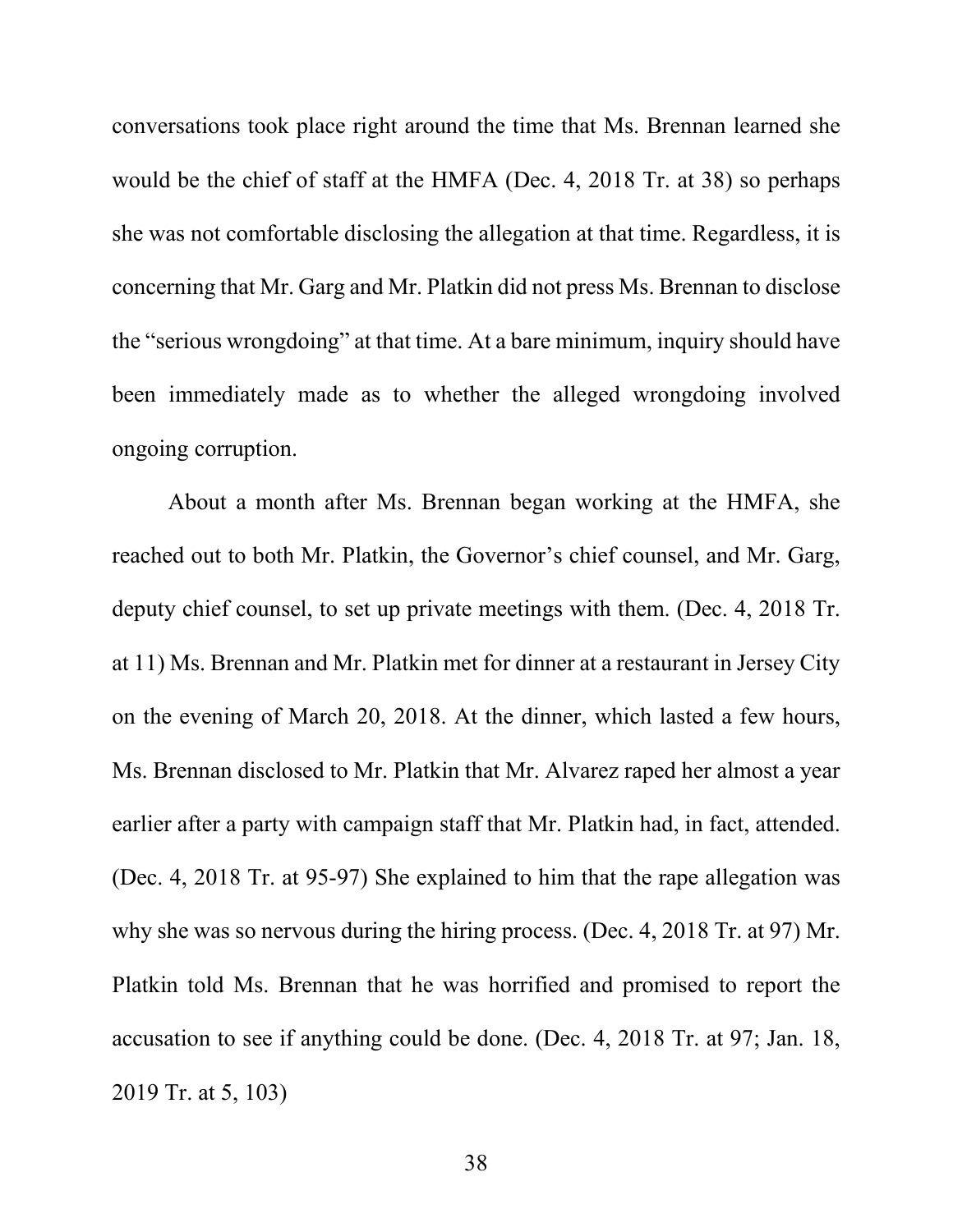conversations took place right around the time that Ms. Brennan learned she would be the chief of staff at the HMFA (Dec. 4, 2018 Tr. at 38) so perhaps she was not comfortable disclosing the allegation at that time. Regardless, it is concerning that Mr. Garg and Mr. Platkin did not press Ms. Brennan to disclose the "serious wrongdoing" at that time. At a bare minimum, inquiry should have been immediately made as to whether the alleged wrongdoing involved ongoing corruption.

About a month after Ms. Brennan began working at the HMFA, she reached out to both Mr. Platkin, the Governor's chief counsel, and Mr. Garg, deputy chief counsel, to set up private meetings with them. (Dec. 4, 2018 Tr. at 11) Ms. Brennan and Mr. Platkin met for dinner at a restaurant in Jersey City on the evening of March 20, 2018. At the dinner, which lasted a few hours, Ms. Brennan disclosed to Mr. Platkin that Mr. Alvarez raped her almost a year earlier after a party with campaign staff that Mr. Platkin had, in fact, attended. (Dec. 4, 2018 Tr. at 95-97) She explained to him that the rape allegation was why she was so nervous during the hiring process. (Dec. 4, 2018 Tr. at 97) Mr. Platkin told Ms. Brennan that he was horrified and promised to report the accusation to see if anything could be done. (Dec. 4, 2018 Tr. at 97; Jan. 18, 2019 Tr. at 5, 103)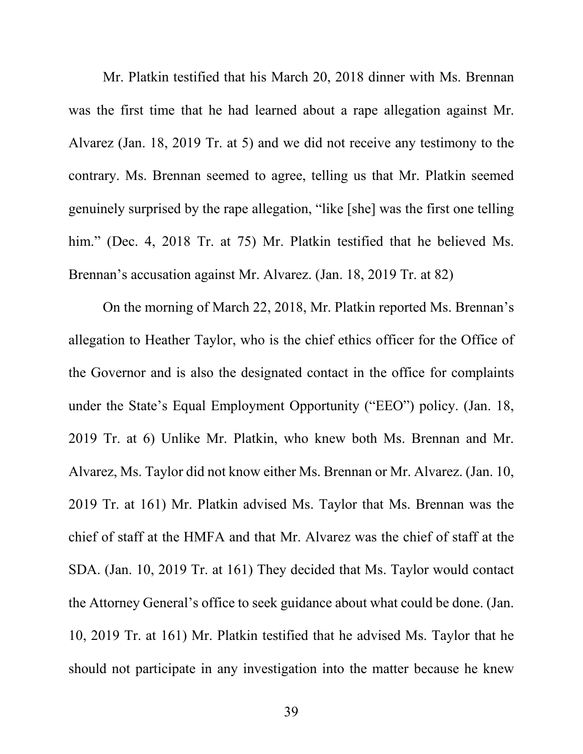Mr. Platkin testified that his March 20, 2018 dinner with Ms. Brennan was the first time that he had learned about a rape allegation against Mr. Alvarez (Jan. 18, 2019 Tr. at 5) and we did not receive any testimony to the contrary. Ms. Brennan seemed to agree, telling us that Mr. Platkin seemed genuinely surprised by the rape allegation, "like [she] was the first one telling him." (Dec. 4, 2018 Tr. at 75) Mr. Platkin testified that he believed Ms. Brennan's accusation against Mr. Alvarez. (Jan. 18, 2019 Tr. at 82)

On the morning of March 22, 2018, Mr. Platkin reported Ms. Brennan's allegation to Heather Taylor, who is the chief ethics officer for the Office of the Governor and is also the designated contact in the office for complaints under the State's Equal Employment Opportunity ("EEO") policy. (Jan. 18, 2019 Tr. at 6) Unlike Mr. Platkin, who knew both Ms. Brennan and Mr. Alvarez, Ms. Taylor did not know either Ms. Brennan or Mr. Alvarez. (Jan. 10, 2019 Tr. at 161) Mr. Platkin advised Ms. Taylor that Ms. Brennan was the chief of staff at the HMFA and that Mr. Alvarez was the chief of staff at the SDA. (Jan. 10, 2019 Tr. at 161) They decided that Ms. Taylor would contact the Attorney General's office to seek guidance about what could be done. (Jan. 10, 2019 Tr. at 161) Mr. Platkin testified that he advised Ms. Taylor that he should not participate in any investigation into the matter because he knew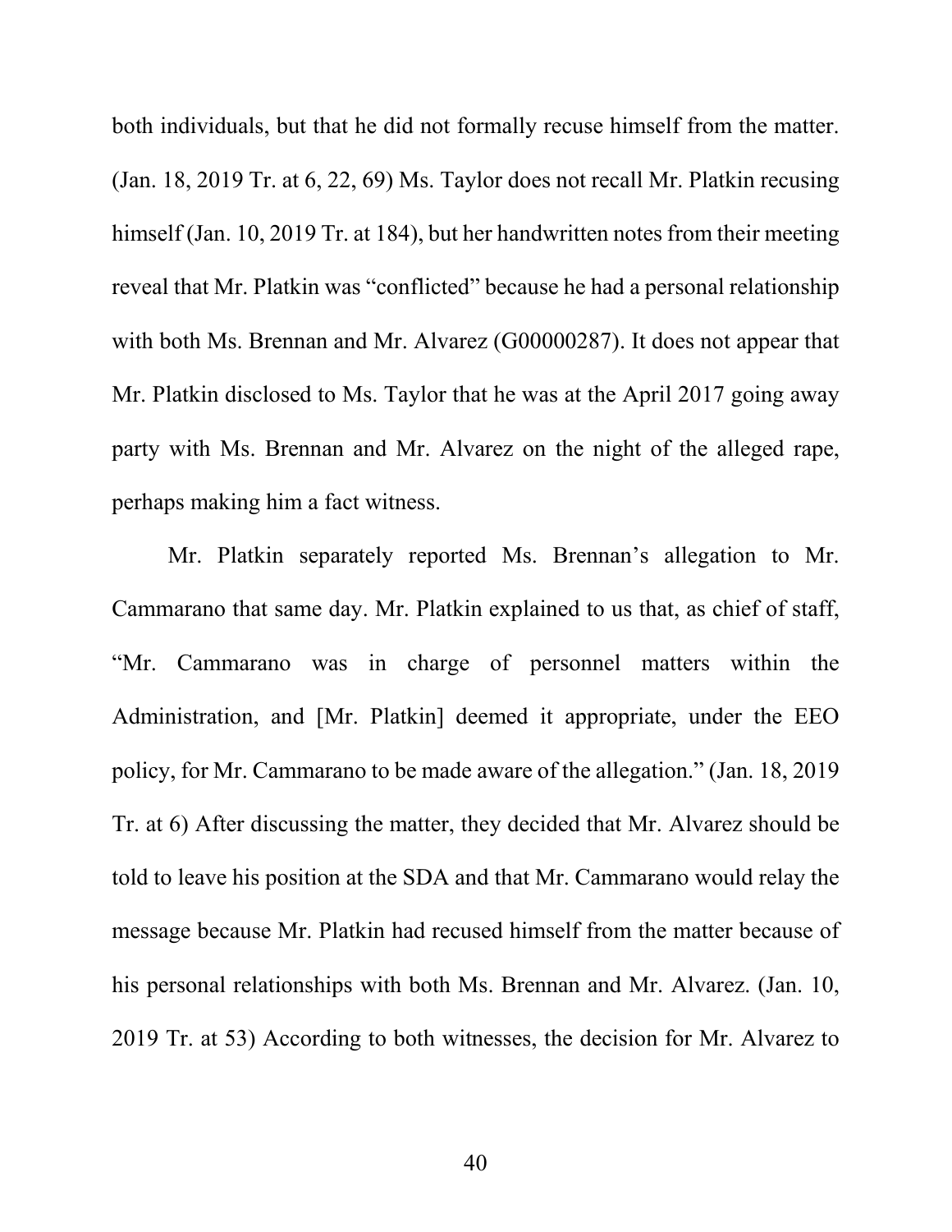both individuals, but that he did not formally recuse himself from the matter. (Jan. 18, 2019 Tr. at 6, 22, 69) Ms. Taylor does not recall Mr. Platkin recusing himself (Jan. 10, 2019 Tr. at 184), but her handwritten notes from their meeting reveal that Mr. Platkin was "conflicted" because he had a personal relationship with both Ms. Brennan and Mr. Alvarez (G00000287). It does not appear that Mr. Platkin disclosed to Ms. Taylor that he was at the April 2017 going away party with Ms. Brennan and Mr. Alvarez on the night of the alleged rape, perhaps making him a fact witness.

Mr. Platkin separately reported Ms. Brennan's allegation to Mr. Cammarano that same day. Mr. Platkin explained to us that, as chief of staff, "Mr. Cammarano was in charge of personnel matters within the Administration, and [Mr. Platkin] deemed it appropriate, under the EEO policy, for Mr. Cammarano to be made aware of the allegation." (Jan. 18, 2019 Tr. at 6) After discussing the matter, they decided that Mr. Alvarez should be told to leave his position at the SDA and that Mr. Cammarano would relay the message because Mr. Platkin had recused himself from the matter because of his personal relationships with both Ms. Brennan and Mr. Alvarez. (Jan. 10, 2019 Tr. at 53) According to both witnesses, the decision for Mr. Alvarez to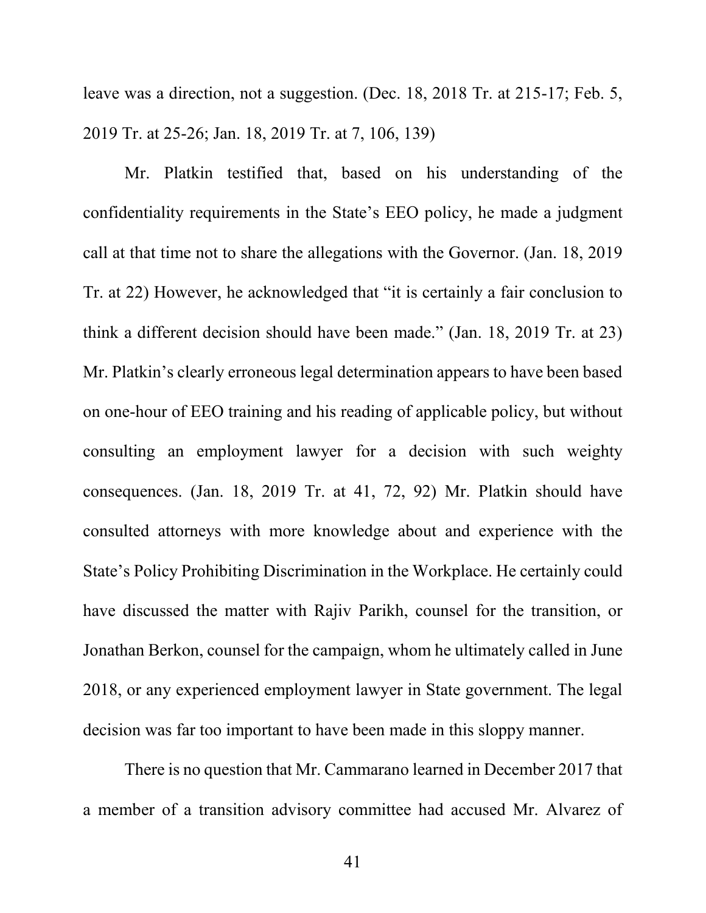leave was a direction, not a suggestion. (Dec. 18, 2018 Tr. at 215-17; Feb. 5, 2019 Tr. at 25-26; Jan. 18, 2019 Tr. at 7, 106, 139)

Mr. Platkin testified that, based on his understanding of the confidentiality requirements in the State's EEO policy, he made a judgment call at that time not to share the allegations with the Governor. (Jan. 18, 2019 Tr. at 22) However, he acknowledged that "it is certainly a fair conclusion to think a different decision should have been made." (Jan. 18, 2019 Tr. at 23) Mr. Platkin's clearly erroneous legal determination appears to have been based on one-hour of EEO training and his reading of applicable policy, but without consulting an employment lawyer for a decision with such weighty consequences. (Jan. 18, 2019 Tr. at 41, 72, 92) Mr. Platkin should have consulted attorneys with more knowledge about and experience with the State's Policy Prohibiting Discrimination in the Workplace. He certainly could have discussed the matter with Rajiv Parikh, counsel for the transition, or Jonathan Berkon, counsel for the campaign, whom he ultimately called in June 2018, or any experienced employment lawyer in State government. The legal decision was far too important to have been made in this sloppy manner.

There is no question that Mr. Cammarano learned in December 2017 that a member of a transition advisory committee had accused Mr. Alvarez of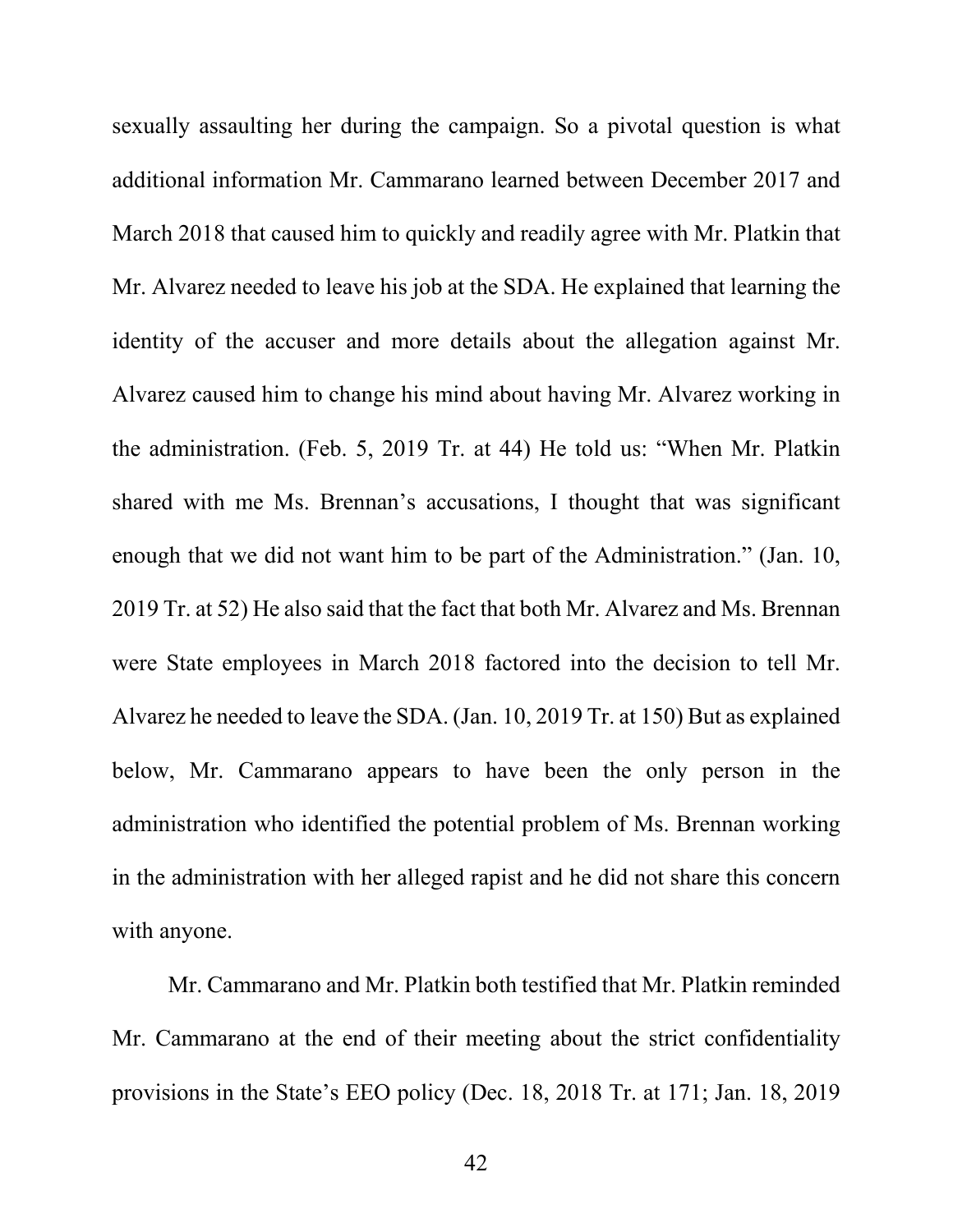sexually assaulting her during the campaign. So a pivotal question is what additional information Mr. Cammarano learned between December 2017 and March 2018 that caused him to quickly and readily agree with Mr. Platkin that Mr. Alvarez needed to leave his job at the SDA. He explained that learning the identity of the accuser and more details about the allegation against Mr. Alvarez caused him to change his mind about having Mr. Alvarez working in the administration. (Feb. 5, 2019 Tr. at 44) He told us: "When Mr. Platkin shared with me Ms. Brennan's accusations, I thought that was significant enough that we did not want him to be part of the Administration." (Jan. 10, 2019 Tr. at 52) He also said that the fact that both Mr. Alvarez and Ms. Brennan were State employees in March 2018 factored into the decision to tell Mr. Alvarez he needed to leave the SDA. (Jan. 10, 2019 Tr. at 150) But as explained below, Mr. Cammarano appears to have been the only person in the administration who identified the potential problem of Ms. Brennan working in the administration with her alleged rapist and he did not share this concern with anyone.

Mr. Cammarano and Mr. Platkin both testified that Mr. Platkin reminded Mr. Cammarano at the end of their meeting about the strict confidentiality provisions in the State's EEO policy (Dec. 18, 2018 Tr. at 171; Jan. 18, 2019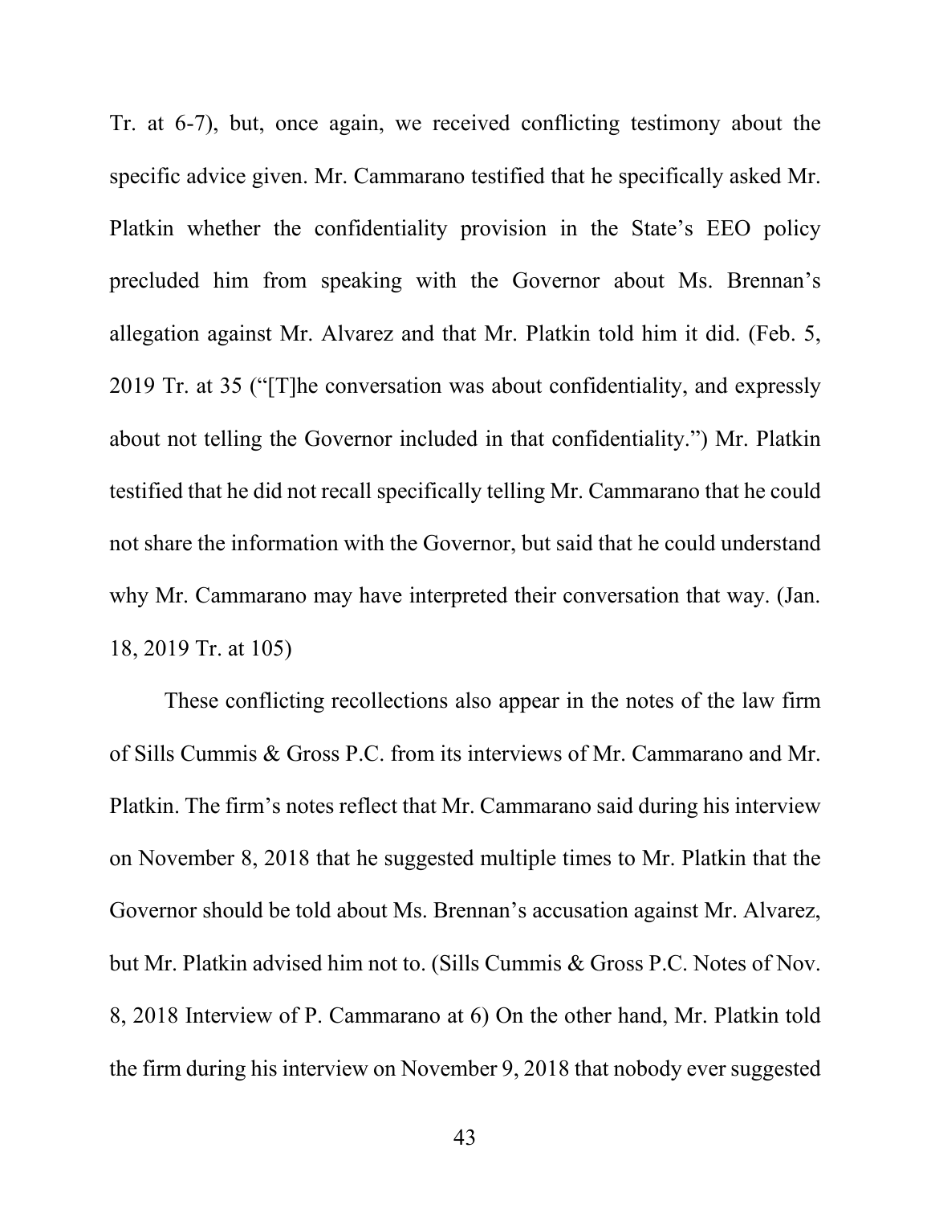Tr. at 6-7), but, once again, we received conflicting testimony about the specific advice given. Mr. Cammarano testified that he specifically asked Mr. Platkin whether the confidentiality provision in the State's EEO policy precluded him from speaking with the Governor about Ms. Brennan's allegation against Mr. Alvarez and that Mr. Platkin told him it did. (Feb. 5, 2019 Tr. at 35 ("[T]he conversation was about confidentiality, and expressly about not telling the Governor included in that confidentiality.") Mr. Platkin testified that he did not recall specifically telling Mr. Cammarano that he could not share the information with the Governor, but said that he could understand why Mr. Cammarano may have interpreted their conversation that way. (Jan. 18, 2019 Tr. at 105)

These conflicting recollections also appear in the notes of the law firm of Sills Cummis & Gross P.C. from its interviews of Mr. Cammarano and Mr. Platkin. The firm's notes reflect that Mr. Cammarano said during his interview on November 8, 2018 that he suggested multiple times to Mr. Platkin that the Governor should be told about Ms. Brennan's accusation against Mr. Alvarez, but Mr. Platkin advised him not to. (Sills Cummis & Gross P.C. Notes of Nov. 8, 2018 Interview of P. Cammarano at 6) On the other hand, Mr. Platkin told the firm during his interview on November 9, 2018 that nobody ever suggested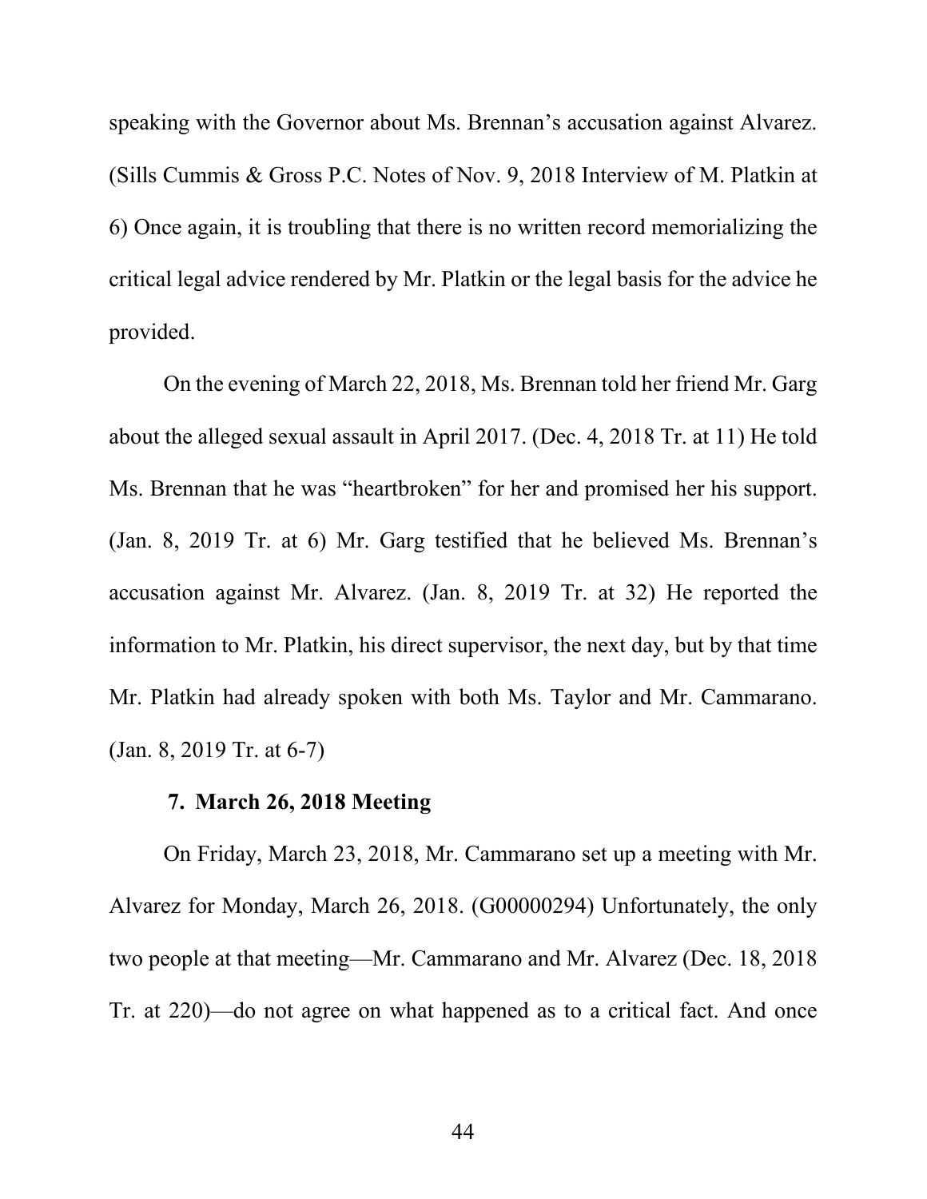speaking with the Governor about Ms. Brennan's accusation against Alvarez. (Sills Cummis & Gross P.C. Notes of Nov. 9, 2018 Interview of M. Platkin at 6) Once again, it is troubling that there is no written record memorializing the critical legal advice rendered by Mr. Platkin or the legal basis for the advice he provided.

On the evening of March 22, 2018, Ms. Brennan told her friend Mr. Garg about the alleged sexual assault in April 2017. (Dec. 4, 2018 Tr. at 11) He told Ms. Brennan that he was "heartbroken" for her and promised her his support. (Jan. 8, 2019 Tr. at 6) Mr. Garg testified that he believed Ms. Brennan's accusation against Mr. Alvarez. (Jan. 8, 2019 Tr. at 32) He reported the information to Mr. Platkin, his direct supervisor, the next day, but by that time Mr. Platkin had already spoken with both Ms. Taylor and Mr. Cammarano. (Jan. 8, 2019 Tr. at 6-7)

### 7. March 26, 2018 Meeting

On Friday, March 23, 2018, Mr. Cammarano set up a meeting with Mr. Alvarez for Monday, March 26, 2018. (G00000294) Unfortunately, the only two people at that meeting—Mr. Cammarano and Mr. Alvarez (Dec. 18, 2018 Tr. at 220)—do not agree on what happened as to a critical fact. And once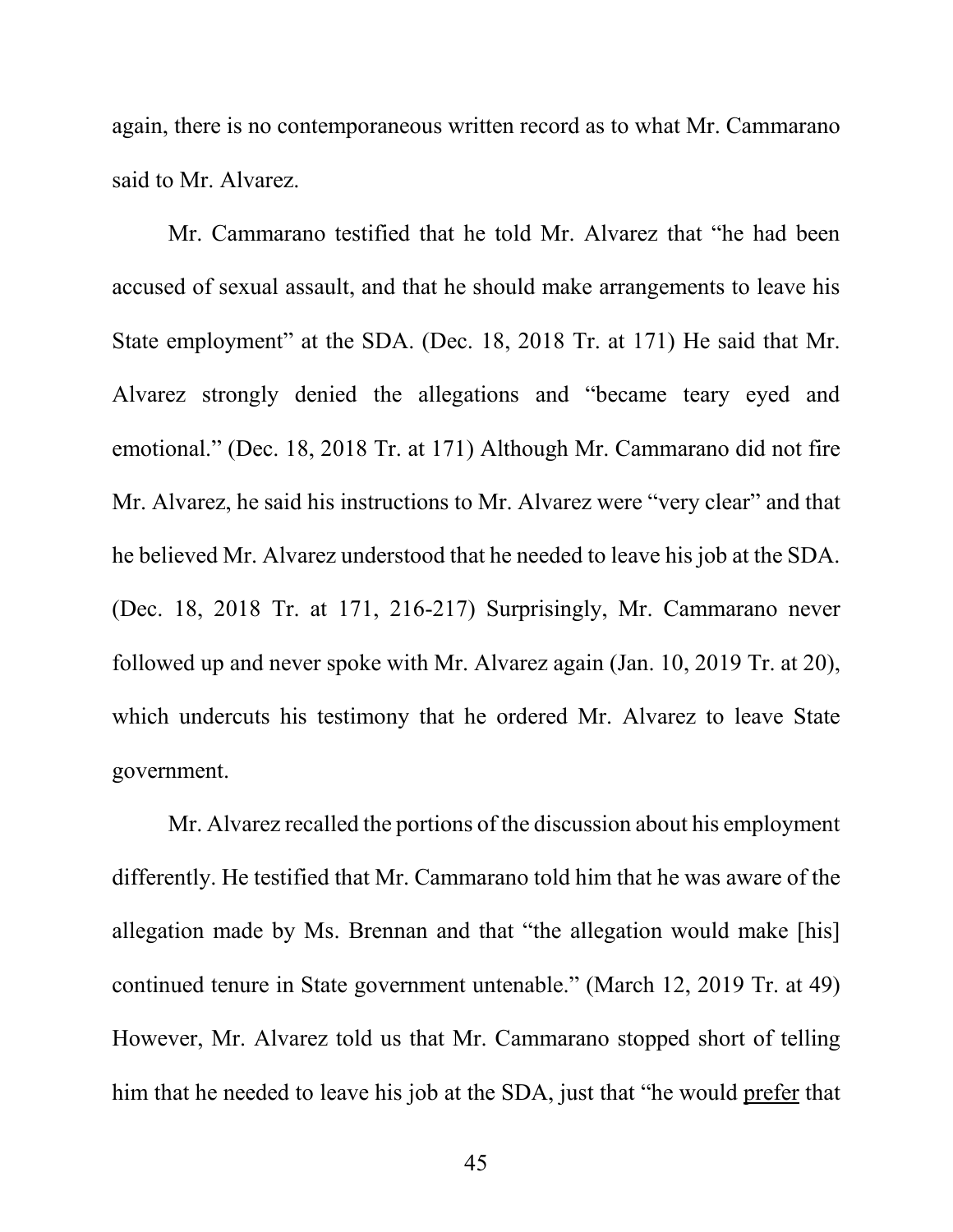again, there is no contemporaneous written record as to what Mr. Cammarano said to Mr. Alvarez.

Mr. Cammarano testified that he told Mr. Alvarez that "he had been accused of sexual assault, and that he should make arrangements to leave his State employment" at the SDA. (Dec. 18, 2018 Tr. at 171) He said that Mr. Alvarez strongly denied the allegations and "became teary eyed and emotional." (Dec. 18, 2018 Tr. at 171) Although Mr. Cammarano did not fire Mr. Alvarez, he said his instructions to Mr. Alvarez were "very clear" and that he believed Mr. Alvarez understood that he needed to leave his job at the SDA. (Dec. 18, 2018 Tr. at 171, 216-217) Surprisingly, Mr. Cammarano never followed up and never spoke with Mr. Alvarez again (Jan. 10, 2019 Tr. at 20), which undercuts his testimony that he ordered Mr. Alvarez to leave State government.

Mr. Alvarez recalled the portions of the discussion about his employment differently. He testified that Mr. Cammarano told him that he was aware of the allegation made by Ms. Brennan and that "the allegation would make [his] continued tenure in State government untenable." (March 12, 2019 Tr. at 49) However, Mr. Alvarez told us that Mr. Cammarano stopped short of telling him that he needed to leave his job at the SDA, just that "he would <u>prefer</u> that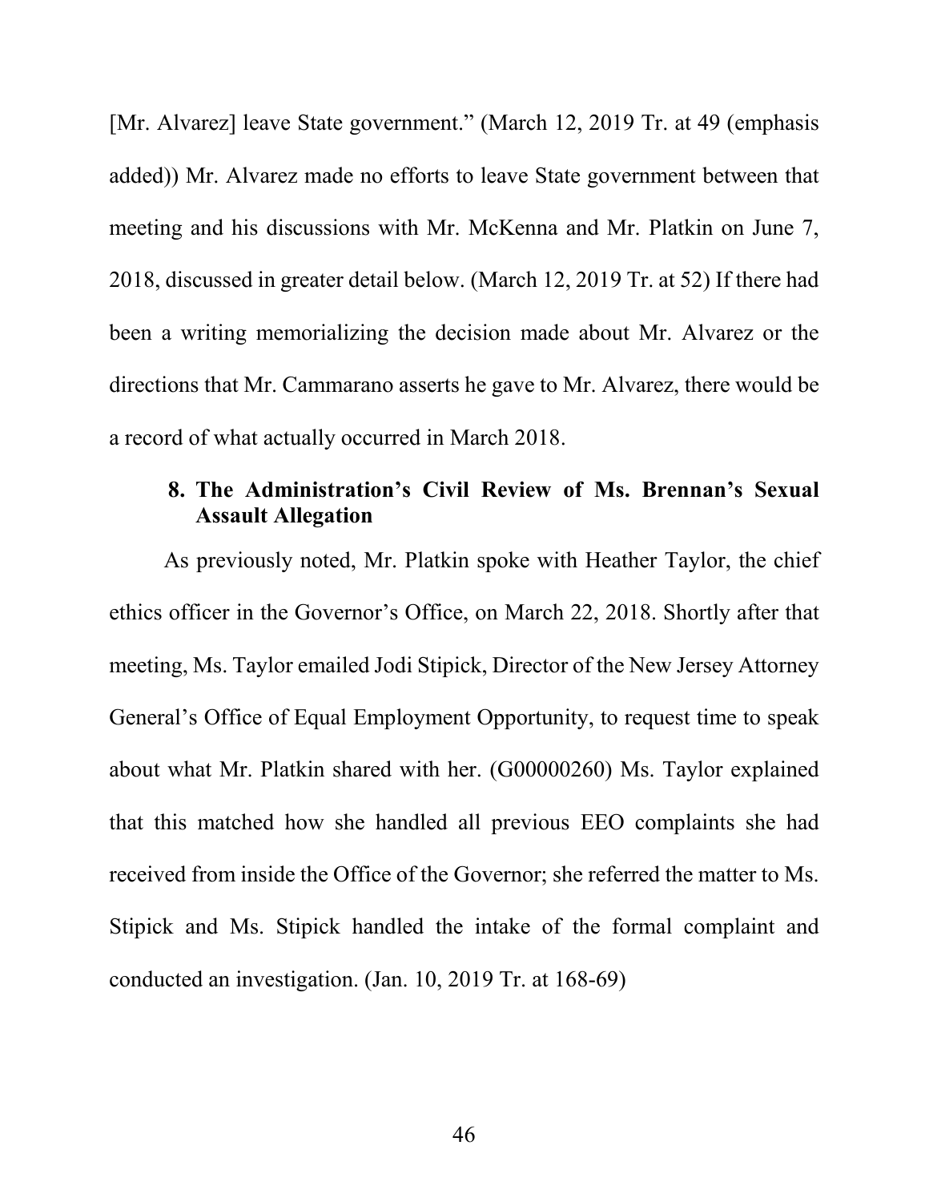[Mr. Alvarez] leave State government." (March 12, 2019 Tr. at 49 (emphasis added)) Mr. Alvarez made no efforts to leave State government between that meeting and his discussions with Mr. McKenna and Mr. Platkin on June 7, 2018, discussed in greater detail below. (March 12, 2019 Tr. at 52) If there had been a writing memorializing the decision made about Mr. Alvarez or the directions that Mr. Cammarano asserts he gave to Mr. Alvarez, there would be a record of what actually occurred in March 2018.

### 8. The Administration's Civil Review of Ms. Brennan's Sexual Assault Allegation

As previously noted, Mr. Platkin spoke with Heather Taylor, the chief ethics officer in the Governor's Office, on March 22, 2018. Shortly after that meeting, Ms. Taylor emailed Jodi Stipick, Director of the New Jersey Attorney General's Office of Equal Employment Opportunity, to request time to speak about what Mr. Platkin shared with her. (G00000260) Ms. Taylor explained that this matched how she handled all previous EEO complaints she had received from inside the Office of the Governor; she referred the matter to Ms. Stipick and Ms. Stipick handled the intake of the formal complaint and conducted an investigation. (Jan. 10, 2019 Tr. at 168-69)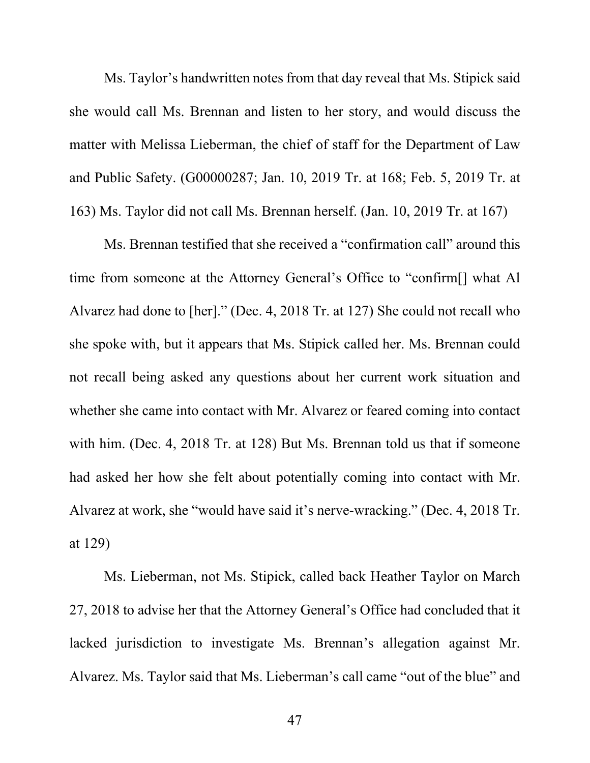Ms. Taylor's handwritten notes from that day reveal that Ms. Stipick said she would call Ms. Brennan and listen to her story, and would discuss the matter with Melissa Lieberman, the chief of staff for the Department of Law and Public Safety. (G00000287; Jan. 10, 2019 Tr. at 168; Feb. 5, 2019 Tr. at 163) Ms. Taylor did not call Ms. Brennan herself. (Jan. 10, 2019 Tr. at 167)

Ms. Brennan testified that she received a "confirmation call" around this time from someone at the Attorney General's Office to "confirm[] what Al Alvarez had done to [her]." (Dec. 4, 2018 Tr. at 127) She could not recall who she spoke with, but it appears that Ms. Stipick called her. Ms. Brennan could not recall being asked any questions about her current work situation and whether she came into contact with Mr. Alvarez or feared coming into contact with him. (Dec. 4, 2018 Tr. at 128) But Ms. Brennan told us that if someone had asked her how she felt about potentially coming into contact with Mr. Alvarez at work, she "would have said it's nerve-wracking." (Dec. 4, 2018 Tr. at 129)

Ms. Lieberman, not Ms. Stipick, called back Heather Taylor on March 27, 2018 to advise her that the Attorney General's Office had concluded that it lacked jurisdiction to investigate Ms. Brennan's allegation against Mr. Alvarez. Ms. Taylor said that Ms. Lieberman's call came "out of the blue" and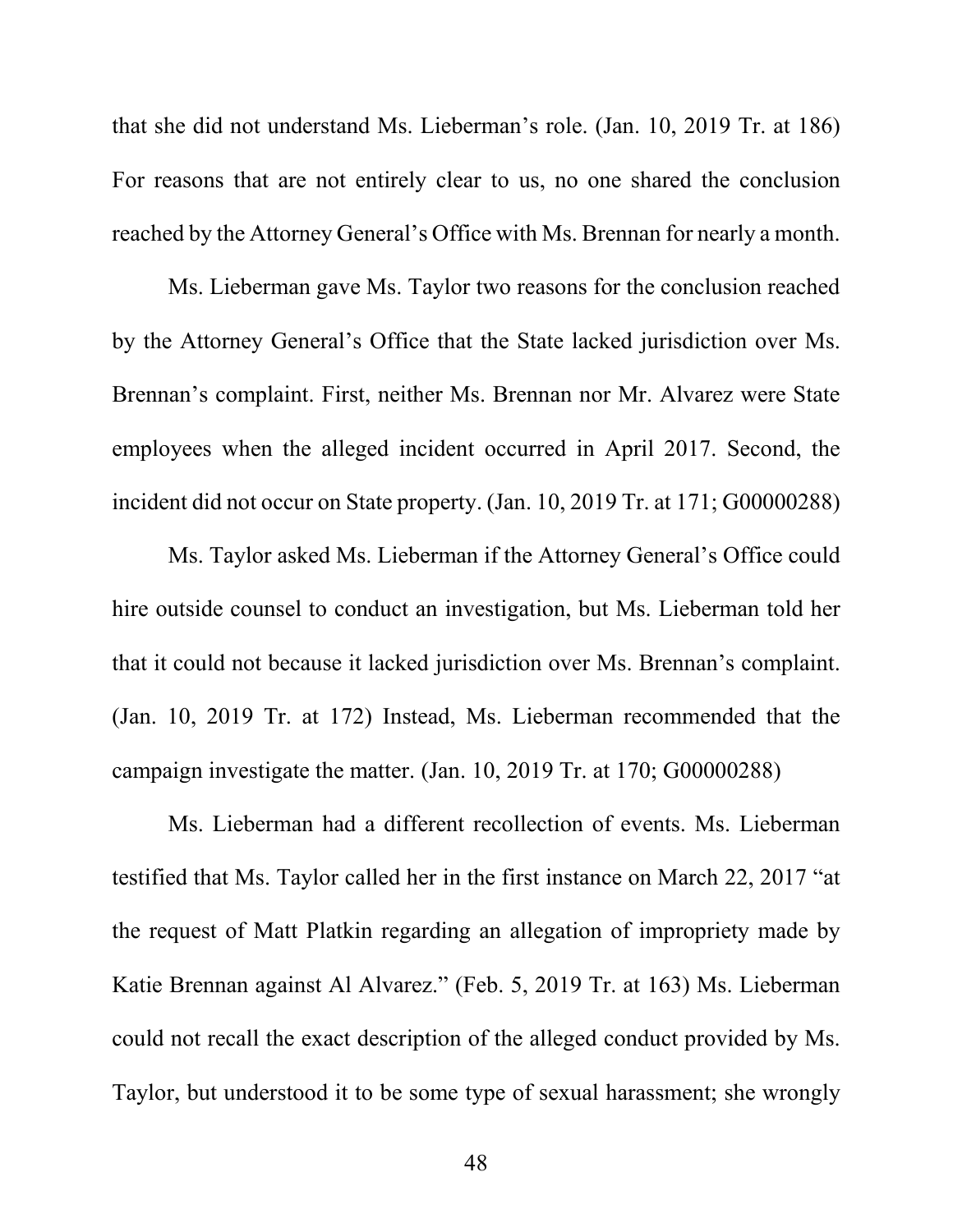that she did not understand Ms. Lieberman's role. (Jan. 10, 2019 Tr. at 186) For reasons that are not entirely clear to us, no one shared the conclusion reached by the Attorney General's Office with Ms. Brennan for nearly a month.

Ms. Lieberman gave Ms. Taylor two reasons for the conclusion reached by the Attorney General's Office that the State lacked jurisdiction over Ms. Brennan's complaint. First, neither Ms. Brennan nor Mr. Alvarez were State employees when the alleged incident occurred in April 2017. Second, the incident did not occur on State property. (Jan. 10, 2019 Tr. at 171; G00000288)

Ms. Taylor asked Ms. Lieberman if the Attorney General's Office could hire outside counsel to conduct an investigation, but Ms. Lieberman told her that it could not because it lacked jurisdiction over Ms. Brennan's complaint. (Jan. 10, 2019 Tr. at 172) Instead, Ms. Lieberman recommended that the campaign investigate the matter. (Jan. 10, 2019 Tr. at 170; G00000288)

Ms. Lieberman had a different recollection of events. Ms. Lieberman testified that Ms. Taylor called her in the first instance on March 22, 2017 "at the request of Matt Platkin regarding an allegation of impropriety made by Katie Brennan against Al Alvarez." (Feb. 5, 2019 Tr. at 163) Ms. Lieberman could not recall the exact description of the alleged conduct provided by Ms. Taylor, but understood it to be some type of sexual harassment; she wrongly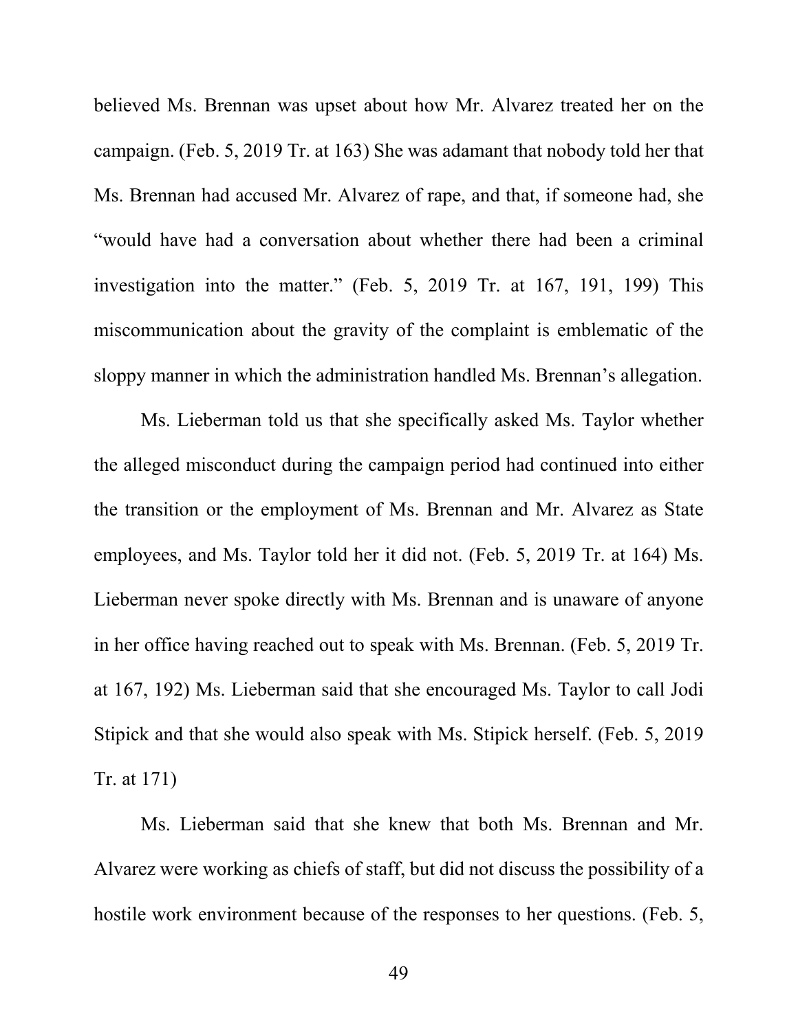believed Ms. Brennan was upset about how Mr. Alvarez treated her on the campaign. (Feb. 5, 2019 Tr. at 163) She was adamant that nobody told her that Ms. Brennan had accused Mr. Alvarez of rape, and that, if someone had, she "would have had a conversation about whether there had been a criminal investigation into the matter." (Feb. 5, 2019 Tr. at 167, 191, 199) This miscommunication about the gravity of the complaint is emblematic of the sloppy manner in which the administration handled Ms. Brennan's allegation.

Ms. Lieberman told us that she specifically asked Ms. Taylor whether the alleged misconduct during the campaign period had continued into either the transition or the employment of Ms. Brennan and Mr. Alvarez as State employees, and Ms. Taylor told her it did not. (Feb. 5, 2019 Tr. at 164) Ms. Lieberman never spoke directly with Ms. Brennan and is unaware of anyone in her office having reached out to speak with Ms. Brennan. (Feb. 5, 2019 Tr. at 167, 192) Ms. Lieberman said that she encouraged Ms. Taylor to call Jodi Stipick and that she would also speak with Ms. Stipick herself. (Feb. 5, 2019 Tr. at 171)

Ms. Lieberman said that she knew that both Ms. Brennan and Mr. Alvarez were working as chiefs of staff, but did not discuss the possibility of a hostile work environment because of the responses to her questions. (Feb. 5,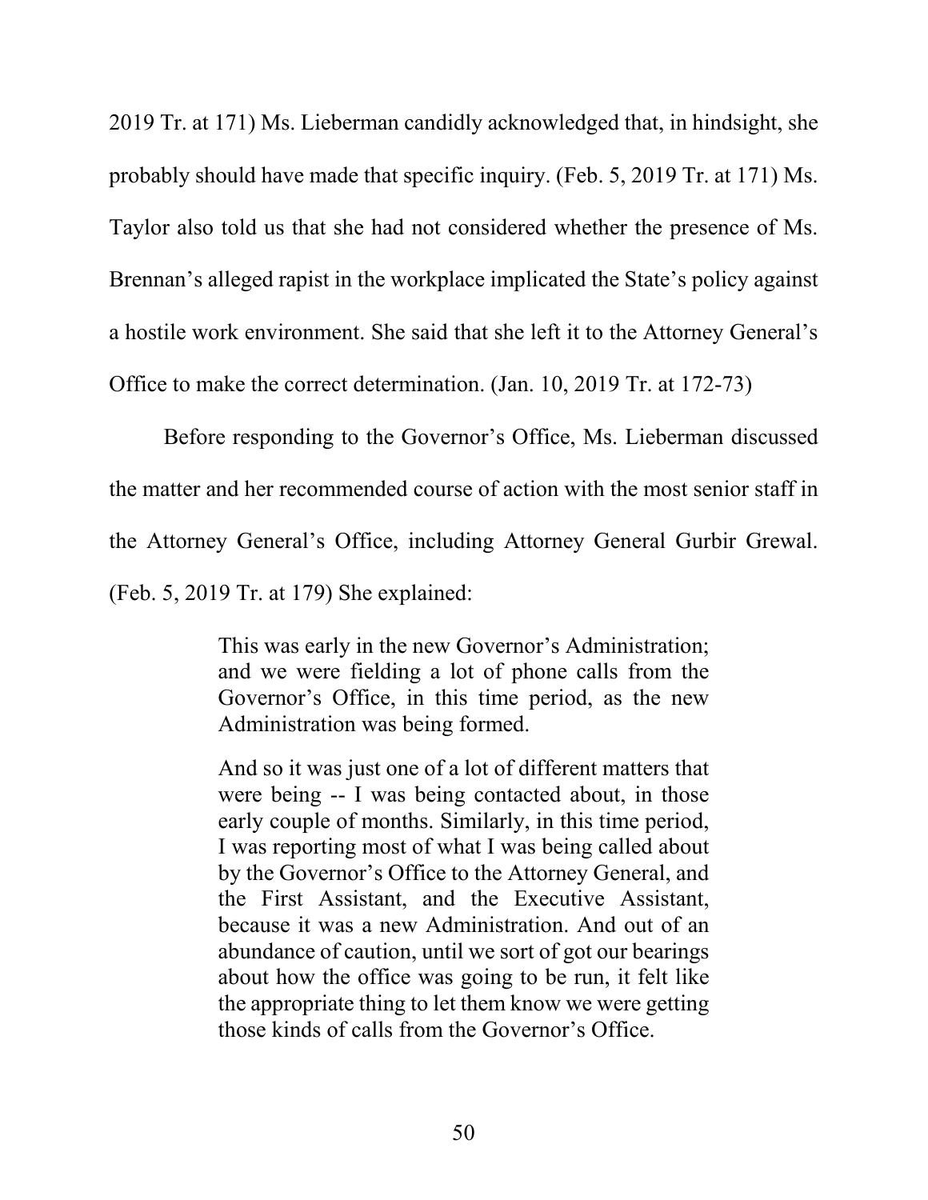2019 Tr. at 171) Ms. Lieberman candidly acknowledged that, in hindsight, she probably should have made that specific inquiry. (Feb. 5, 2019 Tr. at 171) Ms. Taylor also told us that she had not considered whether the presence of Ms. Brennan's alleged rapist in the workplace implicated the State's policy against a hostile work environment. She said that she left it to the Attorney General's Office to make the correct determination. (Jan. 10, 2019 Tr. at 172-73)

Before responding to the Governor's Office, Ms. Lieberman discussed the matter and her recommended course of action with the most senior staff in the Attorney General's Office, including Attorney General Gurbir Grewal. (Feb. 5, 2019 Tr. at 179) She explained:

> This was early in the new Governor's Administration; and we were fielding a lot of phone calls from the Governor's Office, in this time period, as the new Administration was being formed.
>
> And so it was just one of a lot of different matters that were being -- I was being contacted about, in those early couple of months. Similarly, in this time period, I was reporting most of what I was being called about by the Governor's Office to the Attorney General, and the First Assistant, and the Executive Assistant, because it was a new Administration. And out of an abundance of caution, until we sort of got our bearings about how the office was going to be run, it felt like the appropriate thing to let them know we were getting those kinds of calls from the Governor's Office.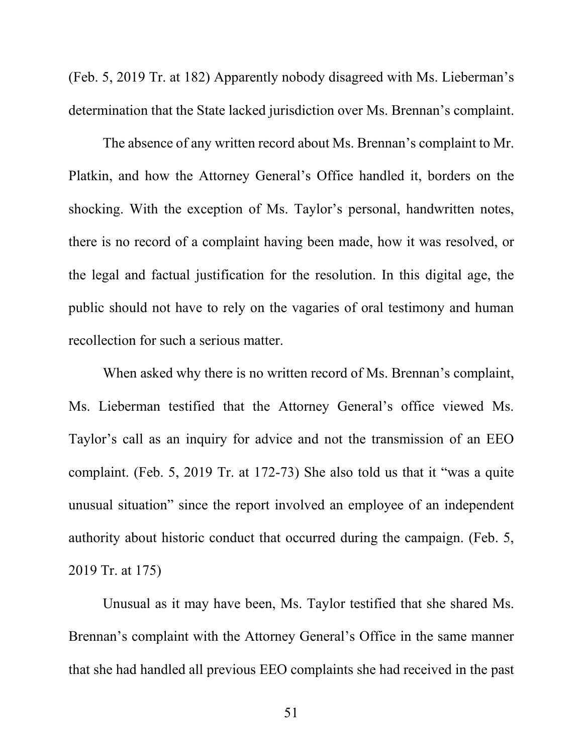(Feb. 5, 2019 Tr. at 182) Apparently nobody disagreed with Ms. Lieberman's determination that the State lacked jurisdiction over Ms. Brennan's complaint.

The absence of any written record about Ms. Brennan's complaint to Mr. Platkin, and how the Attorney General's Office handled it, borders on the shocking. With the exception of Ms. Taylor's personal, handwritten notes, there is no record of a complaint having been made, how it was resolved, or the legal and factual justification for the resolution. In this digital age, the public should not have to rely on the vagaries of oral testimony and human recollection for such a serious matter.

When asked why there is no written record of Ms. Brennan's complaint, Ms. Lieberman testified that the Attorney General's office viewed Ms. Taylor's call as an inquiry for advice and not the transmission of an EEO complaint. (Feb. 5, 2019 Tr. at 172-73) She also told us that it "was a quite unusual situation" since the report involved an employee of an independent authority about historic conduct that occurred during the campaign. (Feb. 5, 2019 Tr. at 175)

Unusual as it may have been, Ms. Taylor testified that she shared Ms. Brennan's complaint with the Attorney General's Office in the same manner that she had handled all previous EEO complaints she had received in the past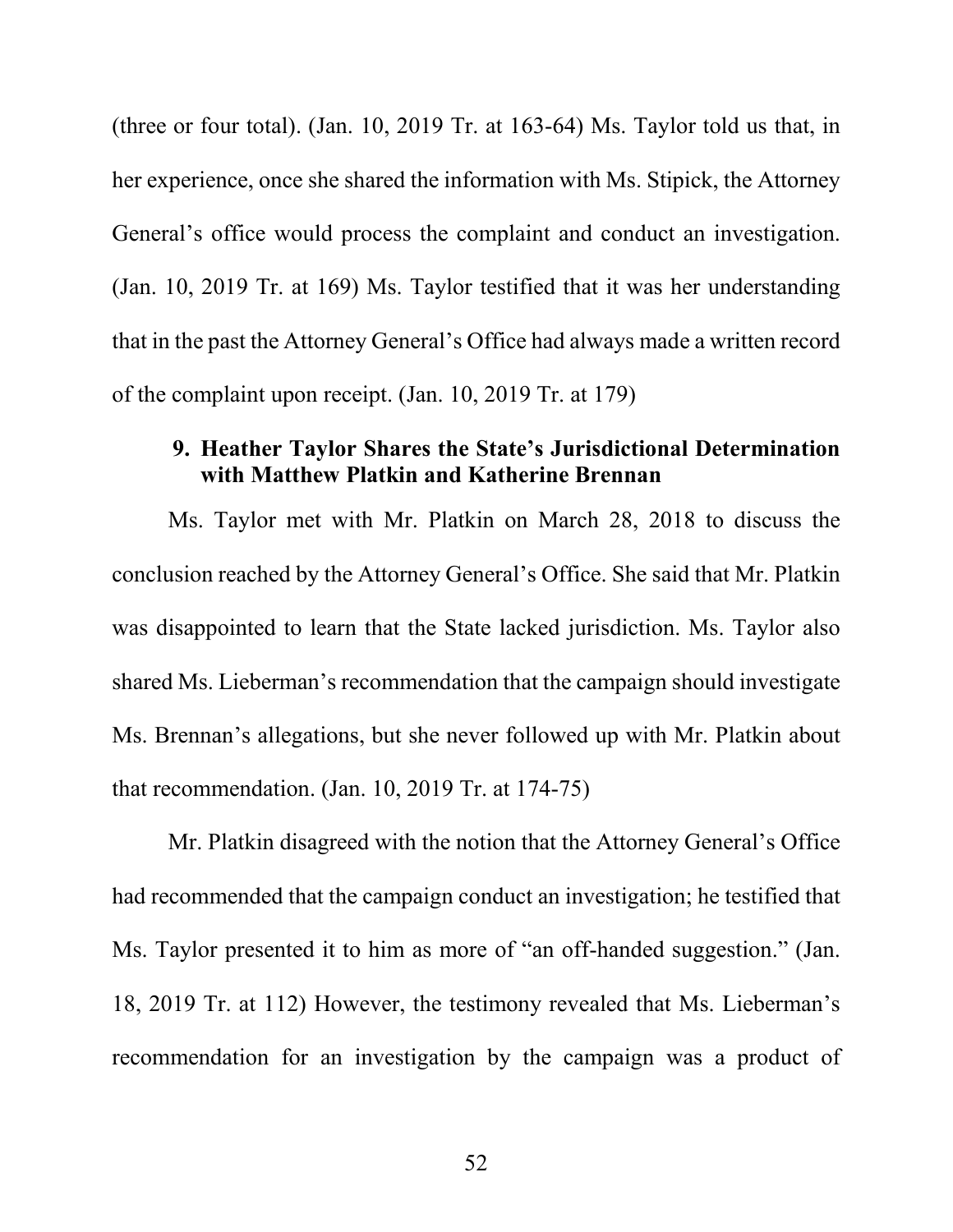(three or four total). (Jan. 10, 2019 Tr. at 163-64) Ms. Taylor told us that, in her experience, once she shared the information with Ms. Stipick, the Attorney General's office would process the complaint and conduct an investigation. (Jan. 10, 2019 Tr. at 169) Ms. Taylor testified that it was her understanding that in the past the Attorney General's Office had always made a written record of the complaint upon receipt. (Jan. 10, 2019 Tr. at 179)

### 9. Heather Taylor Shares the State's Jurisdictional Determination with Matthew Platkin and Katherine Brennan

Ms. Taylor met with Mr. Platkin on March 28, 2018 to discuss the conclusion reached by the Attorney General's Office. She said that Mr. Platkin was disappointed to learn that the State lacked jurisdiction. Ms. Taylor also shared Ms. Lieberman's recommendation that the campaign should investigate Ms. Brennan's allegations, but she never followed up with Mr. Platkin about that recommendation. (Jan. 10, 2019 Tr. at 174-75)

Mr. Platkin disagreed with the notion that the Attorney General's Office had recommended that the campaign conduct an investigation; he testified that Ms. Taylor presented it to him as more of "an off-handed suggestion." (Jan. 18, 2019 Tr. at 112) However, the testimony revealed that Ms. Lieberman's recommendation for an investigation by the campaign was a product of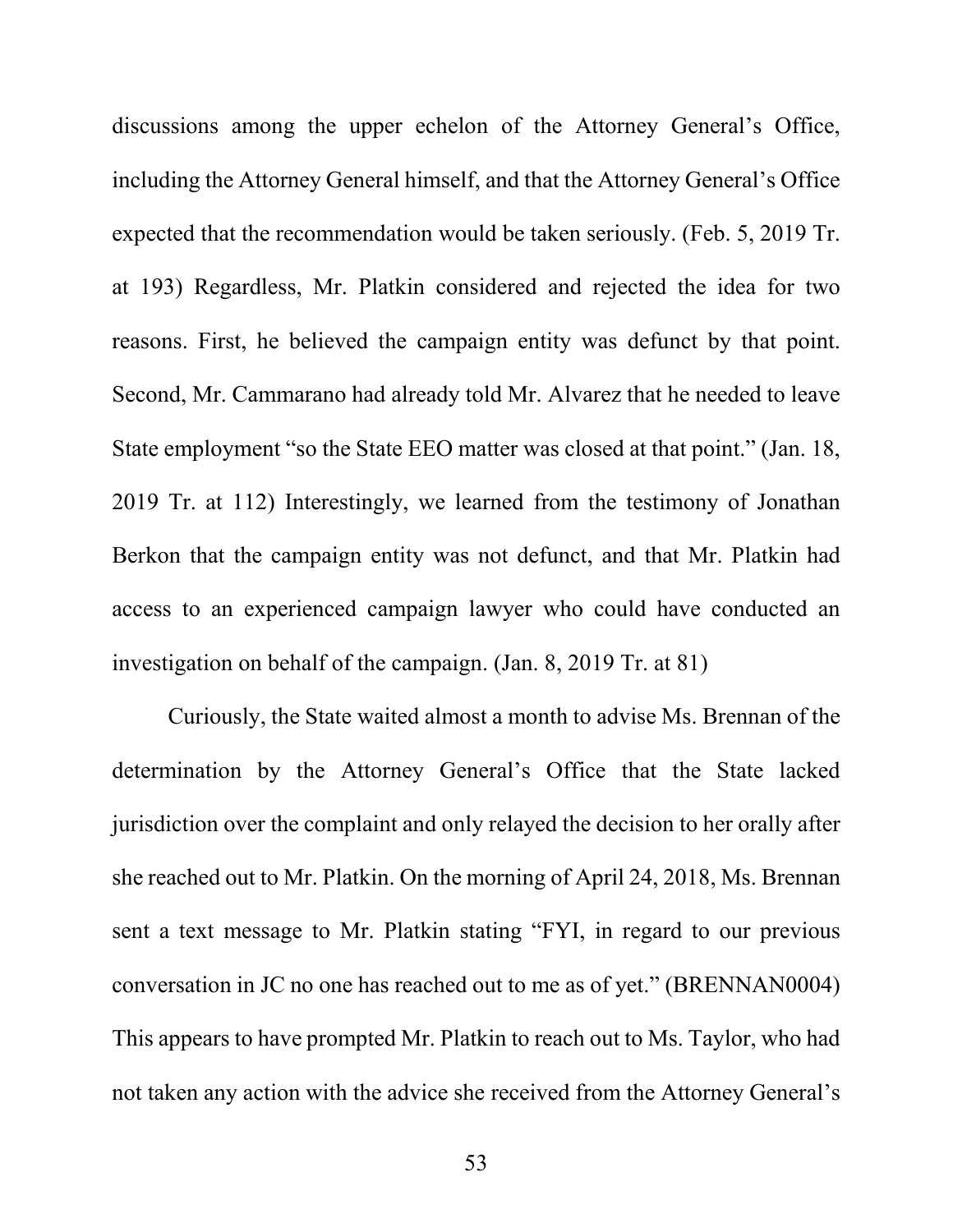discussions among the upper echelon of the Attorney General's Office, including the Attorney General himself, and that the Attorney General's Office expected that the recommendation would be taken seriously. (Feb. 5, 2019 Tr. at 193) Regardless, Mr. Platkin considered and rejected the idea for two reasons. First, he believed the campaign entity was defunct by that point. Second, Mr. Cammarano had already told Mr. Alvarez that he needed to leave State employment "so the State EEO matter was closed at that point." (Jan. 18, 2019 Tr. at 112) Interestingly, we learned from the testimony of Jonathan Berkon that the campaign entity was not defunct, and that Mr. Platkin had access to an experienced campaign lawyer who could have conducted an investigation on behalf of the campaign. (Jan. 8, 2019 Tr. at 81)

Curiously, the State waited almost a month to advise Ms. Brennan of the determination by the Attorney General's Office that the State lacked jurisdiction over the complaint and only relayed the decision to her orally after she reached out to Mr. Platkin. On the morning of April 24, 2018, Ms. Brennan sent a text message to Mr. Platkin stating "FYI, in regard to our previous conversation in JC no one has reached out to me as of yet." (BRENNAN0004) This appears to have prompted Mr. Platkin to reach out to Ms. Taylor, who had not taken any action with the advice she received from the Attorney General's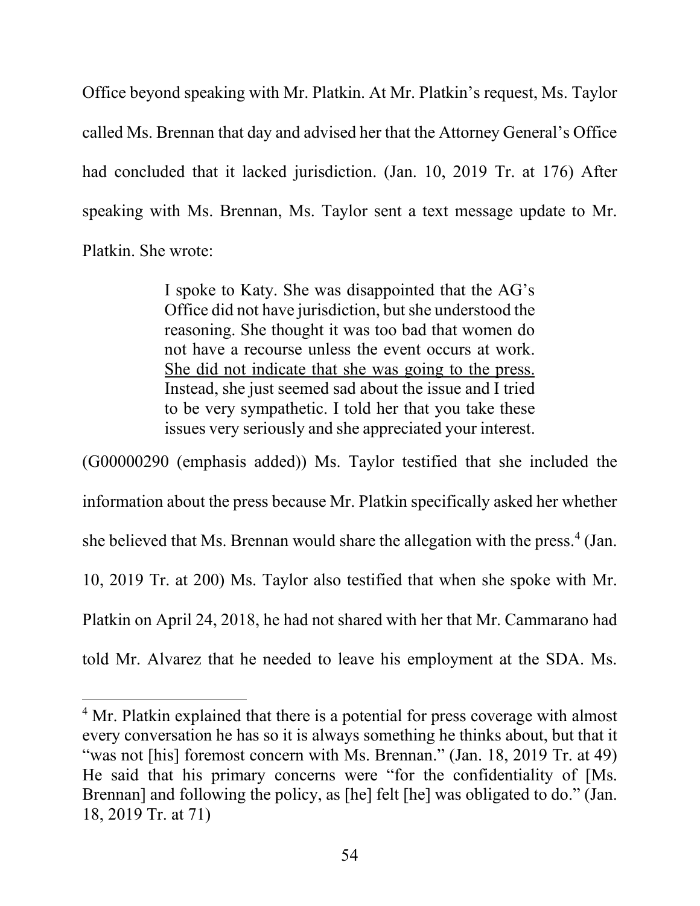Office beyond speaking with Mr. Platkin. At Mr. Platkin's request, Ms. Taylor called Ms. Brennan that day and advised her that the Attorney General's Office had concluded that it lacked jurisdiction. (Jan. 10, 2019 Tr. at 176) After speaking with Ms. Brennan, Ms. Taylor sent a text message update to Mr. Platkin. She wrote:

> I spoke to Katy. She was disappointed that the AG's Office did not have jurisdiction, but she understood the reasoning. She thought it was too bad that women do not have a recourse unless the event occurs at work. <u>She did not indicate that she was going to the press.</u> Instead, she just seemed sad about the issue and I tried to be very sympathetic. I told her that you take these issues very seriously and she appreciated your interest.

(G00000290 (emphasis added)) Ms. Taylor testified that she included the information about the press because Mr. Platkin specifically asked her whether she believed that Ms. Brennan would share the allegation with the press.[4] (Jan. 10, 2019 Tr. at 200) Ms. Taylor also testified that when she spoke with Mr. Platkin on April 24, 2018, he had not shared with her that Mr. Cammarano had told Mr. Alvarez that he needed to leave his employment at the SDA. Ms.

---

[4] Mr. Platkin explained that there is a potential for press coverage with almost every conversation he has so it is always something he thinks about, but that it "was not [his] foremost concern with Ms. Brennan." (Jan. 18, 2019 Tr. at 49) He said that his primary concerns were "for the confidentiality of [Ms. Brennan] and following the policy, as [he] felt [he] was obligated to do." (Jan. 18, 2019 Tr. at 71)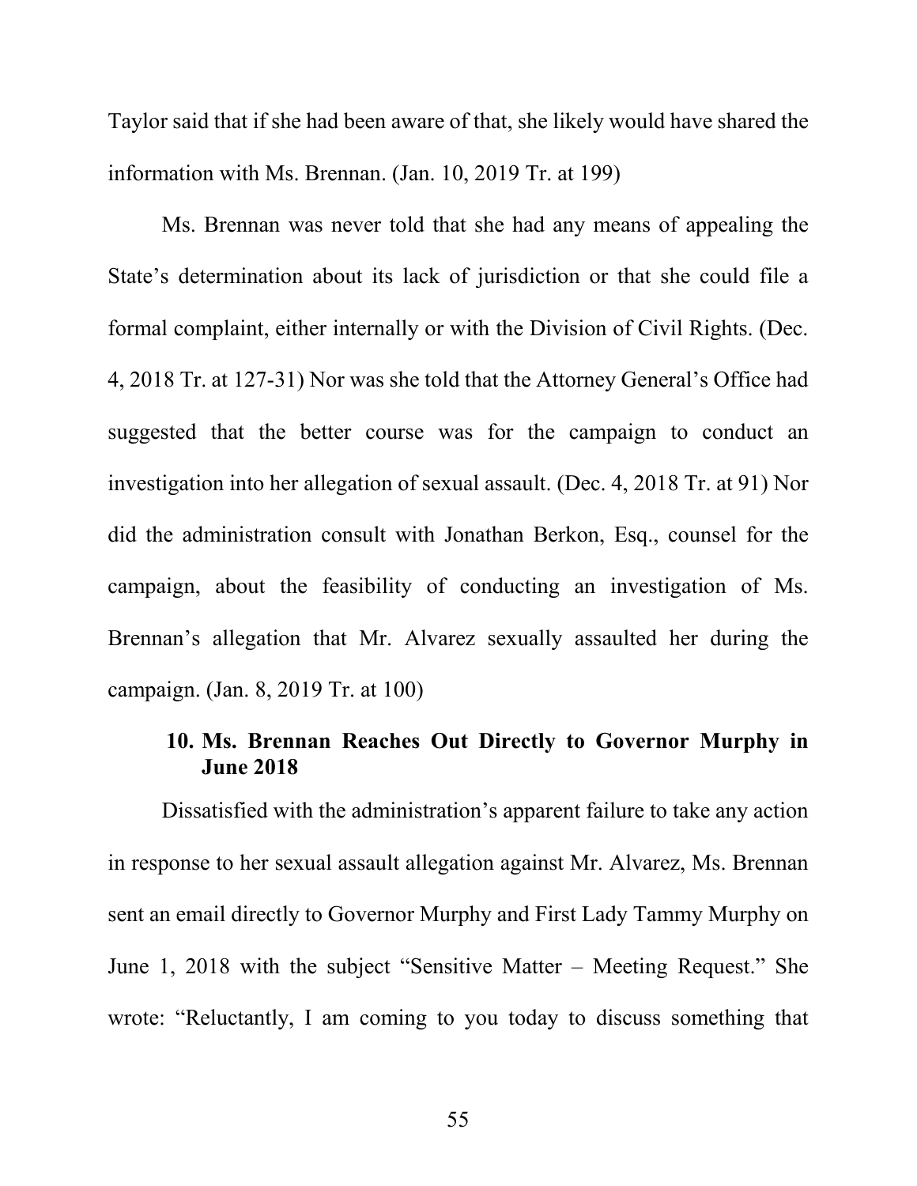Taylor said that if she had been aware of that, she likely would have shared the information with Ms. Brennan. (Jan. 10, 2019 Tr. at 199)

Ms. Brennan was never told that she had any means of appealing the State's determination about its lack of jurisdiction or that she could file a formal complaint, either internally or with the Division of Civil Rights. (Dec. 4, 2018 Tr. at 127-31) Nor was she told that the Attorney General's Office had suggested that the better course was for the campaign to conduct an investigation into her allegation of sexual assault. (Dec. 4, 2018 Tr. at 91) Nor did the administration consult with Jonathan Berkon, Esq., counsel for the campaign, about the feasibility of conducting an investigation of Ms. Brennan's allegation that Mr. Alvarez sexually assaulted her during the campaign. (Jan. 8, 2019 Tr. at 100)

### 10. Ms. Brennan Reaches Out Directly to Governor Murphy in June 2018

Dissatisfied with the administration's apparent failure to take any action in response to her sexual assault allegation against Mr. Alvarez, Ms. Brennan sent an email directly to Governor Murphy and First Lady Tammy Murphy on June 1, 2018 with the subject "Sensitive Matter – Meeting Request." She wrote: "Reluctantly, I am coming to you today to discuss something that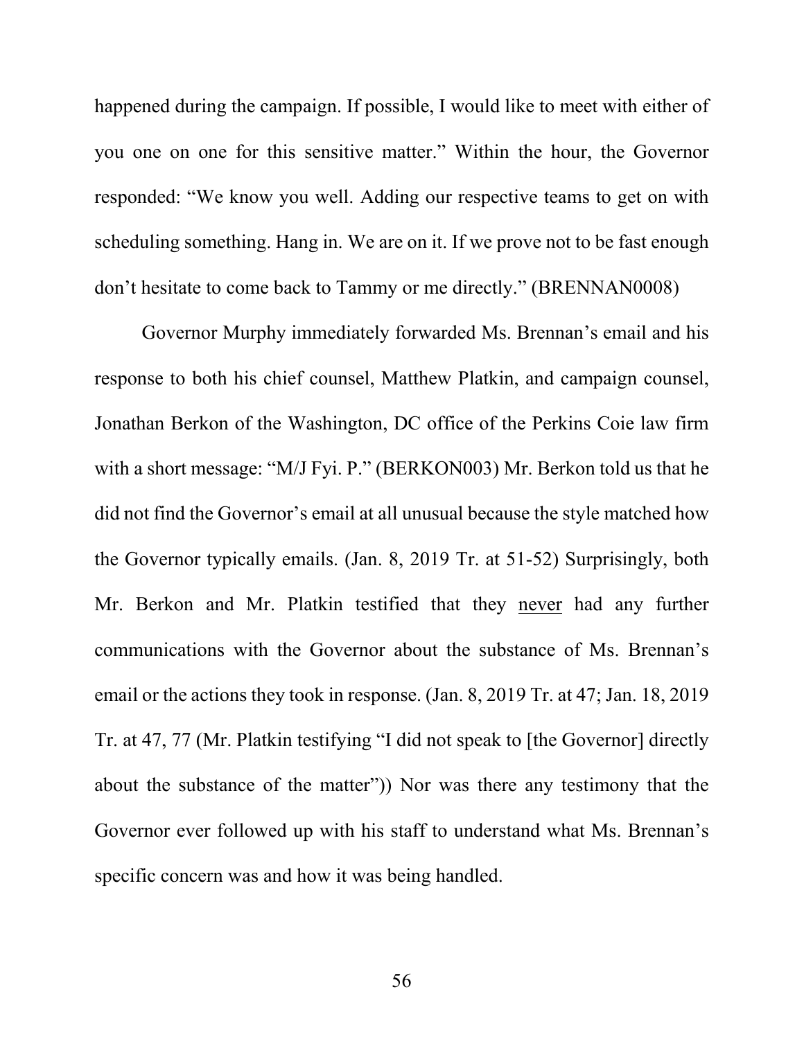happened during the campaign. If possible, I would like to meet with either of you one on one for this sensitive matter." Within the hour, the Governor responded: "We know you well. Adding our respective teams to get on with scheduling something. Hang in. We are on it. If we prove not to be fast enough don't hesitate to come back to Tammy or me directly." (BRENNAN0008)

Governor Murphy immediately forwarded Ms. Brennan's email and his response to both his chief counsel, Matthew Platkin, and campaign counsel, Jonathan Berkon of the Washington, DC office of the Perkins Coie law firm with a short message: "M/J Fyi. P." (BERKON003) Mr. Berkon told us that he did not find the Governor's email at all unusual because the style matched how the Governor typically emails. (Jan. 8, 2019 Tr. at 51-52) Surprisingly, both Mr. Berkon and Mr. Platkin testified that they <u>never</u> had any further communications with the Governor about the substance of Ms. Brennan's email or the actions they took in response. (Jan. 8, 2019 Tr. at 47; Jan. 18, 2019 Tr. at 47, 77 (Mr. Platkin testifying "I did not speak to [the Governor] directly about the substance of the matter")) Nor was there any testimony that the Governor ever followed up with his staff to understand what Ms. Brennan's specific concern was and how it was being handled.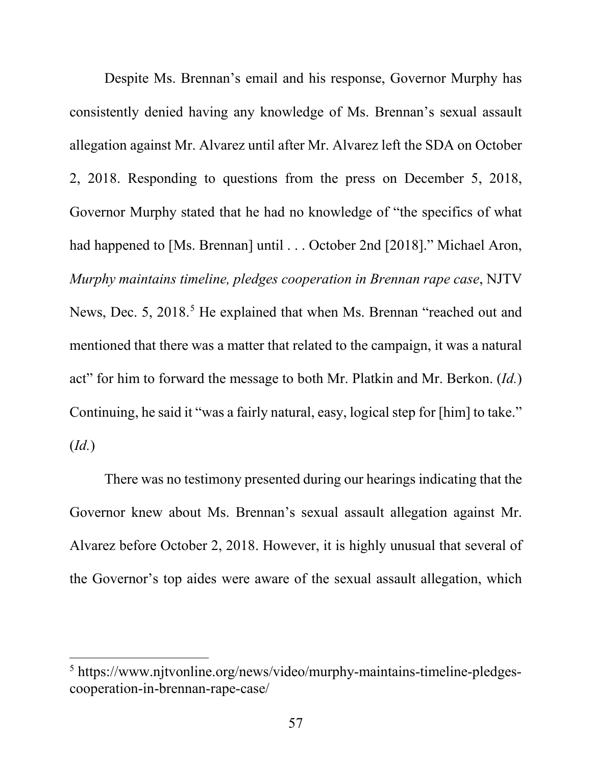Despite Ms. Brennan's email and his response, Governor Murphy has consistently denied having any knowledge of Ms. Brennan's sexual assault allegation against Mr. Alvarez until after Mr. Alvarez left the SDA on October 2, 2018. Responding to questions from the press on December 5, 2018, Governor Murphy stated that he had no knowledge of "the specifics of what had happened to [Ms. Brennan] until . . . October 2nd [2018]." Michael Aron, *Murphy maintains timeline, pledges cooperation in Brennan rape case*, NJTV News, Dec. 5, 2018.[5] He explained that when Ms. Brennan "reached out and mentioned that there was a matter that related to the campaign, it was a natural act" for him to forward the message to both Mr. Platkin and Mr. Berkon. (*Id.*) Continuing, he said it "was a fairly natural, easy, logical step for [him] to take." (*Id.*)

There was no testimony presented during our hearings indicating that the Governor knew about Ms. Brennan's sexual assault allegation against Mr. Alvarez before October 2, 2018. However, it is highly unusual that several of the Governor's top aides were aware of the sexual assault allegation, which

---

[5] https://www.njtvonline.org/news/video/murphy-maintains-timeline-pledges-cooperation-in-brennan-rape-case/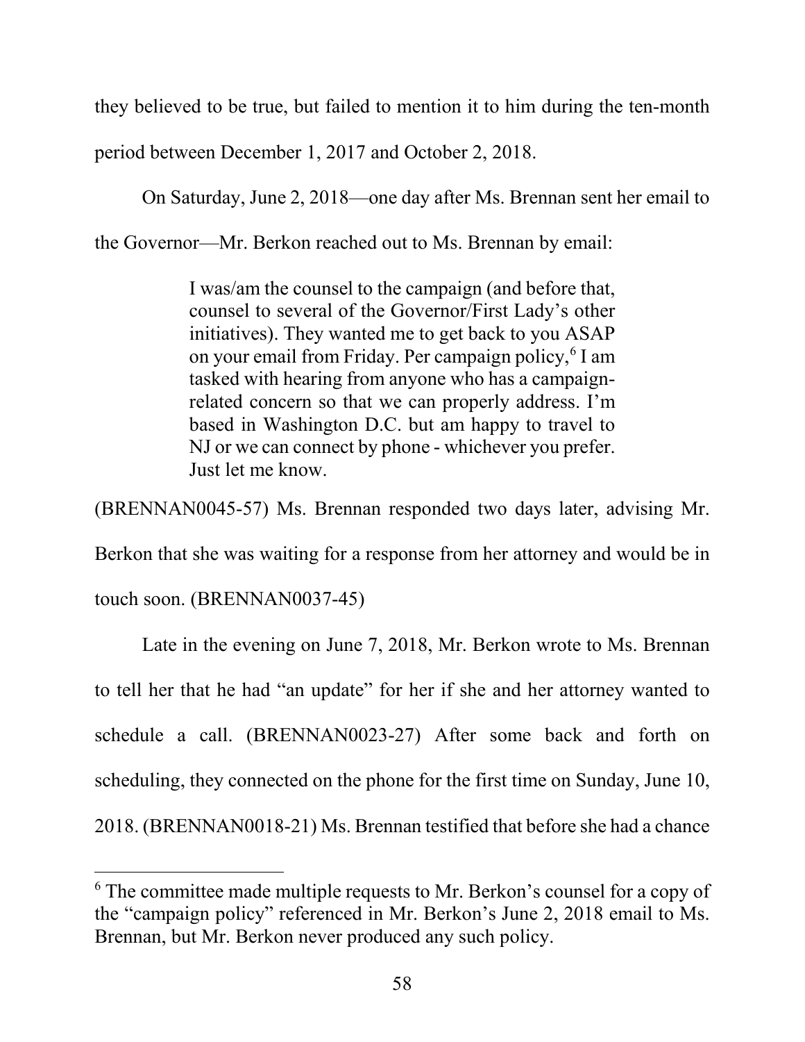they believed to be true, but failed to mention it to him during the ten-month period between December 1, 2017 and October 2, 2018.

On Saturday, June 2, 2018—one day after Ms. Brennan sent her email to the Governor—Mr. Berkon reached out to Ms. Brennan by email:

> I was/am the counsel to the campaign (and before that, counsel to several of the Governor/First Lady's other initiatives). They wanted me to get back to you ASAP on your email from Friday. Per campaign policy,[6] I am tasked with hearing from anyone who has a campaign-related concern so that we can properly address. I'm based in Washington D.C. but am happy to travel to NJ or we can connect by phone - whichever you prefer. Just let me know.

(BRENNAN0045-57) Ms. Brennan responded two days later, advising Mr. Berkon that she was waiting for a response from her attorney and would be in touch soon. (BRENNAN0037-45)

Late in the evening on June 7, 2018, Mr. Berkon wrote to Ms. Brennan to tell her that he had "an update" for her if she and her attorney wanted to schedule a call. (BRENNAN0023-27) After some back and forth on scheduling, they connected on the phone for the first time on Sunday, June 10, 2018. (BRENNAN0018-21) Ms. Brennan testified that before she had a chance

[6] The committee made multiple requests to Mr. Berkon's counsel for a copy of the "campaign policy" referenced in Mr. Berkon's June 2, 2018 email to Ms. Brennan, but Mr. Berkon never produced any such policy.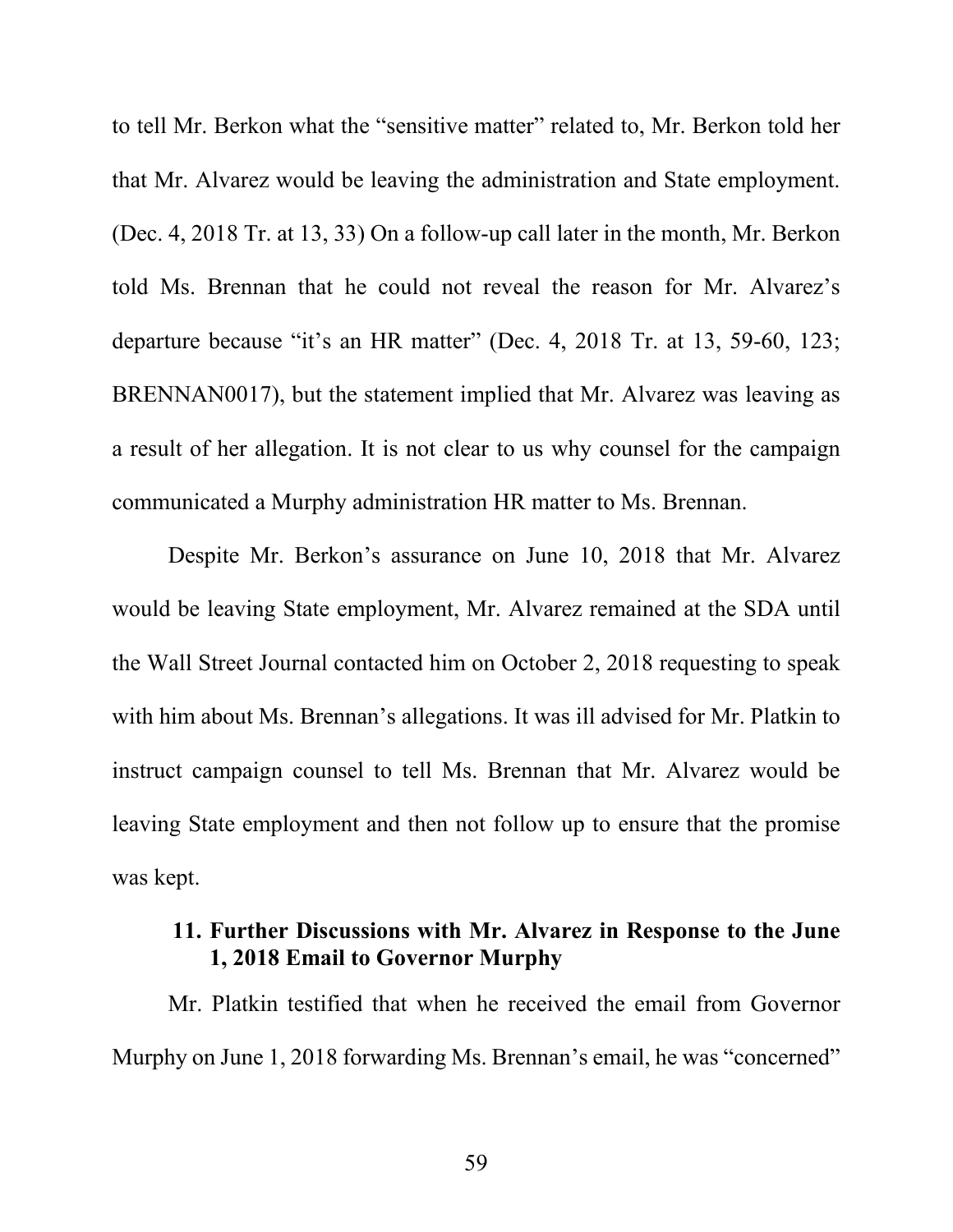to tell Mr. Berkon what the "sensitive matter" related to, Mr. Berkon told her that Mr. Alvarez would be leaving the administration and State employment. (Dec. 4, 2018 Tr. at 13, 33) On a follow-up call later in the month, Mr. Berkon told Ms. Brennan that he could not reveal the reason for Mr. Alvarez's departure because "it's an HR matter" (Dec. 4, 2018 Tr. at 13, 59-60, 123; BRENNAN0017), but the statement implied that Mr. Alvarez was leaving as a result of her allegation. It is not clear to us why counsel for the campaign communicated a Murphy administration HR matter to Ms. Brennan.

Despite Mr. Berkon's assurance on June 10, 2018 that Mr. Alvarez would be leaving State employment, Mr. Alvarez remained at the SDA until the Wall Street Journal contacted him on October 2, 2018 requesting to speak with him about Ms. Brennan's allegations. It was ill advised for Mr. Platkin to instruct campaign counsel to tell Ms. Brennan that Mr. Alvarez would be leaving State employment and then not follow up to ensure that the promise was kept.

### 11. Further Discussions with Mr. Alvarez in Response to the June 1, 2018 Email to Governor Murphy

Mr. Platkin testified that when he received the email from Governor Murphy on June 1, 2018 forwarding Ms. Brennan's email, he was "concerned"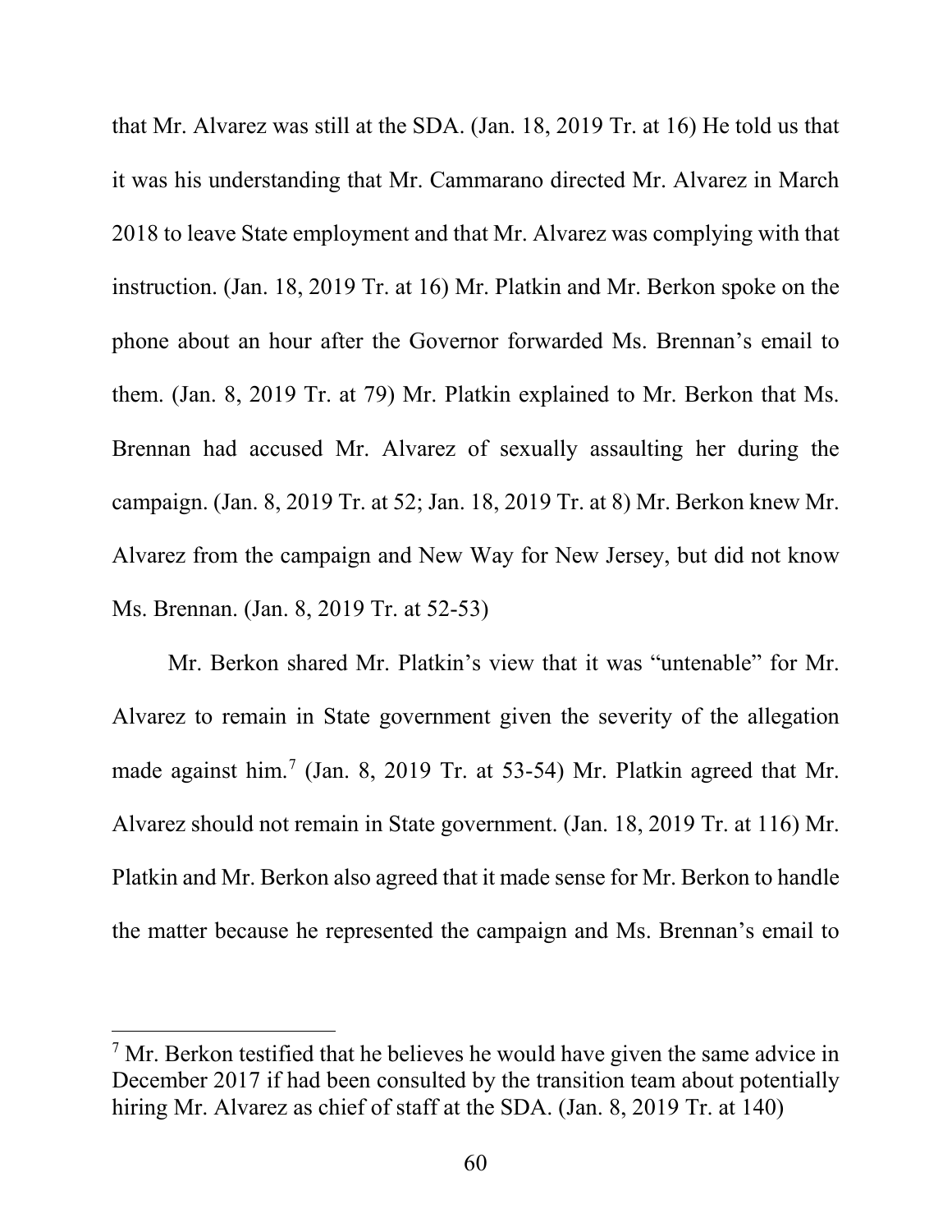that Mr. Alvarez was still at the SDA. (Jan. 18, 2019 Tr. at 16) He told us that it was his understanding that Mr. Cammarano directed Mr. Alvarez in March 2018 to leave State employment and that Mr. Alvarez was complying with that instruction. (Jan. 18, 2019 Tr. at 16) Mr. Platkin and Mr. Berkon spoke on the phone about an hour after the Governor forwarded Ms. Brennan's email to them. (Jan. 8, 2019 Tr. at 79) Mr. Platkin explained to Mr. Berkon that Ms. Brennan had accused Mr. Alvarez of sexually assaulting her during the campaign. (Jan. 8, 2019 Tr. at 52; Jan. 18, 2019 Tr. at 8) Mr. Berkon knew Mr. Alvarez from the campaign and New Way for New Jersey, but did not know Ms. Brennan. (Jan. 8, 2019 Tr. at 52-53)

Mr. Berkon shared Mr. Platkin's view that it was "untenable" for Mr. Alvarez to remain in State government given the severity of the allegation made against him.[7] (Jan. 8, 2019 Tr. at 53-54) Mr. Platkin agreed that Mr. Alvarez should not remain in State government. (Jan. 18, 2019 Tr. at 116) Mr. Platkin and Mr. Berkon also agreed that it made sense for Mr. Berkon to handle the matter because he represented the campaign and Ms. Brennan's email to

---

[7] Mr. Berkon testified that he believes he would have given the same advice in December 2017 if had been consulted by the transition team about potentially hiring Mr. Alvarez as chief of staff at the SDA. (Jan. 8, 2019 Tr. at 140)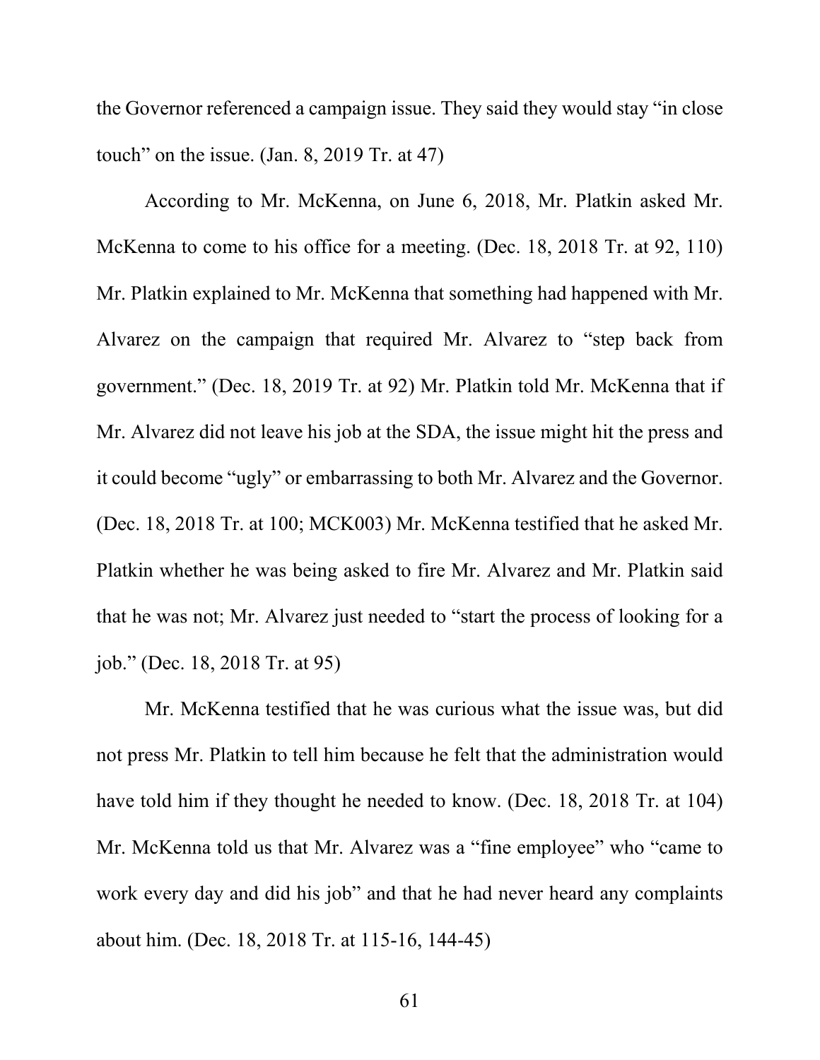the Governor referenced a campaign issue. They said they would stay "in close touch" on the issue. (Jan. 8, 2019 Tr. at 47)

According to Mr. McKenna, on June 6, 2018, Mr. Platkin asked Mr. McKenna to come to his office for a meeting. (Dec. 18, 2018 Tr. at 92, 110) Mr. Platkin explained to Mr. McKenna that something had happened with Mr. Alvarez on the campaign that required Mr. Alvarez to "step back from government." (Dec. 18, 2019 Tr. at 92) Mr. Platkin told Mr. McKenna that if Mr. Alvarez did not leave his job at the SDA, the issue might hit the press and it could become "ugly" or embarrassing to both Mr. Alvarez and the Governor. (Dec. 18, 2018 Tr. at 100; MCK003) Mr. McKenna testified that he asked Mr. Platkin whether he was being asked to fire Mr. Alvarez and Mr. Platkin said that he was not; Mr. Alvarez just needed to "start the process of looking for a job." (Dec. 18, 2018 Tr. at 95)

Mr. McKenna testified that he was curious what the issue was, but did not press Mr. Platkin to tell him because he felt that the administration would have told him if they thought he needed to know. (Dec. 18, 2018 Tr. at 104) Mr. McKenna told us that Mr. Alvarez was a "fine employee" who "came to work every day and did his job" and that he had never heard any complaints about him. (Dec. 18, 2018 Tr. at 115-16, 144-45)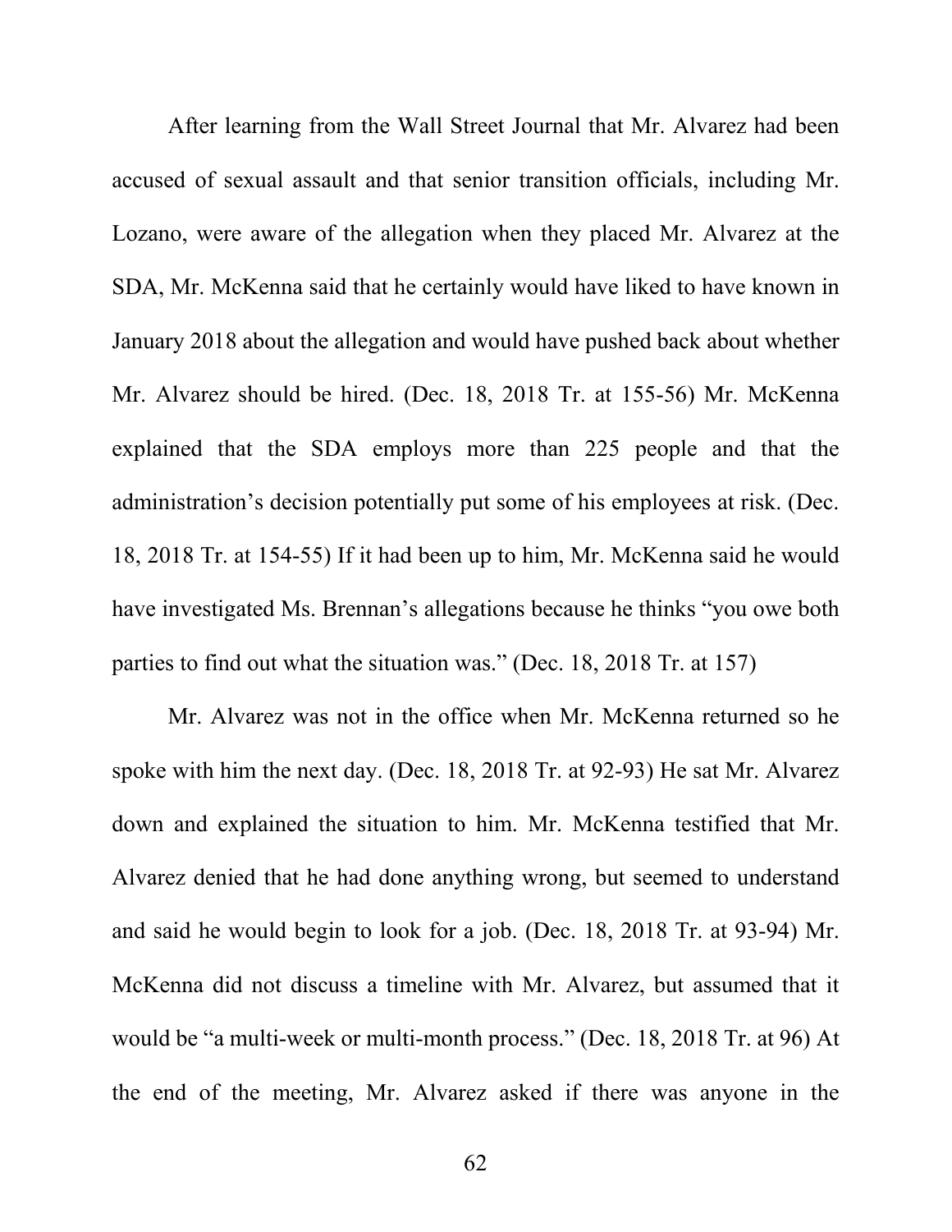After learning from the Wall Street Journal that Mr. Alvarez had been accused of sexual assault and that senior transition officials, including Mr. Lozano, were aware of the allegation when they placed Mr. Alvarez at the SDA, Mr. McKenna said that he certainly would have liked to have known in January 2018 about the allegation and would have pushed back about whether Mr. Alvarez should be hired. (Dec. 18, 2018 Tr. at 155-56) Mr. McKenna explained that the SDA employs more than 225 people and that the administration's decision potentially put some of his employees at risk. (Dec. 18, 2018 Tr. at 154-55) If it had been up to him, Mr. McKenna said he would have investigated Ms. Brennan's allegations because he thinks "you owe both parties to find out what the situation was." (Dec. 18, 2018 Tr. at 157)

Mr. Alvarez was not in the office when Mr. McKenna returned so he spoke with him the next day. (Dec. 18, 2018 Tr. at 92-93) He sat Mr. Alvarez down and explained the situation to him. Mr. McKenna testified that Mr. Alvarez denied that he had done anything wrong, but seemed to understand and said he would begin to look for a job. (Dec. 18, 2018 Tr. at 93-94) Mr. McKenna did not discuss a timeline with Mr. Alvarez, but assumed that it would be "a multi-week or multi-month process." (Dec. 18, 2018 Tr. at 96) At the end of the meeting, Mr. Alvarez asked if there was anyone in the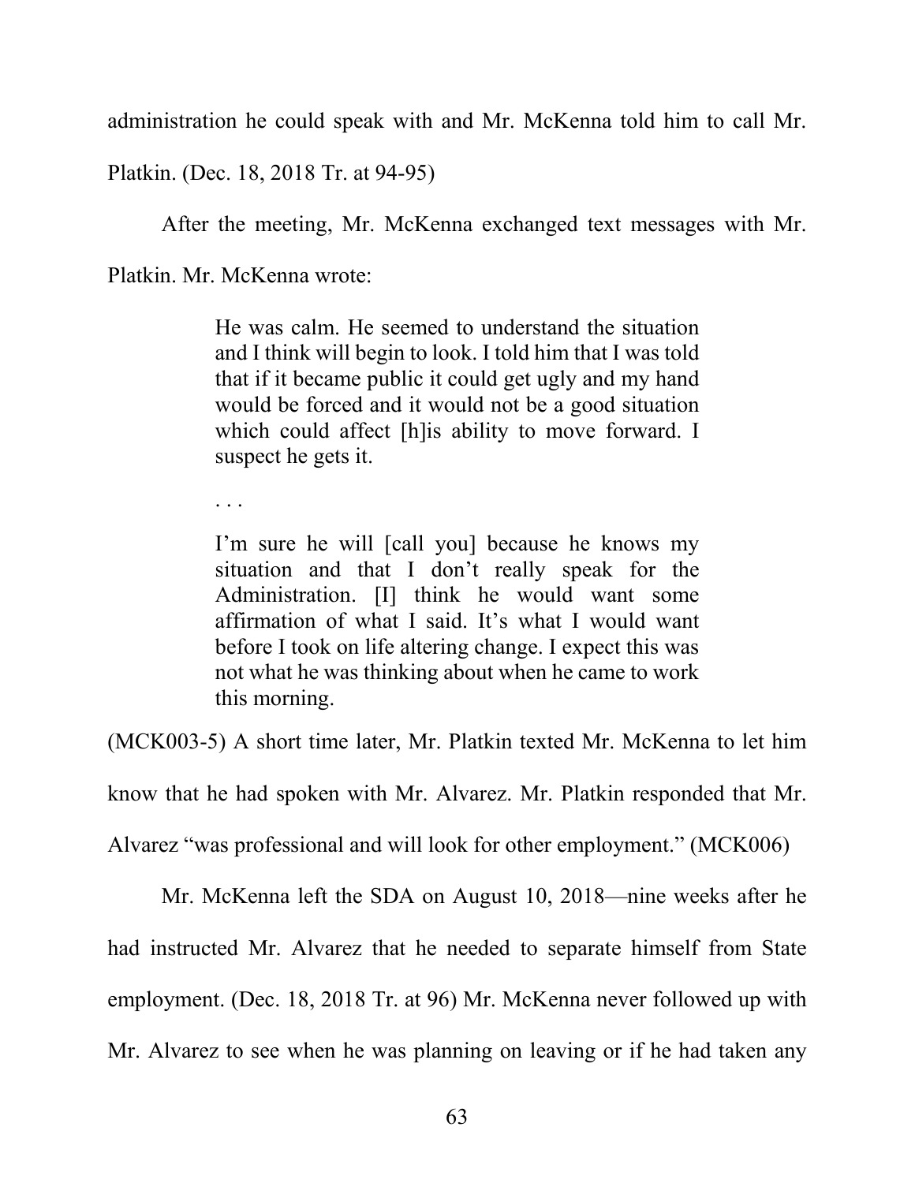administration he could speak with and Mr. McKenna told him to call Mr. Platkin. (Dec. 18, 2018 Tr. at 94-95)

After the meeting, Mr. McKenna exchanged text messages with Mr. Platkin. Mr. McKenna wrote:

> He was calm. He seemed to understand the situation and I think will begin to look. I told him that I was told that if it became public it could get ugly and my hand would be forced and it would not be a good situation which could affect [h]is ability to move forward. I suspect he gets it.
>
> . . .
>
> I'm sure he will [call you] because he knows my situation and that I don't really speak for the Administration. [I] think he would want some affirmation of what I said. It's what I would want before I took on life altering change. I expect this was not what he was thinking about when he came to work this morning.

(MCK003-5) A short time later, Mr. Platkin texted Mr. McKenna to let him know that he had spoken with Mr. Alvarez. Mr. Platkin responded that Mr. Alvarez "was professional and will look for other employment." (MCK006)

Mr. McKenna left the SDA on August 10, 2018—nine weeks after he had instructed Mr. Alvarez that he needed to separate himself from State employment. (Dec. 18, 2018 Tr. at 96) Mr. McKenna never followed up with Mr. Alvarez to see when he was planning on leaving or if he had taken any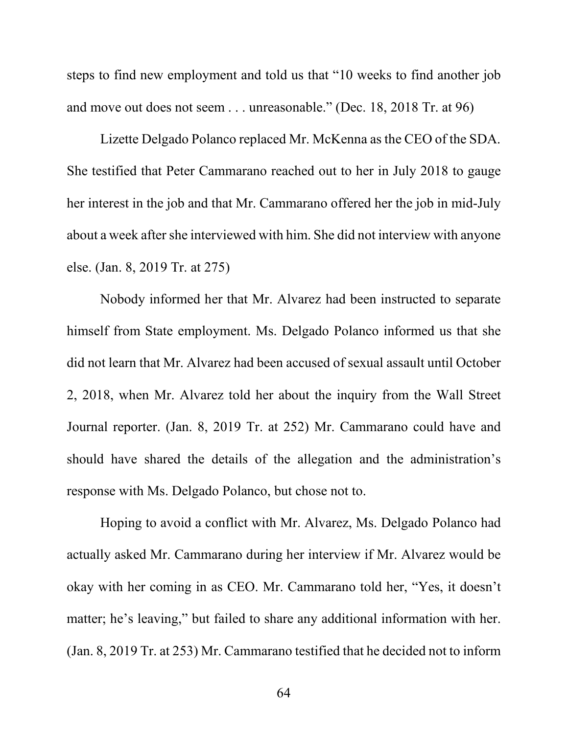steps to find new employment and told us that "10 weeks to find another job and move out does not seem . . . unreasonable." (Dec. 18, 2018 Tr. at 96)

Lizette Delgado Polanco replaced Mr. McKenna as the CEO of the SDA. She testified that Peter Cammarano reached out to her in July 2018 to gauge her interest in the job and that Mr. Cammarano offered her the job in mid-July about a week after she interviewed with him. She did not interview with anyone else. (Jan. 8, 2019 Tr. at 275)

Nobody informed her that Mr. Alvarez had been instructed to separate himself from State employment. Ms. Delgado Polanco informed us that she did not learn that Mr. Alvarez had been accused of sexual assault until October 2, 2018, when Mr. Alvarez told her about the inquiry from the Wall Street Journal reporter. (Jan. 8, 2019 Tr. at 252) Mr. Cammarano could have and should have shared the details of the allegation and the administration's response with Ms. Delgado Polanco, but chose not to.

Hoping to avoid a conflict with Mr. Alvarez, Ms. Delgado Polanco had actually asked Mr. Cammarano during her interview if Mr. Alvarez would be okay with her coming in as CEO. Mr. Cammarano told her, "Yes, it doesn't matter; he's leaving," but failed to share any additional information with her. (Jan. 8, 2019 Tr. at 253) Mr. Cammarano testified that he decided not to inform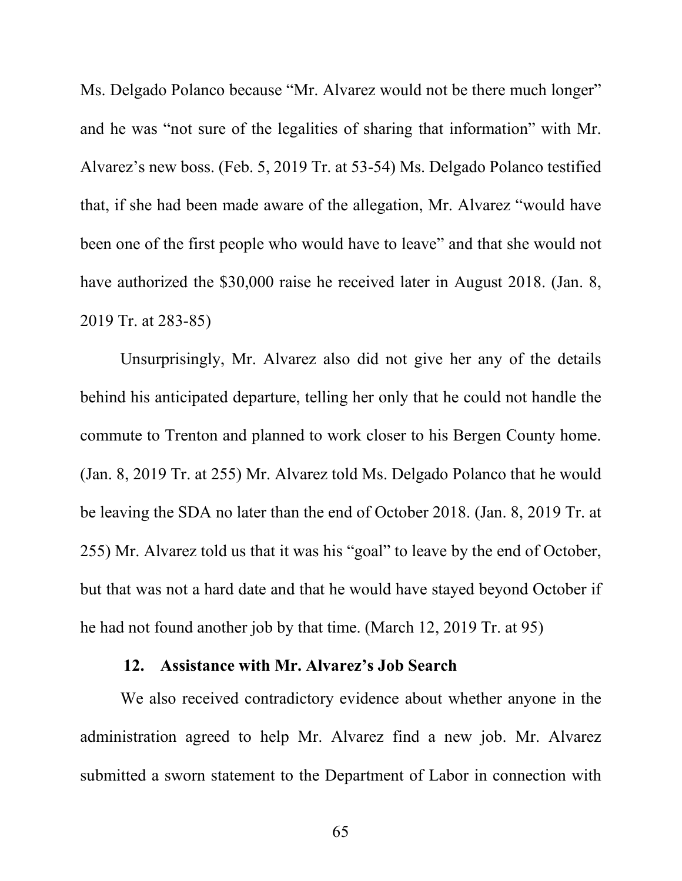Ms. Delgado Polanco because "Mr. Alvarez would not be there much longer" and he was "not sure of the legalities of sharing that information" with Mr. Alvarez's new boss. (Feb. 5, 2019 Tr. at 53-54) Ms. Delgado Polanco testified that, if she had been made aware of the allegation, Mr. Alvarez "would have been one of the first people who would have to leave" and that she would not have authorized the $30,000 raise he received later in August 2018. (Jan. 8, 2019 Tr. at 283-85)

Unsurprisingly, Mr. Alvarez also did not give her any of the details behind his anticipated departure, telling her only that he could not handle the commute to Trenton and planned to work closer to his Bergen County home. (Jan. 8, 2019 Tr. at 255) Mr. Alvarez told Ms. Delgado Polanco that he would be leaving the SDA no later than the end of October 2018. (Jan. 8, 2019 Tr. at 255) Mr. Alvarez told us that it was his "goal" to leave by the end of October, but that was not a hard date and that he would have stayed beyond October if he had not found another job by that time. (March 12, 2019 Tr. at 95)

### 12. Assistance with Mr. Alvarez's Job Search

We also received contradictory evidence about whether anyone in the administration agreed to help Mr. Alvarez find a new job. Mr. Alvarez submitted a sworn statement to the Department of Labor in connection with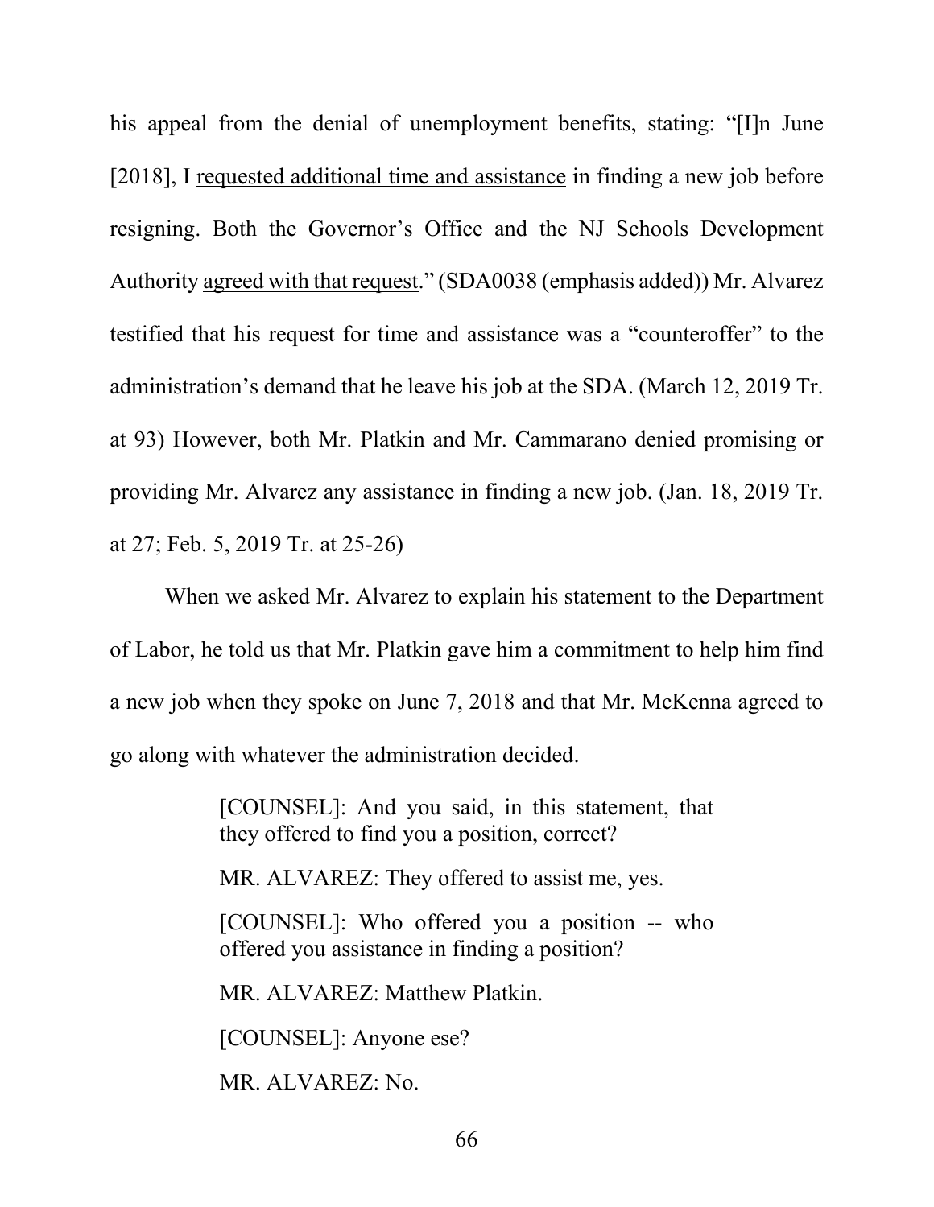his appeal from the denial of unemployment benefits, stating: "[I]n June [2018], I <u>requested additional time and assistance</u> in finding a new job before resigning. Both the Governor's Office and the NJ Schools Development Authority <u>agreed with that request</u>." (SDA0038 (emphasis added)) Mr. Alvarez testified that his request for time and assistance was a "counteroffer" to the administration's demand that he leave his job at the SDA. (March 12, 2019 Tr. at 93) However, both Mr. Platkin and Mr. Cammarano denied promising or providing Mr. Alvarez any assistance in finding a new job. (Jan. 18, 2019 Tr. at 27; Feb. 5, 2019 Tr. at 25-26)

When we asked Mr. Alvarez to explain his statement to the Department of Labor, he told us that Mr. Platkin gave him a commitment to help him find a new job when they spoke on June 7, 2018 and that Mr. McKenna agreed to go along with whatever the administration decided.

> [COUNSEL]: And you said, in this statement, that they offered to find you a position, correct?
>
> MR. ALVAREZ: They offered to assist me, yes.
>
> [COUNSEL]: Who offered you a position -- who offered you assistance in finding a position?
>
> MR. ALVAREZ: Matthew Platkin.
>
> [COUNSEL]: Anyone ese?
>
> MR. ALVAREZ: No.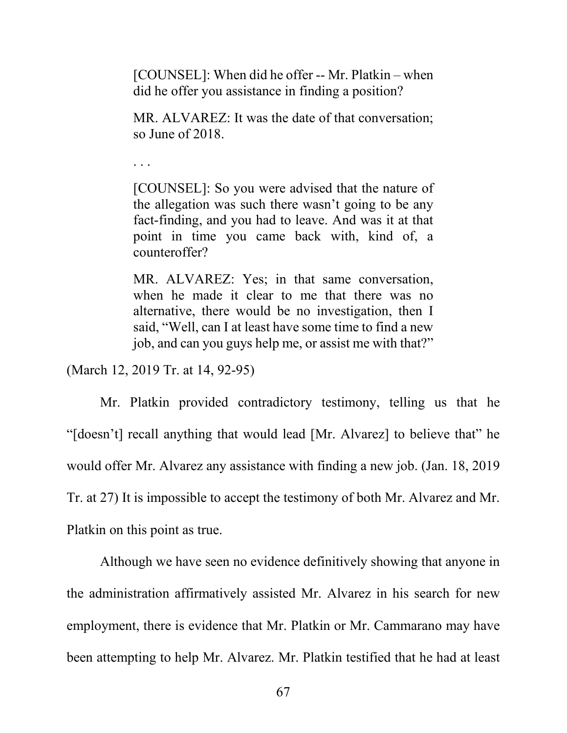> [COUNSEL]: When did he offer -- Mr. Platkin – when did he offer you assistance in finding a position?
>
> MR. ALVAREZ: It was the date of that conversation; so June of 2018.
>
> . . .
>
> [COUNSEL]: So you were advised that the nature of the allegation was such there wasn't going to be any fact-finding, and you had to leave. And was it at that point in time you came back with, kind of, a counteroffer?
>
> MR. ALVAREZ: Yes; in that same conversation, when he made it clear to me that there was no alternative, there would be no investigation, then I said, "Well, can I at least have some time to find a new job, and can you guys help me, or assist me with that?"

(March 12, 2019 Tr. at 14, 92-95)

Mr. Platkin provided contradictory testimony, telling us that he "[doesn't] recall anything that would lead [Mr. Alvarez] to believe that" he would offer Mr. Alvarez any assistance with finding a new job. (Jan. 18, 2019 Tr. at 27) It is impossible to accept the testimony of both Mr. Alvarez and Mr. Platkin on this point as true.

Although we have seen no evidence definitively showing that anyone in the administration affirmatively assisted Mr. Alvarez in his search for new employment, there is evidence that Mr. Platkin or Mr. Cammarano may have been attempting to help Mr. Alvarez. Mr. Platkin testified that he had at least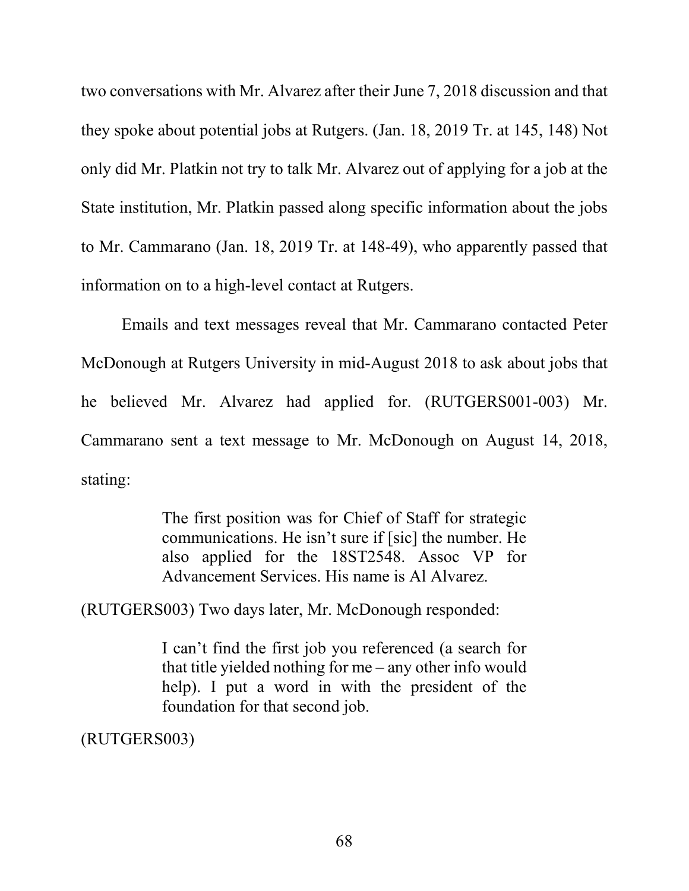two conversations with Mr. Alvarez after their June 7, 2018 discussion and that they spoke about potential jobs at Rutgers. (Jan. 18, 2019 Tr. at 145, 148) Not only did Mr. Platkin not try to talk Mr. Alvarez out of applying for a job at the State institution, Mr. Platkin passed along specific information about the jobs to Mr. Cammarano (Jan. 18, 2019 Tr. at 148-49), who apparently passed that information on to a high-level contact at Rutgers.

Emails and text messages reveal that Mr. Cammarano contacted Peter McDonough at Rutgers University in mid-August 2018 to ask about jobs that he believed Mr. Alvarez had applied for. (RUTGERS001-003) Mr. Cammarano sent a text message to Mr. McDonough on August 14, 2018, stating:

> The first position was for Chief of Staff for strategic communications. He isn't sure if [sic] the number. He also applied for the 18ST2548. Assoc VP for Advancement Services. His name is Al Alvarez.

(RUTGERS003) Two days later, Mr. McDonough responded:

> I can't find the first job you referenced (a search for that title yielded nothing for me – any other info would help). I put a word in with the president of the foundation for that second job.

(RUTGERS003)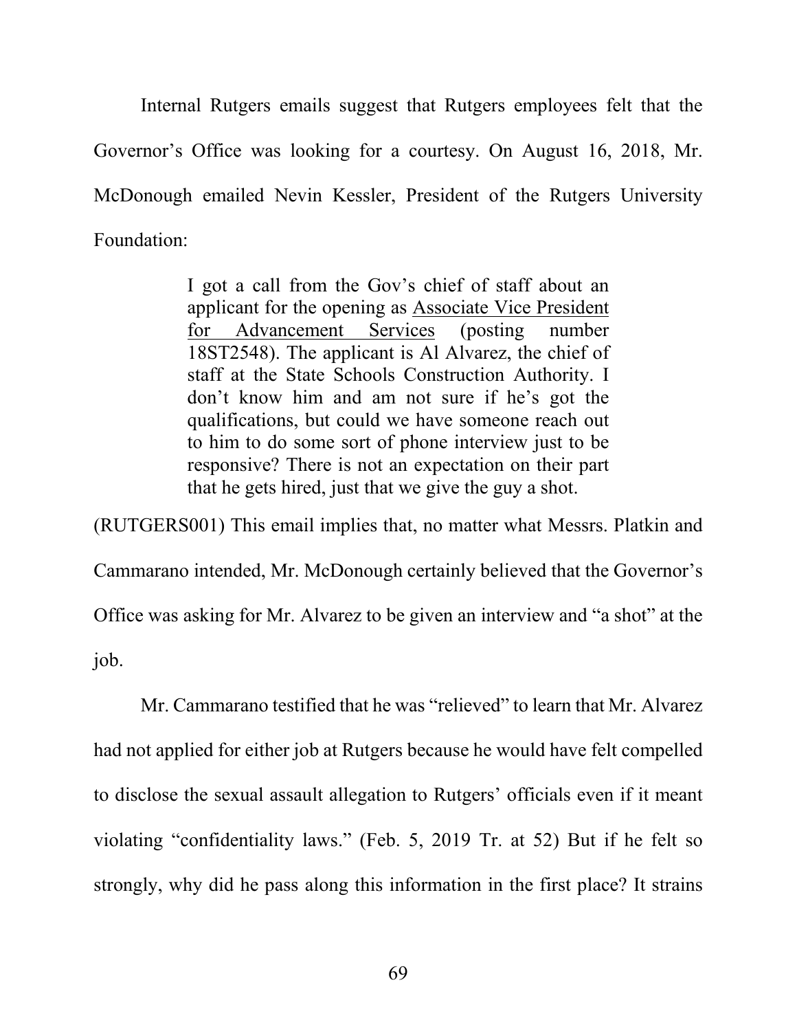Internal Rutgers emails suggest that Rutgers employees felt that the Governor's Office was looking for a courtesy. On August 16, 2018, Mr. McDonough emailed Nevin Kessler, President of the Rutgers University Foundation:

> I got a call from the Gov's chief of staff about an applicant for the opening as <u>Associate Vice President for Advancement Services</u> (posting number 18ST2548). The applicant is Al Alvarez, the chief of staff at the State Schools Construction Authority. I don't know him and am not sure if he's got the qualifications, but could we have someone reach out to him to do some sort of phone interview just to be responsive? There is not an expectation on their part that he gets hired, just that we give the guy a shot.

(RUTGERS001) This email implies that, no matter what Messrs. Platkin and Cammarano intended, Mr. McDonough certainly believed that the Governor's Office was asking for Mr. Alvarez to be given an interview and "a shot" at the job.

Mr. Cammarano testified that he was "relieved" to learn that Mr. Alvarez had not applied for either job at Rutgers because he would have felt compelled to disclose the sexual assault allegation to Rutgers' officials even if it meant violating "confidentiality laws." (Feb. 5, 2019 Tr. at 52) But if he felt so strongly, why did he pass along this information in the first place? It strains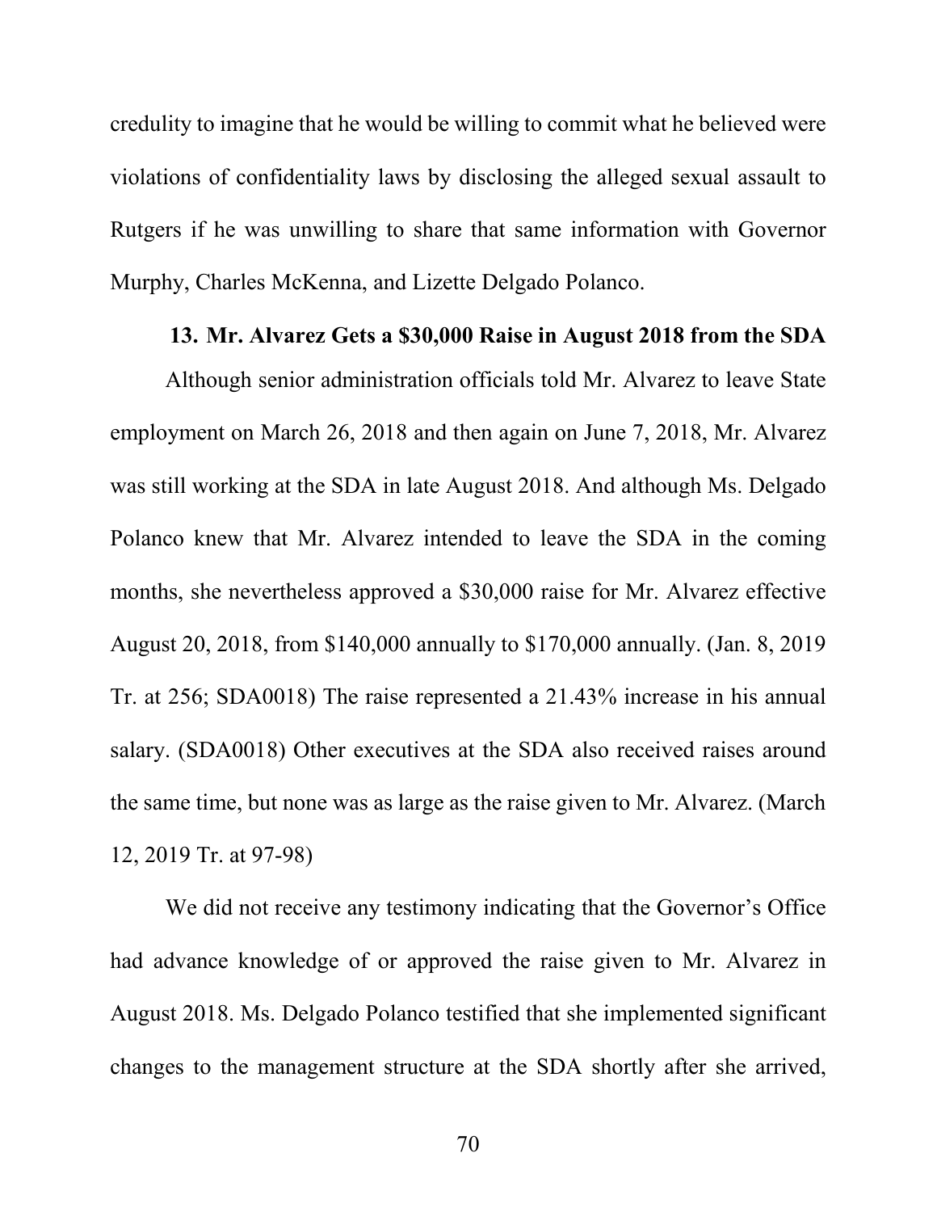credulity to imagine that he would be willing to commit what he believed were violations of confidentiality laws by disclosing the alleged sexual assault to Rutgers if he was unwilling to share that same information with Governor Murphy, Charles McKenna, and Lizette Delgado Polanco.

### 13. Mr. Alvarez Gets a $30,000 Raise in August 2018 from the SDA

Although senior administration officials told Mr. Alvarez to leave State employment on March 26, 2018 and then again on June 7, 2018, Mr. Alvarez was still working at the SDA in late August 2018. And although Ms. Delgado Polanco knew that Mr. Alvarez intended to leave the SDA in the coming months, she nevertheless approved a $30,000 raise for Mr. Alvarez effective August 20, 2018, from $140,000 annually to $170,000 annually. (Jan. 8, 2019 Tr. at 256; SDA0018) The raise represented a 21.43% increase in his annual salary. (SDA0018) Other executives at the SDA also received raises around the same time, but none was as large as the raise given to Mr. Alvarez. (March 12, 2019 Tr. at 97-98)

We did not receive any testimony indicating that the Governor's Office had advance knowledge of or approved the raise given to Mr. Alvarez in August 2018. Ms. Delgado Polanco testified that she implemented significant changes to the management structure at the SDA shortly after she arrived,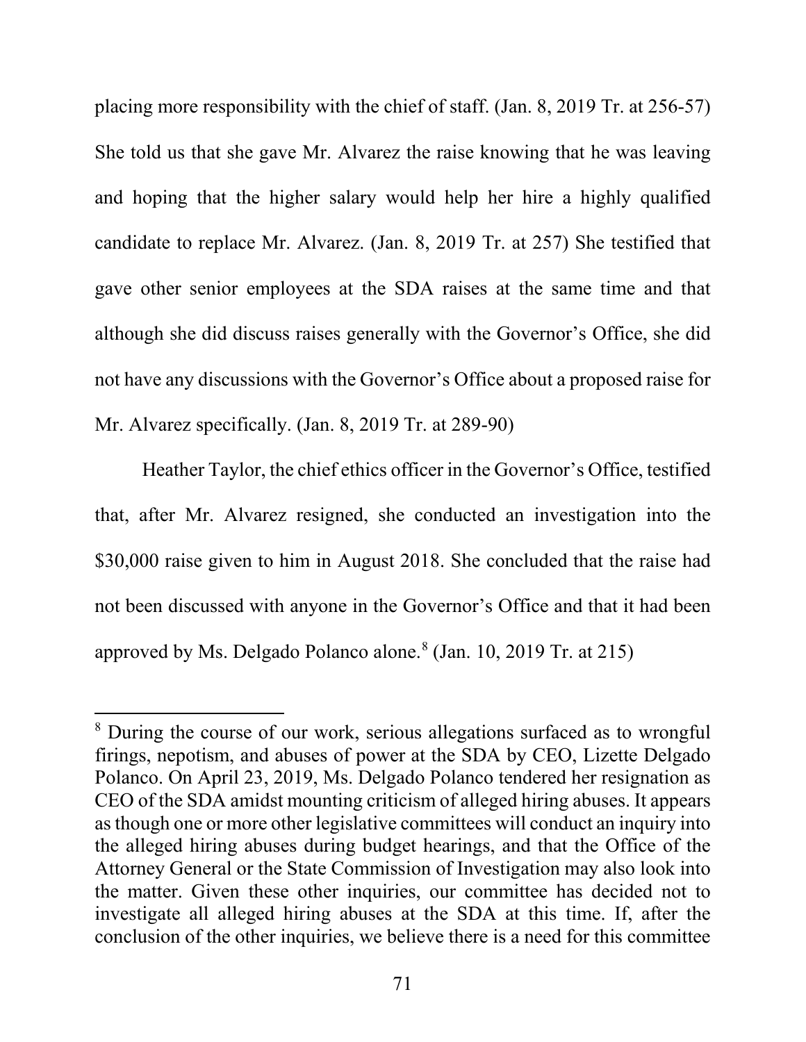placing more responsibility with the chief of staff. (Jan. 8, 2019 Tr. at 256-57) She told us that she gave Mr. Alvarez the raise knowing that he was leaving and hoping that the higher salary would help her hire a highly qualified candidate to replace Mr. Alvarez. (Jan. 8, 2019 Tr. at 257) She testified that gave other senior employees at the SDA raises at the same time and that although she did discuss raises generally with the Governor's Office, she did not have any discussions with the Governor's Office about a proposed raise for Mr. Alvarez specifically. (Jan. 8, 2019 Tr. at 289-90)

Heather Taylor, the chief ethics officer in the Governor's Office, testified that, after Mr. Alvarez resigned, she conducted an investigation into the $30,000 raise given to him in August 2018. She concluded that the raise had not been discussed with anyone in the Governor's Office and that it had been approved by Ms. Delgado Polanco alone.[8] (Jan. 10, 2019 Tr. at 215)

---

[8] During the course of our work, serious allegations surfaced as to wrongful firings, nepotism, and abuses of power at the SDA by CEO, Lizette Delgado Polanco. On April 23, 2019, Ms. Delgado Polanco tendered her resignation as CEO of the SDA amidst mounting criticism of alleged hiring abuses. It appears as though one or more other legislative committees will conduct an inquiry into the alleged hiring abuses during budget hearings, and that the Office of the Attorney General or the State Commission of Investigation may also look into the matter. Given these other inquiries, our committee has decided not to investigate all alleged hiring abuses at the SDA at this time. If, after the conclusion of the other inquiries, we believe there is a need for this committee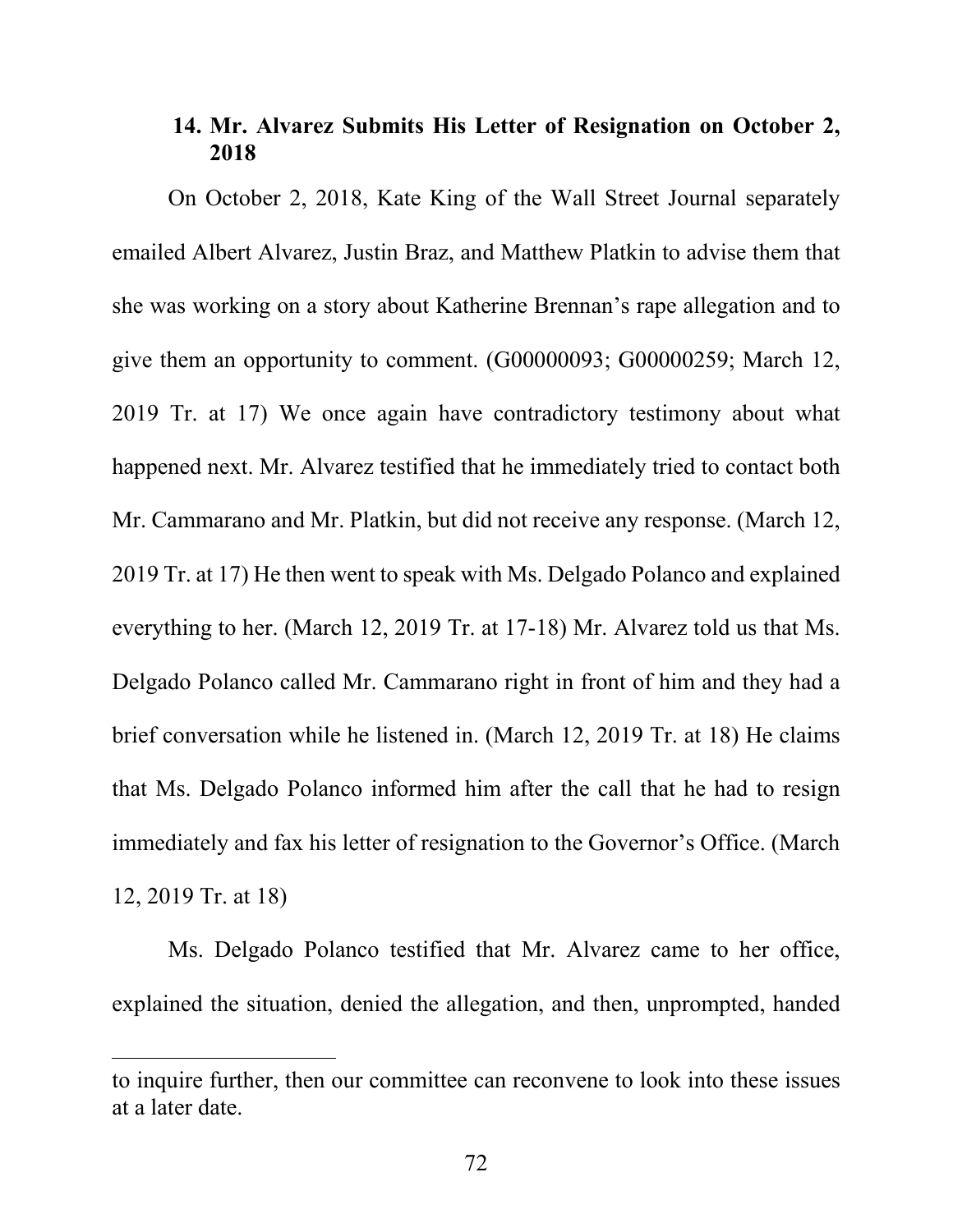### 14. Mr. Alvarez Submits His Letter of Resignation on October 2, 2018

On October 2, 2018, Kate King of the Wall Street Journal separately emailed Albert Alvarez, Justin Braz, and Matthew Platkin to advise them that she was working on a story about Katherine Brennan's rape allegation and to give them an opportunity to comment. (G00000093; G00000259; March 12, 2019 Tr. at 17) We once again have contradictory testimony about what happened next. Mr. Alvarez testified that he immediately tried to contact both Mr. Cammarano and Mr. Platkin, but did not receive any response. (March 12, 2019 Tr. at 17) He then went to speak with Ms. Delgado Polanco and explained everything to her. (March 12, 2019 Tr. at 17-18) Mr. Alvarez told us that Ms. Delgado Polanco called Mr. Cammarano right in front of him and they had a brief conversation while he listened in. (March 12, 2019 Tr. at 18) He claims that Ms. Delgado Polanco informed him after the call that he had to resign immediately and fax his letter of resignation to the Governor's Office. (March 12, 2019 Tr. at 18)

Ms. Delgado Polanco testified that Mr. Alvarez came to her office, explained the situation, denied the allegation, and then, unprompted, handed

---

to inquire further, then our committee can reconvene to look into these issues at a later date.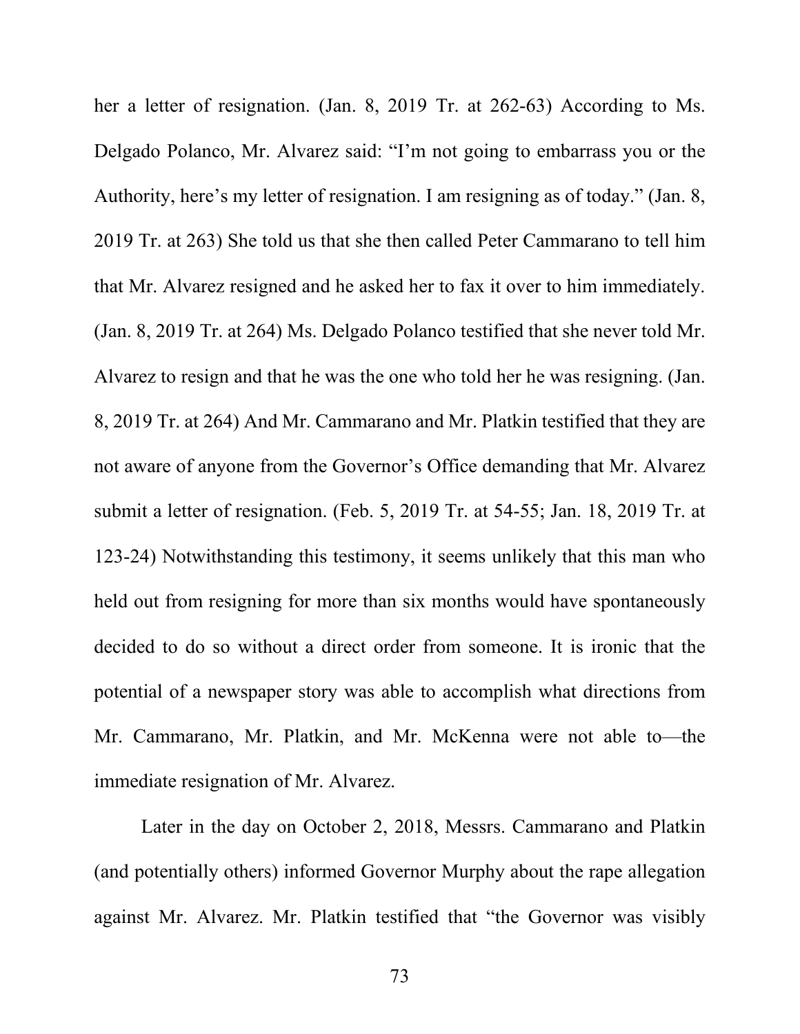her a letter of resignation. (Jan. 8, 2019 Tr. at 262-63) According to Ms. Delgado Polanco, Mr. Alvarez said: "I'm not going to embarrass you or the Authority, here's my letter of resignation. I am resigning as of today." (Jan. 8, 2019 Tr. at 263) She told us that she then called Peter Cammarano to tell him that Mr. Alvarez resigned and he asked her to fax it over to him immediately. (Jan. 8, 2019 Tr. at 264) Ms. Delgado Polanco testified that she never told Mr. Alvarez to resign and that he was the one who told her he was resigning. (Jan. 8, 2019 Tr. at 264) And Mr. Cammarano and Mr. Platkin testified that they are not aware of anyone from the Governor's Office demanding that Mr. Alvarez submit a letter of resignation. (Feb. 5, 2019 Tr. at 54-55; Jan. 18, 2019 Tr. at 123-24) Notwithstanding this testimony, it seems unlikely that this man who held out from resigning for more than six months would have spontaneously decided to do so without a direct order from someone. It is ironic that the potential of a newspaper story was able to accomplish what directions from Mr. Cammarano, Mr. Platkin, and Mr. McKenna were not able to—the immediate resignation of Mr. Alvarez.

Later in the day on October 2, 2018, Messrs. Cammarano and Platkin (and potentially others) informed Governor Murphy about the rape allegation against Mr. Alvarez. Mr. Platkin testified that "the Governor was visibly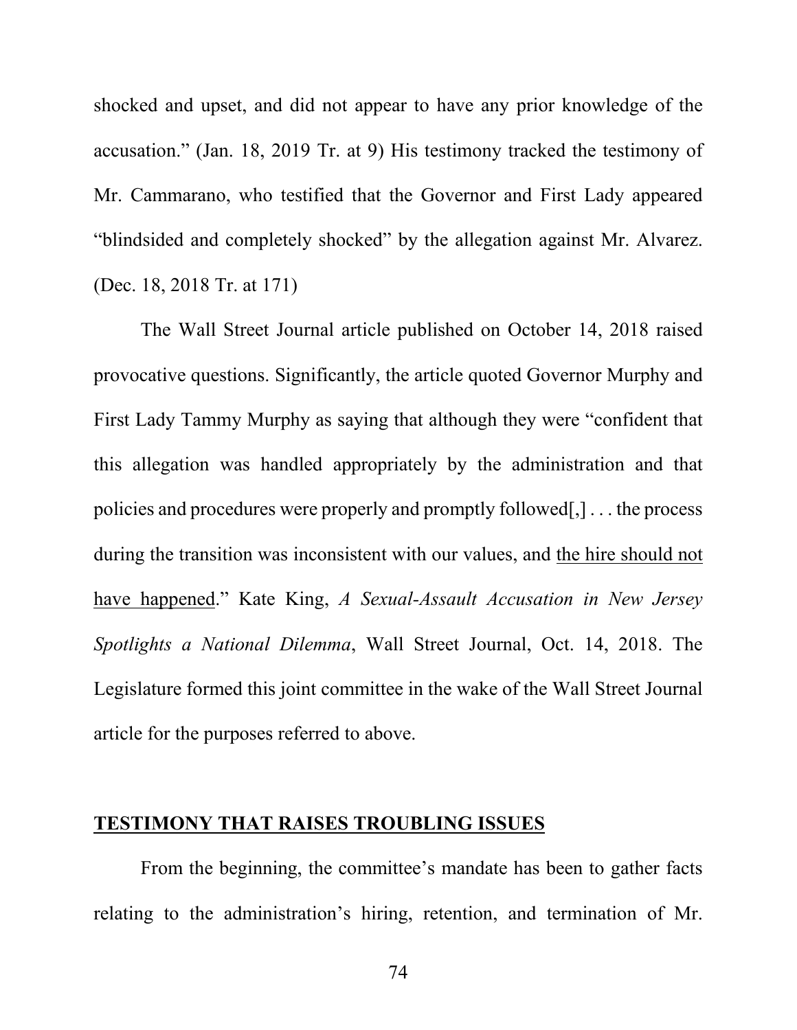shocked and upset, and did not appear to have any prior knowledge of the accusation." (Jan. 18, 2019 Tr. at 9) His testimony tracked the testimony of Mr. Cammarano, who testified that the Governor and First Lady appeared "blindsided and completely shocked" by the allegation against Mr. Alvarez. (Dec. 18, 2018 Tr. at 171)

The Wall Street Journal article published on October 14, 2018 raised provocative questions. Significantly, the article quoted Governor Murphy and First Lady Tammy Murphy as saying that although they were "confident that this allegation was handled appropriately by the administration and that policies and procedures were properly and promptly followed[,] . . . the process during the transition was inconsistent with our values, and <u>the hire should not have happened</u>." Kate King, *A Sexual-Assault Accusation in New Jersey Spotlights a National Dilemma*, Wall Street Journal, Oct. 14, 2018. The Legislature formed this joint committee in the wake of the Wall Street Journal article for the purposes referred to above.

## <u>**TESTIMONY THAT RAISES TROUBLING ISSUES**</u>

From the beginning, the committee's mandate has been to gather facts relating to the administration's hiring, retention, and termination of Mr.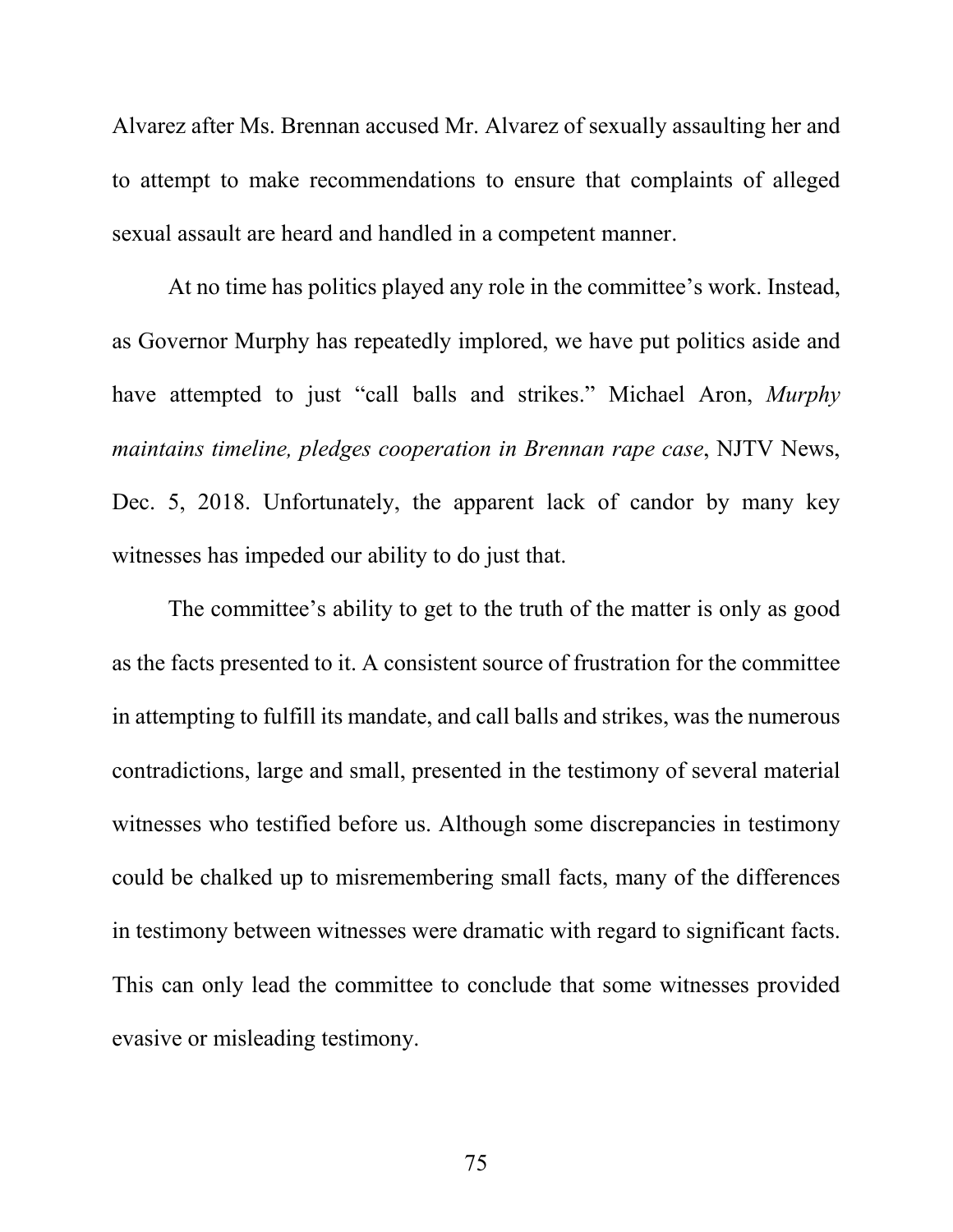Alvarez after Ms. Brennan accused Mr. Alvarez of sexually assaulting her and to attempt to make recommendations to ensure that complaints of alleged sexual assault are heard and handled in a competent manner.

At no time has politics played any role in the committee's work. Instead, as Governor Murphy has repeatedly implored, we have put politics aside and have attempted to just "call balls and strikes." Michael Aron, *Murphy maintains timeline, pledges cooperation in Brennan rape case*, NJTV News, Dec. 5, 2018. Unfortunately, the apparent lack of candor by many key witnesses has impeded our ability to do just that.

The committee's ability to get to the truth of the matter is only as good as the facts presented to it. A consistent source of frustration for the committee in attempting to fulfill its mandate, and call balls and strikes, was the numerous contradictions, large and small, presented in the testimony of several material witnesses who testified before us. Although some discrepancies in testimony could be chalked up to misremembering small facts, many of the differences in testimony between witnesses were dramatic with regard to significant facts. This can only lead the committee to conclude that some witnesses provided evasive or misleading testimony.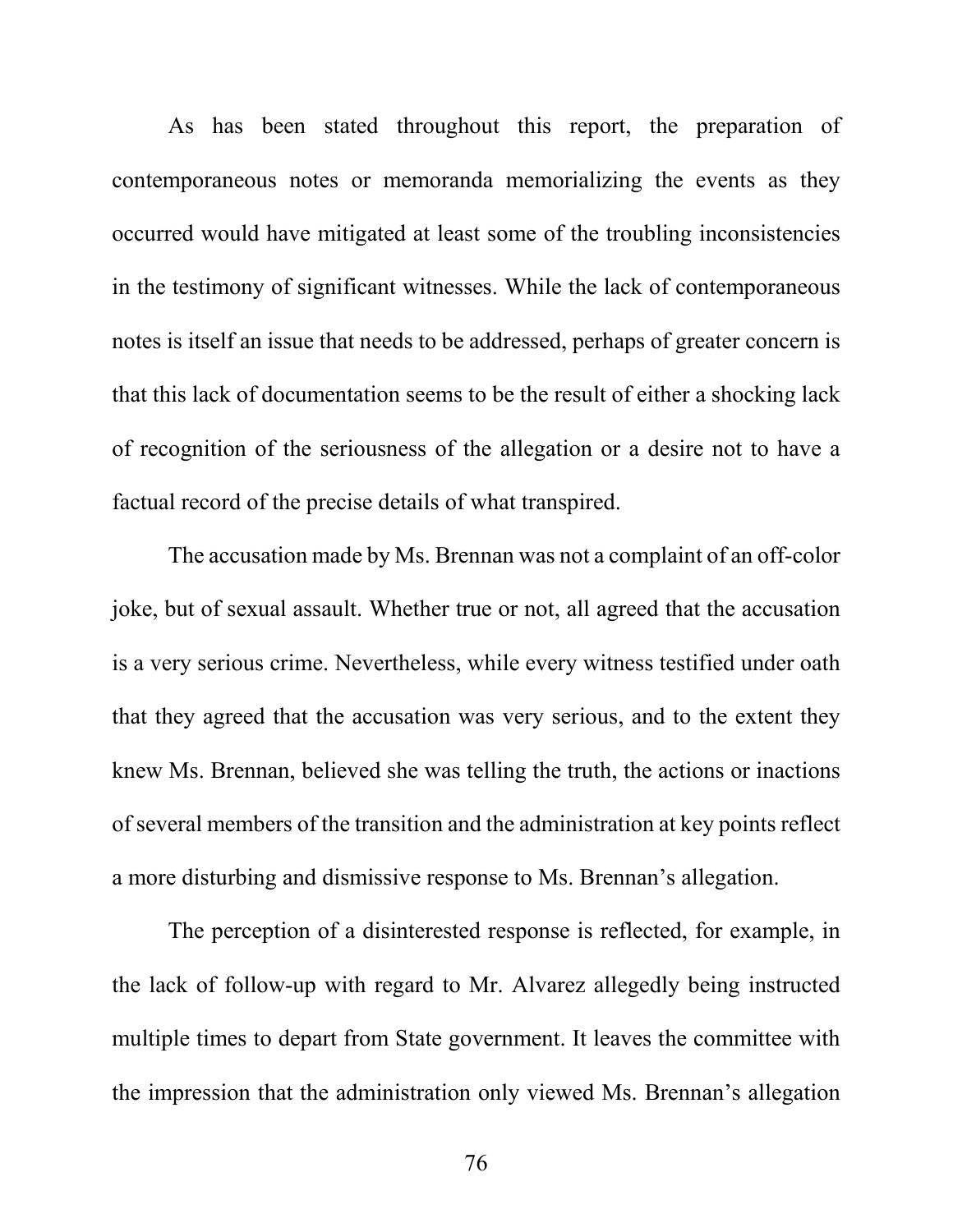As has been stated throughout this report, the preparation of contemporaneous notes or memoranda memorializing the events as they occurred would have mitigated at least some of the troubling inconsistencies in the testimony of significant witnesses. While the lack of contemporaneous notes is itself an issue that needs to be addressed, perhaps of greater concern is that this lack of documentation seems to be the result of either a shocking lack of recognition of the seriousness of the allegation or a desire not to have a factual record of the precise details of what transpired.

The accusation made by Ms. Brennan was not a complaint of an off-color joke, but of sexual assault. Whether true or not, all agreed that the accusation is a very serious crime. Nevertheless, while every witness testified under oath that they agreed that the accusation was very serious, and to the extent they knew Ms. Brennan, believed she was telling the truth, the actions or inactions of several members of the transition and the administration at key points reflect a more disturbing and dismissive response to Ms. Brennan's allegation.

The perception of a disinterested response is reflected, for example, in the lack of follow-up with regard to Mr. Alvarez allegedly being instructed multiple times to depart from State government. It leaves the committee with the impression that the administration only viewed Ms. Brennan's allegation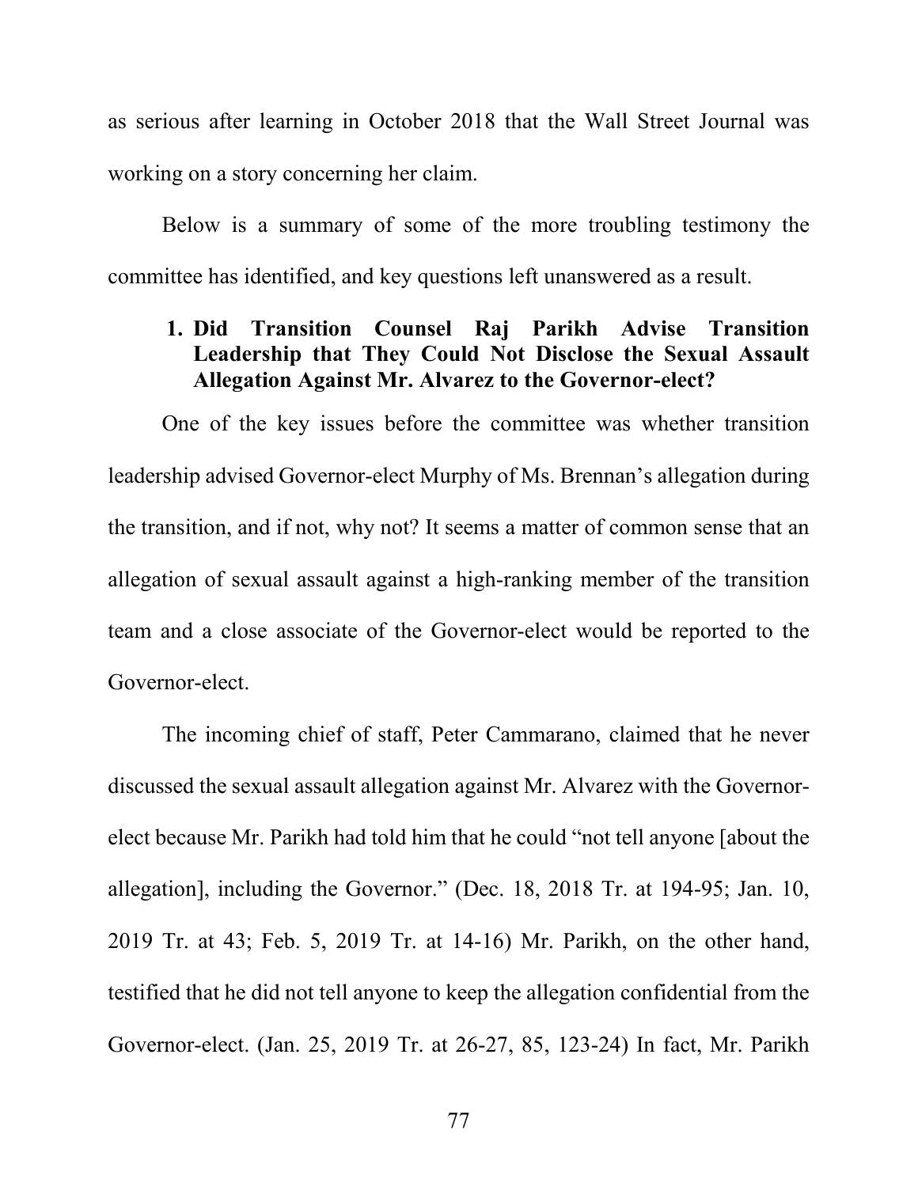as serious after learning in October 2018 that the Wall Street Journal was working on a story concerning her claim.

Below is a summary of some of the more troubling testimony the committee has identified, and key questions left unanswered as a result.

1. **Did Transition Counsel Raj Parikh Advise Transition Leadership that They Could Not Disclose the Sexual Assault Allegation Against Mr. Alvarez to the Governor-elect?**

One of the key issues before the committee was whether transition leadership advised Governor-elect Murphy of Ms. Brennan's allegation during the transition, and if not, why not? It seems a matter of common sense that an allegation of sexual assault against a high-ranking member of the transition team and a close associate of the Governor-elect would be reported to the Governor-elect.

The incoming chief of staff, Peter Cammarano, claimed that he never discussed the sexual assault allegation against Mr. Alvarez with the Governor-elect because Mr. Parikh had told him that he could "not tell anyone [about the allegation], including the Governor." (Dec. 18, 2018 Tr. at 194-95; Jan. 10, 2019 Tr. at 43; Feb. 5, 2019 Tr. at 14-16) Mr. Parikh, on the other hand, testified that he did not tell anyone to keep the allegation confidential from the Governor-elect. (Jan. 25, 2019 Tr. at 26-27, 85, 123-24) In fact, Mr. Parikh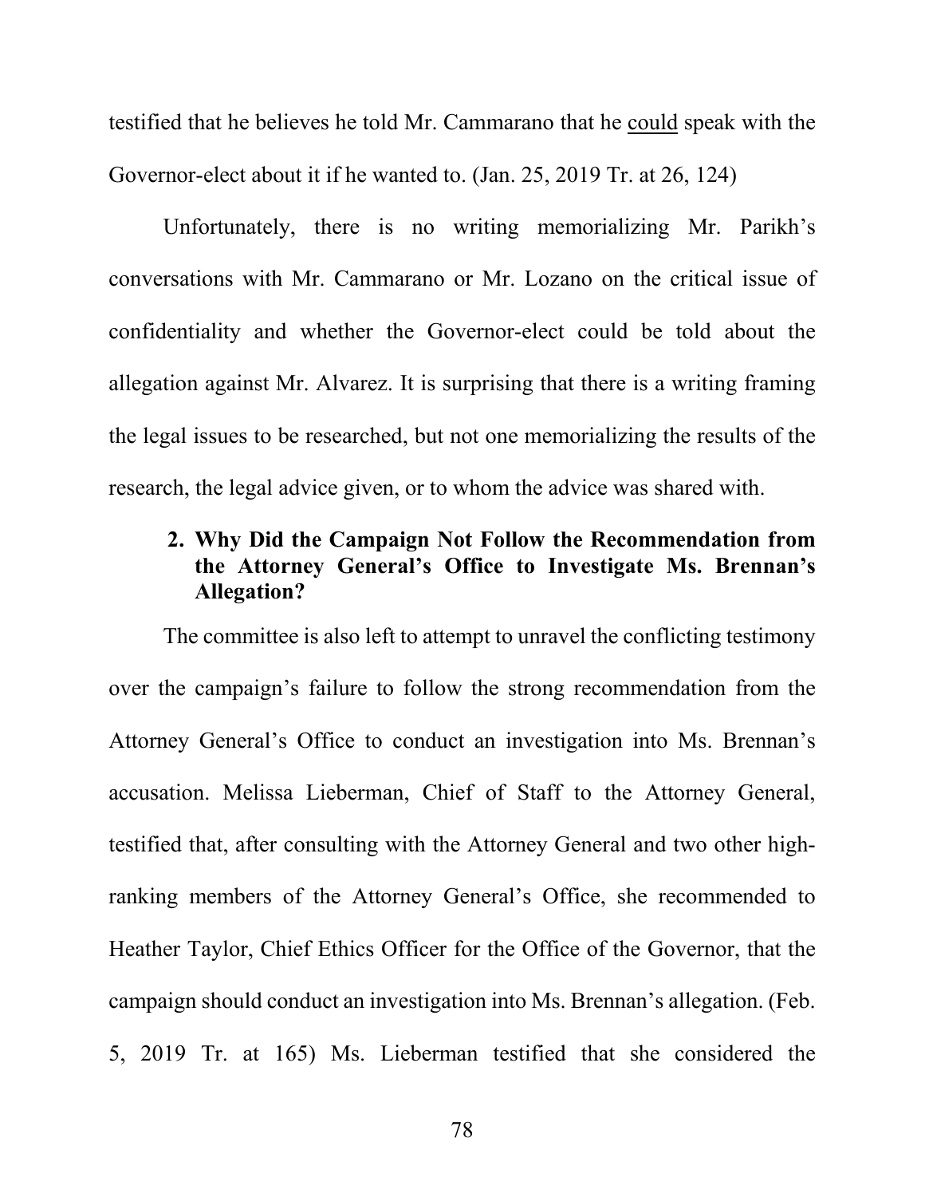testified that he believes he told Mr. Cammarano that he <u>could</u> speak with the Governor-elect about it if he wanted to. (Jan. 25, 2019 Tr. at 26, 124)

Unfortunately, there is no writing memorializing Mr. Parikh's conversations with Mr. Cammarano or Mr. Lozano on the critical issue of confidentiality and whether the Governor-elect could be told about the allegation against Mr. Alvarez. It is surprising that there is a writing framing the legal issues to be researched, but not one memorializing the results of the research, the legal advice given, or to whom the advice was shared with.

**2. Why Did the Campaign Not Follow the Recommendation from the Attorney General's Office to Investigate Ms. Brennan's Allegation?**

The committee is also left to attempt to unravel the conflicting testimony over the campaign's failure to follow the strong recommendation from the Attorney General's Office to conduct an investigation into Ms. Brennan's accusation. Melissa Lieberman, Chief of Staff to the Attorney General, testified that, after consulting with the Attorney General and two other high-ranking members of the Attorney General's Office, she recommended to Heather Taylor, Chief Ethics Officer for the Office of the Governor, that the campaign should conduct an investigation into Ms. Brennan's allegation. (Feb. 5, 2019 Tr. at 165) Ms. Lieberman testified that she considered the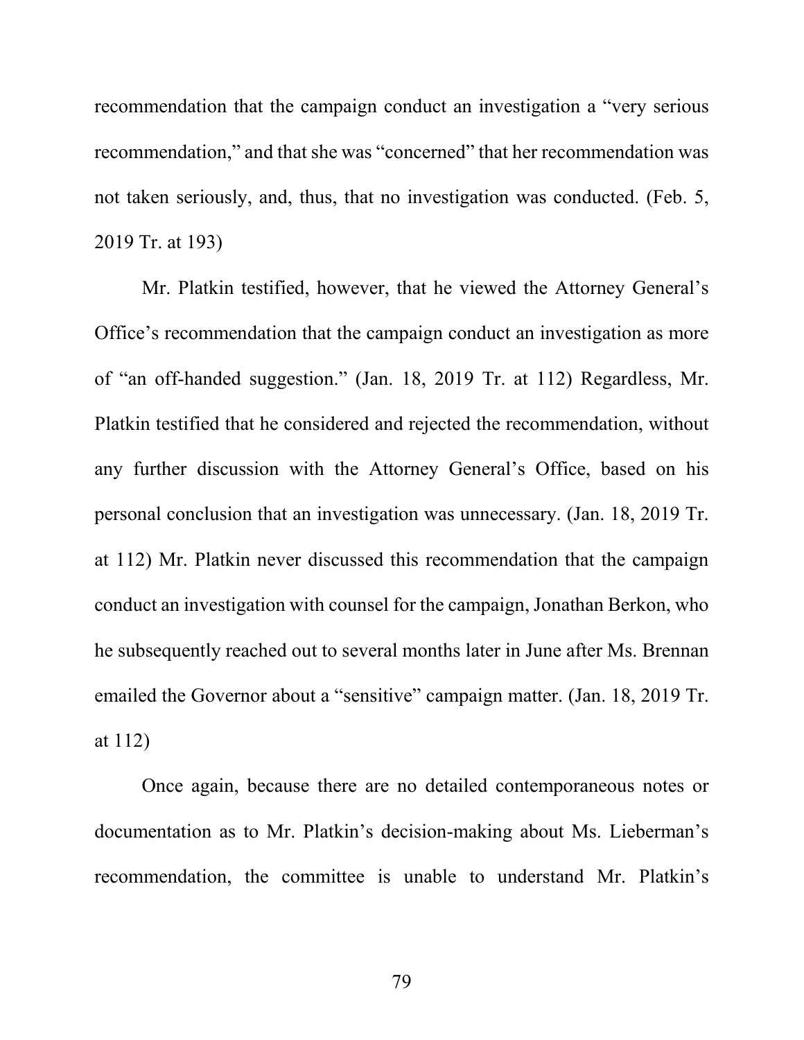recommendation that the campaign conduct an investigation a "very serious recommendation," and that she was "concerned" that her recommendation was not taken seriously, and, thus, that no investigation was conducted. (Feb. 5, 2019 Tr. at 193)

Mr. Platkin testified, however, that he viewed the Attorney General's Office's recommendation that the campaign conduct an investigation as more of "an off-handed suggestion." (Jan. 18, 2019 Tr. at 112) Regardless, Mr. Platkin testified that he considered and rejected the recommendation, without any further discussion with the Attorney General's Office, based on his personal conclusion that an investigation was unnecessary. (Jan. 18, 2019 Tr. at 112) Mr. Platkin never discussed this recommendation that the campaign conduct an investigation with counsel for the campaign, Jonathan Berkon, who he subsequently reached out to several months later in June after Ms. Brennan emailed the Governor about a "sensitive" campaign matter. (Jan. 18, 2019 Tr. at 112)

Once again, because there are no detailed contemporaneous notes or documentation as to Mr. Platkin's decision-making about Ms. Lieberman's recommendation, the committee is unable to understand Mr. Platkin's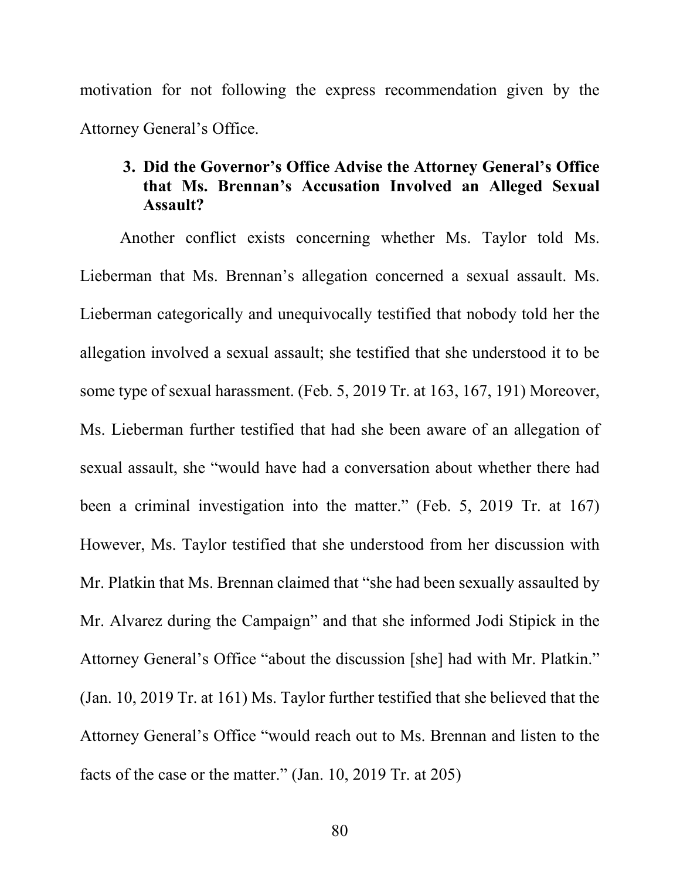motivation for not following the express recommendation given by the Attorney General's Office.

### 3. Did the Governor's Office Advise the Attorney General's Office that Ms. Brennan's Accusation Involved an Alleged Sexual Assault?

Another conflict exists concerning whether Ms. Taylor told Ms. Lieberman that Ms. Brennan's allegation concerned a sexual assault. Ms. Lieberman categorically and unequivocally testified that nobody told her the allegation involved a sexual assault; she testified that she understood it to be some type of sexual harassment. (Feb. 5, 2019 Tr. at 163, 167, 191) Moreover, Ms. Lieberman further testified that had she been aware of an allegation of sexual assault, she "would have had a conversation about whether there had been a criminal investigation into the matter." (Feb. 5, 2019 Tr. at 167) However, Ms. Taylor testified that she understood from her discussion with Mr. Platkin that Ms. Brennan claimed that "she had been sexually assaulted by Mr. Alvarez during the Campaign" and that she informed Jodi Stipick in the Attorney General's Office "about the discussion [she] had with Mr. Platkin." (Jan. 10, 2019 Tr. at 161) Ms. Taylor further testified that she believed that the Attorney General's Office "would reach out to Ms. Brennan and listen to the facts of the case or the matter." (Jan. 10, 2019 Tr. at 205)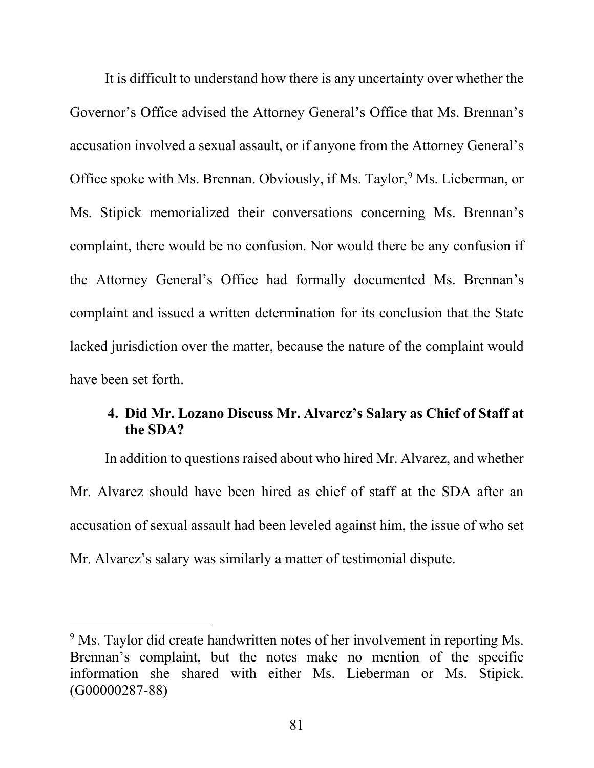It is difficult to understand how there is any uncertainty over whether the Governor's Office advised the Attorney General's Office that Ms. Brennan's accusation involved a sexual assault, or if anyone from the Attorney General's Office spoke with Ms. Brennan. Obviously, if Ms. Taylor,[9] Ms. Lieberman, or Ms. Stipick memorialized their conversations concerning Ms. Brennan's complaint, there would be no confusion. Nor would there be any confusion if the Attorney General's Office had formally documented Ms. Brennan's complaint and issued a written determination for its conclusion that the State lacked jurisdiction over the matter, because the nature of the complaint would have been set forth.

#### 4. Did Mr. Lozano Discuss Mr. Alvarez's Salary as Chief of Staff at the SDA?

In addition to questions raised about who hired Mr. Alvarez, and whether Mr. Alvarez should have been hired as chief of staff at the SDA after an accusation of sexual assault had been leveled against him, the issue of who set Mr. Alvarez's salary was similarly a matter of testimonial dispute.

[9] Ms. Taylor did create handwritten notes of her involvement in reporting Ms. Brennan's complaint, but the notes make no mention of the specific information she shared with either Ms. Lieberman or Ms. Stipick. (G00000287-88)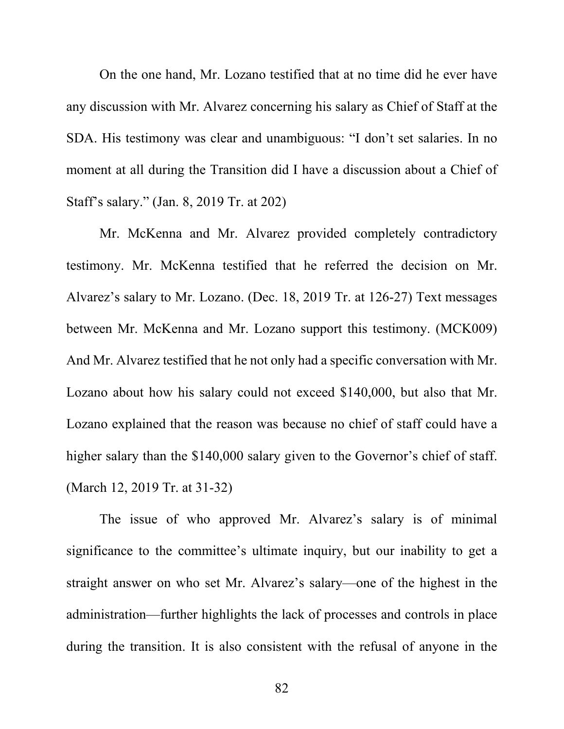On the one hand, Mr. Lozano testified that at no time did he ever have any discussion with Mr. Alvarez concerning his salary as Chief of Staff at the SDA. His testimony was clear and unambiguous: "I don't set salaries. In no moment at all during the Transition did I have a discussion about a Chief of Staff's salary." (Jan. 8, 2019 Tr. at 202)

Mr. McKenna and Mr. Alvarez provided completely contradictory testimony. Mr. McKenna testified that he referred the decision on Mr. Alvarez's salary to Mr. Lozano. (Dec. 18, 2019 Tr. at 126-27) Text messages between Mr. McKenna and Mr. Lozano support this testimony. (MCK009) And Mr. Alvarez testified that he not only had a specific conversation with Mr. Lozano about how his salary could not exceed $140,000, but also that Mr. Lozano explained that the reason was because no chief of staff could have a higher salary than the $140,000 salary given to the Governor's chief of staff. (March 12, 2019 Tr. at 31-32)

The issue of who approved Mr. Alvarez's salary is of minimal significance to the committee's ultimate inquiry, but our inability to get a straight answer on who set Mr. Alvarez's salary—one of the highest in the administration—further highlights the lack of processes and controls in place during the transition. It is also consistent with the refusal of anyone in the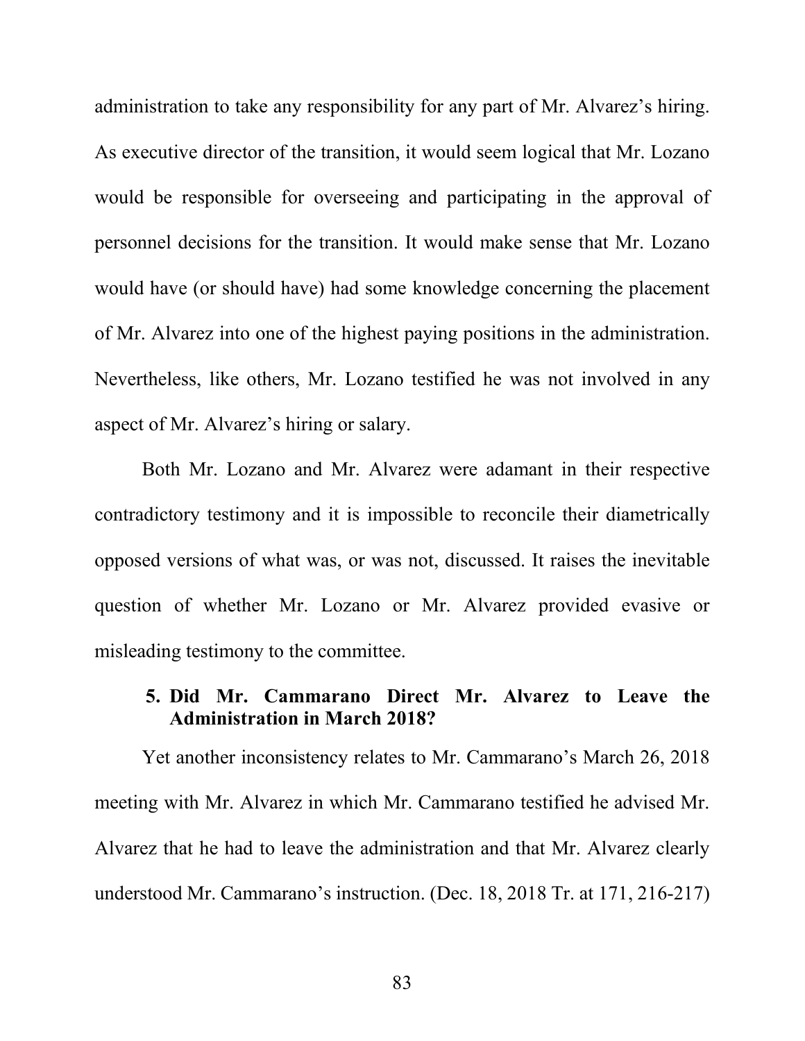administration to take any responsibility for any part of Mr. Alvarez's hiring. As executive director of the transition, it would seem logical that Mr. Lozano would be responsible for overseeing and participating in the approval of personnel decisions for the transition. It would make sense that Mr. Lozano would have (or should have) had some knowledge concerning the placement of Mr. Alvarez into one of the highest paying positions in the administration. Nevertheless, like others, Mr. Lozano testified he was not involved in any aspect of Mr. Alvarez's hiring or salary.

Both Mr. Lozano and Mr. Alvarez were adamant in their respective contradictory testimony and it is impossible to reconcile their diametrically opposed versions of what was, or was not, discussed. It raises the inevitable question of whether Mr. Lozano or Mr. Alvarez provided evasive or misleading testimony to the committee.

### 5. Did Mr. Cammarano Direct Mr. Alvarez to Leave the Administration in March 2018?

Yet another inconsistency relates to Mr. Cammarano's March 26, 2018 meeting with Mr. Alvarez in which Mr. Cammarano testified he advised Mr. Alvarez that he had to leave the administration and that Mr. Alvarez clearly understood Mr. Cammarano's instruction. (Dec. 18, 2018 Tr. at 171, 216-217)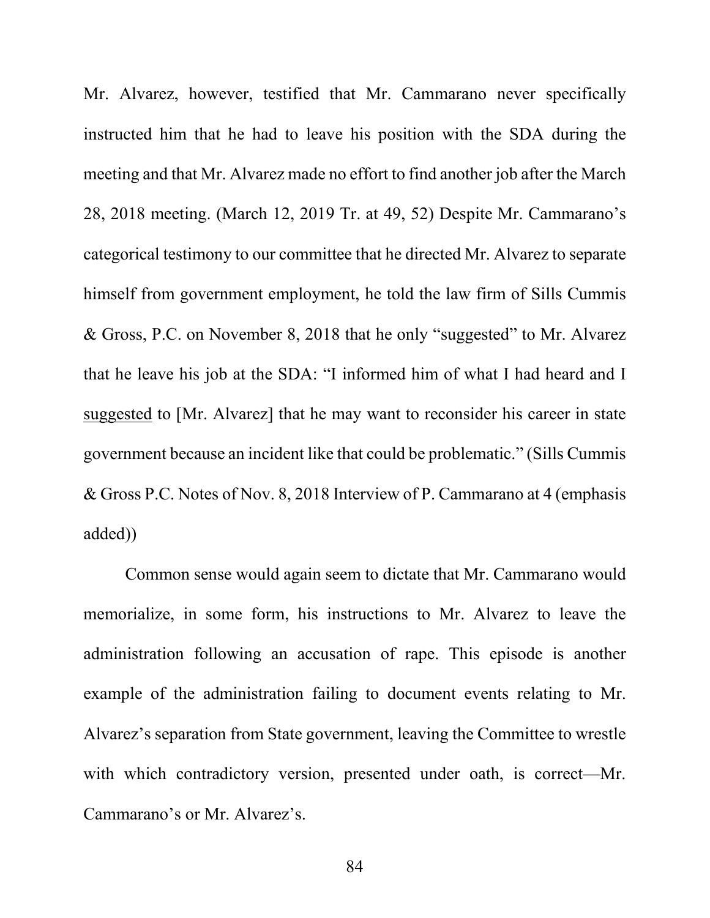Mr. Alvarez, however, testified that Mr. Cammarano never specifically instructed him that he had to leave his position with the SDA during the meeting and that Mr. Alvarez made no effort to find another job after the March 28, 2018 meeting. (March 12, 2019 Tr. at 49, 52) Despite Mr. Cammarano's categorical testimony to our committee that he directed Mr. Alvarez to separate himself from government employment, he told the law firm of Sills Cummis & Gross, P.C. on November 8, 2018 that he only "suggested" to Mr. Alvarez that he leave his job at the SDA: "I informed him of what I had heard and I <u>suggested</u> to [Mr. Alvarez] that he may want to reconsider his career in state government because an incident like that could be problematic." (Sills Cummis & Gross P.C. Notes of Nov. 8, 2018 Interview of P. Cammarano at 4 (emphasis added))

Common sense would again seem to dictate that Mr. Cammarano would memorialize, in some form, his instructions to Mr. Alvarez to leave the administration following an accusation of rape. This episode is another example of the administration failing to document events relating to Mr. Alvarez's separation from State government, leaving the Committee to wrestle with which contradictory version, presented under oath, is correct—Mr. Cammarano's or Mr. Alvarez's.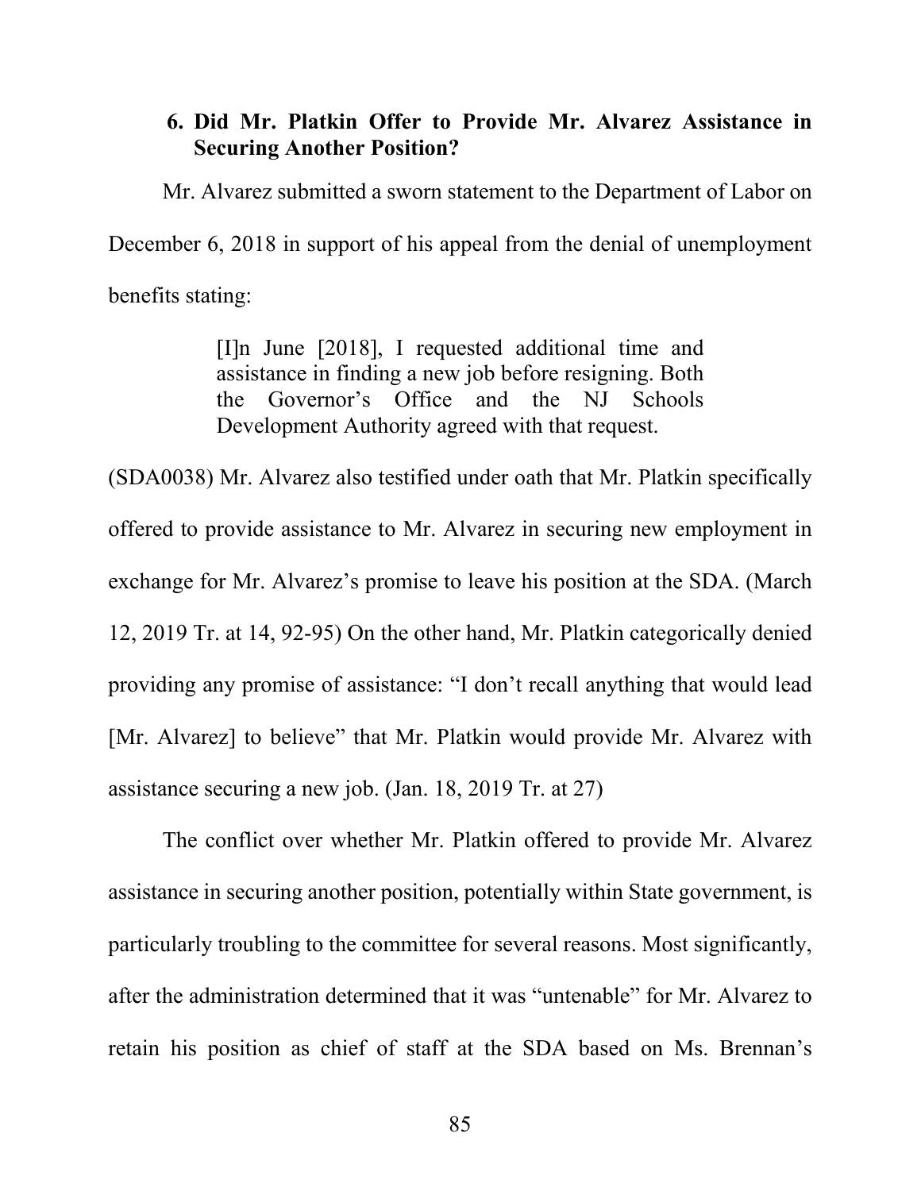### 6. Did Mr. Platkin Offer to Provide Mr. Alvarez Assistance in Securing Another Position?

Mr. Alvarez submitted a sworn statement to the Department of Labor on December 6, 2018 in support of his appeal from the denial of unemployment benefits stating:

> [I]n June [2018], I requested additional time and assistance in finding a new job before resigning. Both the Governor's Office and the NJ Schools Development Authority agreed with that request.

(SDA0038) Mr. Alvarez also testified under oath that Mr. Platkin specifically offered to provide assistance to Mr. Alvarez in securing new employment in exchange for Mr. Alvarez's promise to leave his position at the SDA. (March 12, 2019 Tr. at 14, 92-95) On the other hand, Mr. Platkin categorically denied providing any promise of assistance: "I don't recall anything that would lead [Mr. Alvarez] to believe" that Mr. Platkin would provide Mr. Alvarez with assistance securing a new job. (Jan. 18, 2019 Tr. at 27)

The conflict over whether Mr. Platkin offered to provide Mr. Alvarez assistance in securing another position, potentially within State government, is particularly troubling to the committee for several reasons. Most significantly, after the administration determined that it was "untenable" for Mr. Alvarez to retain his position as chief of staff at the SDA based on Ms. Brennan's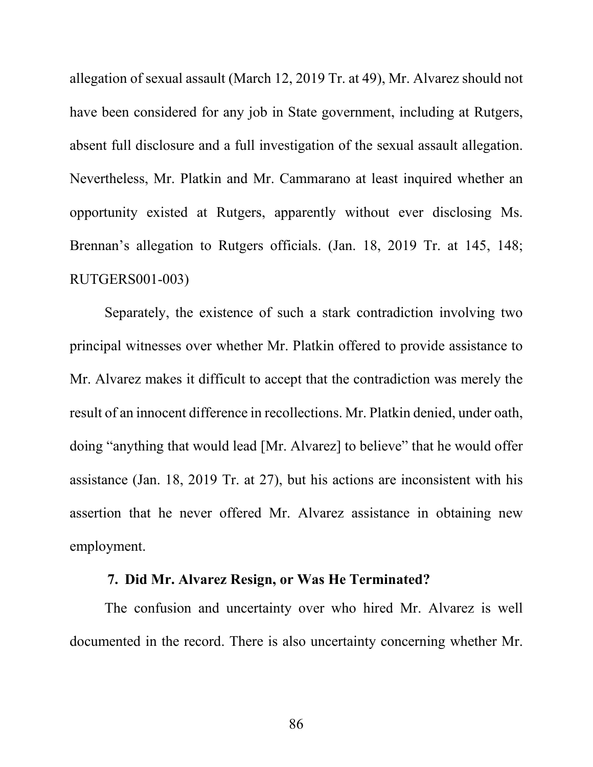allegation of sexual assault (March 12, 2019 Tr. at 49), Mr. Alvarez should not have been considered for any job in State government, including at Rutgers, absent full disclosure and a full investigation of the sexual assault allegation. Nevertheless, Mr. Platkin and Mr. Cammarano at least inquired whether an opportunity existed at Rutgers, apparently without ever disclosing Ms. Brennan's allegation to Rutgers officials. (Jan. 18, 2019 Tr. at 145, 148; RUTGERS001-003)

Separately, the existence of such a stark contradiction involving two principal witnesses over whether Mr. Platkin offered to provide assistance to Mr. Alvarez makes it difficult to accept that the contradiction was merely the result of an innocent difference in recollections. Mr. Platkin denied, under oath, doing "anything that would lead [Mr. Alvarez] to believe" that he would offer assistance (Jan. 18, 2019 Tr. at 27), but his actions are inconsistent with his assertion that he never offered Mr. Alvarez assistance in obtaining new employment.

### 7. Did Mr. Alvarez Resign, or Was He Terminated?

The confusion and uncertainty over who hired Mr. Alvarez is well documented in the record. There is also uncertainty concerning whether Mr.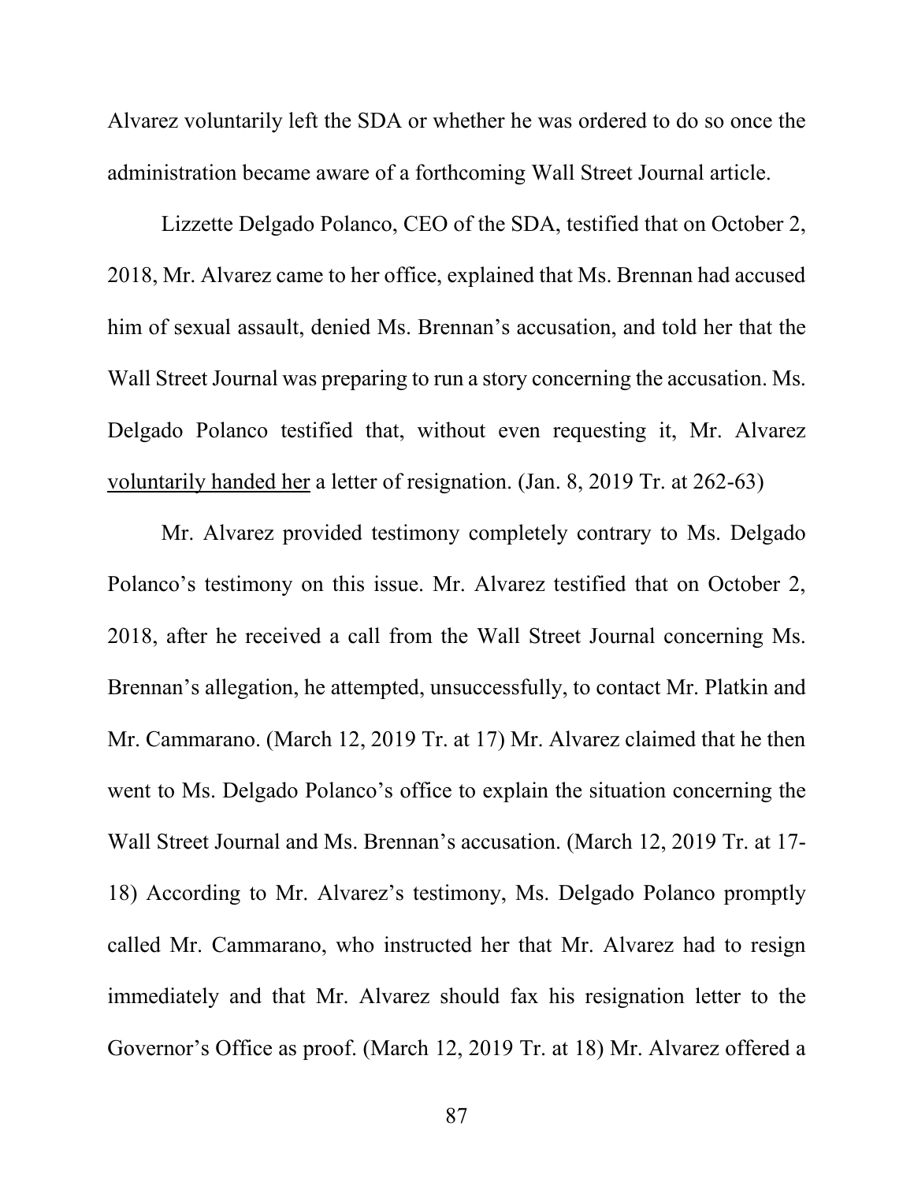Alvarez voluntarily left the SDA or whether he was ordered to do so once the administration became aware of a forthcoming Wall Street Journal article.

Lizzette Delgado Polanco, CEO of the SDA, testified that on October 2, 2018, Mr. Alvarez came to her office, explained that Ms. Brennan had accused him of sexual assault, denied Ms. Brennan's accusation, and told her that the Wall Street Journal was preparing to run a story concerning the accusation. Ms. Delgado Polanco testified that, without even requesting it, Mr. Alvarez <u>voluntarily handed her</u> a letter of resignation. (Jan. 8, 2019 Tr. at 262-63)

Mr. Alvarez provided testimony completely contrary to Ms. Delgado Polanco's testimony on this issue. Mr. Alvarez testified that on October 2, 2018, after he received a call from the Wall Street Journal concerning Ms. Brennan's allegation, he attempted, unsuccessfully, to contact Mr. Platkin and Mr. Cammarano. (March 12, 2019 Tr. at 17) Mr. Alvarez claimed that he then went to Ms. Delgado Polanco's office to explain the situation concerning the Wall Street Journal and Ms. Brennan's accusation. (March 12, 2019 Tr. at 17-18) According to Mr. Alvarez's testimony, Ms. Delgado Polanco promptly called Mr. Cammarano, who instructed her that Mr. Alvarez had to resign immediately and that Mr. Alvarez should fax his resignation letter to the Governor's Office as proof. (March 12, 2019 Tr. at 18) Mr. Alvarez offered a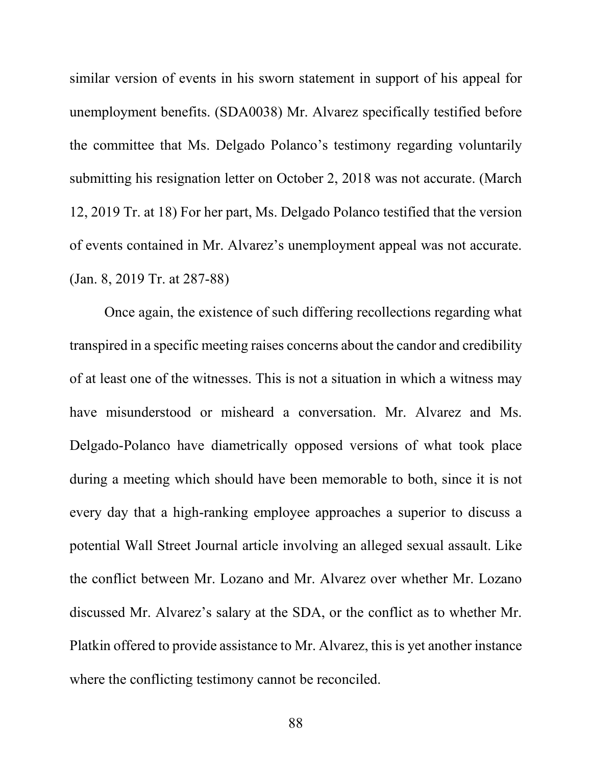similar version of events in his sworn statement in support of his appeal for unemployment benefits. (SDA0038) Mr. Alvarez specifically testified before the committee that Ms. Delgado Polanco's testimony regarding voluntarily submitting his resignation letter on October 2, 2018 was not accurate. (March 12, 2019 Tr. at 18) For her part, Ms. Delgado Polanco testified that the version of events contained in Mr. Alvarez's unemployment appeal was not accurate. (Jan. 8, 2019 Tr. at 287-88)

Once again, the existence of such differing recollections regarding what transpired in a specific meeting raises concerns about the candor and credibility of at least one of the witnesses. This is not a situation in which a witness may have misunderstood or misheard a conversation. Mr. Alvarez and Ms. Delgado-Polanco have diametrically opposed versions of what took place during a meeting which should have been memorable to both, since it is not every day that a high-ranking employee approaches a superior to discuss a potential Wall Street Journal article involving an alleged sexual assault. Like the conflict between Mr. Lozano and Mr. Alvarez over whether Mr. Lozano discussed Mr. Alvarez's salary at the SDA, or the conflict as to whether Mr. Platkin offered to provide assistance to Mr. Alvarez, this is yet another instance where the conflicting testimony cannot be reconciled.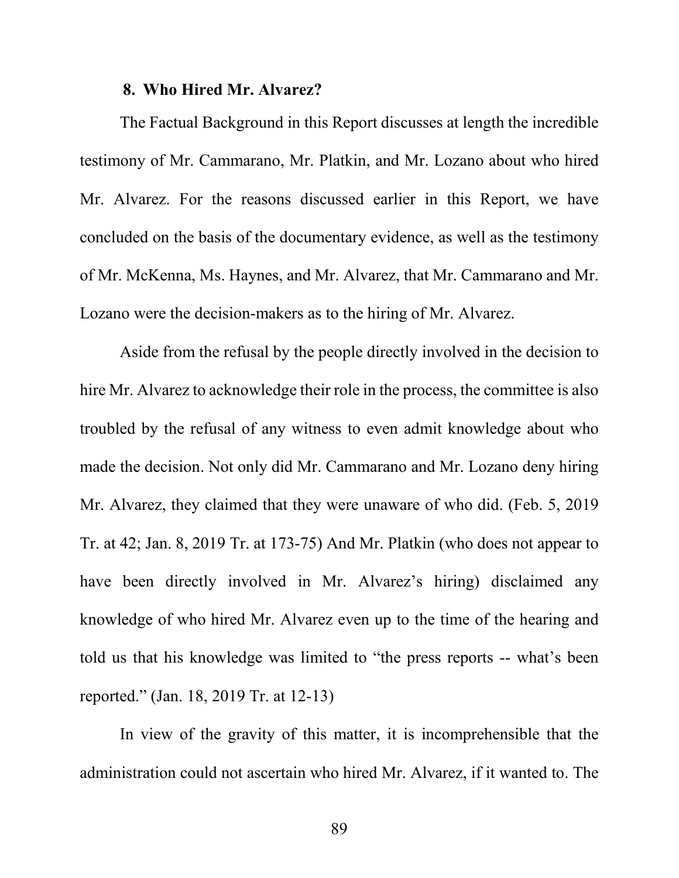### 8. Who Hired Mr. Alvarez?

The Factual Background in this Report discusses at length the incredible testimony of Mr. Cammarano, Mr. Platkin, and Mr. Lozano about who hired Mr. Alvarez. For the reasons discussed earlier in this Report, we have concluded on the basis of the documentary evidence, as well as the testimony of Mr. McKenna, Ms. Haynes, and Mr. Alvarez, that Mr. Cammarano and Mr. Lozano were the decision-makers as to the hiring of Mr. Alvarez.

Aside from the refusal by the people directly involved in the decision to hire Mr. Alvarez to acknowledge their role in the process, the committee is also troubled by the refusal of any witness to even admit knowledge about who made the decision. Not only did Mr. Cammarano and Mr. Lozano deny hiring Mr. Alvarez, they claimed that they were unaware of who did. (Feb. 5, 2019 Tr. at 42; Jan. 8, 2019 Tr. at 173-75) And Mr. Platkin (who does not appear to have been directly involved in Mr. Alvarez's hiring) disclaimed any knowledge of who hired Mr. Alvarez even up to the time of the hearing and told us that his knowledge was limited to "the press reports -- what's been reported." (Jan. 18, 2019 Tr. at 12-13)

In view of the gravity of this matter, it is incomprehensible that the administration could not ascertain who hired Mr. Alvarez, if it wanted to. The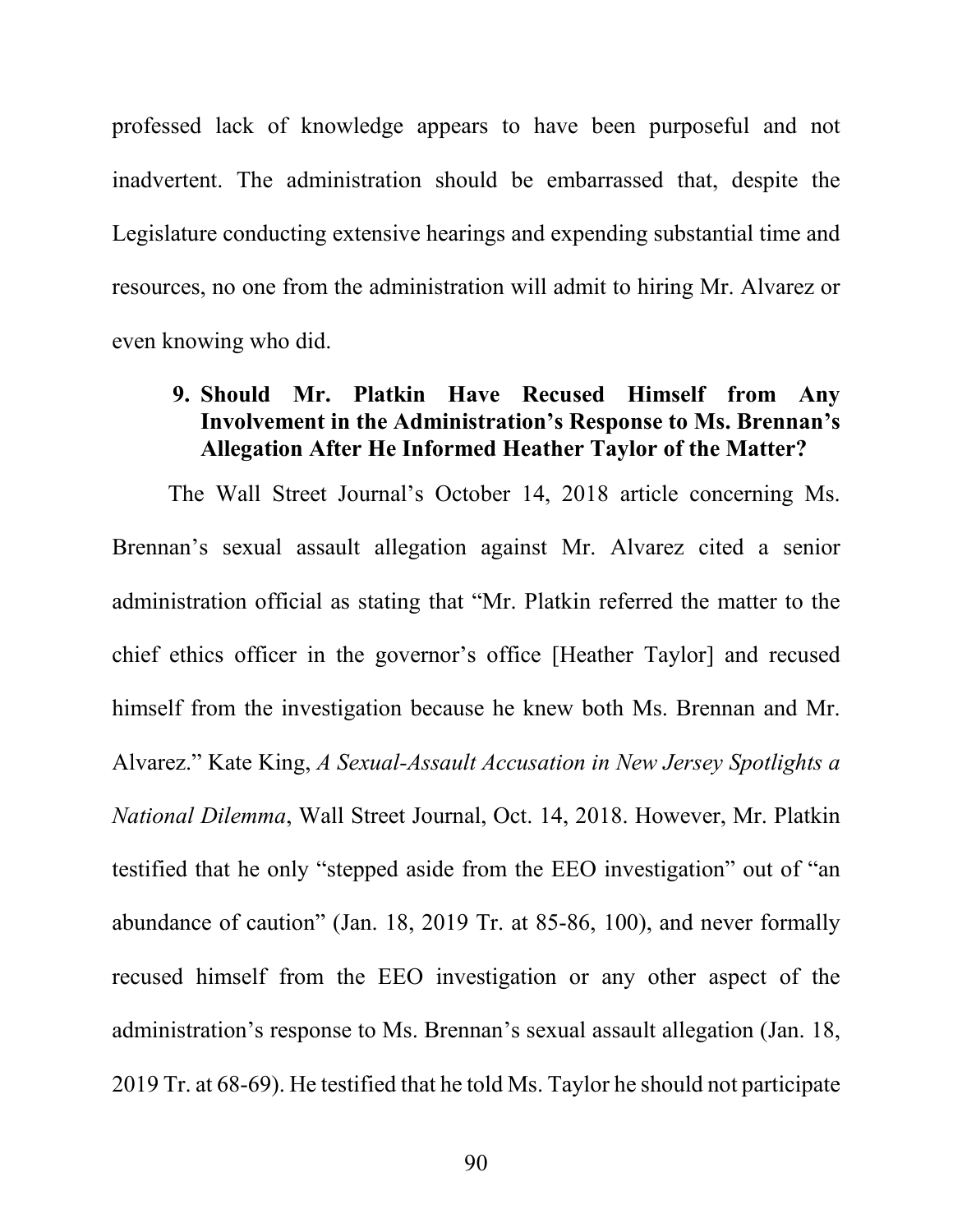professed lack of knowledge appears to have been purposeful and not inadvertent. The administration should be embarrassed that, despite the Legislature conducting extensive hearings and expending substantial time and resources, no one from the administration will admit to hiring Mr. Alvarez or even knowing who did.

### 9. Should Mr. Platkin Have Recused Himself from Any Involvement in the Administration's Response to Ms. Brennan's Allegation After He Informed Heather Taylor of the Matter?

The Wall Street Journal's October 14, 2018 article concerning Ms. Brennan's sexual assault allegation against Mr. Alvarez cited a senior administration official as stating that "Mr. Platkin referred the matter to the chief ethics officer in the governor's office [Heather Taylor] and recused himself from the investigation because he knew both Ms. Brennan and Mr. Alvarez." Kate King, *A Sexual-Assault Accusation in New Jersey Spotlights a National Dilemma*, Wall Street Journal, Oct. 14, 2018. However, Mr. Platkin testified that he only "stepped aside from the EEO investigation" out of "an abundance of caution" (Jan. 18, 2019 Tr. at 85-86, 100), and never formally recused himself from the EEO investigation or any other aspect of the administration's response to Ms. Brennan's sexual assault allegation (Jan. 18, 2019 Tr. at 68-69). He testified that he told Ms. Taylor he should not participate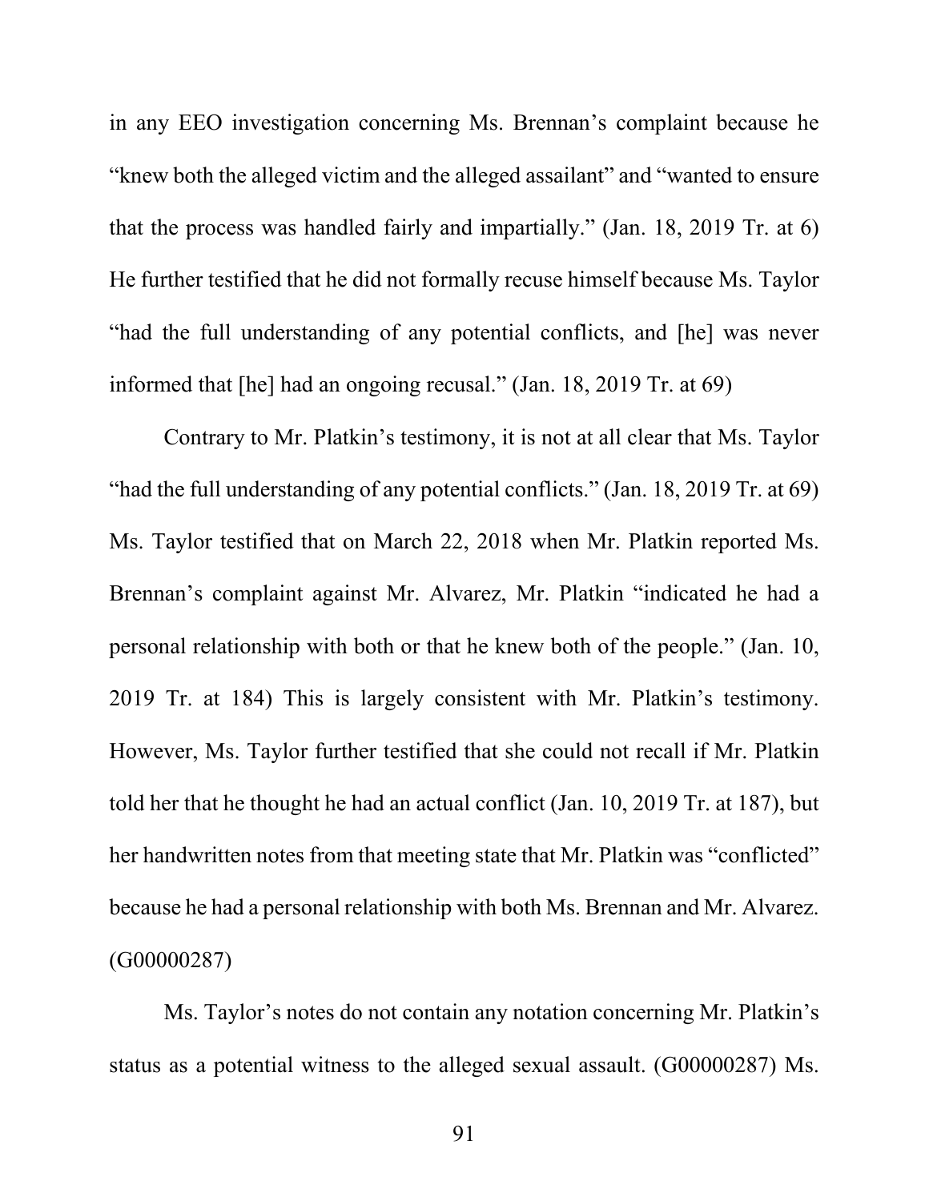in any EEO investigation concerning Ms. Brennan's complaint because he "knew both the alleged victim and the alleged assailant" and "wanted to ensure that the process was handled fairly and impartially." (Jan. 18, 2019 Tr. at 6) He further testified that he did not formally recuse himself because Ms. Taylor "had the full understanding of any potential conflicts, and [he] was never informed that [he] had an ongoing recusal." (Jan. 18, 2019 Tr. at 69)

Contrary to Mr. Platkin's testimony, it is not at all clear that Ms. Taylor "had the full understanding of any potential conflicts." (Jan. 18, 2019 Tr. at 69) Ms. Taylor testified that on March 22, 2018 when Mr. Platkin reported Ms. Brennan's complaint against Mr. Alvarez, Mr. Platkin "indicated he had a personal relationship with both or that he knew both of the people." (Jan. 10, 2019 Tr. at 184) This is largely consistent with Mr. Platkin's testimony. However, Ms. Taylor further testified that she could not recall if Mr. Platkin told her that he thought he had an actual conflict (Jan. 10, 2019 Tr. at 187), but her handwritten notes from that meeting state that Mr. Platkin was "conflicted" because he had a personal relationship with both Ms. Brennan and Mr. Alvarez. (G00000287)

Ms. Taylor's notes do not contain any notation concerning Mr. Platkin's status as a potential witness to the alleged sexual assault. (G00000287) Ms.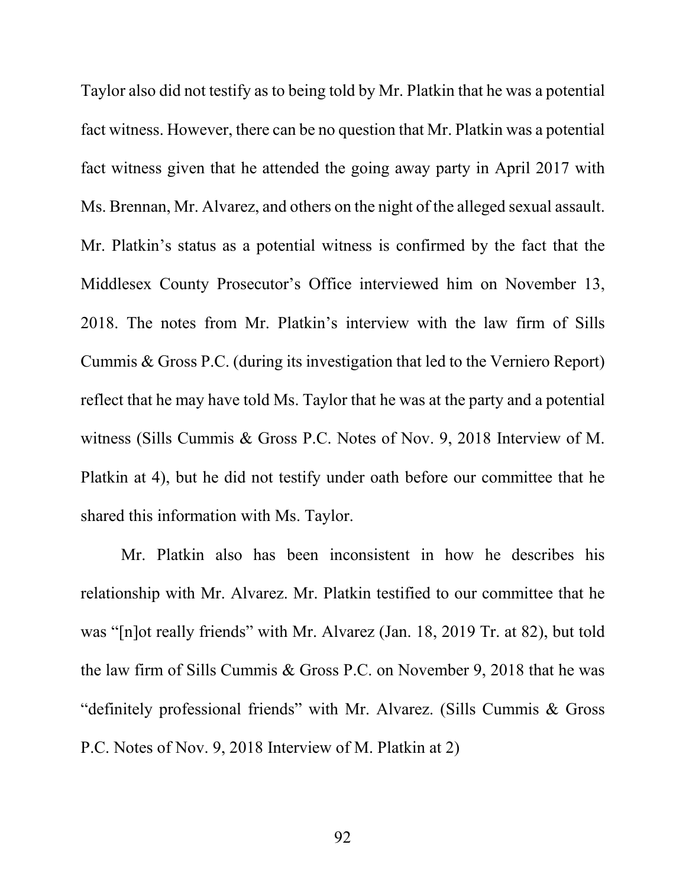Taylor also did not testify as to being told by Mr. Platkin that he was a potential fact witness. However, there can be no question that Mr. Platkin was a potential fact witness given that he attended the going away party in April 2017 with Ms. Brennan, Mr. Alvarez, and others on the night of the alleged sexual assault. Mr. Platkin's status as a potential witness is confirmed by the fact that the Middlesex County Prosecutor's Office interviewed him on November 13, 2018. The notes from Mr. Platkin's interview with the law firm of Sills Cummis & Gross P.C. (during its investigation that led to the Verniero Report) reflect that he may have told Ms. Taylor that he was at the party and a potential witness (Sills Cummis & Gross P.C. Notes of Nov. 9, 2018 Interview of M. Platkin at 4), but he did not testify under oath before our committee that he shared this information with Ms. Taylor.

Mr. Platkin also has been inconsistent in how he describes his relationship with Mr. Alvarez. Mr. Platkin testified to our committee that he was "[n]ot really friends" with Mr. Alvarez (Jan. 18, 2019 Tr. at 82), but told the law firm of Sills Cummis & Gross P.C. on November 9, 2018 that he was "definitely professional friends" with Mr. Alvarez. (Sills Cummis & Gross P.C. Notes of Nov. 9, 2018 Interview of M. Platkin at 2)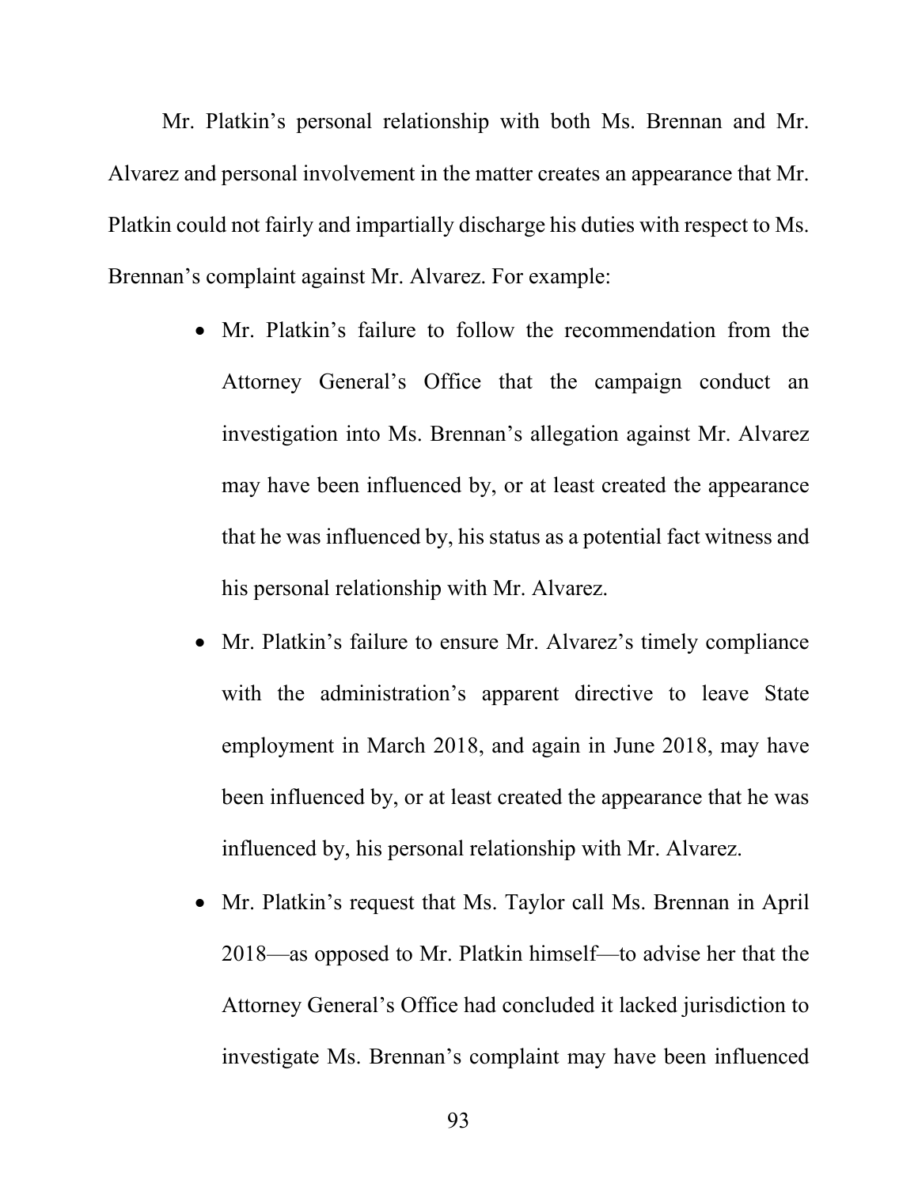Mr. Platkin's personal relationship with both Ms. Brennan and Mr. Alvarez and personal involvement in the matter creates an appearance that Mr. Platkin could not fairly and impartially discharge his duties with respect to Ms. Brennan's complaint against Mr. Alvarez. For example:

- Mr. Platkin's failure to follow the recommendation from the Attorney General's Office that the campaign conduct an investigation into Ms. Brennan's allegation against Mr. Alvarez may have been influenced by, or at least created the appearance that he was influenced by, his status as a potential fact witness and his personal relationship with Mr. Alvarez.
- Mr. Platkin's failure to ensure Mr. Alvarez's timely compliance with the administration's apparent directive to leave State employment in March 2018, and again in June 2018, may have been influenced by, or at least created the appearance that he was influenced by, his personal relationship with Mr. Alvarez.
- Mr. Platkin's request that Ms. Taylor call Ms. Brennan in April 2018—as opposed to Mr. Platkin himself—to advise her that the Attorney General's Office had concluded it lacked jurisdiction to investigate Ms. Brennan's complaint may have been influenced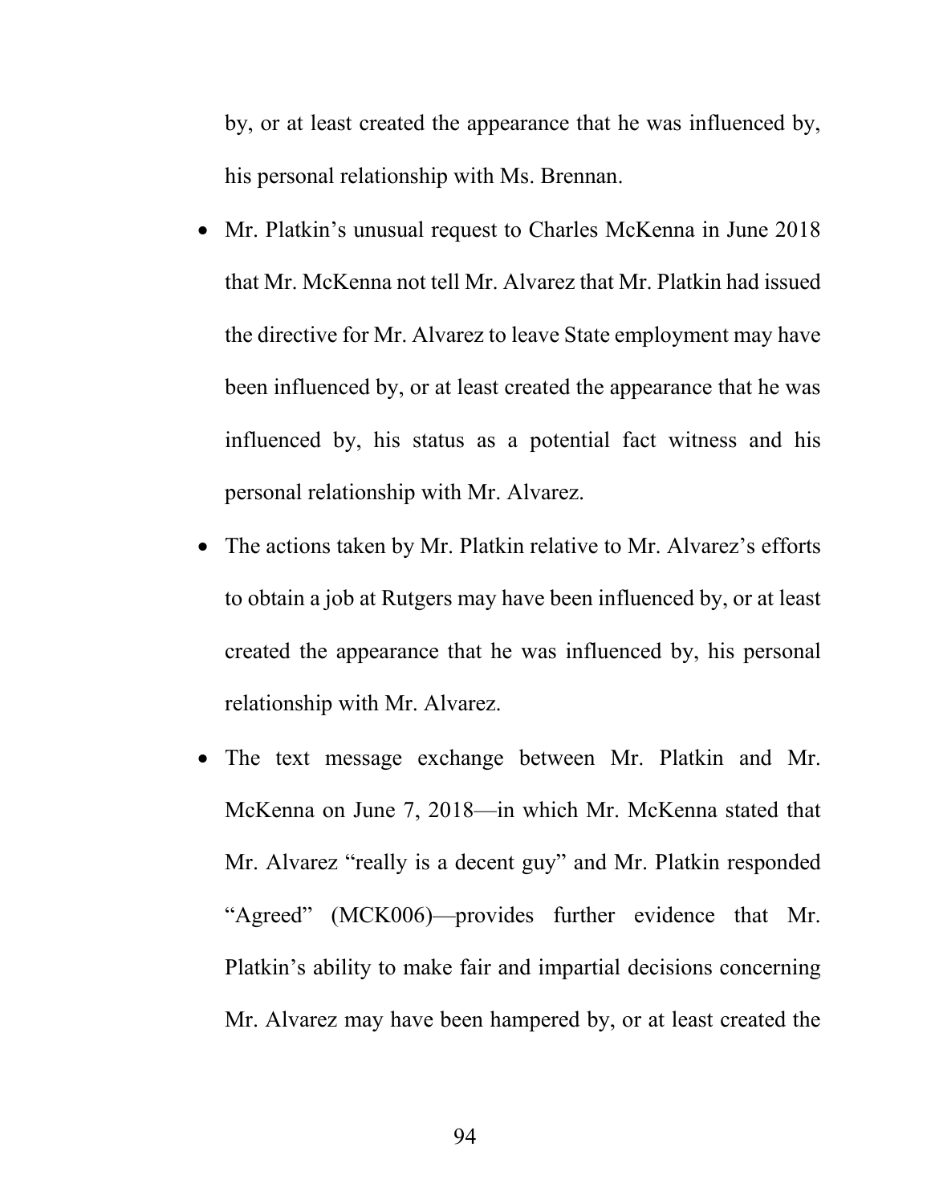by, or at least created the appearance that he was influenced by, his personal relationship with Ms. Brennan.

- Mr. Platkin's unusual request to Charles McKenna in June 2018 that Mr. McKenna not tell Mr. Alvarez that Mr. Platkin had issued the directive for Mr. Alvarez to leave State employment may have been influenced by, or at least created the appearance that he was influenced by, his status as a potential fact witness and his personal relationship with Mr. Alvarez.
- The actions taken by Mr. Platkin relative to Mr. Alvarez's efforts to obtain a job at Rutgers may have been influenced by, or at least created the appearance that he was influenced by, his personal relationship with Mr. Alvarez.
- The text message exchange between Mr. Platkin and Mr. McKenna on June 7, 2018—in which Mr. McKenna stated that Mr. Alvarez "really is a decent guy" and Mr. Platkin responded "Agreed" (MCK006)—provides further evidence that Mr. Platkin's ability to make fair and impartial decisions concerning Mr. Alvarez may have been hampered by, or at least created the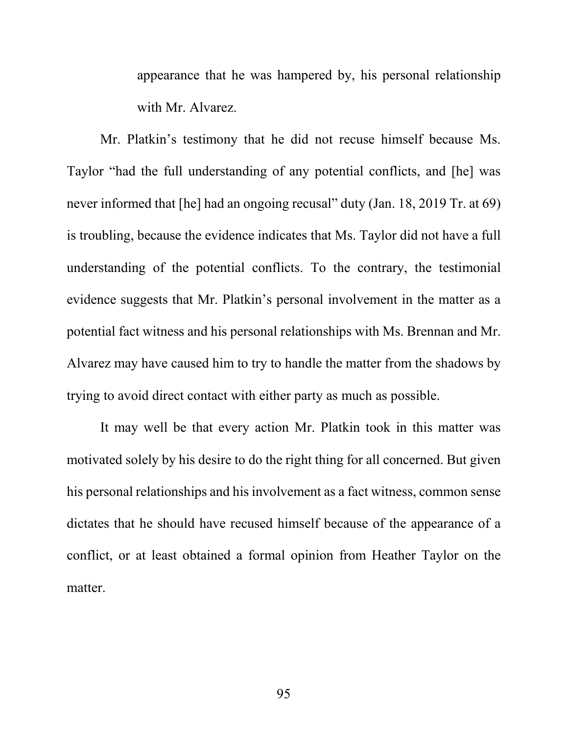appearance that he was hampered by, his personal relationship with Mr. Alvarez.

Mr. Platkin's testimony that he did not recuse himself because Ms. Taylor "had the full understanding of any potential conflicts, and [he] was never informed that [he] had an ongoing recusal" duty (Jan. 18, 2019 Tr. at 69) is troubling, because the evidence indicates that Ms. Taylor did not have a full understanding of the potential conflicts. To the contrary, the testimonial evidence suggests that Mr. Platkin's personal involvement in the matter as a potential fact witness and his personal relationships with Ms. Brennan and Mr. Alvarez may have caused him to try to handle the matter from the shadows by trying to avoid direct contact with either party as much as possible.

It may well be that every action Mr. Platkin took in this matter was motivated solely by his desire to do the right thing for all concerned. But given his personal relationships and his involvement as a fact witness, common sense dictates that he should have recused himself because of the appearance of a conflict, or at least obtained a formal opinion from Heather Taylor on the matter.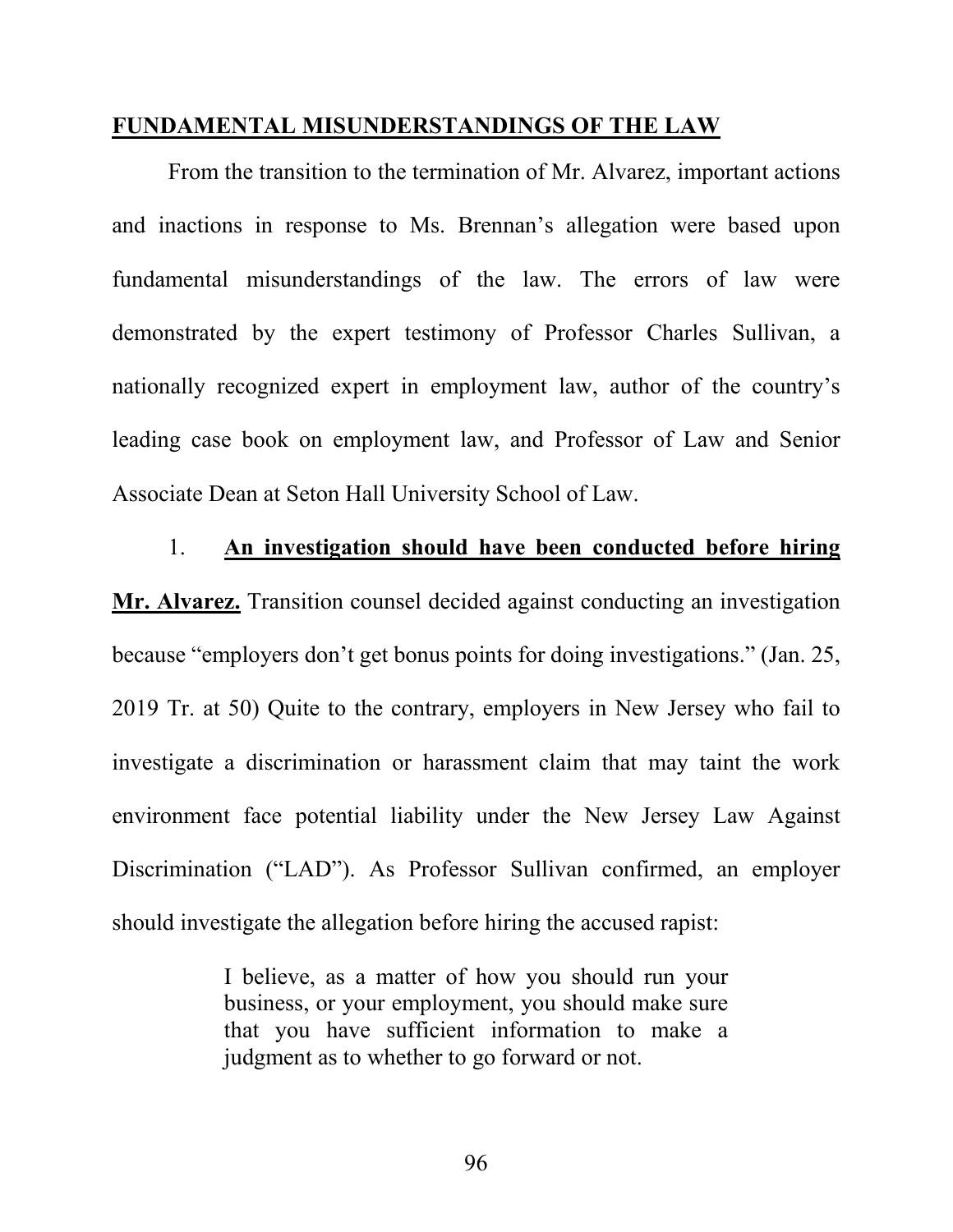## FUNDAMENTAL MISUNDERSTANDINGS OF THE LAW

From the transition to the termination of Mr. Alvarez, important actions and inactions in response to Ms. Brennan's allegation were based upon fundamental misunderstandings of the law. The errors of law were demonstrated by the expert testimony of Professor Charles Sullivan, a nationally recognized expert in employment law, author of the country's leading case book on employment law, and Professor of Law and Senior Associate Dean at Seton Hall University School of Law.

1. **An investigation should have been conducted before hiring Mr. Alvarez.** Transition counsel decided against conducting an investigation because "employers don't get bonus points for doing investigations." (Jan. 25, 2019 Tr. at 50) Quite to the contrary, employers in New Jersey who fail to investigate a discrimination or harassment claim that may taint the work environment face potential liability under the New Jersey Law Against Discrimination ("LAD"). As Professor Sullivan confirmed, an employer should investigate the allegation before hiring the accused rapist:

> I believe, as a matter of how you should run your business, or your employment, you should make sure that you have sufficient information to make a judgment as to whether to go forward or not.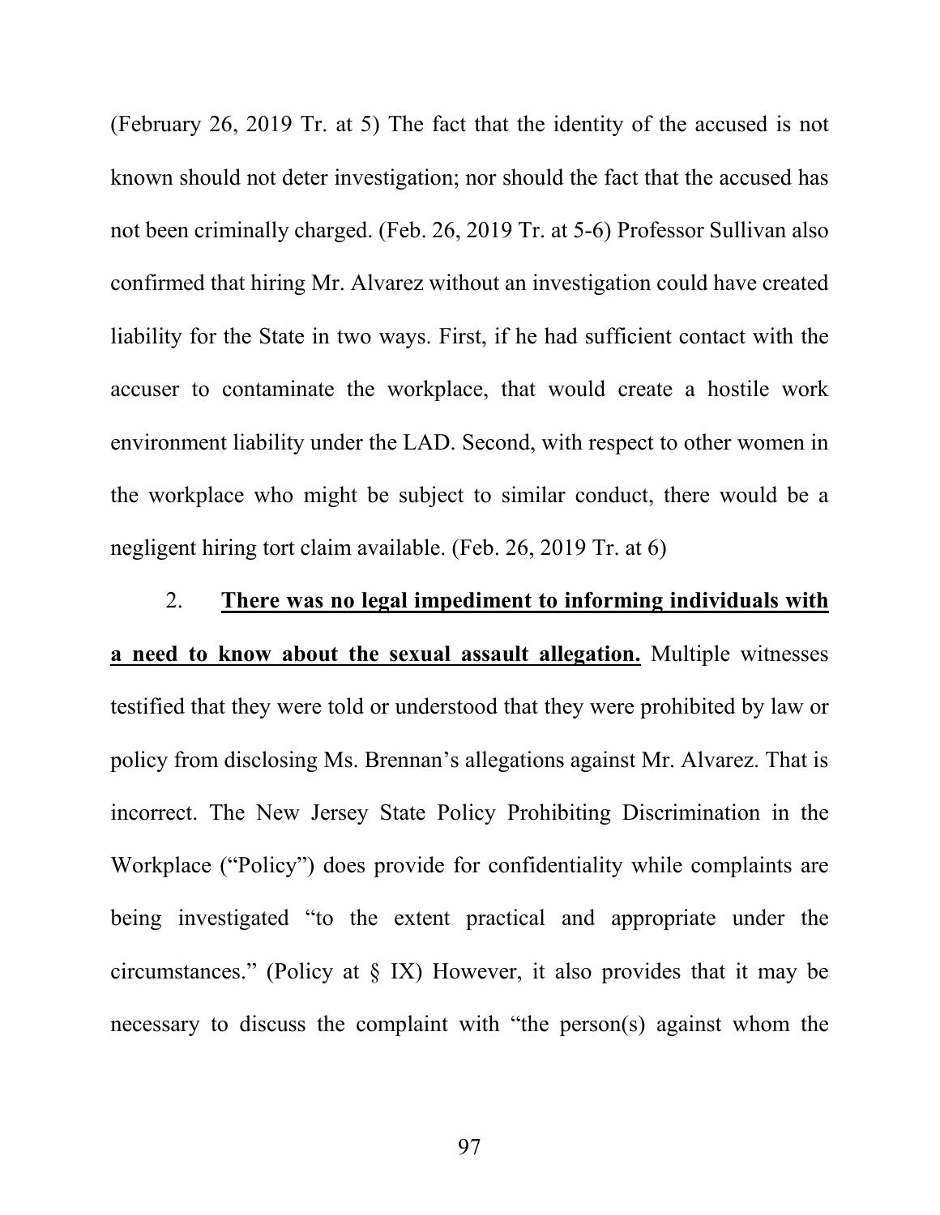(February 26, 2019 Tr. at 5) The fact that the identity of the accused is not known should not deter investigation; nor should the fact that the accused has not been criminally charged. (Feb. 26, 2019 Tr. at 5-6) Professor Sullivan also confirmed that hiring Mr. Alvarez without an investigation could have created liability for the State in two ways. First, if he had sufficient contact with the accuser to contaminate the workplace, that would create a hostile work environment liability under the LAD. Second, with respect to other women in the workplace who might be subject to similar conduct, there would be a negligent hiring tort claim available. (Feb. 26, 2019 Tr. at 6)

2. **<u>There was no legal impediment to informing individuals with a need to know about the sexual assault allegation.</u>** Multiple witnesses testified that they were told or understood that they were prohibited by law or policy from disclosing Ms. Brennan's allegations against Mr. Alvarez. That is incorrect. The New Jersey State Policy Prohibiting Discrimination in the Workplace ("Policy") does provide for confidentiality while complaints are being investigated "to the extent practical and appropriate under the circumstances." (Policy at § IX) However, it also provides that it may be necessary to discuss the complaint with "the person(s) against whom the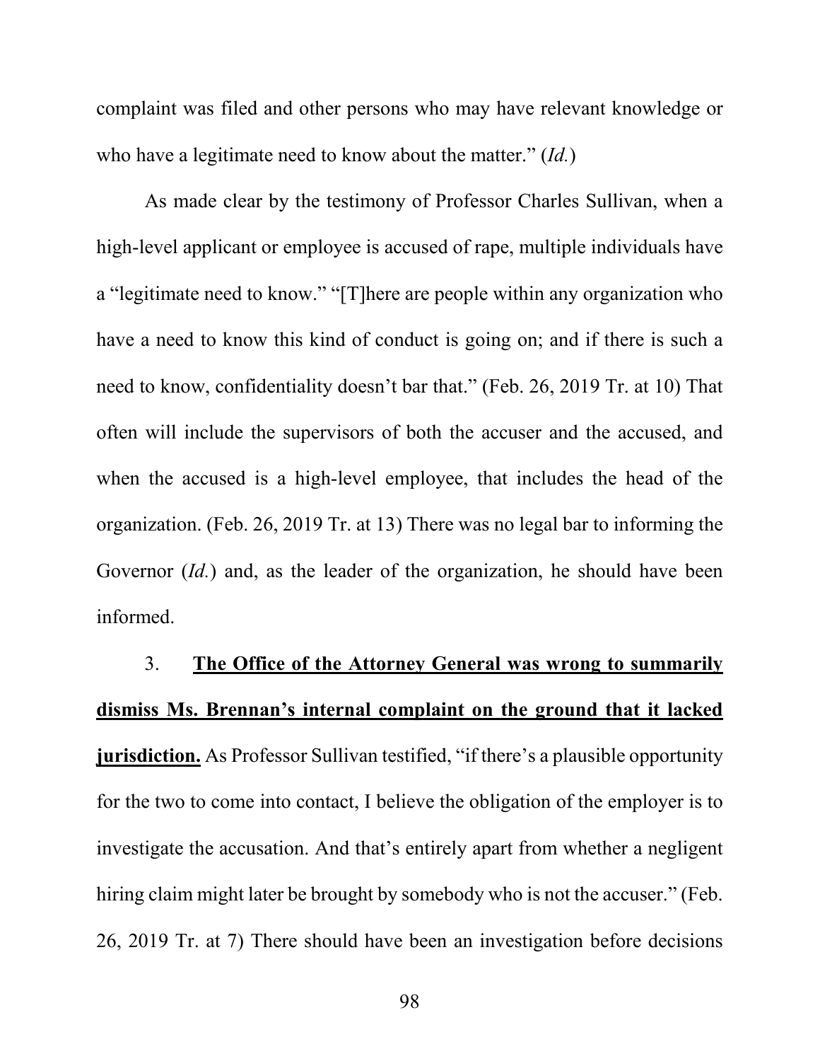complaint was filed and other persons who may have relevant knowledge or who have a legitimate need to know about the matter." (*Id.*)

As made clear by the testimony of Professor Charles Sullivan, when a high-level applicant or employee is accused of rape, multiple individuals have a "legitimate need to know." "[T]here are people within any organization who have a need to know this kind of conduct is going on; and if there is such a need to know, confidentiality doesn't bar that." (Feb. 26, 2019 Tr. at 10) That often will include the supervisors of both the accuser and the accused, and when the accused is a high-level employee, that includes the head of the organization. (Feb. 26, 2019 Tr. at 13) There was no legal bar to informing the Governor (*Id.*) and, as the leader of the organization, he should have been informed.

3. **<u>The Office of the Attorney General was wrong to summarily dismiss Ms. Brennan's internal complaint on the ground that it lacked jurisdiction.</u>** As Professor Sullivan testified, "if there's a plausible opportunity for the two to come into contact, I believe the obligation of the employer is to investigate the accusation. And that's entirely apart from whether a negligent hiring claim might later be brought by somebody who is not the accuser." (Feb. 26, 2019 Tr. at 7) There should have been an investigation before decisions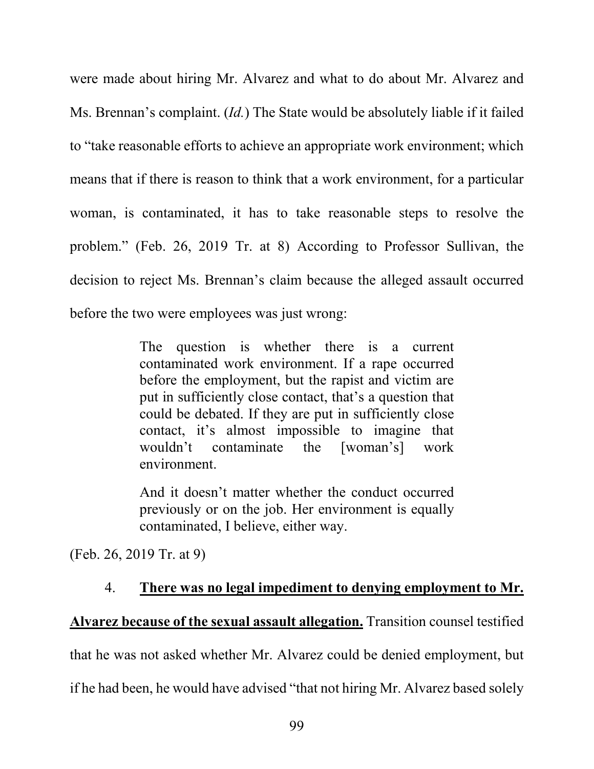were made about hiring Mr. Alvarez and what to do about Mr. Alvarez and Ms. Brennan's complaint. (*Id.*) The State would be absolutely liable if it failed to "take reasonable efforts to achieve an appropriate work environment; which means that if there is reason to think that a work environment, for a particular woman, is contaminated, it has to take reasonable steps to resolve the problem." (Feb. 26, 2019 Tr. at 8) According to Professor Sullivan, the decision to reject Ms. Brennan's claim because the alleged assault occurred before the two were employees was just wrong:

> The question is whether there is a current contaminated work environment. If a rape occurred before the employment, but the rapist and victim are put in sufficiently close contact, that's a question that could be debated. If they are put in sufficiently close contact, it's almost impossible to imagine that wouldn't contaminate the [woman's] work environment.
>
> And it doesn't matter whether the conduct occurred previously or on the job. Her environment is equally contaminated, I believe, either way.

(Feb. 26, 2019 Tr. at 9)

4. **<u>There was no legal impediment to denying employment to Mr. Alvarez because of the sexual assault allegation.</u>** Transition counsel testified that he was not asked whether Mr. Alvarez could be denied employment, but if he had been, he would have advised "that not hiring Mr. Alvarez based solely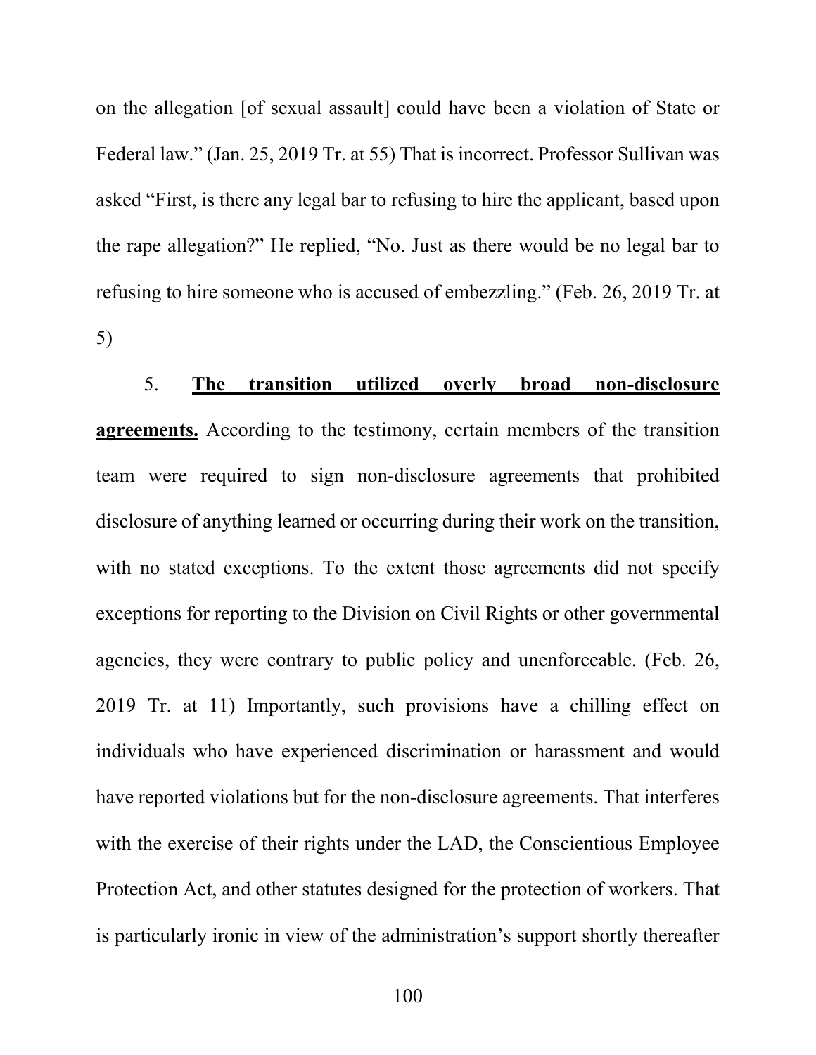on the allegation [of sexual assault] could have been a violation of State or Federal law." (Jan. 25, 2019 Tr. at 55) That is incorrect. Professor Sullivan was asked "First, is there any legal bar to refusing to hire the applicant, based upon the rape allegation?" He replied, "No. Just as there would be no legal bar to refusing to hire someone who is accused of embezzling." (Feb. 26, 2019 Tr. at 5)

5. **<u>The transition utilized overly broad non-disclosure agreements.</u>** According to the testimony, certain members of the transition team were required to sign non-disclosure agreements that prohibited disclosure of anything learned or occurring during their work on the transition, with no stated exceptions. To the extent those agreements did not specify exceptions for reporting to the Division on Civil Rights or other governmental agencies, they were contrary to public policy and unenforceable. (Feb. 26, 2019 Tr. at 11) Importantly, such provisions have a chilling effect on individuals who have experienced discrimination or harassment and would have reported violations but for the non-disclosure agreements. That interferes with the exercise of their rights under the LAD, the Conscientious Employee Protection Act, and other statutes designed for the protection of workers. That is particularly ironic in view of the administration's support shortly thereafter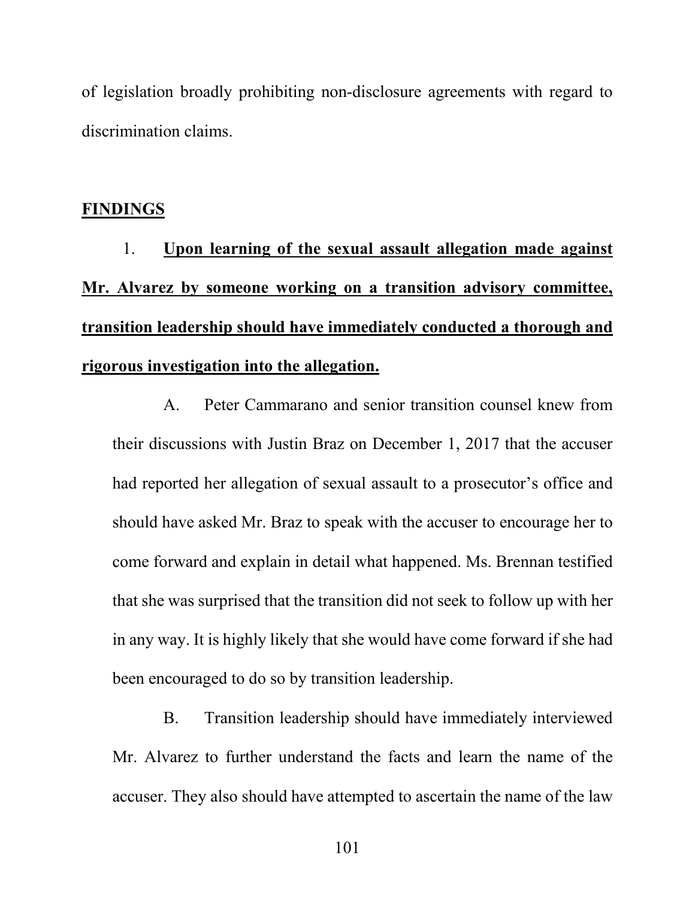of legislation broadly prohibiting non-disclosure agreements with regard to discrimination claims.

## FINDINGS

1. **Upon learning of the sexual assault allegation made against Mr. Alvarez by someone working on a transition advisory committee, transition leadership should have immediately conducted a thorough and rigorous investigation into the allegation.**

   A. Peter Cammarano and senior transition counsel knew from their discussions with Justin Braz on December 1, 2017 that the accuser had reported her allegation of sexual assault to a prosecutor's office and should have asked Mr. Braz to speak with the accuser to encourage her to come forward and explain in detail what happened. Ms. Brennan testified that she was surprised that the transition did not seek to follow up with her in any way. It is highly likely that she would have come forward if she had been encouraged to do so by transition leadership.

   B. Transition leadership should have immediately interviewed Mr. Alvarez to further understand the facts and learn the name of the accuser. They also should have attempted to ascertain the name of the law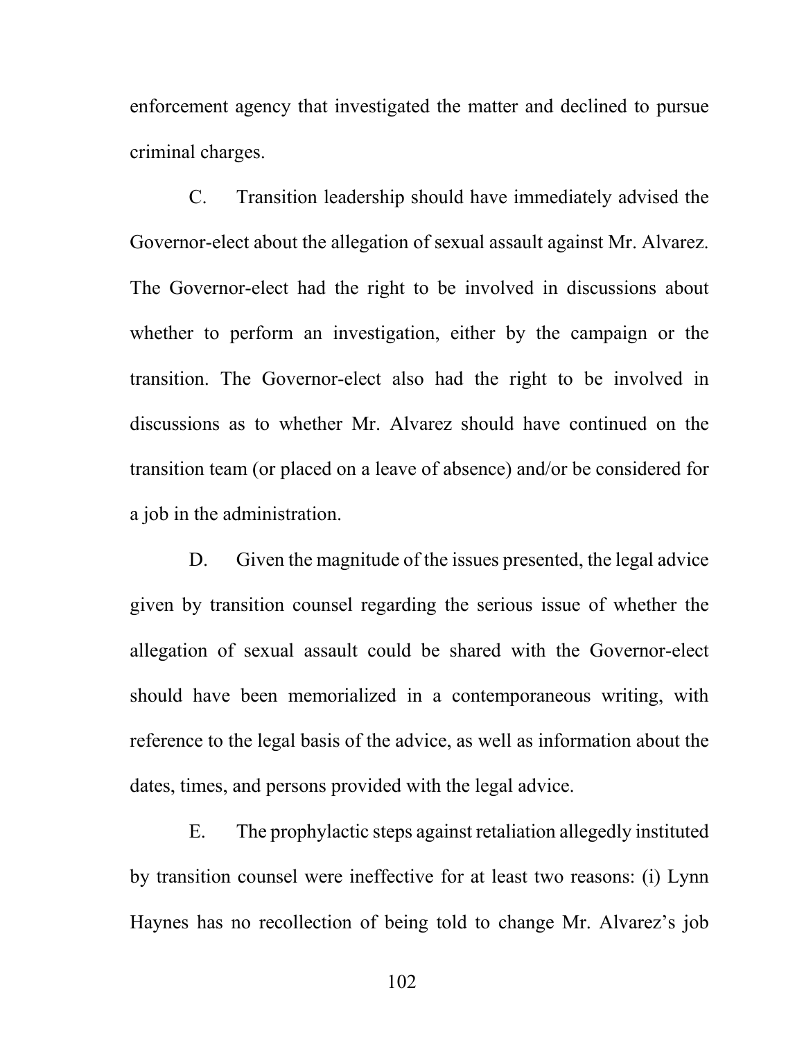enforcement agency that investigated the matter and declined to pursue criminal charges.

C. Transition leadership should have immediately advised the Governor-elect about the allegation of sexual assault against Mr. Alvarez. The Governor-elect had the right to be involved in discussions about whether to perform an investigation, either by the campaign or the transition. The Governor-elect also had the right to be involved in discussions as to whether Mr. Alvarez should have continued on the transition team (or placed on a leave of absence) and/or be considered for a job in the administration.

D. Given the magnitude of the issues presented, the legal advice given by transition counsel regarding the serious issue of whether the allegation of sexual assault could be shared with the Governor-elect should have been memorialized in a contemporaneous writing, with reference to the legal basis of the advice, as well as information about the dates, times, and persons provided with the legal advice.

E. The prophylactic steps against retaliation allegedly instituted by transition counsel were ineffective for at least two reasons: (i) Lynn Haynes has no recollection of being told to change Mr. Alvarez's job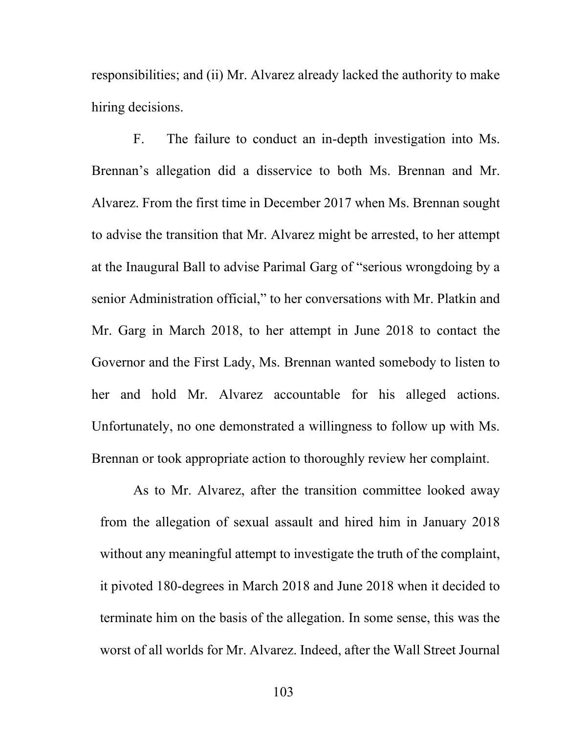responsibilities; and (ii) Mr. Alvarez already lacked the authority to make hiring decisions.

F. The failure to conduct an in-depth investigation into Ms. Brennan's allegation did a disservice to both Ms. Brennan and Mr. Alvarez. From the first time in December 2017 when Ms. Brennan sought to advise the transition that Mr. Alvarez might be arrested, to her attempt at the Inaugural Ball to advise Parimal Garg of "serious wrongdoing by a senior Administration official," to her conversations with Mr. Platkin and Mr. Garg in March 2018, to her attempt in June 2018 to contact the Governor and the First Lady, Ms. Brennan wanted somebody to listen to her and hold Mr. Alvarez accountable for his alleged actions. Unfortunately, no one demonstrated a willingness to follow up with Ms. Brennan or took appropriate action to thoroughly review her complaint.

As to Mr. Alvarez, after the transition committee looked away from the allegation of sexual assault and hired him in January 2018 without any meaningful attempt to investigate the truth of the complaint, it pivoted 180-degrees in March 2018 and June 2018 when it decided to terminate him on the basis of the allegation. In some sense, this was the worst of all worlds for Mr. Alvarez. Indeed, after the Wall Street Journal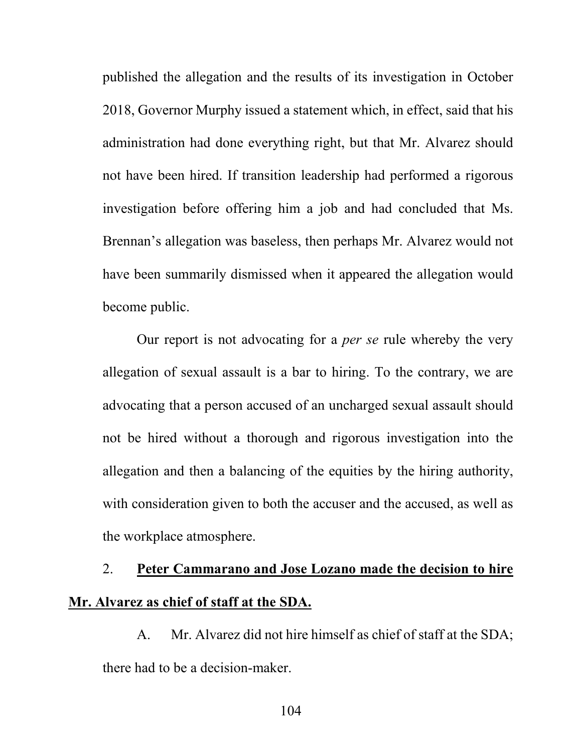published the allegation and the results of its investigation in October 2018, Governor Murphy issued a statement which, in effect, said that his administration had done everything right, but that Mr. Alvarez should not have been hired. If transition leadership had performed a rigorous investigation before offering him a job and had concluded that Ms. Brennan's allegation was baseless, then perhaps Mr. Alvarez would not have been summarily dismissed when it appeared the allegation would become public.

Our report is not advocating for a *per se* rule whereby the very allegation of sexual assault is a bar to hiring. To the contrary, we are advocating that a person accused of an uncharged sexual assault should not be hired without a thorough and rigorous investigation into the allegation and then a balancing of the equities by the hiring authority, with consideration given to both the accuser and the accused, as well as the workplace atmosphere.

2. **<u>Peter Cammarano and Jose Lozano made the decision to hire Mr. Alvarez as chief of staff at the SDA.</u>**

A. Mr. Alvarez did not hire himself as chief of staff at the SDA; there had to be a decision-maker.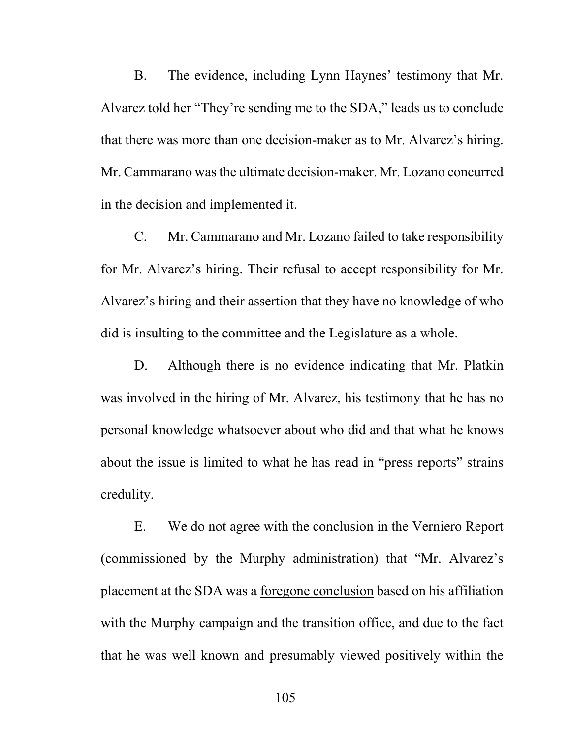B. The evidence, including Lynn Haynes' testimony that Mr. Alvarez told her "They're sending me to the SDA," leads us to conclude that there was more than one decision-maker as to Mr. Alvarez's hiring. Mr. Cammarano was the ultimate decision-maker. Mr. Lozano concurred in the decision and implemented it.

C. Mr. Cammarano and Mr. Lozano failed to take responsibility for Mr. Alvarez's hiring. Their refusal to accept responsibility for Mr. Alvarez's hiring and their assertion that they have no knowledge of who did is insulting to the committee and the Legislature as a whole.

D. Although there is no evidence indicating that Mr. Platkin was involved in the hiring of Mr. Alvarez, his testimony that he has no personal knowledge whatsoever about who did and that what he knows about the issue is limited to what he has read in "press reports" strains credulity.

E. We do not agree with the conclusion in the Verniero Report (commissioned by the Murphy administration) that "Mr. Alvarez's placement at the SDA was a <u>foregone conclusion</u> based on his affiliation with the Murphy campaign and the transition office, and due to the fact that he was well known and presumably viewed positively within the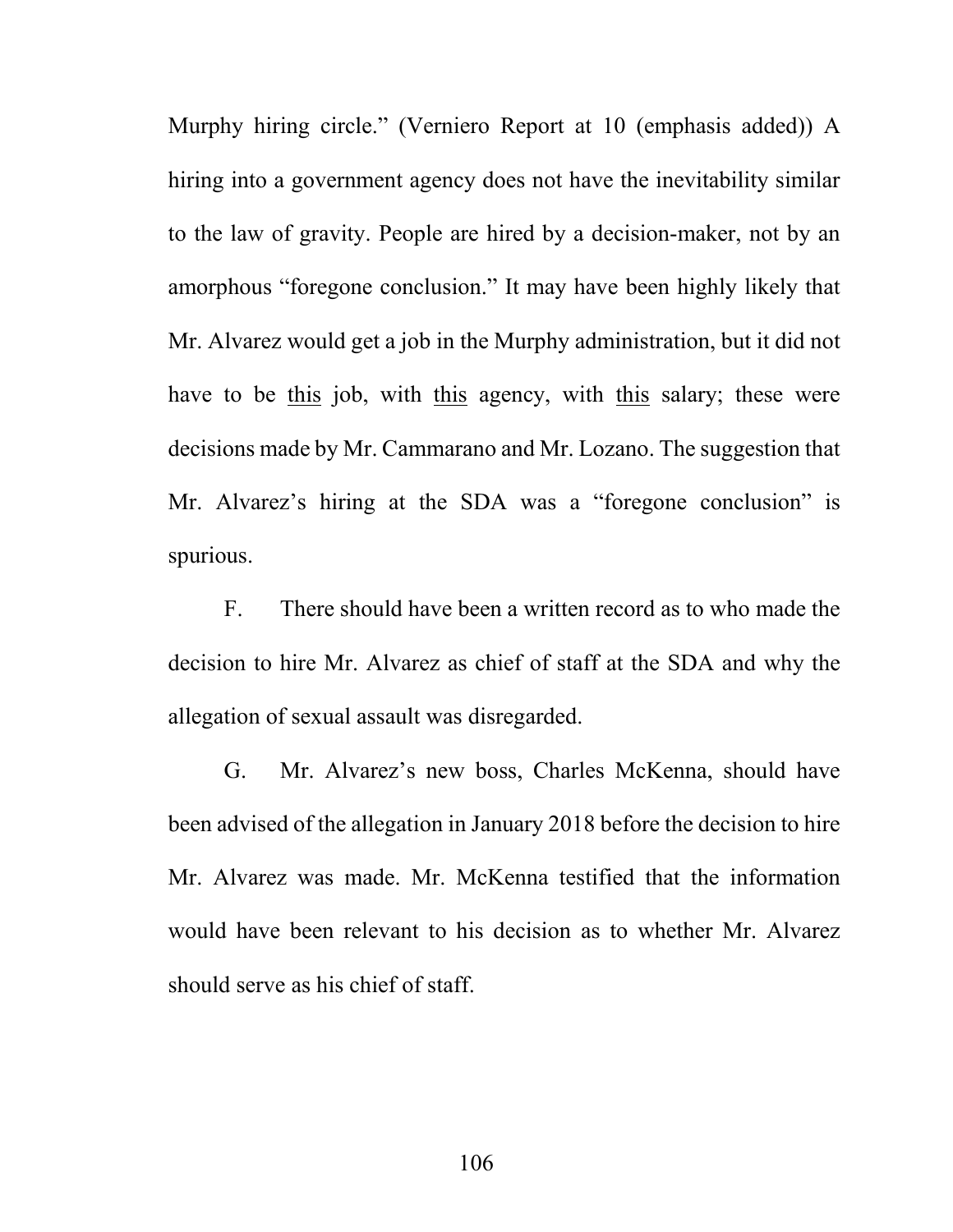Murphy hiring circle." (Verniero Report at 10 (emphasis added)) A hiring into a government agency does not have the inevitability similar to the law of gravity. People are hired by a decision-maker, not by an amorphous "foregone conclusion." It may have been highly likely that Mr. Alvarez would get a job in the Murphy administration, but it did not have to be <u>this</u> job, with <u>this</u> agency, with <u>this</u> salary; these were decisions made by Mr. Cammarano and Mr. Lozano. The suggestion that Mr. Alvarez's hiring at the SDA was a "foregone conclusion" is spurious.

F. There should have been a written record as to who made the decision to hire Mr. Alvarez as chief of staff at the SDA and why the allegation of sexual assault was disregarded.

G. Mr. Alvarez's new boss, Charles McKenna, should have been advised of the allegation in January 2018 before the decision to hire Mr. Alvarez was made. Mr. McKenna testified that the information would have been relevant to his decision as to whether Mr. Alvarez should serve as his chief of staff.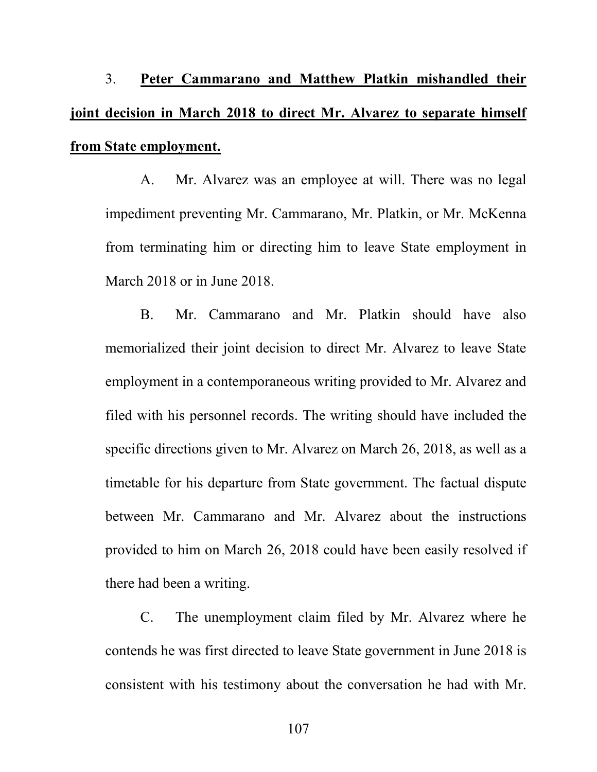3. **Peter Cammarano and Matthew Platkin mishandled their joint decision in March 2018 to direct Mr. Alvarez to separate himself from State employment.**

A. Mr. Alvarez was an employee at will. There was no legal impediment preventing Mr. Cammarano, Mr. Platkin, or Mr. McKenna from terminating him or directing him to leave State employment in March 2018 or in June 2018.

B. Mr. Cammarano and Mr. Platkin should have also memorialized their joint decision to direct Mr. Alvarez to leave State employment in a contemporaneous writing provided to Mr. Alvarez and filed with his personnel records. The writing should have included the specific directions given to Mr. Alvarez on March 26, 2018, as well as a timetable for his departure from State government. The factual dispute between Mr. Cammarano and Mr. Alvarez about the instructions provided to him on March 26, 2018 could have been easily resolved if there had been a writing.

C. The unemployment claim filed by Mr. Alvarez where he contends he was first directed to leave State government in June 2018 is consistent with his testimony about the conversation he had with Mr.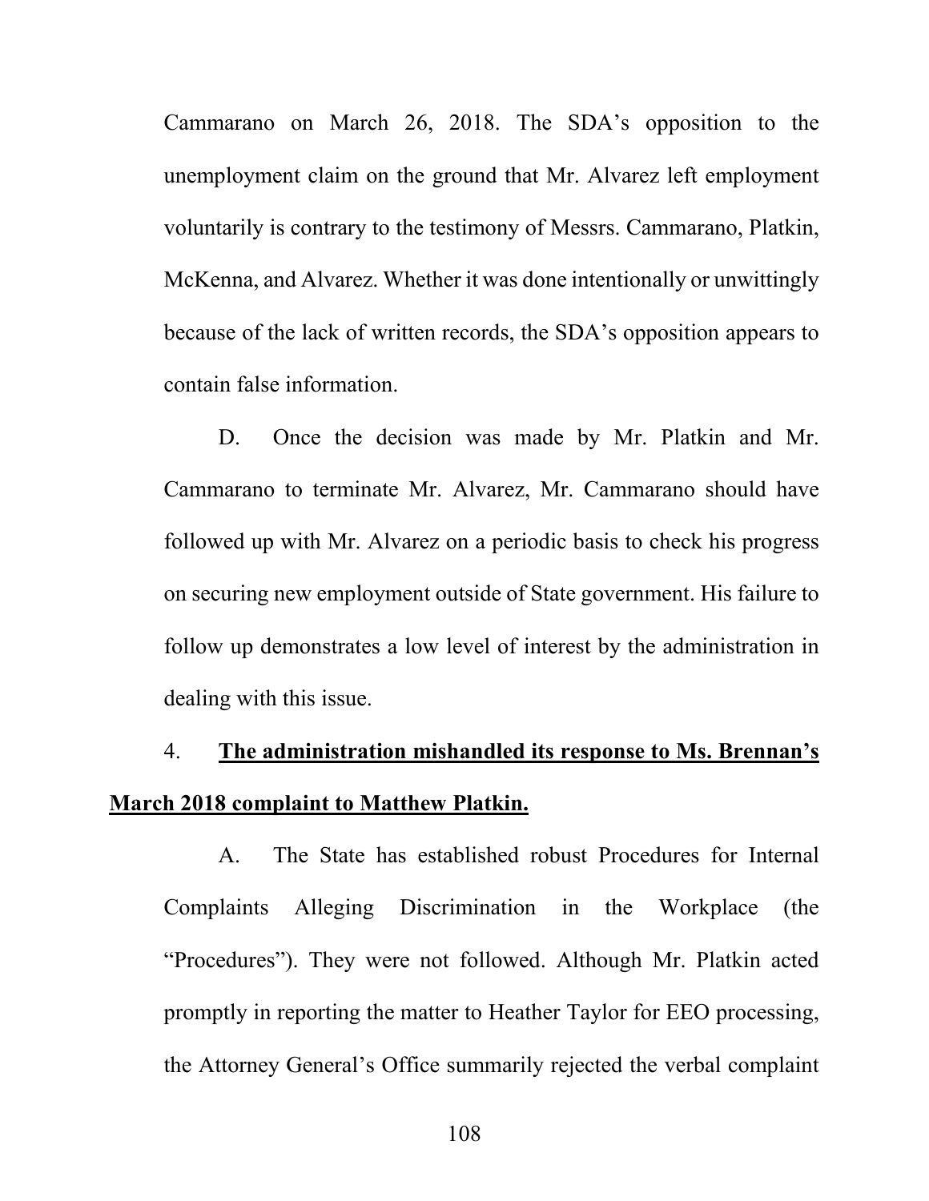Cammarano on March 26, 2018. The SDA's opposition to the unemployment claim on the ground that Mr. Alvarez left employment voluntarily is contrary to the testimony of Messrs. Cammarano, Platkin, McKenna, and Alvarez. Whether it was done intentionally or unwittingly because of the lack of written records, the SDA's opposition appears to contain false information.

D. Once the decision was made by Mr. Platkin and Mr. Cammarano to terminate Mr. Alvarez, Mr. Cammarano should have followed up with Mr. Alvarez on a periodic basis to check his progress on securing new employment outside of State government. His failure to follow up demonstrates a low level of interest by the administration in dealing with this issue.

4. **The administration mishandled its response to Ms. Brennan's March 2018 complaint to Matthew Platkin.**

A. The State has established robust Procedures for Internal Complaints Alleging Discrimination in the Workplace (the "Procedures"). They were not followed. Although Mr. Platkin acted promptly in reporting the matter to Heather Taylor for EEO processing, the Attorney General's Office summarily rejected the verbal complaint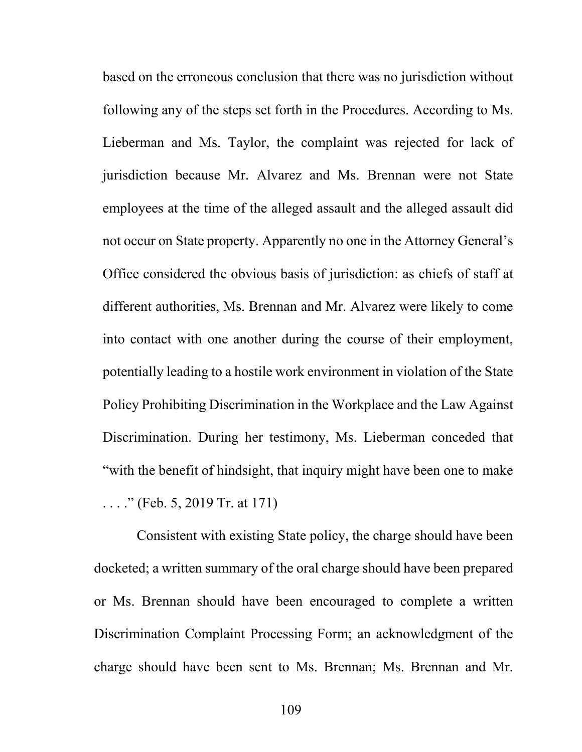based on the erroneous conclusion that there was no jurisdiction without following any of the steps set forth in the Procedures. According to Ms. Lieberman and Ms. Taylor, the complaint was rejected for lack of jurisdiction because Mr. Alvarez and Ms. Brennan were not State employees at the time of the alleged assault and the alleged assault did not occur on State property. Apparently no one in the Attorney General's Office considered the obvious basis of jurisdiction: as chiefs of staff at different authorities, Ms. Brennan and Mr. Alvarez were likely to come into contact with one another during the course of their employment, potentially leading to a hostile work environment in violation of the State Policy Prohibiting Discrimination in the Workplace and the Law Against Discrimination. During her testimony, Ms. Lieberman conceded that "with the benefit of hindsight, that inquiry might have been one to make . . . ." (Feb. 5, 2019 Tr. at 171)

Consistent with existing State policy, the charge should have been docketed; a written summary of the oral charge should have been prepared or Ms. Brennan should have been encouraged to complete a written Discrimination Complaint Processing Form; an acknowledgment of the charge should have been sent to Ms. Brennan; Ms. Brennan and Mr.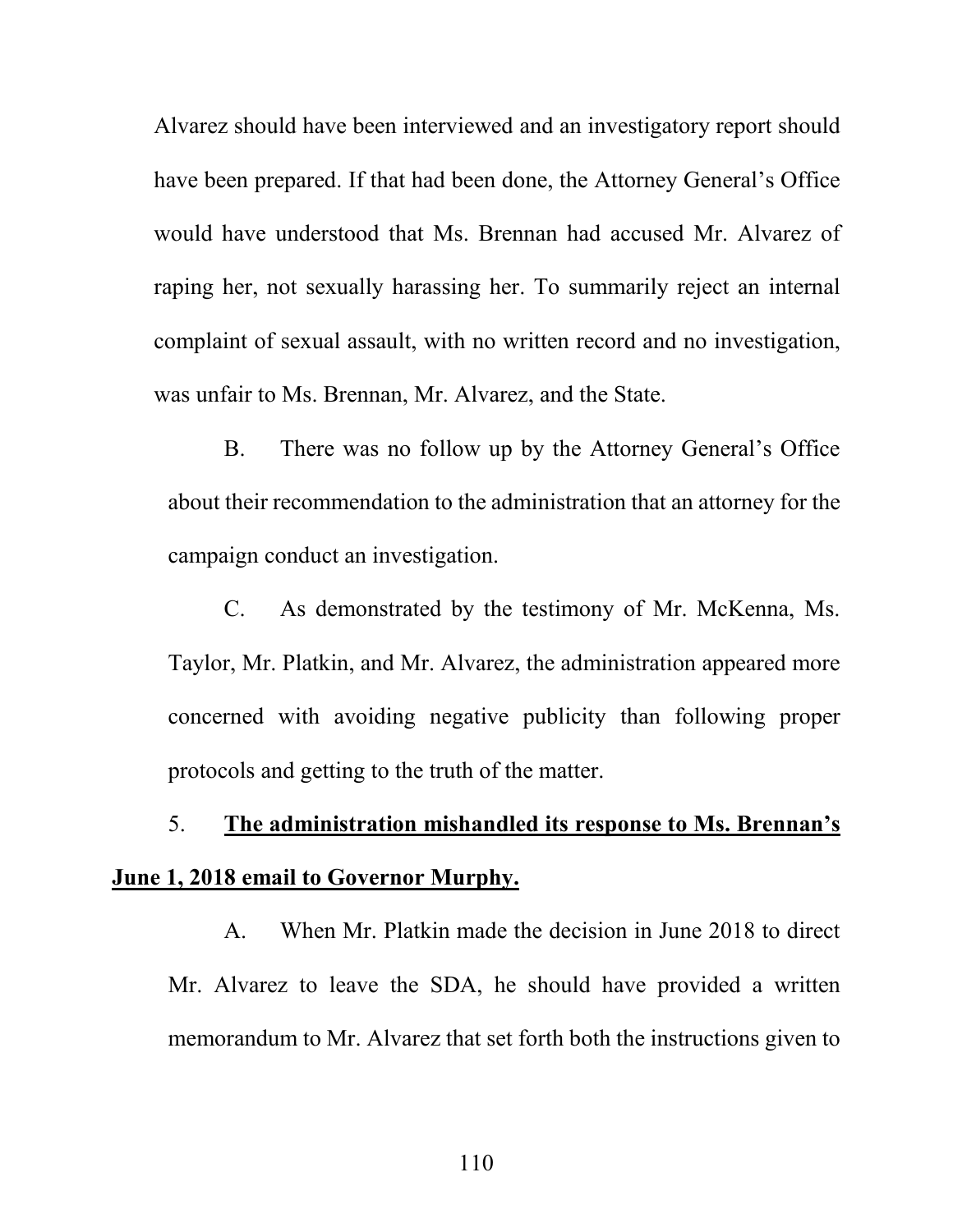Alvarez should have been interviewed and an investigatory report should have been prepared. If that had been done, the Attorney General's Office would have understood that Ms. Brennan had accused Mr. Alvarez of raping her, not sexually harassing her. To summarily reject an internal complaint of sexual assault, with no written record and no investigation, was unfair to Ms. Brennan, Mr. Alvarez, and the State.

B. There was no follow up by the Attorney General's Office about their recommendation to the administration that an attorney for the campaign conduct an investigation.

C. As demonstrated by the testimony of Mr. McKenna, Ms. Taylor, Mr. Platkin, and Mr. Alvarez, the administration appeared more concerned with avoiding negative publicity than following proper protocols and getting to the truth of the matter.

5. **<u>The administration mishandled its response to Ms. Brennan's June 1, 2018 email to Governor Murphy.</u>**

A. When Mr. Platkin made the decision in June 2018 to direct Mr. Alvarez to leave the SDA, he should have provided a written memorandum to Mr. Alvarez that set forth both the instructions given to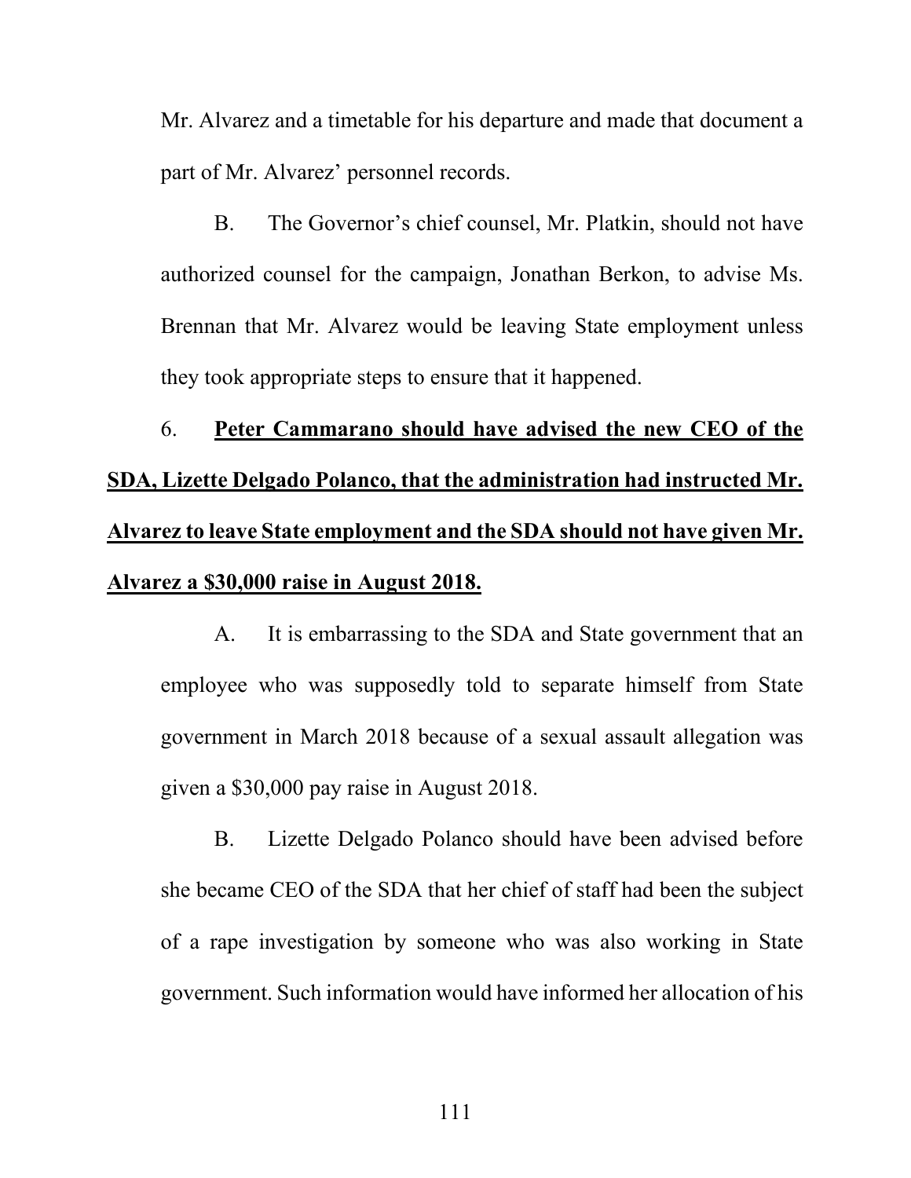Mr. Alvarez and a timetable for his departure and made that document a part of Mr. Alvarez' personnel records.

B. The Governor's chief counsel, Mr. Platkin, should not have authorized counsel for the campaign, Jonathan Berkon, to advise Ms. Brennan that Mr. Alvarez would be leaving State employment unless they took appropriate steps to ensure that it happened.

6. **Peter Cammarano should have advised the new CEO of the SDA, Lizette Delgado Polanco, that the administration had instructed Mr. Alvarez to leave State employment and the SDA should not have given Mr. Alvarez a $30,000 raise in August 2018.**

A. It is embarrassing to the SDA and State government that an employee who was supposedly told to separate himself from State government in March 2018 because of a sexual assault allegation was given a $30,000 pay raise in August 2018.

B. Lizette Delgado Polanco should have been advised before she became CEO of the SDA that her chief of staff had been the subject of a rape investigation by someone who was also working in State government. Such information would have informed her allocation of his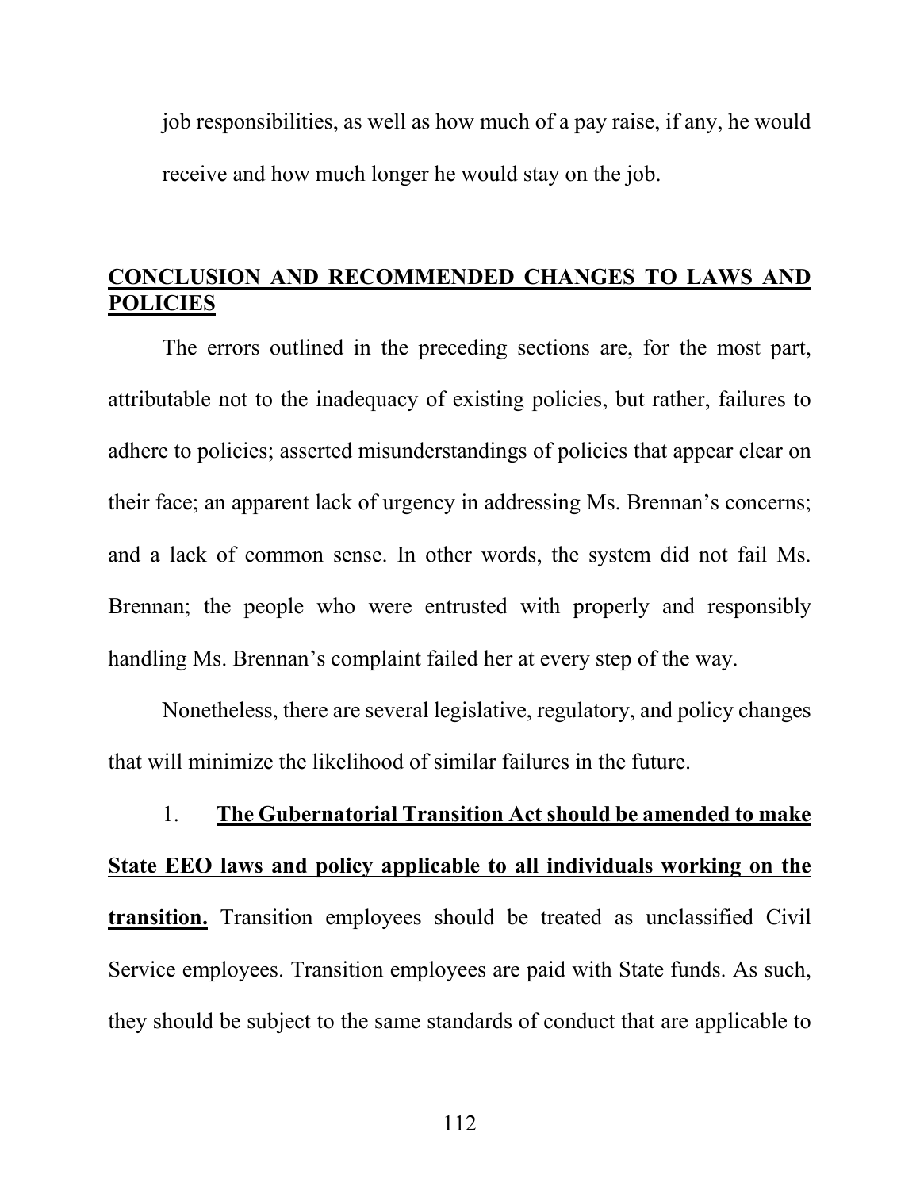job responsibilities, as well as how much of a pay raise, if any, he would receive and how much longer he would stay on the job.

## CONCLUSION AND RECOMMENDED CHANGES TO LAWS AND POLICIES

The errors outlined in the preceding sections are, for the most part, attributable not to the inadequacy of existing policies, but rather, failures to adhere to policies; asserted misunderstandings of policies that appear clear on their face; an apparent lack of urgency in addressing Ms. Brennan's concerns; and a lack of common sense. In other words, the system did not fail Ms. Brennan; the people who were entrusted with properly and responsibly handling Ms. Brennan's complaint failed her at every step of the way.

Nonetheless, there are several legislative, regulatory, and policy changes that will minimize the likelihood of similar failures in the future.

1. **The Gubernatorial Transition Act should be amended to make State EEO laws and policy applicable to all individuals working on the transition.** Transition employees should be treated as unclassified Civil Service employees. Transition employees are paid with State funds. As such, they should be subject to the same standards of conduct that are applicable to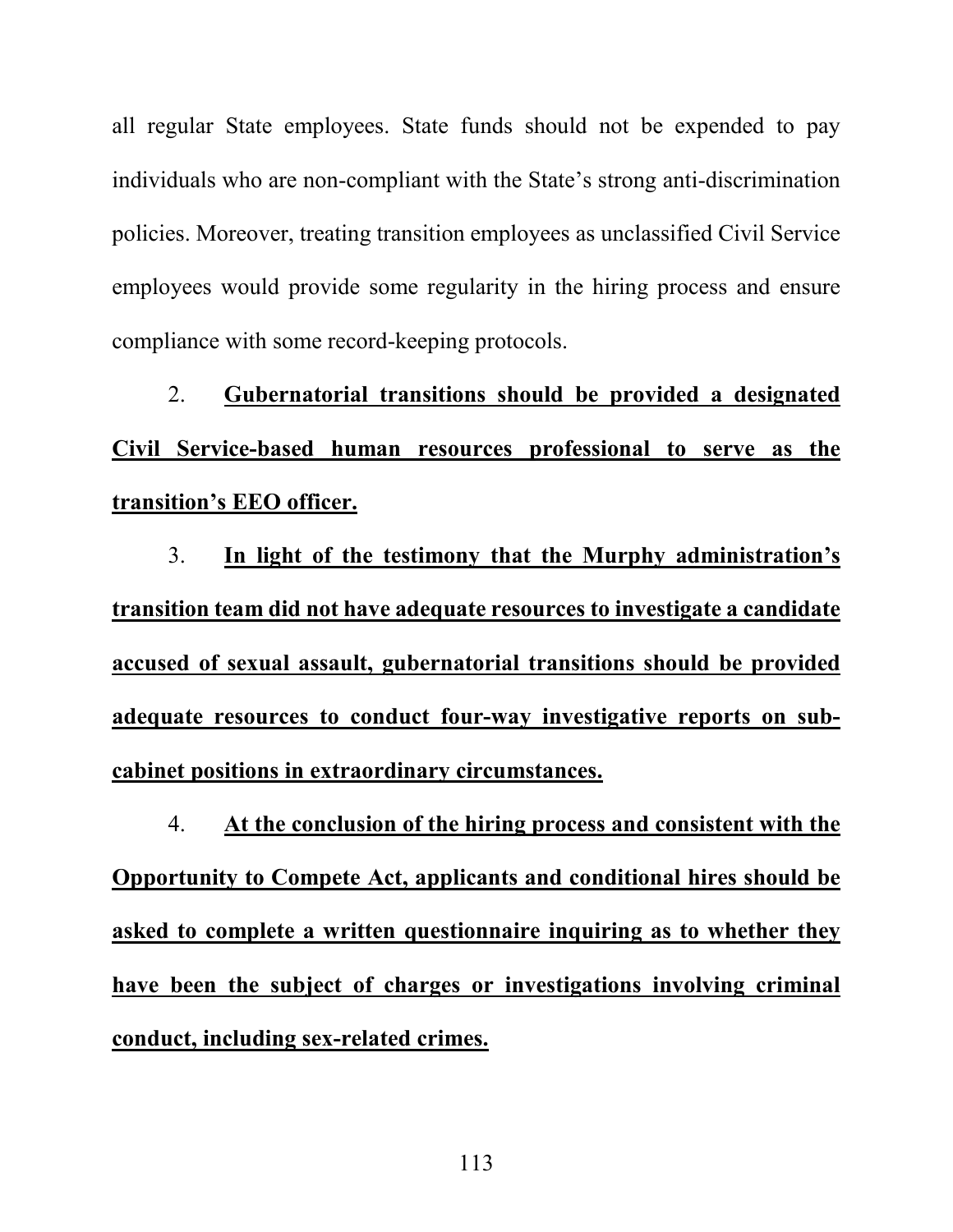all regular State employees. State funds should not be expended to pay individuals who are non-compliant with the State's strong anti-discrimination policies. Moreover, treating transition employees as unclassified Civil Service employees would provide some regularity in the hiring process and ensure compliance with some record-keeping protocols.

2. **Gubernatorial transitions should be provided a designated Civil Service-based human resources professional to serve as the transition's EEO officer.**

3. **In light of the testimony that the Murphy administration's transition team did not have adequate resources to investigate a candidate accused of sexual assault, gubernatorial transitions should be provided adequate resources to conduct four-way investigative reports on sub-cabinet positions in extraordinary circumstances.**

4. **At the conclusion of the hiring process and consistent with the Opportunity to Compete Act, applicants and conditional hires should be asked to complete a written questionnaire inquiring as to whether they have been the subject of charges or investigations involving criminal conduct, including sex-related crimes.**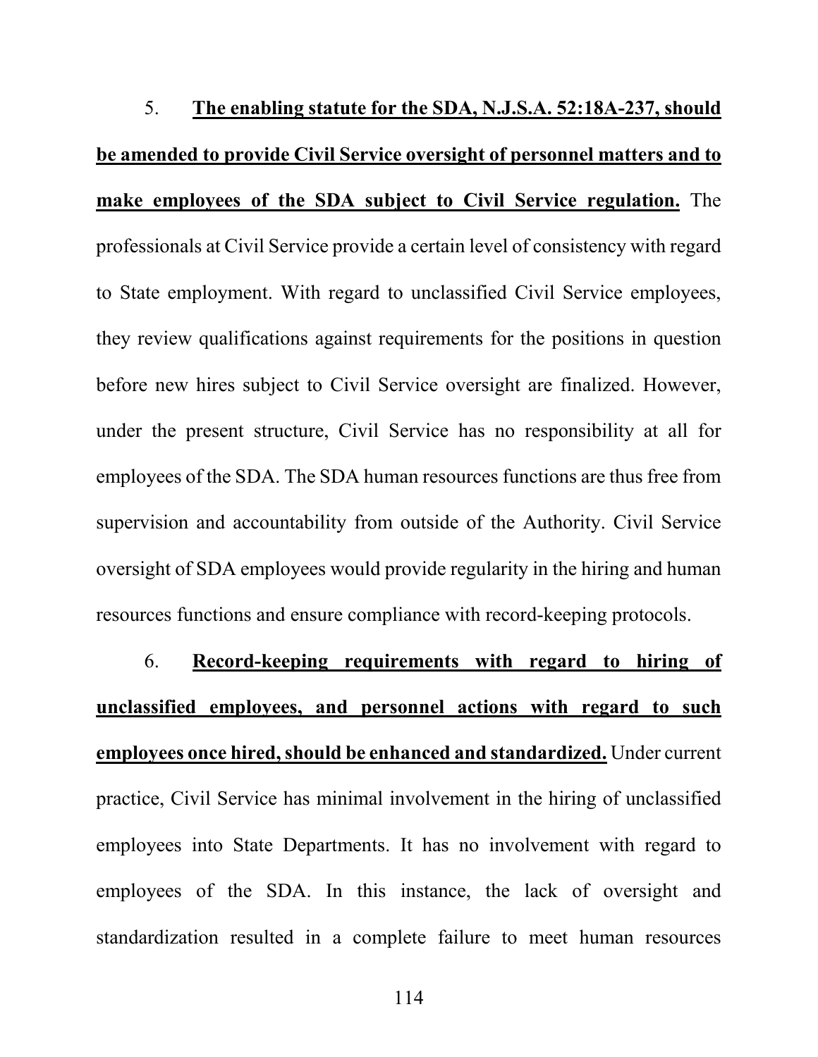5. **<u>The enabling statute for the SDA, N.J.S.A. 52:18A-237, should be amended to provide Civil Service oversight of personnel matters and to make employees of the SDA subject to Civil Service regulation.</u>** The professionals at Civil Service provide a certain level of consistency with regard to State employment. With regard to unclassified Civil Service employees, they review qualifications against requirements for the positions in question before new hires subject to Civil Service oversight are finalized. However, under the present structure, Civil Service has no responsibility at all for employees of the SDA. The SDA human resources functions are thus free from supervision and accountability from outside of the Authority. Civil Service oversight of SDA employees would provide regularity in the hiring and human resources functions and ensure compliance with record-keeping protocols.

6. **<u>Record-keeping requirements with regard to hiring of unclassified employees, and personnel actions with regard to such employees once hired, should be enhanced and standardized.</u>** Under current practice, Civil Service has minimal involvement in the hiring of unclassified employees into State Departments. It has no involvement with regard to employees of the SDA. In this instance, the lack of oversight and standardization resulted in a complete failure to meet human resources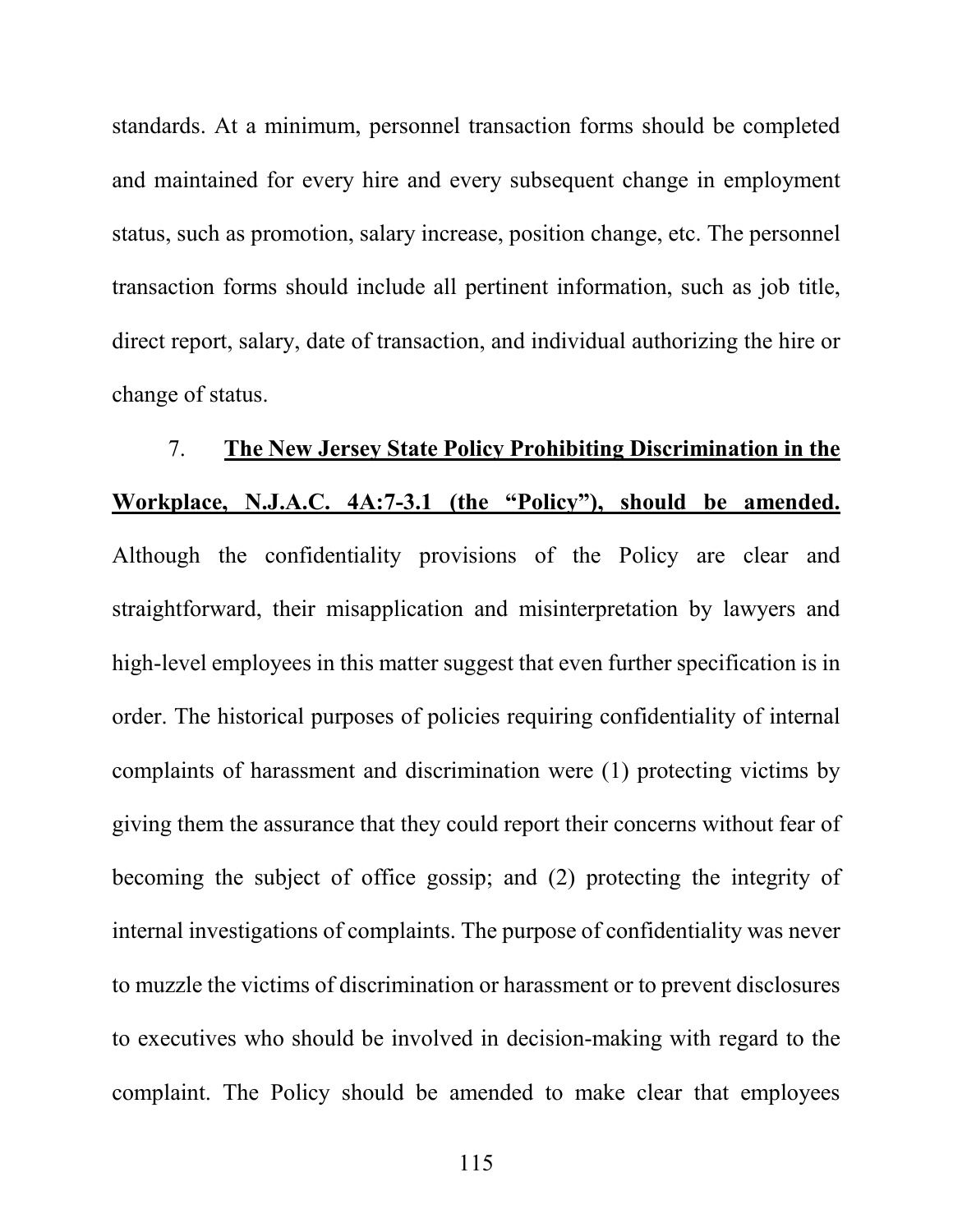standards. At a minimum, personnel transaction forms should be completed and maintained for every hire and every subsequent change in employment status, such as promotion, salary increase, position change, etc. The personnel transaction forms should include all pertinent information, such as job title, direct report, salary, date of transaction, and individual authorizing the hire or change of status.

7. **<u>The New Jersey State Policy Prohibiting Discrimination in the Workplace, N.J.A.C. 4A:7-3.1 (the "Policy"), should be amended.</u>** Although the confidentiality provisions of the Policy are clear and straightforward, their misapplication and misinterpretation by lawyers and high-level employees in this matter suggest that even further specification is in order. The historical purposes of policies requiring confidentiality of internal complaints of harassment and discrimination were (1) protecting victims by giving them the assurance that they could report their concerns without fear of becoming the subject of office gossip; and (2) protecting the integrity of internal investigations of complaints. The purpose of confidentiality was never to muzzle the victims of discrimination or harassment or to prevent disclosures to executives who should be involved in decision-making with regard to the complaint. The Policy should be amended to make clear that employees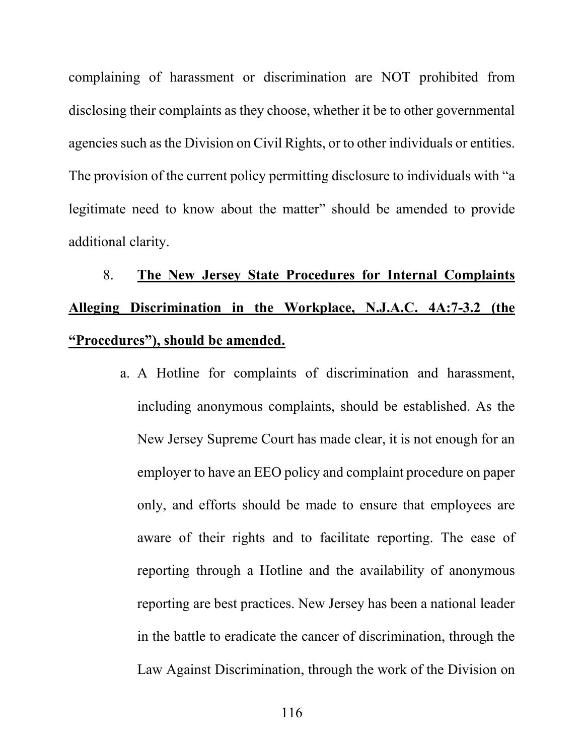complaining of harassment or discrimination are NOT prohibited from disclosing their complaints as they choose, whether it be to other governmental agencies such as the Division on Civil Rights, or to other individuals or entities. The provision of the current policy permitting disclosure to individuals with "a legitimate need to know about the matter" should be amended to provide additional clarity.

8. **<u>The New Jersey State Procedures for Internal Complaints Alleging Discrimination in the Workplace, N.J.A.C. 4A:7-3.2 (the "Procedures"), should be amended.</u>**

   a. A Hotline for complaints of discrimination and harassment, including anonymous complaints, should be established. As the New Jersey Supreme Court has made clear, it is not enough for an employer to have an EEO policy and complaint procedure on paper only, and efforts should be made to ensure that employees are aware of their rights and to facilitate reporting. The ease of reporting through a Hotline and the availability of anonymous reporting are best practices. New Jersey has been a national leader in the battle to eradicate the cancer of discrimination, through the Law Against Discrimination, through the work of the Division on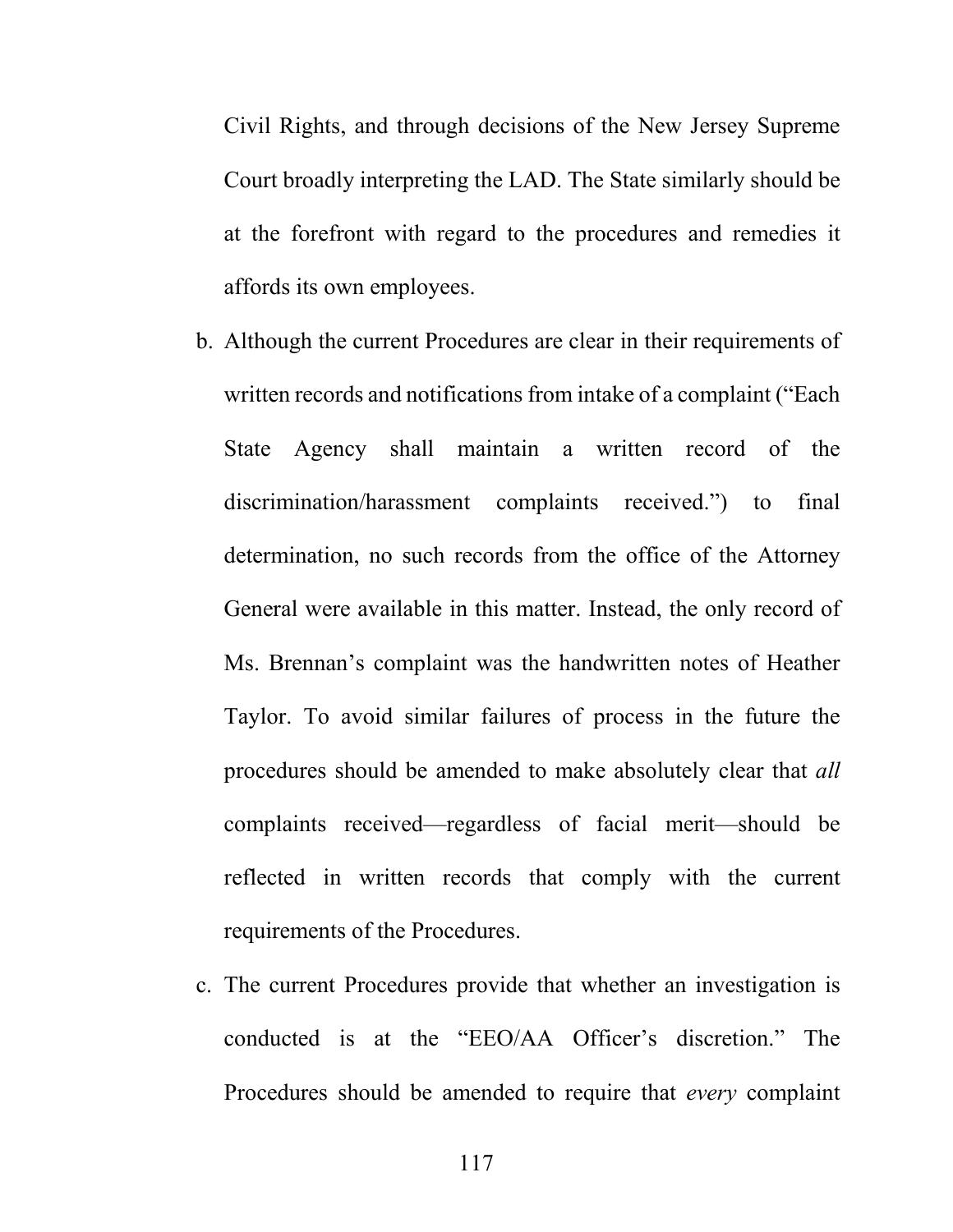Civil Rights, and through decisions of the New Jersey Supreme Court broadly interpreting the LAD. The State similarly should be at the forefront with regard to the procedures and remedies it affords its own employees.

b. Although the current Procedures are clear in their requirements of written records and notifications from intake of a complaint ("Each State Agency shall maintain a written record of the discrimination/harassment complaints received.") to final determination, no such records from the office of the Attorney General were available in this matter. Instead, the only record of Ms. Brennan's complaint was the handwritten notes of Heather Taylor. To avoid similar failures of process in the future the procedures should be amended to make absolutely clear that *all* complaints received—regardless of facial merit—should be reflected in written records that comply with the current requirements of the Procedures.

c. The current Procedures provide that whether an investigation is conducted is at the "EEO/AA Officer's discretion." The Procedures should be amended to require that *every* complaint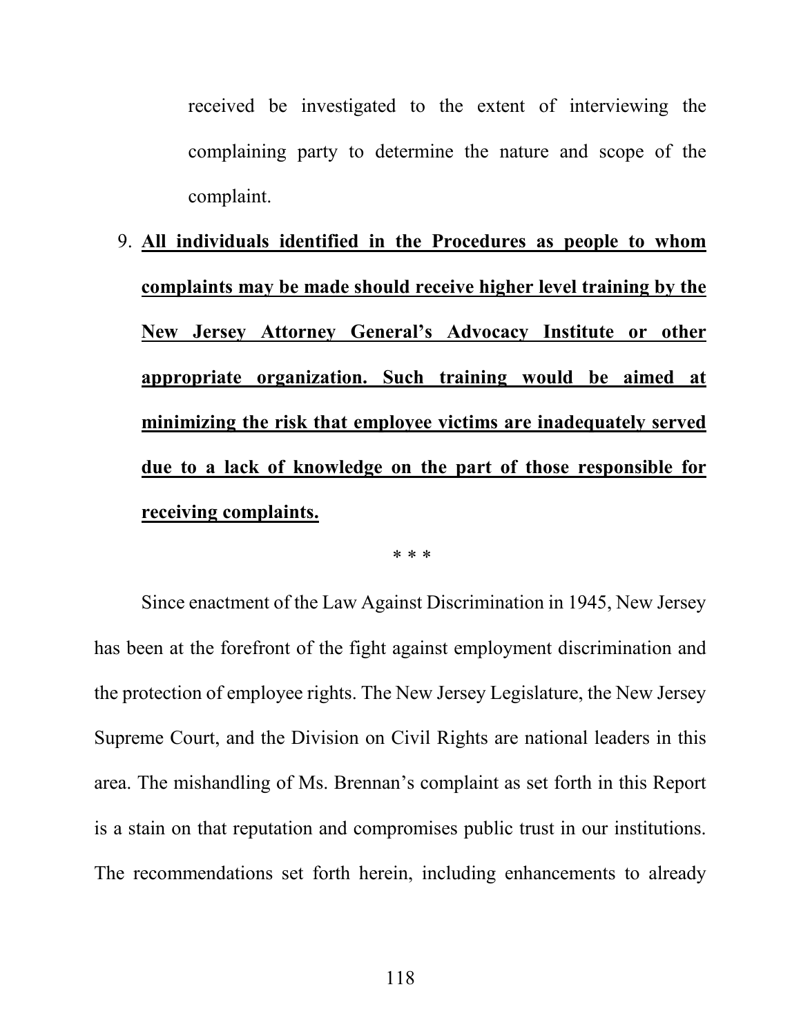received be investigated to the extent of interviewing the complaining party to determine the nature and scope of the complaint.

9. **<u>All individuals identified in the Procedures as people to whom complaints may be made should receive higher level training by the New Jersey Attorney General's Advocacy Institute or other appropriate organization. Such training would be aimed at minimizing the risk that employee victims are inadequately served due to a lack of knowledge on the part of those responsible for receiving complaints.</u>**

\* \* \*

Since enactment of the Law Against Discrimination in 1945, New Jersey has been at the forefront of the fight against employment discrimination and the protection of employee rights. The New Jersey Legislature, the New Jersey Supreme Court, and the Division on Civil Rights are national leaders in this area. The mishandling of Ms. Brennan's complaint as set forth in this Report is a stain on that reputation and compromises public trust in our institutions. The recommendations set forth herein, including enhancements to already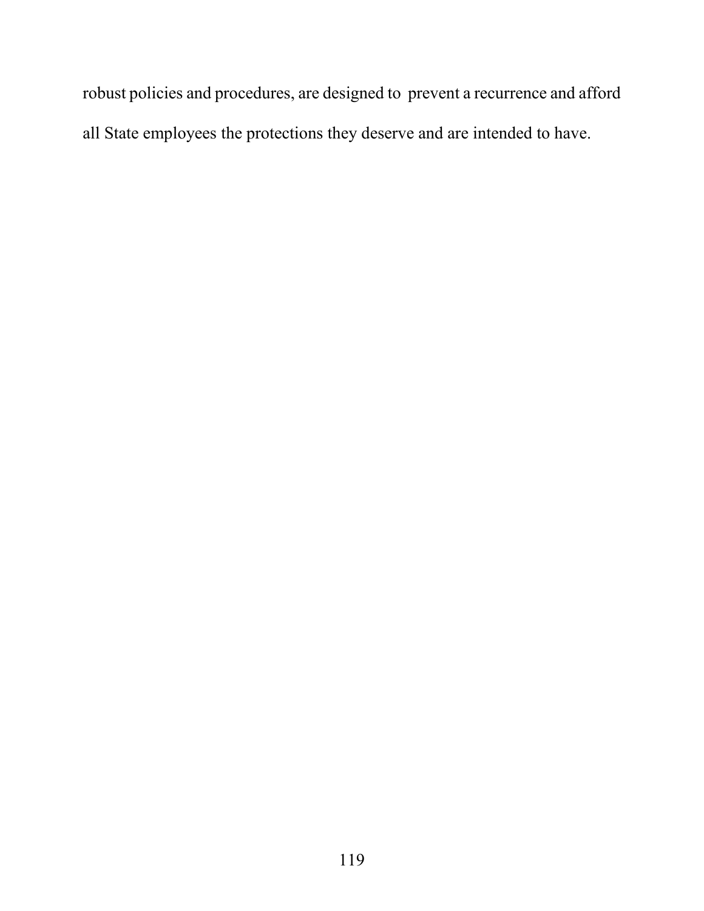robust policies and procedures, are designed to prevent a recurrence and afford all State employees the protections they deserve and are intended to have.